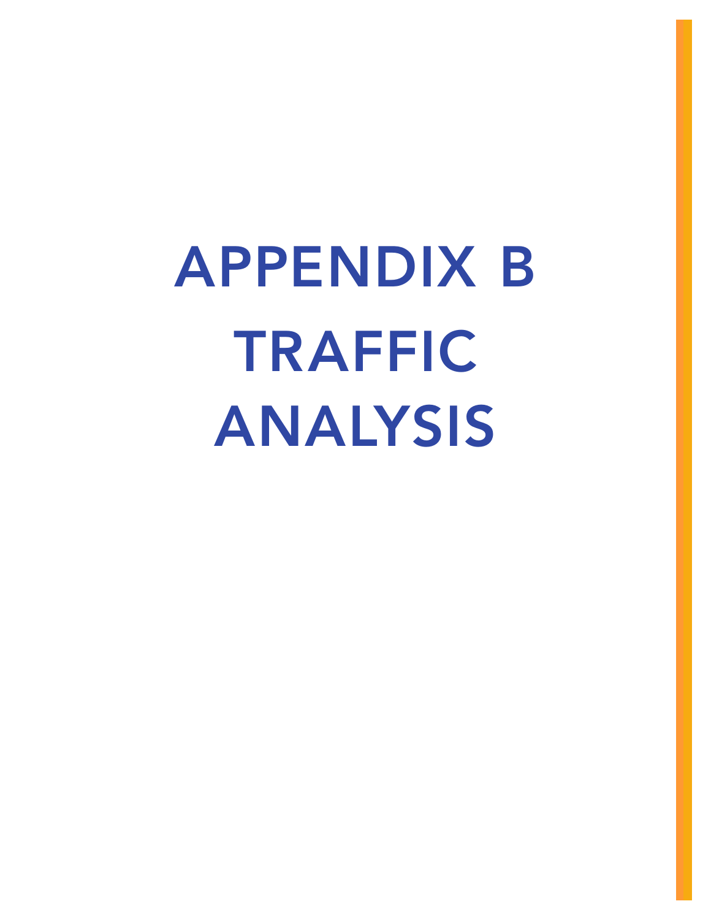# APPENDIX B TRAFFIC ANALYSIS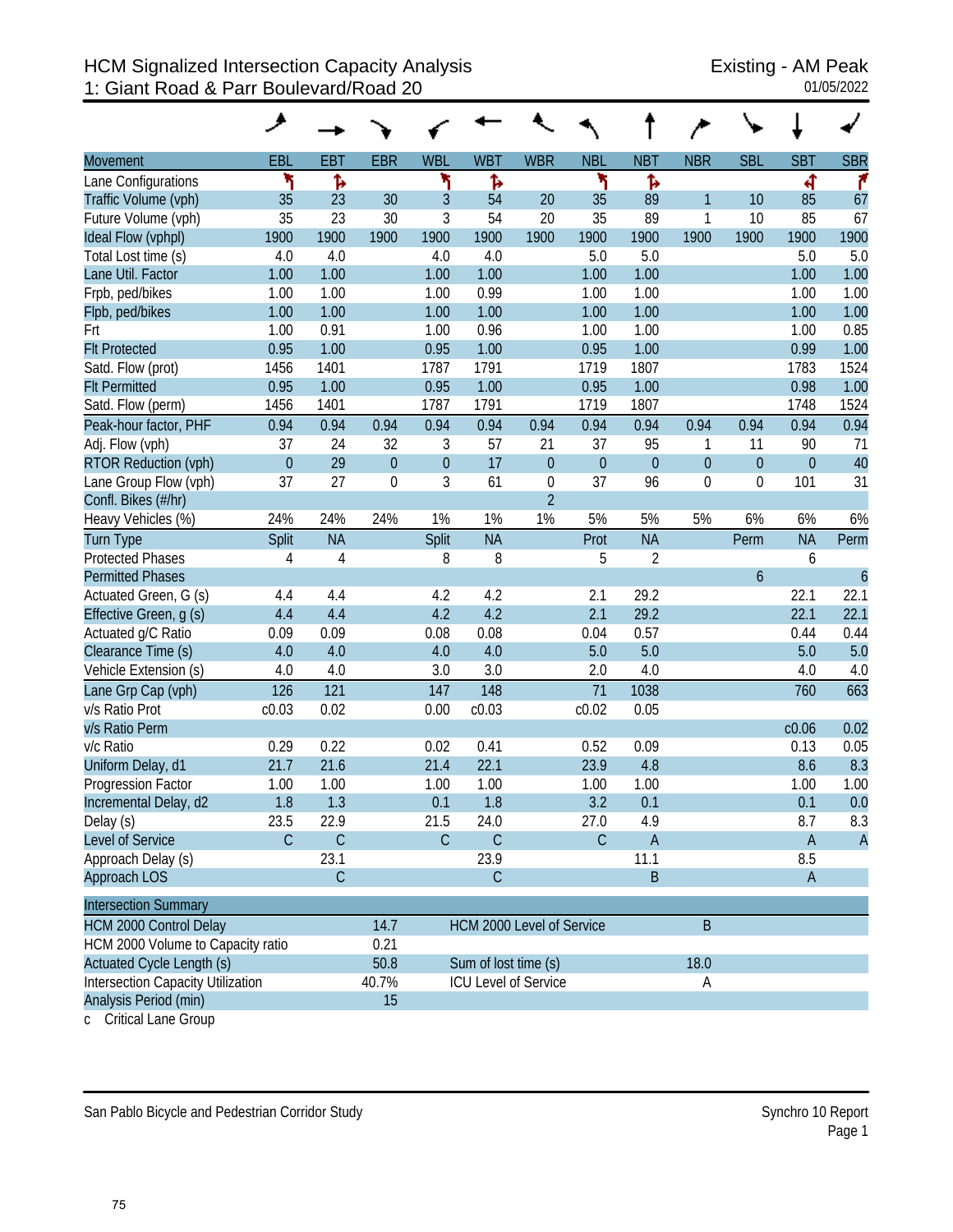# HCM Signalized Intersection Capacity Analysis
## 1: Giant Road & Parr Boulevard/Road 20

Existing - AM Peak
01/05/2022

| Movement | EBL | EBT | EBR | WBL | WBT | WBR | NBL | NBT | NBR | SBL | SBT | SBR |
|---|---|---|---|---|---|---|---|---|---|---|---|---|
| Lane Configurations | ↰ | ↱ | | ↰ | ↱ | | ↰ | ↱ | | | ↰ | ↱ |
| Traffic Volume (vph) | 35 | 23 | 30 | 3 | 54 | 20 | 35 | 89 | 1 | 10 | 85 | 67 |
| Future Volume (vph) | 35 | 23 | 30 | 3 | 54 | 20 | 35 | 89 | 1 | 10 | 85 | 67 |
| Ideal Flow (vphpl) | 1900 | 1900 | 1900 | 1900 | 1900 | 1900 | 1900 | 1900 | 1900 | 1900 | 1900 | 1900 |
| Total Lost time (s) | 4.0 | 4.0 | | 4.0 | 4.0 | | 5.0 | 5.0 | | | 5.0 | 5.0 |
| Lane Util. Factor | 1.00 | 1.00 | | 1.00 | 1.00 | | 1.00 | 1.00 | | | 1.00 | 1.00 |
| Frpb, ped/bikes | 1.00 | 1.00 | | 1.00 | 0.99 | | 1.00 | 1.00 | | | 1.00 | 1.00 |
| Flpb, ped/bikes | 1.00 | 1.00 | | 1.00 | 1.00 | | 1.00 | 1.00 | | | 1.00 | 1.00 |
| Frt | 1.00 | 0.91 | | 1.00 | 0.96 | | 1.00 | 1.00 | | | 1.00 | 0.85 |
| Flt Protected | 0.95 | 1.00 | | 0.95 | 1.00 | | 0.95 | 1.00 | | | 0.99 | 1.00 |
| Satd. Flow (prot) | 1456 | 1401 | | 1787 | 1791 | | 1719 | 1807 | | | 1783 | 1524 |
| Flt Permitted | 0.95 | 1.00 | | 0.95 | 1.00 | | 0.95 | 1.00 | | | 0.98 | 1.00 |
| Satd. Flow (perm) | 1456 | 1401 | | 1787 | 1791 | | 1719 | 1807 | | | 1748 | 1524 |
| Peak-hour factor, PHF | 0.94 | 0.94 | 0.94 | 0.94 | 0.94 | 0.94 | 0.94 | 0.94 | 0.94 | 0.94 | 0.94 | 0.94 |
| Adj. Flow (vph) | 37 | 24 | 32 | 3 | 57 | 21 | 37 | 95 | 1 | 11 | 90 | 71 |
| RTOR Reduction (vph) | 0 | 29 | 0 | 0 | 17 | 0 | 0 | 0 | 0 | 0 | 0 | 40 |
| Lane Group Flow (vph) | 37 | 27 | 0 | 3 | 61 | 0 | 37 | 96 | 0 | 0 | 101 | 31 |
| Confl. Bikes (#/hr) | | | | | | 2 | | | | | | |
| Heavy Vehicles (%) | 24% | 24% | 24% | 1% | 1% | 1% | 5% | 5% | 5% | 6% | 6% | 6% |
| Turn Type | Split | NA | | Split | NA | | Prot | NA | | Perm | NA | Perm |
| Protected Phases | 4 | 4 | | 8 | 8 | | 5 | 2 | | | 6 | |
| Permitted Phases | | | | | | | | | | 6 | | 6 |
| Actuated Green, G (s) | 4.4 | 4.4 | | 4.2 | 4.2 | | 2.1 | 29.2 | | | 22.1 | 22.1 |
| Effective Green, g (s) | 4.4 | 4.4 | | 4.2 | 4.2 | | 2.1 | 29.2 | | | 22.1 | 22.1 |
| Actuated g/C Ratio | 0.09 | 0.09 | | 0.08 | 0.08 | | 0.04 | 0.57 | | | 0.44 | 0.44 |
| Clearance Time (s) | 4.0 | 4.0 | | 4.0 | 4.0 | | 5.0 | 5.0 | | | 5.0 | 5.0 |
| Vehicle Extension (s) | 4.0 | 4.0 | | 3.0 | 3.0 | | 2.0 | 4.0 | | | 4.0 | 4.0 |
| Lane Grp Cap (vph) | 126 | 121 | | 147 | 148 | | 71 | 1038 | | | 760 | 663 |
| v/s Ratio Prot | c0.03 | 0.02 | | 0.00 | c0.03 | | c0.02 | 0.05 | | | | |
| v/s Ratio Perm | | | | | | | | | | | c0.06 | 0.02 |
| v/c Ratio | 0.29 | 0.22 | | 0.02 | 0.41 | | 0.52 | 0.09 | | | 0.13 | 0.05 |
| Uniform Delay, d1 | 21.7 | 21.6 | | 21.4 | 22.1 | | 23.9 | 4.8 | | | 8.6 | 8.3 |
| Progression Factor | 1.00 | 1.00 | | 1.00 | 1.00 | | 1.00 | 1.00 | | | 1.00 | 1.00 |
| Incremental Delay, d2 | 1.8 | 1.3 | | 0.1 | 1.8 | | 3.2 | 0.1 | | | 0.1 | 0.0 |
| Delay (s) | 23.5 | 22.9 | | 21.5 | 24.0 | | 27.0 | 4.9 | | | 8.7 | 8.3 |
| Level of Service | C | C | | C | C | | C | A | | | A | A |
| Approach Delay (s) | | 23.1 | | | 23.9 | | | 11.1 | | | 8.5 | |
| Approach LOS | | C | | | C | | | B | | | A | |

| Intersection Summary | | | |
|---|---|---|---|
| HCM 2000 Control Delay | 14.7 | HCM 2000 Level of Service | B |
| HCM 2000 Volume to Capacity ratio | 0.21 | | |
| Actuated Cycle Length (s) | 50.8 | Sum of lost time (s) | 18.0 |
| Intersection Capacity Utilization | 40.7% | ICU Level of Service | A |
| Analysis Period (min) | 15 | | |

c Critical Lane Group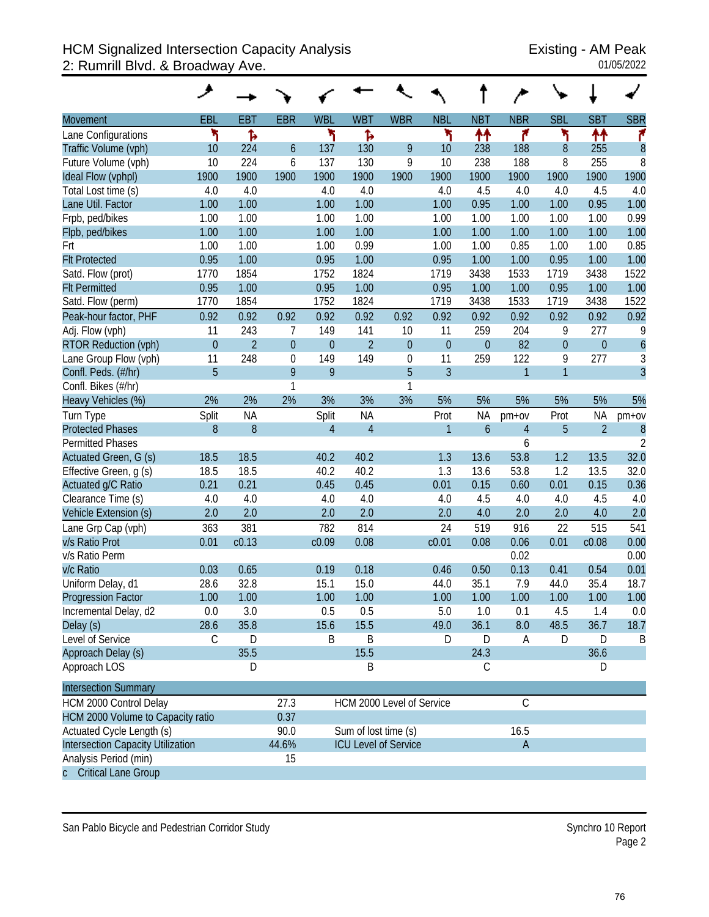# HCM Signalized Intersection Capacity Analysis
## 2: Rumrill Blvd. & Broadway Ave.

Existing - AM Peak
01/05/2022

| Movement | EBL | EBT | EBR | WBL | WBT | WBR | NBL | NBT | NBR | SBL | SBT | SBR |
|---|---|---|---|---|---|---|---|---|---|---|---|---|
| Lane Configurations | | | | | | | | | | | | |
| Traffic Volume (vph) | 10 | 224 | 6 | 137 | 130 | 9 | 10 | 238 | 188 | 8 | 255 | 8 |
| Future Volume (vph) | 10 | 224 | 6 | 137 | 130 | 9 | 10 | 238 | 188 | 8 | 255 | 8 |
| Ideal Flow (vphpl) | 1900 | 1900 | 1900 | 1900 | 1900 | 1900 | 1900 | 1900 | 1900 | 1900 | 1900 | 1900 |
| Total Lost time (s) | 4.0 | 4.0 | | 4.0 | 4.0 | | 4.0 | 4.5 | 4.0 | 4.0 | 4.5 | 4.0 |
| Lane Util. Factor | 1.00 | 1.00 | | 1.00 | 1.00 | | 1.00 | 0.95 | 1.00 | 1.00 | 0.95 | 1.00 |
| Frpb, ped/bikes | 1.00 | 1.00 | | 1.00 | 1.00 | | 1.00 | 1.00 | 1.00 | 1.00 | 1.00 | 0.99 |
| Flpb, ped/bikes | 1.00 | 1.00 | | 1.00 | 1.00 | | 1.00 | 1.00 | 1.00 | 1.00 | 1.00 | 1.00 |
| Frt | 1.00 | 1.00 | | 1.00 | 0.99 | | 1.00 | 1.00 | 0.85 | 1.00 | 1.00 | 0.85 |
| Flt Protected | 0.95 | 1.00 | | 0.95 | 1.00 | | 0.95 | 1.00 | 1.00 | 0.95 | 1.00 | 1.00 |
| Satd. Flow (prot) | 1770 | 1854 | | 1752 | 1824 | | 1719 | 3438 | 1533 | 1719 | 3438 | 1522 |
| Flt Permitted | 0.95 | 1.00 | | 0.95 | 1.00 | | 0.95 | 1.00 | 1.00 | 0.95 | 1.00 | 1.00 |
| Satd. Flow (perm) | 1770 | 1854 | | 1752 | 1824 | | 1719 | 3438 | 1533 | 1719 | 3438 | 1522 |
| Peak-hour factor, PHF | 0.92 | 0.92 | 0.92 | 0.92 | 0.92 | 0.92 | 0.92 | 0.92 | 0.92 | 0.92 | 0.92 | 0.92 |
| Adj. Flow (vph) | 11 | 243 | 7 | 149 | 141 | 10 | 11 | 259 | 204 | 9 | 277 | 9 |
| RTOR Reduction (vph) | 0 | 2 | 0 | 0 | 2 | 0 | 0 | 0 | 82 | 0 | 0 | 6 |
| Lane Group Flow (vph) | 11 | 248 | 0 | 149 | 149 | 0 | 11 | 259 | 122 | 9 | 277 | 3 |
| Confl. Peds. (#/hr) | 5 | | 9 | 9 | | 5 | 3 | | 1 | 1 | | 3 |
| Confl. Bikes (#/hr) | | | 1 | | | 1 | | | | | | |
| Heavy Vehicles (%) | 2% | 2% | 2% | 3% | 3% | 3% | 5% | 5% | 5% | 5% | 5% | 5% |
| Turn Type | Split | NA | | Split | NA | | Prot | NA | pm+ov | Prot | NA | pm+ov |
| Protected Phases | 8 | 8 | | 4 | 4 | | 1 | 6 | 4 | 5 | 2 | 8 |
| Permitted Phases | | | | | | | | | 6 | | | 2 |
| Actuated Green, G (s) | 18.5 | 18.5 | | 40.2 | 40.2 | | 1.3 | 13.6 | 53.8 | 1.2 | 13.5 | 32.0 |
| Effective Green, g (s) | 18.5 | 18.5 | | 40.2 | 40.2 | | 1.3 | 13.6 | 53.8 | 1.2 | 13.5 | 32.0 |
| Actuated g/C Ratio | 0.21 | 0.21 | | 0.45 | 0.45 | | 0.01 | 0.15 | 0.60 | 0.01 | 0.15 | 0.36 |
| Clearance Time (s) | 4.0 | 4.0 | | 4.0 | 4.0 | | 4.0 | 4.5 | 4.0 | 4.0 | 4.5 | 4.0 |
| Vehicle Extension (s) | 2.0 | 2.0 | | 2.0 | 2.0 | | 2.0 | 4.0 | 2.0 | 2.0 | 4.0 | 2.0 |
| Lane Grp Cap (vph) | 363 | 381 | | 782 | 814 | | 24 | 519 | 916 | 22 | 515 | 541 |
| v/s Ratio Prot | 0.01 | c0.13 | | c0.09 | 0.08 | | c0.01 | 0.08 | 0.06 | 0.01 | c0.08 | 0.00 |
| v/s Ratio Perm | | | | | | | | | 0.02 | | | 0.00 |
| v/c Ratio | 0.03 | 0.65 | | 0.19 | 0.18 | | 0.46 | 0.50 | 0.13 | 0.41 | 0.54 | 0.01 |
| Uniform Delay, d1 | 28.6 | 32.8 | | 15.1 | 15.0 | | 44.0 | 35.1 | 7.9 | 44.0 | 35.4 | 18.7 |
| Progression Factor | 1.00 | 1.00 | | 1.00 | 1.00 | | 1.00 | 1.00 | 1.00 | 1.00 | 1.00 | 1.00 |
| Incremental Delay, d2 | 0.0 | 3.0 | | 0.5 | 0.5 | | 5.0 | 1.0 | 0.1 | 4.5 | 1.4 | 0.0 |
| Delay (s) | 28.6 | 35.8 | | 15.6 | 15.5 | | 49.0 | 36.1 | 8.0 | 48.5 | 36.7 | 18.7 |
| Level of Service | C | D | | B | B | | D | D | A | D | D | B |
| Approach Delay (s) | | 35.5 | | | 15.5 | | | 24.3 | | | 36.6 | |
| Approach LOS | | D | | | B | | | C | | | D | |

| Intersection Summary | | | |
|---|---|---|---|
| HCM 2000 Control Delay | 27.3 | HCM 2000 Level of Service | C |
| HCM 2000 Volume to Capacity ratio | 0.37 | | |
| Actuated Cycle Length (s) | 90.0 | Sum of lost time (s) | 16.5 |
| Intersection Capacity Utilization | 44.6% | ICU Level of Service | A |
| Analysis Period (min) | 15 | | |
| c Critical Lane Group | | | |

San Pablo Bicycle and Pedestrian Corridor Study

Synchro 10 Report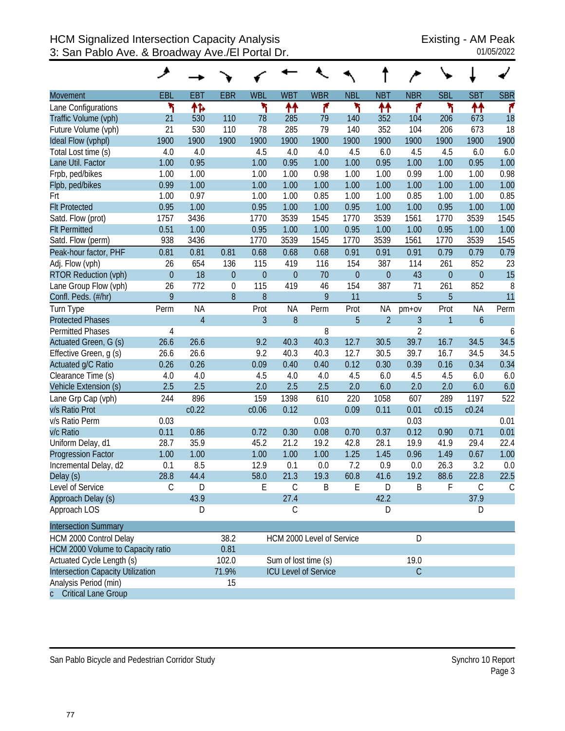# HCM Signalized Intersection Capacity Analysis
## 3: San Pablo Ave. & Broadway Ave./El Portal Dr.

Existing - AM Peak
01/05/2022

| Movement | EBL | EBT | EBR | WBL | WBT | WBR | NBL | NBT | NBR | SBL | SBT | SBR |
|---|---|---|---|---|---|---|---|---|---|---|---|---|
| Lane Configurations | | | | | | | | | | | | |
| Traffic Volume (vph) | 21 | 530 | 110 | 78 | 285 | 79 | 140 | 352 | 104 | 206 | 673 | 18 |
| Future Volume (vph) | 21 | 530 | 110 | 78 | 285 | 79 | 140 | 352 | 104 | 206 | 673 | 18 |
| Ideal Flow (vphpl) | 1900 | 1900 | 1900 | 1900 | 1900 | 1900 | 1900 | 1900 | 1900 | 1900 | 1900 | 1900 |
| Total Lost time (s) | 4.0 | 4.0 | | 4.5 | 4.0 | 4.0 | 4.5 | 6.0 | 4.5 | 4.5 | 6.0 | 6.0 |
| Lane Util. Factor | 1.00 | 0.95 | | 1.00 | 0.95 | 1.00 | 1.00 | 0.95 | 1.00 | 1.00 | 0.95 | 1.00 |
| Frpb, ped/bikes | 1.00 | 1.00 | | 1.00 | 1.00 | 0.98 | 1.00 | 1.00 | 0.99 | 1.00 | 1.00 | 0.98 |
| Flpb, ped/bikes | 0.99 | 1.00 | | 1.00 | 1.00 | 1.00 | 1.00 | 1.00 | 1.00 | 1.00 | 1.00 | 1.00 |
| Frt | 1.00 | 0.97 | | 1.00 | 1.00 | 0.85 | 1.00 | 1.00 | 0.85 | 1.00 | 1.00 | 0.85 |
| Flt Protected | 0.95 | 1.00 | | 0.95 | 1.00 | 1.00 | 0.95 | 1.00 | 1.00 | 0.95 | 1.00 | 1.00 |
| Satd. Flow (prot) | 1757 | 3436 | | 1770 | 3539 | 1545 | 1770 | 3539 | 1561 | 1770 | 3539 | 1545 |
| Flt Permitted | 0.51 | 1.00 | | 0.95 | 1.00 | 1.00 | 0.95 | 1.00 | 1.00 | 0.95 | 1.00 | 1.00 |
| Satd. Flow (perm) | 938 | 3436 | | 1770 | 3539 | 1545 | 1770 | 3539 | 1561 | 1770 | 3539 | 1545 |
| Peak-hour factor, PHF | 0.81 | 0.81 | 0.81 | 0.68 | 0.68 | 0.68 | 0.91 | 0.91 | 0.91 | 0.79 | 0.79 | 0.79 |
| Adj. Flow (vph) | 26 | 654 | 136 | 115 | 419 | 116 | 154 | 387 | 114 | 261 | 852 | 23 |
| RTOR Reduction (vph) | 0 | 18 | 0 | 0 | 0 | 70 | 0 | 0 | 43 | 0 | 0 | 15 |
| Lane Group Flow (vph) | 26 | 772 | 0 | 115 | 419 | 46 | 154 | 387 | 71 | 261 | 852 | 8 |
| Confl. Peds. (#/hr) | 9 | | 8 | 8 | | 9 | 11 | | 5 | 5 | | 11 |
| Turn Type | Perm | NA | | Prot | NA | Perm | Prot | NA | pm+ov | Prot | NA | Perm |
| Protected Phases | | 4 | | 3 | 8 | | 5 | 2 | 3 | 1 | 6 | |
| Permitted Phases | 4 | | | | | 8 | | | 2 | | | 6 |
| Actuated Green, G (s) | 26.6 | 26.6 | | 9.2 | 40.3 | 40.3 | 12.7 | 30.5 | 39.7 | 16.7 | 34.5 | 34.5 |
| Effective Green, g (s) | 26.6 | 26.6 | | 9.2 | 40.3 | 40.3 | 12.7 | 30.5 | 39.7 | 16.7 | 34.5 | 34.5 |
| Actuated g/C Ratio | 0.26 | 0.26 | | 0.09 | 0.40 | 0.40 | 0.12 | 0.30 | 0.39 | 0.16 | 0.34 | 0.34 |
| Clearance Time (s) | 4.0 | 4.0 | | 4.5 | 4.0 | 4.0 | 4.5 | 6.0 | 4.5 | 4.5 | 6.0 | 6.0 |
| Vehicle Extension (s) | 2.5 | 2.5 | | 2.0 | 2.5 | 2.5 | 2.0 | 6.0 | 2.0 | 2.0 | 6.0 | 6.0 |
| Lane Grp Cap (vph) | 244 | 896 | | 159 | 1398 | 610 | 220 | 1058 | 607 | 289 | 1197 | 522 |
| v/s Ratio Prot | | c0.22 | | c0.06 | 0.12 | | 0.09 | 0.11 | 0.01 | c0.15 | c0.24 | |
| v/s Ratio Perm | 0.03 | | | | | 0.03 | | | 0.03 | | | 0.01 |
| v/c Ratio | 0.11 | 0.86 | | 0.72 | 0.30 | 0.08 | 0.70 | 0.37 | 0.12 | 0.90 | 0.71 | 0.01 |
| Uniform Delay, d1 | 28.7 | 35.9 | | 45.2 | 21.2 | 19.2 | 42.8 | 28.1 | 19.9 | 41.9 | 29.4 | 22.4 |
| Progression Factor | 1.00 | 1.00 | | 1.00 | 1.00 | 1.00 | 1.25 | 1.45 | 0.96 | 1.49 | 0.67 | 1.00 |
| Incremental Delay, d2 | 0.1 | 8.5 | | 12.9 | 0.1 | 0.0 | 7.2 | 0.9 | 0.0 | 26.3 | 3.2 | 0.0 |
| Delay (s) | 28.8 | 44.4 | | 58.0 | 21.3 | 19.3 | 60.8 | 41.6 | 19.2 | 88.6 | 22.8 | 22.5 |
| Level of Service | C | D | | E | C | B | E | D | B | F | C | C |
| Approach Delay (s) | | 43.9 | | | 27.4 | | | 42.2 | | | 37.9 | |
| Approach LOS | | D | | | C | | | D | | | D | |

| Intersection Summary | | | |
|---|---|---|---|
| HCM 2000 Control Delay | 38.2 | HCM 2000 Level of Service | D |
| HCM 2000 Volume to Capacity ratio | 0.81 | | |
| Actuated Cycle Length (s) | 102.0 | Sum of lost time (s) | 19.0 |
| Intersection Capacity Utilization | 71.9% | ICU Level of Service | C |
| Analysis Period (min) | 15 | | |
| c Critical Lane Group | | | |

San Pablo Bicycle and Pedestrian Corridor Study — Synchro 10 Report, Page 3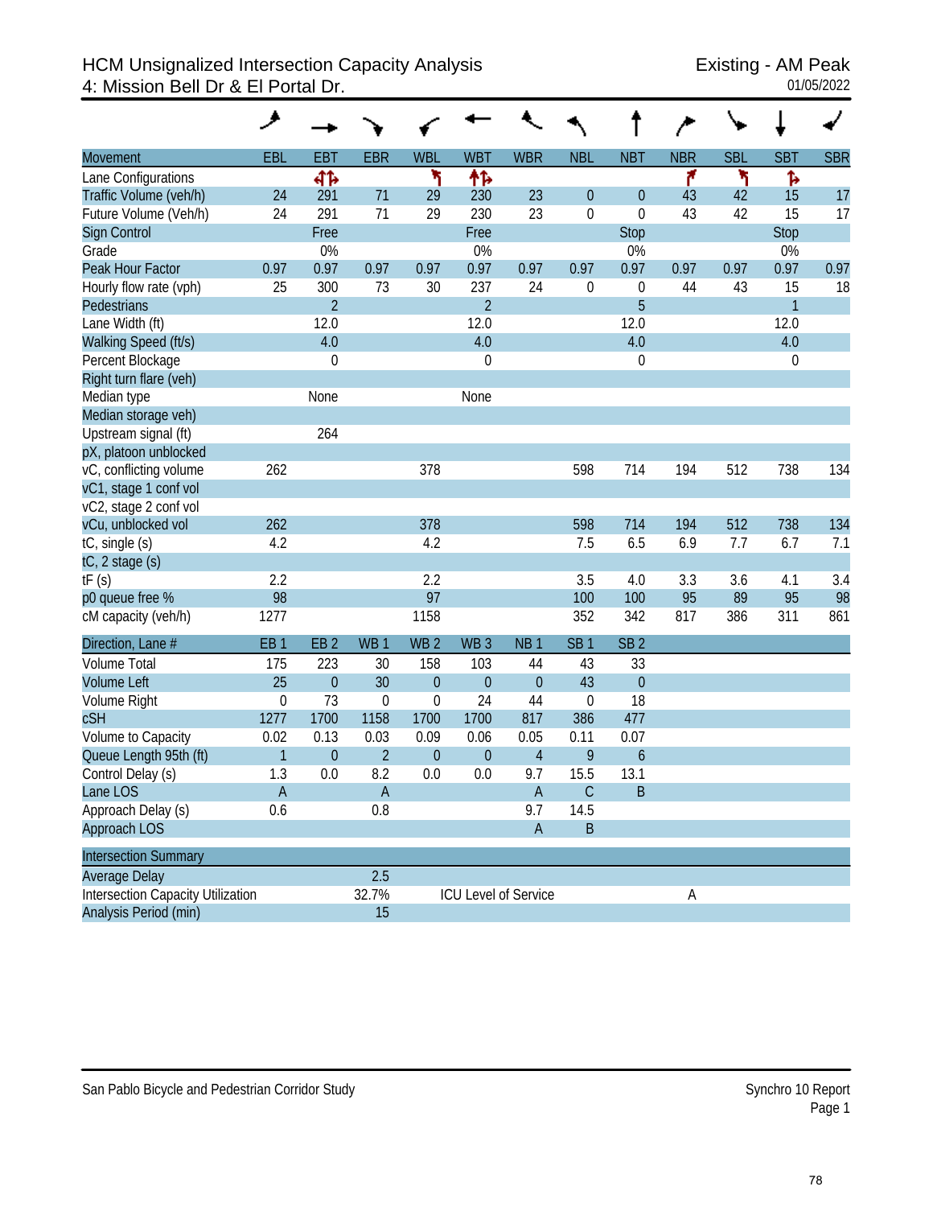# HCM Unsignalized Intersection Capacity Analysis
## 4: Mission Bell Dr & El Portal Dr.

Existing - AM Peak
01/05/2022

| Movement | EBL | EBT | EBR | WBL | WBT | WBR | NBL | NBT | NBR | SBL | SBT | SBR |
|---|---|---|---|---|---|---|---|---|---|---|---|---|
| Lane Configurations | | ↰↑↱ | | ↰ | ↑↱ | | | | ↱ | ↰ | ↱ | |
| Traffic Volume (veh/h) | 24 | 291 | 71 | 29 | 230 | 23 | 0 | 0 | 43 | 42 | 15 | 17 |
| Future Volume (Veh/h) | 24 | 291 | 71 | 29 | 230 | 23 | 0 | 0 | 43 | 42 | 15 | 17 |
| Sign Control | | Free | | | Free | | | Stop | | | Stop | |
| Grade | | 0% | | | 0% | | | 0% | | | 0% | |
| Peak Hour Factor | 0.97 | 0.97 | 0.97 | 0.97 | 0.97 | 0.97 | 0.97 | 0.97 | 0.97 | 0.97 | 0.97 | 0.97 |
| Hourly flow rate (vph) | 25 | 300 | 73 | 30 | 237 | 24 | 0 | 0 | 44 | 43 | 15 | 18 |
| Pedestrians | | 2 | | | 2 | | | 5 | | | 1 | |
| Lane Width (ft) | | 12.0 | | | 12.0 | | | 12.0 | | | 12.0 | |
| Walking Speed (ft/s) | | 4.0 | | | 4.0 | | | 4.0 | | | 4.0 | |
| Percent Blockage | | 0 | | | 0 | | | 0 | | | 0 | |
| Right turn flare (veh) | | | | | | | | | | | | |
| Median type | | None | | | None | | | | | | | |
| Median storage veh) | | | | | | | | | | | | |
| Upstream signal (ft) | | 264 | | | | | | | | | | |
| pX, platoon unblocked | | | | | | | | | | | | |
| vC, conflicting volume | 262 | | | 378 | | | 598 | 714 | 194 | 512 | 738 | 134 |
| vC1, stage 1 conf vol | | | | | | | | | | | | |
| vC2, stage 2 conf vol | | | | | | | | | | | | |
| vCu, unblocked vol | 262 | | | 378 | | | 598 | 714 | 194 | 512 | 738 | 134 |
| tC, single (s) | 4.2 | | | 4.2 | | | 7.5 | 6.5 | 6.9 | 7.7 | 6.7 | 7.1 |
| tC, 2 stage (s) | | | | | | | | | | | | |
| tF (s) | 2.2 | | | 2.2 | | | 3.5 | 4.0 | 3.3 | 3.6 | 4.1 | 3.4 |
| p0 queue free % | 98 | | | 97 | | | 100 | 100 | 95 | 89 | 95 | 98 |
| cM capacity (veh/h) | 1277 | | | 1158 | | | 352 | 342 | 817 | 386 | 311 | 861 |

| Direction, Lane # | EB 1 | EB 2 | WB 1 | WB 2 | WB 3 | NB 1 | SB 1 | SB 2 |
|---|---|---|---|---|---|---|---|---|
| Volume Total | 175 | 223 | 30 | 158 | 103 | 44 | 43 | 33 |
| Volume Left | 25 | 0 | 30 | 0 | 0 | 0 | 43 | 0 |
| Volume Right | 0 | 73 | 0 | 0 | 24 | 44 | 0 | 18 |
| cSH | 1277 | 1700 | 1158 | 1700 | 1700 | 817 | 386 | 477 |
| Volume to Capacity | 0.02 | 0.13 | 0.03 | 0.09 | 0.06 | 0.05 | 0.11 | 0.07 |
| Queue Length 95th (ft) | 1 | 0 | 2 | 0 | 0 | 4 | 9 | 6 |
| Control Delay (s) | 1.3 | 0.0 | 8.2 | 0.0 | 0.0 | 9.7 | 15.5 | 13.1 |
| Lane LOS | A | | A | | | A | C | B |
| Approach Delay (s) | 0.6 | | 0.8 | | | 9.7 | 14.5 | |
| Approach LOS | | | | | | A | B | |

| Intersection Summary | | | |
|---|---|---|---|
| Average Delay | 2.5 | | |
| Intersection Capacity Utilization | 32.7% | ICU Level of Service | A |
| Analysis Period (min) | 15 | | |

San Pablo Bicycle and Pedestrian Corridor Study

Synchro 10 Report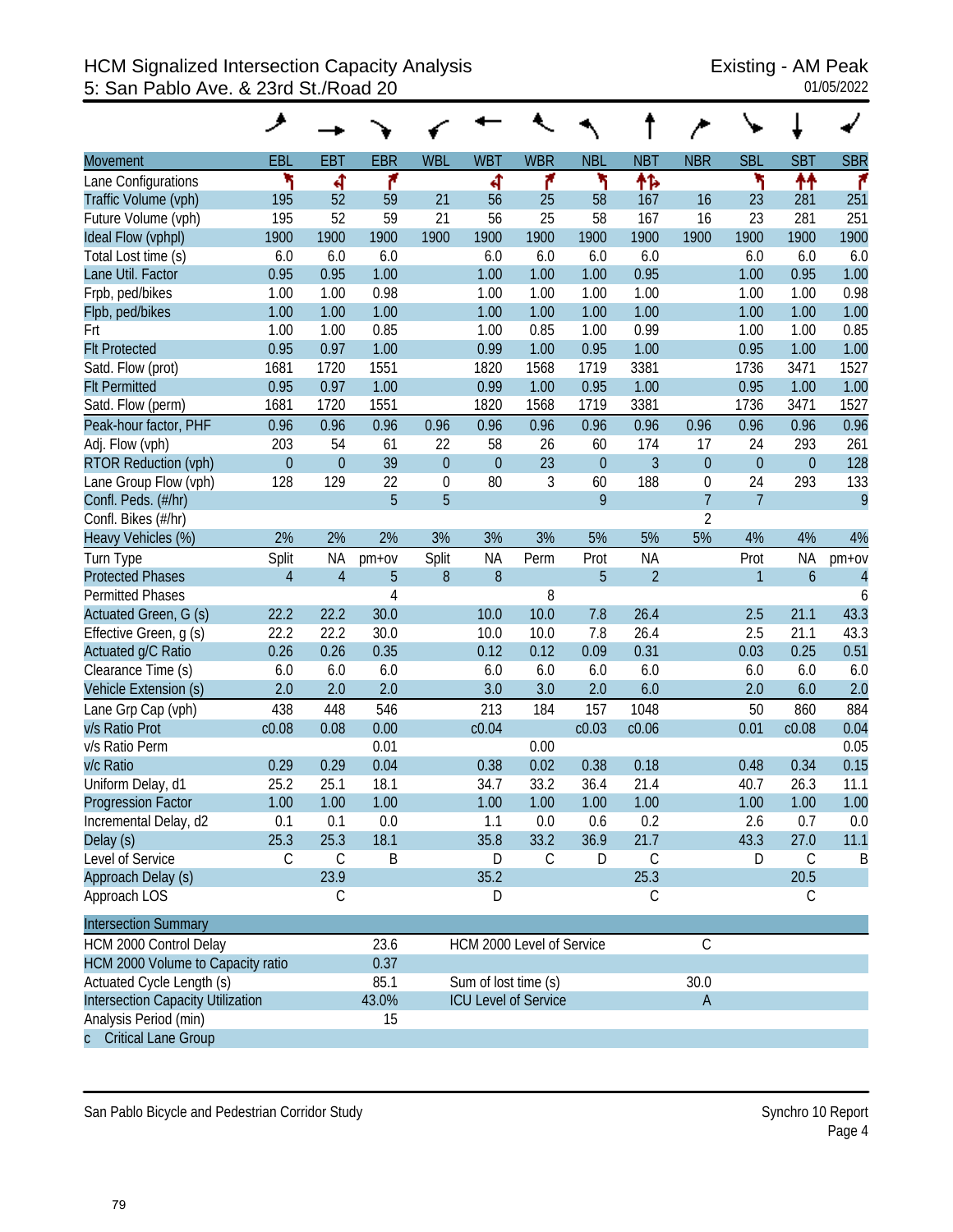# HCM Signalized Intersection Capacity Analysis
## 5: San Pablo Ave. & 23rd St./Road 20

Existing - AM Peak
01/05/2022

| Movement | EBL | EBT | EBR | WBL | WBT | WBR | NBL | NBT | NBR | SBL | SBT | SBR |
|---|---|---|---|---|---|---|---|---|---|---|---|---|
| Lane Configurations | | | | | | | | | | | | |
| Traffic Volume (vph) | 195 | 52 | 59 | 21 | 56 | 25 | 58 | 167 | 16 | 23 | 281 | 251 |
| Future Volume (vph) | 195 | 52 | 59 | 21 | 56 | 25 | 58 | 167 | 16 | 23 | 281 | 251 |
| Ideal Flow (vphpl) | 1900 | 1900 | 1900 | 1900 | 1900 | 1900 | 1900 | 1900 | 1900 | 1900 | 1900 | 1900 |
| Total Lost time (s) | 6.0 | 6.0 | 6.0 | | 6.0 | 6.0 | 6.0 | 6.0 | | 6.0 | 6.0 | 6.0 |
| Lane Util. Factor | 0.95 | 0.95 | 1.00 | | 1.00 | 1.00 | 1.00 | 0.95 | | 1.00 | 0.95 | 1.00 |
| Frpb, ped/bikes | 1.00 | 1.00 | 0.98 | | 1.00 | 1.00 | 1.00 | 1.00 | | 1.00 | 1.00 | 0.98 |
| Flpb, ped/bikes | 1.00 | 1.00 | 1.00 | | 1.00 | 1.00 | 1.00 | 1.00 | | 1.00 | 1.00 | 1.00 |
| Frt | 1.00 | 1.00 | 0.85 | | 1.00 | 0.85 | 1.00 | 0.99 | | 1.00 | 1.00 | 0.85 |
| Flt Protected | 0.95 | 0.97 | 1.00 | | 0.99 | 1.00 | 0.95 | 1.00 | | 0.95 | 1.00 | 1.00 |
| Satd. Flow (prot) | 1681 | 1720 | 1551 | | 1820 | 1568 | 1719 | 3381 | | 1736 | 3471 | 1527 |
| Flt Permitted | 0.95 | 0.97 | 1.00 | | 0.99 | 1.00 | 0.95 | 1.00 | | 0.95 | 1.00 | 1.00 |
| Satd. Flow (perm) | 1681 | 1720 | 1551 | | 1820 | 1568 | 1719 | 3381 | | 1736 | 3471 | 1527 |
| Peak-hour factor, PHF | 0.96 | 0.96 | 0.96 | 0.96 | 0.96 | 0.96 | 0.96 | 0.96 | 0.96 | 0.96 | 0.96 | 0.96 |
| Adj. Flow (vph) | 203 | 54 | 61 | 22 | 58 | 26 | 60 | 174 | 17 | 24 | 293 | 261 |
| RTOR Reduction (vph) | 0 | 0 | 39 | 0 | 0 | 23 | 0 | 3 | 0 | 0 | 0 | 128 |
| Lane Group Flow (vph) | 128 | 129 | 22 | 0 | 80 | 3 | 60 | 188 | 0 | 24 | 293 | 133 |
| Confl. Peds. (#/hr) | | | 5 | 5 | | | 9 | | 7 | 7 | | 9 |
| Confl. Bikes (#/hr) | | | | | | | | | 2 | | | |
| Heavy Vehicles (%) | 2% | 2% | 2% | 3% | 3% | 3% | 5% | 5% | 5% | 4% | 4% | 4% |
| Turn Type | Split | NA | pm+ov | Split | NA | Perm | Prot | NA | | Prot | NA | pm+ov |
| Protected Phases | 4 | 4 | 5 | 8 | 8 | | 5 | 2 | | 1 | 6 | 4 |
| Permitted Phases | | | 4 | | | 8 | | | | | | 6 |
| Actuated Green, G (s) | 22.2 | 22.2 | 30.0 | | 10.0 | 10.0 | 7.8 | 26.4 | | 2.5 | 21.1 | 43.3 |
| Effective Green, g (s) | 22.2 | 22.2 | 30.0 | | 10.0 | 10.0 | 7.8 | 26.4 | | 2.5 | 21.1 | 43.3 |
| Actuated g/C Ratio | 0.26 | 0.26 | 0.35 | | 0.12 | 0.12 | 0.09 | 0.31 | | 0.03 | 0.25 | 0.51 |
| Clearance Time (s) | 6.0 | 6.0 | 6.0 | | 6.0 | 6.0 | 6.0 | 6.0 | | 6.0 | 6.0 | 6.0 |
| Vehicle Extension (s) | 2.0 | 2.0 | 2.0 | | 3.0 | 3.0 | 2.0 | 6.0 | | 2.0 | 6.0 | 2.0 |
| Lane Grp Cap (vph) | 438 | 448 | 546 | | 213 | 184 | 157 | 1048 | | 50 | 860 | 884 |
| v/s Ratio Prot | c0.08 | 0.08 | 0.00 | | c0.04 | | c0.03 | c0.06 | | 0.01 | c0.08 | 0.04 |
| v/s Ratio Perm | | | 0.01 | | | 0.00 | | | | | | 0.05 |
| v/c Ratio | 0.29 | 0.29 | 0.04 | | 0.38 | 0.02 | 0.38 | 0.18 | | 0.48 | 0.34 | 0.15 |
| Uniform Delay, d1 | 25.2 | 25.1 | 18.1 | | 34.7 | 33.2 | 36.4 | 21.4 | | 40.7 | 26.3 | 11.1 |
| Progression Factor | 1.00 | 1.00 | 1.00 | | 1.00 | 1.00 | 1.00 | 1.00 | | 1.00 | 1.00 | 1.00 |
| Incremental Delay, d2 | 0.1 | 0.1 | 0.0 | | 1.1 | 0.0 | 0.6 | 0.2 | | 2.6 | 0.7 | 0.0 |
| Delay (s) | 25.3 | 25.3 | 18.1 | | 35.8 | 33.2 | 36.9 | 21.7 | | 43.3 | 27.0 | 11.1 |
| Level of Service | C | C | B | | D | C | D | C | | D | C | B |
| Approach Delay (s) | | 23.9 | | | 35.2 | | | 25.3 | | | 20.5 | |
| Approach LOS | | C | | | D | | | C | | | C | |

| Intersection Summary | | | |
|---|---|---|---|
| HCM 2000 Control Delay | 23.6 | HCM 2000 Level of Service | C |
| HCM 2000 Volume to Capacity ratio | 0.37 | | |
| Actuated Cycle Length (s) | 85.1 | Sum of lost time (s) | 30.0 |
| Intersection Capacity Utilization | 43.0% | ICU Level of Service | A |
| Analysis Period (min) | 15 | | |
| c Critical Lane Group | | | |

San Pablo Bicycle and Pedestrian Corridor Study

Synchro 10 Report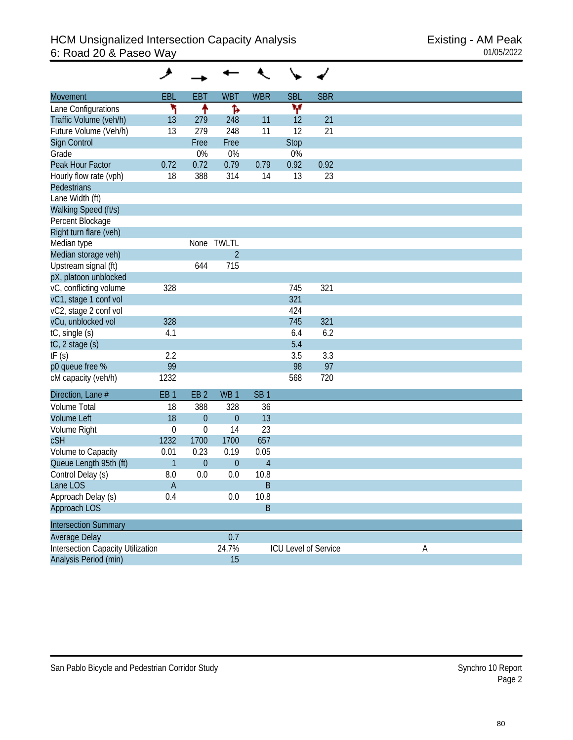# HCM Unsignalized Intersection Capacity Analysis
## 6: Road 20 & Paseo Way

Existing - AM Peak
01/05/2022

| Movement | EBL | EBT | WBT | WBR | SBL | SBR |
|---|---|---|---|---|---|---|
| Lane Configurations | | | | | | |
| Traffic Volume (veh/h) | 13 | 279 | 248 | 11 | 12 | 21 |
| Future Volume (Veh/h) | 13 | 279 | 248 | 11 | 12 | 21 |
| Sign Control | | Free | Free | | Stop | |
| Grade | | 0% | 0% | | 0% | |
| Peak Hour Factor | 0.72 | 0.72 | 0.79 | 0.79 | 0.92 | 0.92 |
| Hourly flow rate (vph) | 18 | 388 | 314 | 14 | 13 | 23 |
| Pedestrians | | | | | | |
| Lane Width (ft) | | | | | | |
| Walking Speed (ft/s) | | | | | | |
| Percent Blockage | | | | | | |
| Right turn flare (veh) | | | | | | |
| Median type | | None | TWLTL | | | |
| Median storage veh) | | | 2 | | | |
| Upstream signal (ft) | | 644 | 715 | | | |
| pX, platoon unblocked | | | | | | |
| vC, conflicting volume | 328 | | | | 745 | 321 |
| vC1, stage 1 conf vol | | | | | 321 | |
| vC2, stage 2 conf vol | | | | | 424 | |
| vCu, unblocked vol | 328 | | | | 745 | 321 |
| tC, single (s) | 4.1 | | | | 6.4 | 6.2 |
| tC, 2 stage (s) | | | | | 5.4 | |
| tF (s) | 2.2 | | | | 3.5 | 3.3 |
| p0 queue free % | 99 | | | | 98 | 97 |
| cM capacity (veh/h) | 1232 | | | | 568 | 720 |

| Direction, Lane # | EB 1 | EB 2 | WB 1 | SB 1 |
|---|---|---|---|---|
| Volume Total | 18 | 388 | 328 | 36 |
| Volume Left | 18 | 0 | 0 | 13 |
| Volume Right | 0 | 0 | 14 | 23 |
| cSH | 1232 | 1700 | 1700 | 657 |
| Volume to Capacity | 0.01 | 0.23 | 0.19 | 0.05 |
| Queue Length 95th (ft) | 1 | 0 | 0 | 4 |
| Control Delay (s) | 8.0 | 0.0 | 0.0 | 10.8 |
| Lane LOS | A | | | B |
| Approach Delay (s) | 0.4 | | 0.0 | 10.8 |
| Approach LOS | | | | B |

| Intersection Summary | | | |
|---|---|---|---|
| Average Delay | 0.7 | | |
| Intersection Capacity Utilization | 24.7% | ICU Level of Service | A |
| Analysis Period (min) | 15 | | |

San Pablo Bicycle and Pedestrian Corridor Study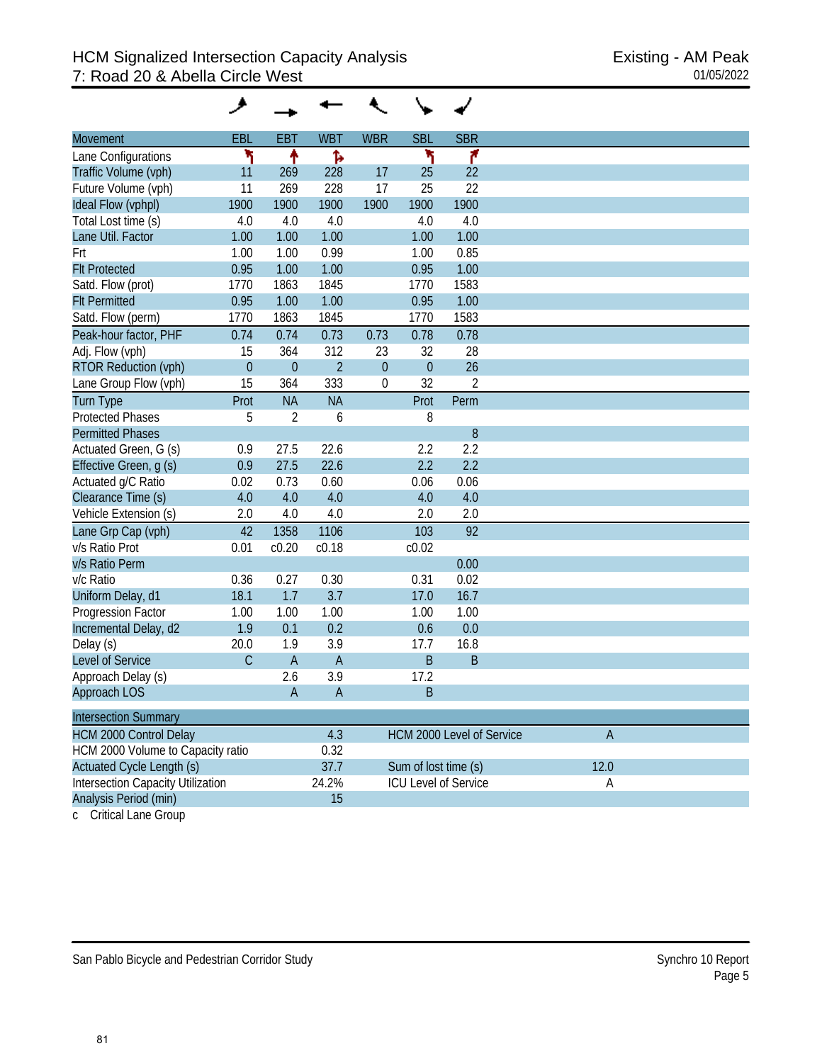# HCM Signalized Intersection Capacity Analysis
## 7: Road 20 & Abella Circle West

Existing - AM Peak
01/05/2022

| Movement | EBL | EBT | WBT | WBR | SBL | SBR |
|---|---|---|---|---|---|---|
| Lane Configurations | | | | | | |
| Traffic Volume (vph) | 11 | 269 | 228 | 17 | 25 | 22 |
| Future Volume (vph) | 11 | 269 | 228 | 17 | 25 | 22 |
| Ideal Flow (vphpl) | 1900 | 1900 | 1900 | 1900 | 1900 | 1900 |
| Total Lost time (s) | 4.0 | 4.0 | 4.0 | | 4.0 | 4.0 |
| Lane Util. Factor | 1.00 | 1.00 | 1.00 | | 1.00 | 1.00 |
| Frt | 1.00 | 1.00 | 0.99 | | 1.00 | 0.85 |
| Flt Protected | 0.95 | 1.00 | 1.00 | | 0.95 | 1.00 |
| Satd. Flow (prot) | 1770 | 1863 | 1845 | | 1770 | 1583 |
| Flt Permitted | 0.95 | 1.00 | 1.00 | | 0.95 | 1.00 |
| Satd. Flow (perm) | 1770 | 1863 | 1845 | | 1770 | 1583 |
| Peak-hour factor, PHF | 0.74 | 0.74 | 0.73 | 0.73 | 0.78 | 0.78 |
| Adj. Flow (vph) | 15 | 364 | 312 | 23 | 32 | 28 |
| RTOR Reduction (vph) | 0 | 0 | 2 | 0 | 0 | 26 |
| Lane Group Flow (vph) | 15 | 364 | 333 | 0 | 32 | 2 |
| Turn Type | Prot | NA | NA | | Prot | Perm |
| Protected Phases | 5 | 2 | 6 | | 8 | |
| Permitted Phases | | | | | | 8 |
| Actuated Green, G (s) | 0.9 | 27.5 | 22.6 | | 2.2 | 2.2 |
| Effective Green, g (s) | 0.9 | 27.5 | 22.6 | | 2.2 | 2.2 |
| Actuated g/C Ratio | 0.02 | 0.73 | 0.60 | | 0.06 | 0.06 |
| Clearance Time (s) | 4.0 | 4.0 | 4.0 | | 4.0 | 4.0 |
| Vehicle Extension (s) | 2.0 | 4.0 | 4.0 | | 2.0 | 2.0 |
| Lane Grp Cap (vph) | 42 | 1358 | 1106 | | 103 | 92 |
| v/s Ratio Prot | 0.01 | c0.20 | c0.18 | | c0.02 | |
| v/s Ratio Perm | | | | | | 0.00 |
| v/c Ratio | 0.36 | 0.27 | 0.30 | | 0.31 | 0.02 |
| Uniform Delay, d1 | 18.1 | 1.7 | 3.7 | | 17.0 | 16.7 |
| Progression Factor | 1.00 | 1.00 | 1.00 | | 1.00 | 1.00 |
| Incremental Delay, d2 | 1.9 | 0.1 | 0.2 | | 0.6 | 0.0 |
| Delay (s) | 20.0 | 1.9 | 3.9 | | 17.7 | 16.8 |
| Level of Service | C | A | A | | B | B |
| Approach Delay (s) | | 2.6 | 3.9 | | 17.2 | |
| Approach LOS | | A | A | | B | |

| Intersection Summary | | | |
|---|---|---|---|
| HCM 2000 Control Delay | 4.3 | HCM 2000 Level of Service | A |
| HCM 2000 Volume to Capacity ratio | 0.32 | | |
| Actuated Cycle Length (s) | 37.7 | Sum of lost time (s) | 12.0 |
| Intersection Capacity Utilization | 24.2% | ICU Level of Service | A |
| Analysis Period (min) | 15 | | |

c Critical Lane Group

San Pablo Bicycle and Pedestrian Corridor Study — Synchro 10 Report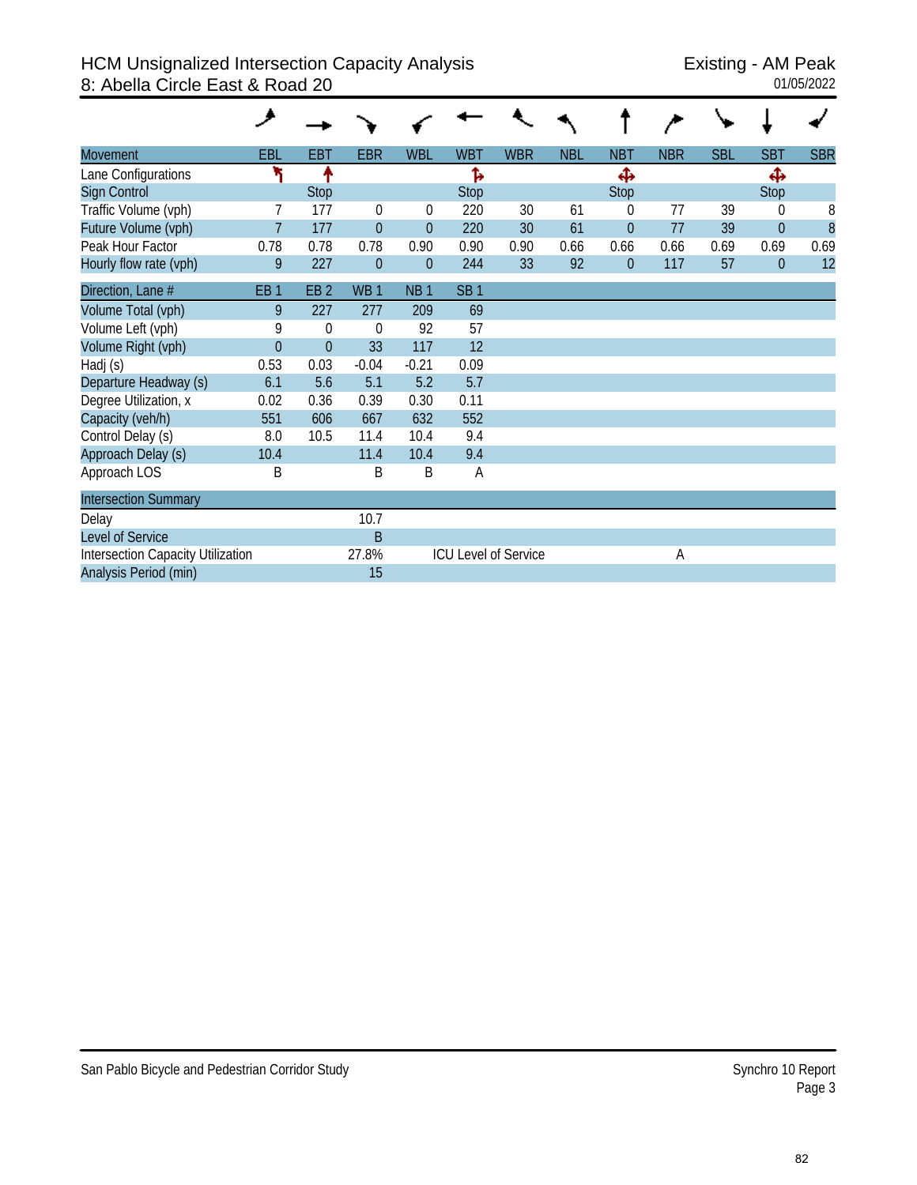# HCM Unsignalized Intersection Capacity Analysis
## 8: Abella Circle East & Road 20

Existing - AM Peak
01/05/2022

| Movement | EBL | EBT | EBR | WBL | WBT | WBR | NBL | NBT | NBR | SBL | SBT | SBR |
|---|---|---|---|---|---|---|---|---|---|---|---|---|
| Lane Configurations | ↰ | ↑ | | | ↱ | | | ✢ | | | ✢ | |
| Sign Control | | Stop | | | Stop | | | Stop | | | Stop | |
| Traffic Volume (vph) | 7 | 177 | 0 | 0 | 220 | 30 | 61 | 0 | 77 | 39 | 0 | 8 |
| Future Volume (vph) | 7 | 177 | 0 | 0 | 220 | 30 | 61 | 0 | 77 | 39 | 0 | 8 |
| Peak Hour Factor | 0.78 | 0.78 | 0.78 | 0.90 | 0.90 | 0.90 | 0.66 | 0.66 | 0.66 | 0.69 | 0.69 | 0.69 |
| Hourly flow rate (vph) | 9 | 227 | 0 | 0 | 244 | 33 | 92 | 0 | 117 | 57 | 0 | 12 |

| Direction, Lane # | EB 1 | EB 2 | WB 1 | NB 1 | SB 1 |
|---|---|---|---|---|---|
| Volume Total (vph) | 9 | 227 | 277 | 209 | 69 |
| Volume Left (vph) | 9 | 0 | 0 | 92 | 57 |
| Volume Right (vph) | 0 | 0 | 33 | 117 | 12 |
| Hadj (s) | 0.53 | 0.03 | -0.04 | -0.21 | 0.09 |
| Departure Headway (s) | 6.1 | 5.6 | 5.1 | 5.2 | 5.7 |
| Degree Utilization, x | 0.02 | 0.36 | 0.39 | 0.30 | 0.11 |
| Capacity (veh/h) | 551 | 606 | 667 | 632 | 552 |
| Control Delay (s) | 8.0 | 10.5 | 11.4 | 10.4 | 9.4 |
| Approach Delay (s) | 10.4 | | 11.4 | 10.4 | 9.4 |
| Approach LOS | B | | B | B | A |

| Intersection Summary | | | |
|---|---|---|---|
| Delay | 10.7 | | |
| Level of Service | B | | |
| Intersection Capacity Utilization | 27.8% | ICU Level of Service | A |
| Analysis Period (min) | 15 | | |

San Pablo Bicycle and Pedestrian Corridor Study

Synchro 10 Report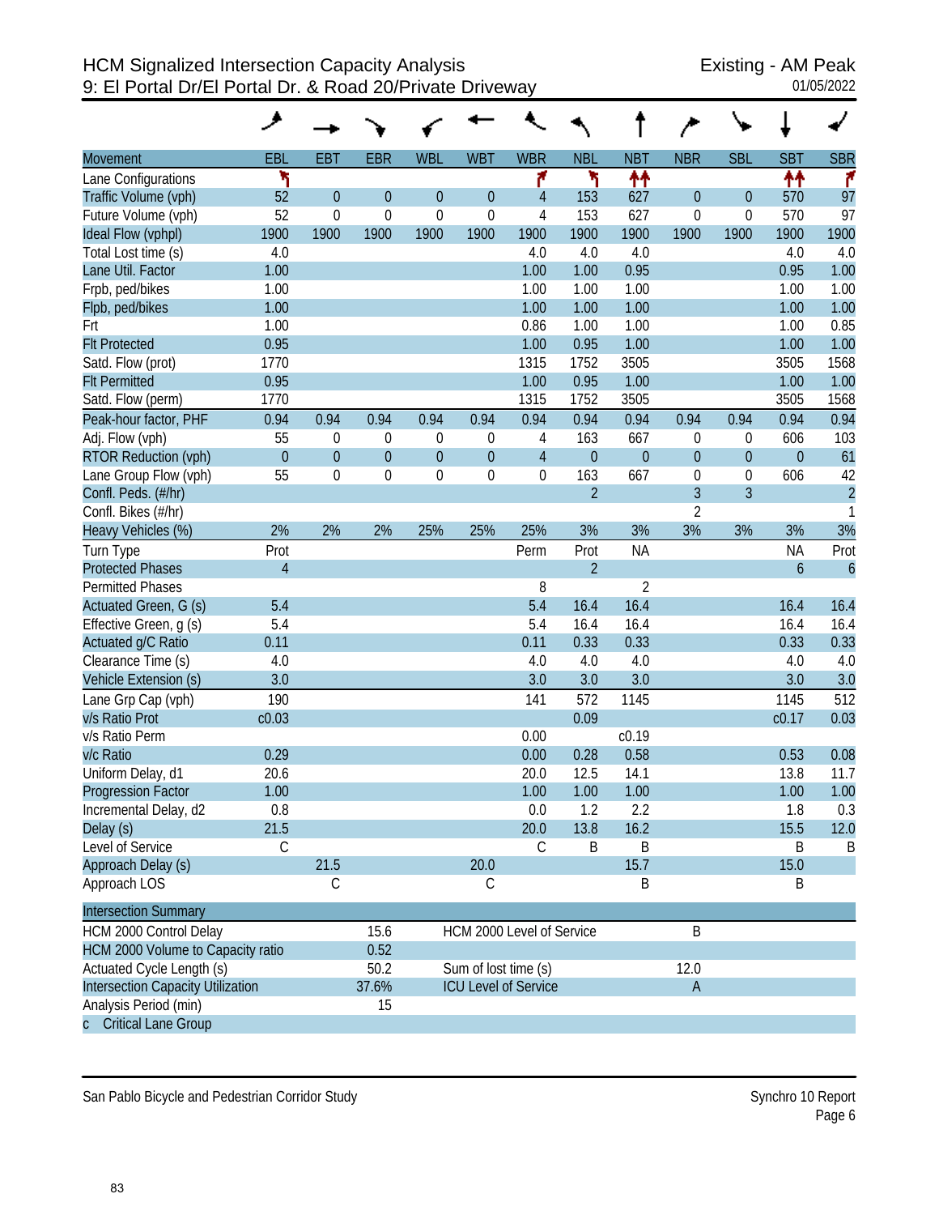# HCM Signalized Intersection Capacity Analysis
## 9: El Portal Dr/El Portal Dr. & Road 20/Private Driveway

Existing - AM Peak
01/05/2022

| Movement | EBL | EBT | EBR | WBL | WBT | WBR | NBL | NBT | NBR | SBL | SBT | SBR |
|---|---|---|---|---|---|---|---|---|---|---|---|---|
| Lane Configurations | | | | | | | | | | | | |
| Traffic Volume (vph) | 52 | 0 | 0 | 0 | 0 | 4 | 153 | 627 | 0 | 0 | 570 | 97 |
| Future Volume (vph) | 52 | 0 | 0 | 0 | 0 | 4 | 153 | 627 | 0 | 0 | 570 | 97 |
| Ideal Flow (vphpl) | 1900 | 1900 | 1900 | 1900 | 1900 | 1900 | 1900 | 1900 | 1900 | 1900 | 1900 | 1900 |
| Total Lost time (s) | 4.0 | | | | | 4.0 | 4.0 | 4.0 | | | 4.0 | 4.0 |
| Lane Util. Factor | 1.00 | | | | | 1.00 | 1.00 | 0.95 | | | 0.95 | 1.00 |
| Frpb, ped/bikes | 1.00 | | | | | 1.00 | 1.00 | 1.00 | | | 1.00 | 1.00 |
| Flpb, ped/bikes | 1.00 | | | | | 1.00 | 1.00 | 1.00 | | | 1.00 | 1.00 |
| Frt | 1.00 | | | | | 0.86 | 1.00 | 1.00 | | | 1.00 | 0.85 |
| Flt Protected | 0.95 | | | | | 1.00 | 0.95 | 1.00 | | | 1.00 | 1.00 |
| Satd. Flow (prot) | 1770 | | | | | 1315 | 1752 | 3505 | | | 3505 | 1568 |
| Flt Permitted | 0.95 | | | | | 1.00 | 0.95 | 1.00 | | | 1.00 | 1.00 |
| Satd. Flow (perm) | 1770 | | | | | 1315 | 1752 | 3505 | | | 3505 | 1568 |
| Peak-hour factor, PHF | 0.94 | 0.94 | 0.94 | 0.94 | 0.94 | 0.94 | 0.94 | 0.94 | 0.94 | 0.94 | 0.94 | 0.94 |
| Adj. Flow (vph) | 55 | 0 | 0 | 0 | 0 | 4 | 163 | 667 | 0 | 0 | 606 | 103 |
| RTOR Reduction (vph) | 0 | 0 | 0 | 0 | 0 | 4 | 0 | 0 | 0 | 0 | 0 | 61 |
| Lane Group Flow (vph) | 55 | 0 | 0 | 0 | 0 | 0 | 163 | 667 | 0 | 0 | 606 | 42 |
| Confl. Peds. (#/hr) | | | | | | | 2 | | 3 | 3 | | 2 |
| Confl. Bikes (#/hr) | | | | | | | | | 2 | | | 1 |
| Heavy Vehicles (%) | 2% | 2% | 2% | 25% | 25% | 25% | 3% | 3% | 3% | 3% | 3% | 3% |
| Turn Type | Prot | | | | | Perm | Prot | NA | | | NA | Prot |
| Protected Phases | 4 | | | | | | 2 | | | | 6 | 6 |
| Permitted Phases | | | | | | 8 | | 2 | | | | |
| Actuated Green, G (s) | 5.4 | | | | | 5.4 | 16.4 | 16.4 | | | 16.4 | 16.4 |
| Effective Green, g (s) | 5.4 | | | | | 5.4 | 16.4 | 16.4 | | | 16.4 | 16.4 |
| Actuated g/C Ratio | 0.11 | | | | | 0.11 | 0.33 | 0.33 | | | 0.33 | 0.33 |
| Clearance Time (s) | 4.0 | | | | | 4.0 | 4.0 | 4.0 | | | 4.0 | 4.0 |
| Vehicle Extension (s) | 3.0 | | | | | 3.0 | 3.0 | 3.0 | | | 3.0 | 3.0 |
| Lane Grp Cap (vph) | 190 | | | | | 141 | 572 | 1145 | | | 1145 | 512 |
| v/s Ratio Prot | c0.03 | | | | | | 0.09 | | | | c0.17 | 0.03 |
| v/s Ratio Perm | | | | | | 0.00 | | c0.19 | | | | |
| v/c Ratio | 0.29 | | | | | 0.00 | 0.28 | 0.58 | | | 0.53 | 0.08 |
| Uniform Delay, d1 | 20.6 | | | | | 20.0 | 12.5 | 14.1 | | | 13.8 | 11.7 |
| Progression Factor | 1.00 | | | | | 1.00 | 1.00 | 1.00 | | | 1.00 | 1.00 |
| Incremental Delay, d2 | 0.8 | | | | | 0.0 | 1.2 | 2.2 | | | 1.8 | 0.3 |
| Delay (s) | 21.5 | | | | | 20.0 | 13.8 | 16.2 | | | 15.5 | 12.0 |
| Level of Service | C | | | | | C | B | B | | | B | B |
| Approach Delay (s) | | 21.5 | | | 20.0 | | | 15.7 | | | 15.0 | |
| Approach LOS | | C | | | C | | | B | | | B | |

| Intersection Summary | | | |
|---|---|---|---|
| HCM 2000 Control Delay | 15.6 | HCM 2000 Level of Service | B |
| HCM 2000 Volume to Capacity ratio | 0.52 | | |
| Actuated Cycle Length (s) | 50.2 | Sum of lost time (s) | 12.0 |
| Intersection Capacity Utilization | 37.6% | ICU Level of Service | A |
| Analysis Period (min) | 15 | | |
| c Critical Lane Group | | | |

San Pablo Bicycle and Pedestrian Corridor Study

Synchro 10 Report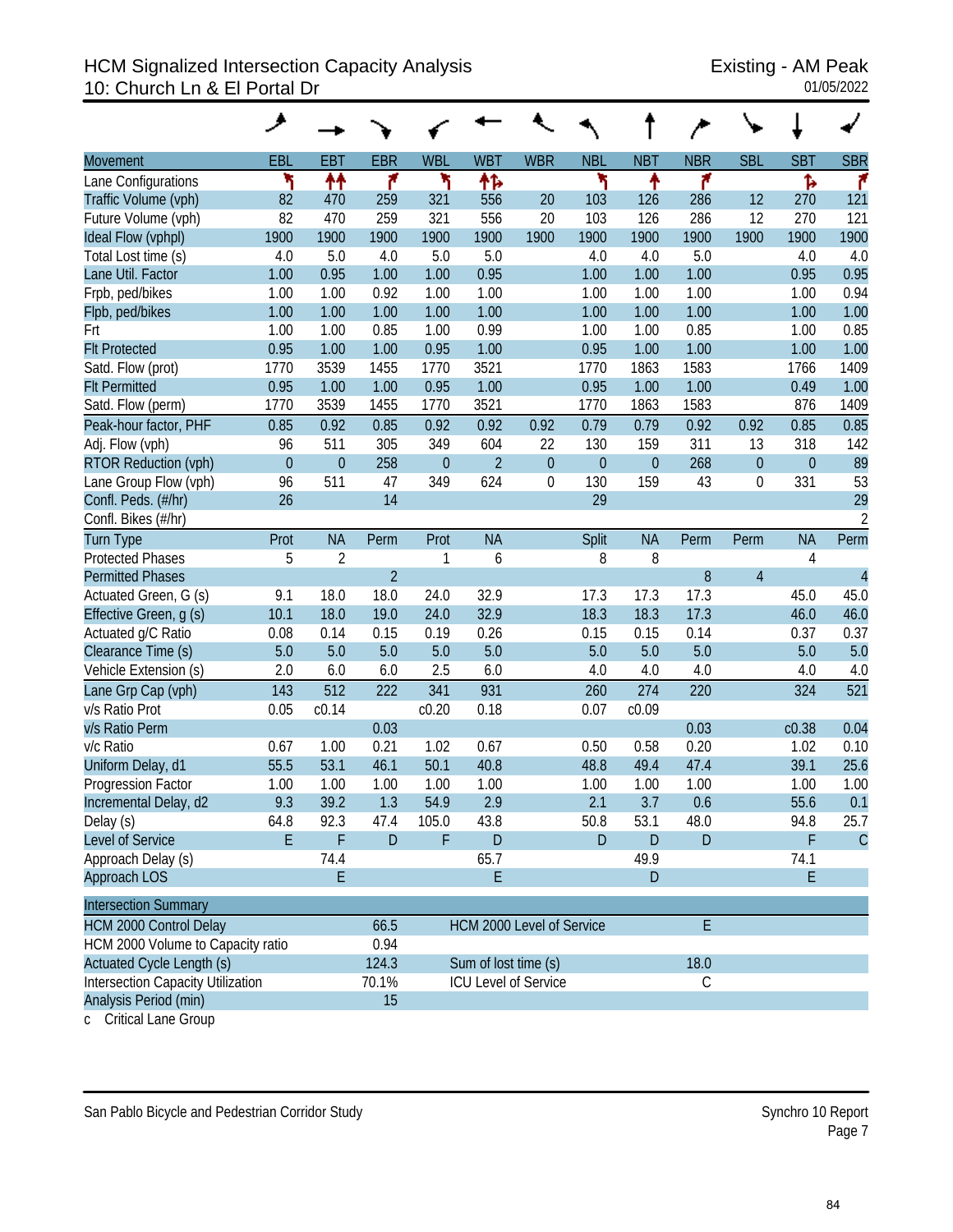# HCM Signalized Intersection Capacity Analysis
## 10: Church Ln & El Portal Dr

Existing - AM Peak
01/05/2022

| Movement | EBL | EBT | EBR | WBL | WBT | WBR | NBL | NBT | NBR | SBL | SBT | SBR |
|---|---|---|---|---|---|---|---|---|---|---|---|---|
| Lane Configurations | | | | | | | | | | | | |
| Traffic Volume (vph) | 82 | 470 | 259 | 321 | 556 | 20 | 103 | 126 | 286 | 12 | 270 | 121 |
| Future Volume (vph) | 82 | 470 | 259 | 321 | 556 | 20 | 103 | 126 | 286 | 12 | 270 | 121 |
| Ideal Flow (vphpl) | 1900 | 1900 | 1900 | 1900 | 1900 | 1900 | 1900 | 1900 | 1900 | 1900 | 1900 | 1900 |
| Total Lost time (s) | 4.0 | 5.0 | 4.0 | 5.0 | 5.0 | | 4.0 | 4.0 | 5.0 | | 4.0 | 4.0 |
| Lane Util. Factor | 1.00 | 0.95 | 1.00 | 1.00 | 0.95 | | 1.00 | 1.00 | 1.00 | | 0.95 | 0.95 |
| Frpb, ped/bikes | 1.00 | 1.00 | 0.92 | 1.00 | 1.00 | | 1.00 | 1.00 | 1.00 | | 1.00 | 0.94 |
| Flpb, ped/bikes | 1.00 | 1.00 | 1.00 | 1.00 | 1.00 | | 1.00 | 1.00 | 1.00 | | 1.00 | 1.00 |
| Frt | 1.00 | 1.00 | 0.85 | 1.00 | 0.99 | | 1.00 | 1.00 | 0.85 | | 1.00 | 0.85 |
| Flt Protected | 0.95 | 1.00 | 1.00 | 0.95 | 1.00 | | 0.95 | 1.00 | 1.00 | | 1.00 | 1.00 |
| Satd. Flow (prot) | 1770 | 3539 | 1455 | 1770 | 3521 | | 1770 | 1863 | 1583 | | 1766 | 1409 |
| Flt Permitted | 0.95 | 1.00 | 1.00 | 0.95 | 1.00 | | 0.95 | 1.00 | 1.00 | | 0.49 | 1.00 |
| Satd. Flow (perm) | 1770 | 3539 | 1455 | 1770 | 3521 | | 1770 | 1863 | 1583 | | 876 | 1409 |
| Peak-hour factor, PHF | 0.85 | 0.92 | 0.85 | 0.92 | 0.92 | 0.92 | 0.79 | 0.79 | 0.92 | 0.92 | 0.85 | 0.85 |
| Adj. Flow (vph) | 96 | 511 | 305 | 349 | 604 | 22 | 130 | 159 | 311 | 13 | 318 | 142 |
| RTOR Reduction (vph) | 0 | 0 | 258 | 0 | 2 | 0 | 0 | 0 | 268 | 0 | 0 | 89 |
| Lane Group Flow (vph) | 96 | 511 | 47 | 349 | 624 | 0 | 130 | 159 | 43 | 0 | 331 | 53 |
| Confl. Peds. (#/hr) | 26 | | 14 | | | | 29 | | | | | 29 |
| Confl. Bikes (#/hr) | | | | | | | | | | | | 2 |
| Turn Type | Prot | NA | Perm | Prot | NA | | Split | NA | Perm | Perm | NA | Perm |
| Protected Phases | 5 | 2 | | 1 | 6 | | 8 | 8 | | | 4 | |
| Permitted Phases | | | 2 | | | | | | 8 | 4 | | 4 |
| Actuated Green, G (s) | 9.1 | 18.0 | 18.0 | 24.0 | 32.9 | | 17.3 | 17.3 | 17.3 | | 45.0 | 45.0 |
| Effective Green, g (s) | 10.1 | 18.0 | 19.0 | 24.0 | 32.9 | | 18.3 | 18.3 | 17.3 | | 46.0 | 46.0 |
| Actuated g/C Ratio | 0.08 | 0.14 | 0.15 | 0.19 | 0.26 | | 0.15 | 0.15 | 0.14 | | 0.37 | 0.37 |
| Clearance Time (s) | 5.0 | 5.0 | 5.0 | 5.0 | 5.0 | | 5.0 | 5.0 | 5.0 | | 5.0 | 5.0 |
| Vehicle Extension (s) | 2.0 | 6.0 | 6.0 | 2.5 | 6.0 | | 4.0 | 4.0 | 4.0 | | 4.0 | 4.0 |
| Lane Grp Cap (vph) | 143 | 512 | 222 | 341 | 931 | | 260 | 274 | 220 | | 324 | 521 |
| v/s Ratio Prot | 0.05 | c0.14 | | c0.20 | 0.18 | | 0.07 | c0.09 | | | | |
| v/s Ratio Perm | | | 0.03 | | | | | | 0.03 | | c0.38 | 0.04 |
| v/c Ratio | 0.67 | 1.00 | 0.21 | 1.02 | 0.67 | | 0.50 | 0.58 | 0.20 | | 1.02 | 0.10 |
| Uniform Delay, d1 | 55.5 | 53.1 | 46.1 | 50.1 | 40.8 | | 48.8 | 49.4 | 47.4 | | 39.1 | 25.6 |
| Progression Factor | 1.00 | 1.00 | 1.00 | 1.00 | 1.00 | | 1.00 | 1.00 | 1.00 | | 1.00 | 1.00 |
| Incremental Delay, d2 | 9.3 | 39.2 | 1.3 | 54.9 | 2.9 | | 2.1 | 3.7 | 0.6 | | 55.6 | 0.1 |
| Delay (s) | 64.8 | 92.3 | 47.4 | 105.0 | 43.8 | | 50.8 | 53.1 | 48.0 | | 94.8 | 25.7 |
| Level of Service | E | F | D | F | D | | D | D | D | | F | C |
| Approach Delay (s) | | 74.4 | | | 65.7 | | | 49.9 | | | 74.1 | |
| Approach LOS | | E | | | E | | | D | | | E | |

| Intersection Summary | | | |
|---|---|---|---|
| HCM 2000 Control Delay | 66.5 | HCM 2000 Level of Service | E |
| HCM 2000 Volume to Capacity ratio | 0.94 | | |
| Actuated Cycle Length (s) | 124.3 | Sum of lost time (s) | 18.0 |
| Intersection Capacity Utilization | 70.1% | ICU Level of Service | C |
| Analysis Period (min) | 15 | | |

c Critical Lane Group

San Pablo Bicycle and Pedestrian Corridor Study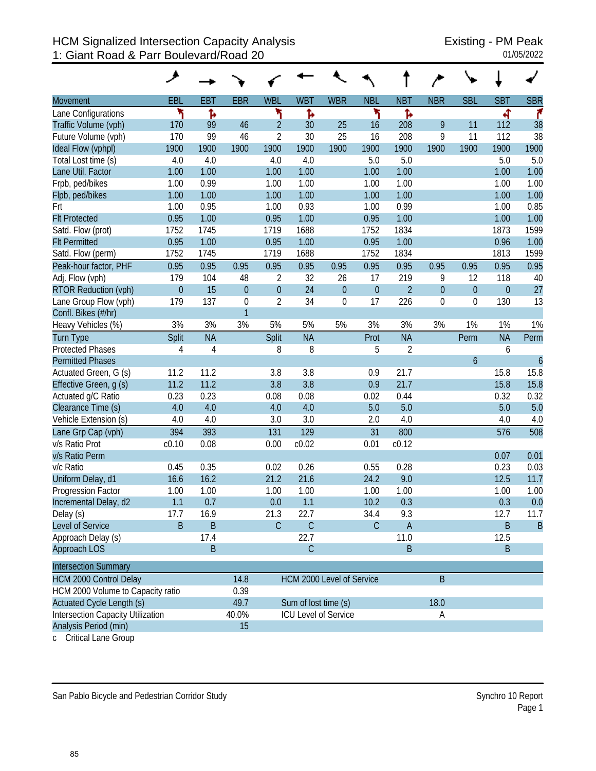# HCM Signalized Intersection Capacity Analysis
## 1: Giant Road & Parr Boulevard/Road 20

Existing - PM Peak
01/05/2022

| Movement | EBL | EBT | EBR | WBL | WBT | WBR | NBL | NBT | NBR | SBL | SBT | SBR |
|---|---|---|---|---|---|---|---|---|---|---|---|---|
| Lane Configurations | | | | | | | | | | | | |
| Traffic Volume (vph) | 170 | 99 | 46 | 2 | 30 | 25 | 16 | 208 | 9 | 11 | 112 | 38 |
| Future Volume (vph) | 170 | 99 | 46 | 2 | 30 | 25 | 16 | 208 | 9 | 11 | 112 | 38 |
| Ideal Flow (vphpl) | 1900 | 1900 | 1900 | 1900 | 1900 | 1900 | 1900 | 1900 | 1900 | 1900 | 1900 | 1900 |
| Total Lost time (s) | 4.0 | 4.0 | | 4.0 | 4.0 | | 5.0 | 5.0 | | | 5.0 | 5.0 |
| Lane Util. Factor | 1.00 | 1.00 | | 1.00 | 1.00 | | 1.00 | 1.00 | | | 1.00 | 1.00 |
| Frpb, ped/bikes | 1.00 | 0.99 | | 1.00 | 1.00 | | 1.00 | 1.00 | | | 1.00 | 1.00 |
| Flpb, ped/bikes | 1.00 | 1.00 | | 1.00 | 1.00 | | 1.00 | 1.00 | | | 1.00 | 1.00 |
| Frt | 1.00 | 0.95 | | 1.00 | 0.93 | | 1.00 | 0.99 | | | 1.00 | 0.85 |
| Flt Protected | 0.95 | 1.00 | | 0.95 | 1.00 | | 0.95 | 1.00 | | | 1.00 | 1.00 |
| Satd. Flow (prot) | 1752 | 1745 | | 1719 | 1688 | | 1752 | 1834 | | | 1873 | 1599 |
| Flt Permitted | 0.95 | 1.00 | | 0.95 | 1.00 | | 0.95 | 1.00 | | | 0.96 | 1.00 |
| Satd. Flow (perm) | 1752 | 1745 | | 1719 | 1688 | | 1752 | 1834 | | | 1813 | 1599 |
| Peak-hour factor, PHF | 0.95 | 0.95 | 0.95 | 0.95 | 0.95 | 0.95 | 0.95 | 0.95 | 0.95 | 0.95 | 0.95 | 0.95 |
| Adj. Flow (vph) | 179 | 104 | 48 | 2 | 32 | 26 | 17 | 219 | 9 | 12 | 118 | 40 |
| RTOR Reduction (vph) | 0 | 15 | 0 | 0 | 24 | 0 | 0 | 2 | 0 | 0 | 0 | 27 |
| Lane Group Flow (vph) | 179 | 137 | 0 | 2 | 34 | 0 | 17 | 226 | 0 | 0 | 130 | 13 |
| Confl. Bikes (#/hr) | | | 1 | | | | | | | | | |
| Heavy Vehicles (%) | 3% | 3% | 3% | 5% | 5% | 5% | 3% | 3% | 3% | 1% | 1% | 1% |
| Turn Type | Split | NA | | Split | NA | | Prot | NA | | Perm | NA | Perm |
| Protected Phases | 4 | 4 | | 8 | 8 | | 5 | 2 | | | 6 | |
| Permitted Phases | | | | | | | | | | 6 | | 6 |
| Actuated Green, G (s) | 11.2 | 11.2 | | 3.8 | 3.8 | | 0.9 | 21.7 | | | 15.8 | 15.8 |
| Effective Green, g (s) | 11.2 | 11.2 | | 3.8 | 3.8 | | 0.9 | 21.7 | | | 15.8 | 15.8 |
| Actuated g/C Ratio | 0.23 | 0.23 | | 0.08 | 0.08 | | 0.02 | 0.44 | | | 0.32 | 0.32 |
| Clearance Time (s) | 4.0 | 4.0 | | 4.0 | 4.0 | | 5.0 | 5.0 | | | 5.0 | 5.0 |
| Vehicle Extension (s) | 4.0 | 4.0 | | 3.0 | 3.0 | | 2.0 | 4.0 | | | 4.0 | 4.0 |
| Lane Grp Cap (vph) | 394 | 393 | | 131 | 129 | | 31 | 800 | | | 576 | 508 |
| v/s Ratio Prot | c0.10 | 0.08 | | 0.00 | c0.02 | | 0.01 | c0.12 | | | | |
| v/s Ratio Perm | | | | | | | | | | | 0.07 | 0.01 |
| v/c Ratio | 0.45 | 0.35 | | 0.02 | 0.26 | | 0.55 | 0.28 | | | 0.23 | 0.03 |
| Uniform Delay, d1 | 16.6 | 16.2 | | 21.2 | 21.6 | | 24.2 | 9.0 | | | 12.5 | 11.7 |
| Progression Factor | 1.00 | 1.00 | | 1.00 | 1.00 | | 1.00 | 1.00 | | | 1.00 | 1.00 |
| Incremental Delay, d2 | 1.1 | 0.7 | | 0.0 | 1.1 | | 10.2 | 0.3 | | | 0.3 | 0.0 |
| Delay (s) | 17.7 | 16.9 | | 21.3 | 22.7 | | 34.4 | 9.3 | | | 12.7 | 11.7 |
| Level of Service | B | B | | C | C | | C | A | | | B | B |
| Approach Delay (s) | | 17.4 | | | 22.7 | | | 11.0 | | | 12.5 | |
| Approach LOS | | B | | | C | | | B | | | B | |

| Intersection Summary | | | |
|---|---|---|---|
| HCM 2000 Control Delay | 14.8 | HCM 2000 Level of Service | B |
| HCM 2000 Volume to Capacity ratio | 0.39 | | |
| Actuated Cycle Length (s) | 49.7 | Sum of lost time (s) | 18.0 |
| Intersection Capacity Utilization | 40.0% | ICU Level of Service | A |
| Analysis Period (min) | 15 | | |

c Critical Lane Group

San Pablo Bicycle and Pedestrian Corridor Study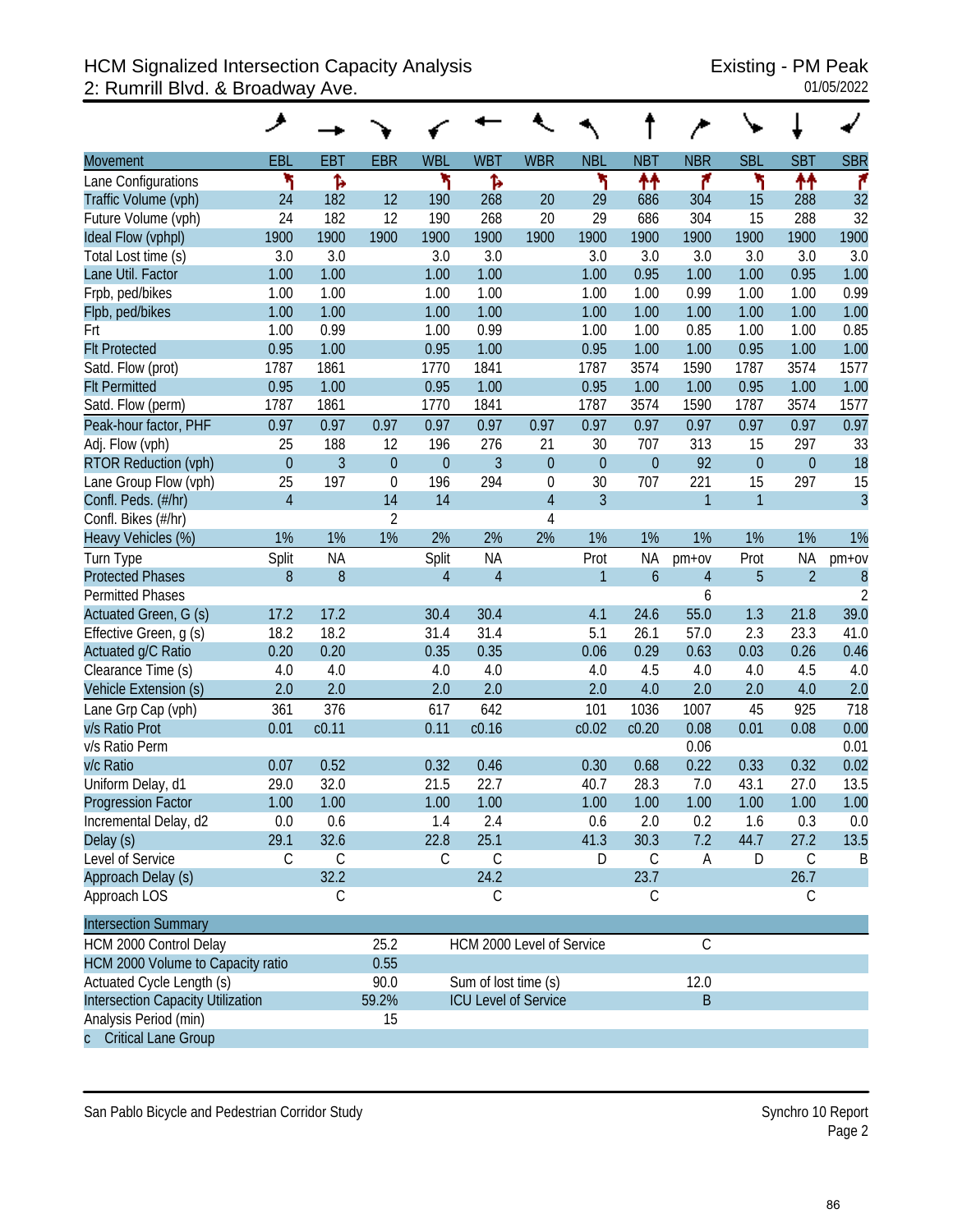# HCM Signalized Intersection Capacity Analysis
## 2: Rumrill Blvd. & Broadway Ave.

Existing - PM Peak
01/05/2022

| Movement | EBL | EBT | EBR | WBL | WBT | WBR | NBL | NBT | NBR | SBL | SBT | SBR |
|---|---|---|---|---|---|---|---|---|---|---|---|---|
| Lane Configurations | | | | | | | | | | | | |
| Traffic Volume (vph) | 24 | 182 | 12 | 190 | 268 | 20 | 29 | 686 | 304 | 15 | 288 | 32 |
| Future Volume (vph) | 24 | 182 | 12 | 190 | 268 | 20 | 29 | 686 | 304 | 15 | 288 | 32 |
| Ideal Flow (vphpl) | 1900 | 1900 | 1900 | 1900 | 1900 | 1900 | 1900 | 1900 | 1900 | 1900 | 1900 | 1900 |
| Total Lost time (s) | 3.0 | 3.0 | | 3.0 | 3.0 | | 3.0 | 3.0 | 3.0 | 3.0 | 3.0 | 3.0 |
| Lane Util. Factor | 1.00 | 1.00 | | 1.00 | 1.00 | | 1.00 | 0.95 | 1.00 | 1.00 | 0.95 | 1.00 |
| Frpb, ped/bikes | 1.00 | 1.00 | | 1.00 | 1.00 | | 1.00 | 1.00 | 0.99 | 1.00 | 1.00 | 0.99 |
| Flpb, ped/bikes | 1.00 | 1.00 | | 1.00 | 1.00 | | 1.00 | 1.00 | 1.00 | 1.00 | 1.00 | 1.00 |
| Frt | 1.00 | 0.99 | | 1.00 | 0.99 | | 1.00 | 1.00 | 0.85 | 1.00 | 1.00 | 0.85 |
| Flt Protected | 0.95 | 1.00 | | 0.95 | 1.00 | | 0.95 | 1.00 | 1.00 | 0.95 | 1.00 | 1.00 |
| Satd. Flow (prot) | 1787 | 1861 | | 1770 | 1841 | | 1787 | 3574 | 1590 | 1787 | 3574 | 1577 |
| Flt Permitted | 0.95 | 1.00 | | 0.95 | 1.00 | | 0.95 | 1.00 | 1.00 | 0.95 | 1.00 | 1.00 |
| Satd. Flow (perm) | 1787 | 1861 | | 1770 | 1841 | | 1787 | 3574 | 1590 | 1787 | 3574 | 1577 |
| Peak-hour factor, PHF | 0.97 | 0.97 | 0.97 | 0.97 | 0.97 | 0.97 | 0.97 | 0.97 | 0.97 | 0.97 | 0.97 | 0.97 |
| Adj. Flow (vph) | 25 | 188 | 12 | 196 | 276 | 21 | 30 | 707 | 313 | 15 | 297 | 33 |
| RTOR Reduction (vph) | 0 | 3 | 0 | 0 | 3 | 0 | 0 | 0 | 92 | 0 | 0 | 18 |
| Lane Group Flow (vph) | 25 | 197 | 0 | 196 | 294 | 0 | 30 | 707 | 221 | 15 | 297 | 15 |
| Confl. Peds. (#/hr) | 4 | | 14 | 14 | | 4 | 3 | | 1 | 1 | | 3 |
| Confl. Bikes (#/hr) | | | 2 | | | 4 | | | | | | |
| Heavy Vehicles (%) | 1% | 1% | 1% | 2% | 2% | 2% | 1% | 1% | 1% | 1% | 1% | 1% |
| Turn Type | Split | NA | | Split | NA | | Prot | NA | pm+ov | Prot | NA | pm+ov |
| Protected Phases | 8 | 8 | | 4 | 4 | | 1 | 6 | 4 | 5 | 2 | 8 |
| Permitted Phases | | | | | | | | | 6 | | | 2 |
| Actuated Green, G (s) | 17.2 | 17.2 | | 30.4 | 30.4 | | 4.1 | 24.6 | 55.0 | 1.3 | 21.8 | 39.0 |
| Effective Green, g (s) | 18.2 | 18.2 | | 31.4 | 31.4 | | 5.1 | 26.1 | 57.0 | 2.3 | 23.3 | 41.0 |
| Actuated g/C Ratio | 0.20 | 0.20 | | 0.35 | 0.35 | | 0.06 | 0.29 | 0.63 | 0.03 | 0.26 | 0.46 |
| Clearance Time (s) | 4.0 | 4.0 | | 4.0 | 4.0 | | 4.0 | 4.5 | 4.0 | 4.0 | 4.5 | 4.0 |
| Vehicle Extension (s) | 2.0 | 2.0 | | 2.0 | 2.0 | | 2.0 | 4.0 | 2.0 | 2.0 | 4.0 | 2.0 |
| Lane Grp Cap (vph) | 361 | 376 | | 617 | 642 | | 101 | 1036 | 1007 | 45 | 925 | 718 |
| v/s Ratio Prot | 0.01 | c0.11 | | 0.11 | c0.16 | | c0.02 | c0.20 | 0.08 | 0.01 | 0.08 | 0.00 |
| v/s Ratio Perm | | | | | | | | | 0.06 | | | 0.01 |
| v/c Ratio | 0.07 | 0.52 | | 0.32 | 0.46 | | 0.30 | 0.68 | 0.22 | 0.33 | 0.32 | 0.02 |
| Uniform Delay, d1 | 29.0 | 32.0 | | 21.5 | 22.7 | | 40.7 | 28.3 | 7.0 | 43.1 | 27.0 | 13.5 |
| Progression Factor | 1.00 | 1.00 | | 1.00 | 1.00 | | 1.00 | 1.00 | 1.00 | 1.00 | 1.00 | 1.00 |
| Incremental Delay, d2 | 0.0 | 0.6 | | 1.4 | 2.4 | | 0.6 | 2.0 | 0.2 | 1.6 | 0.3 | 0.0 |
| Delay (s) | 29.1 | 32.6 | | 22.8 | 25.1 | | 41.3 | 30.3 | 7.2 | 44.7 | 27.2 | 13.5 |
| Level of Service | C | C | | C | C | | D | C | A | D | C | B |
| Approach Delay (s) | | 32.2 | | | 24.2 | | | 23.7 | | | 26.7 | |
| Approach LOS | | C | | | C | | | C | | | C | |

| Intersection Summary | | | |
|---|---|---|---|
| HCM 2000 Control Delay | 25.2 | HCM 2000 Level of Service | C |
| HCM 2000 Volume to Capacity ratio | 0.55 | | |
| Actuated Cycle Length (s) | 90.0 | Sum of lost time (s) | 12.0 |
| Intersection Capacity Utilization | 59.2% | ICU Level of Service | B |
| Analysis Period (min) | 15 | | |

c Critical Lane Group

San Pablo Bicycle and Pedestrian Corridor Study

Synchro 10 Report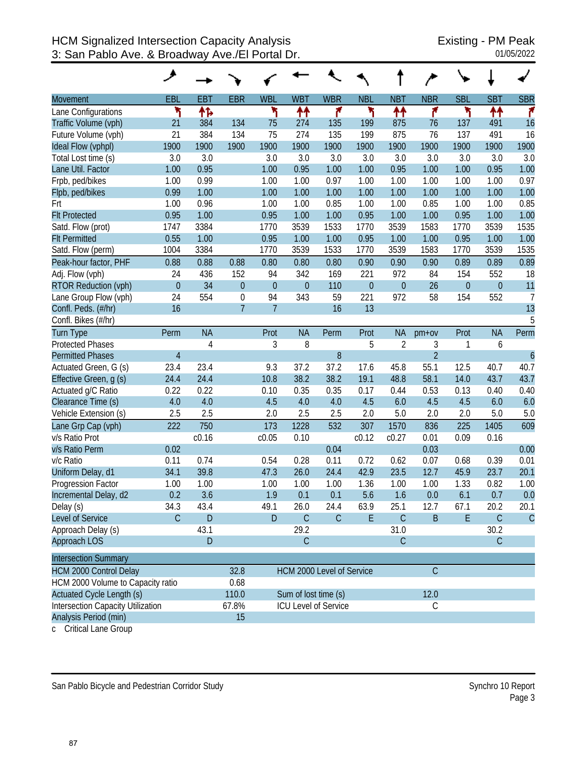# HCM Signalized Intersection Capacity Analysis
## 3: San Pablo Ave. & Broadway Ave./El Portal Dr.

Existing - PM Peak
01/05/2022

| Movement | EBL | EBT | EBR | WBL | WBT | WBR | NBL | NBT | NBR | SBL | SBT | SBR |
|---|---|---|---|---|---|---|---|---|---|---|---|---|
| Lane Configurations | ↰ | ↑↱ | | ↰ | ↑↑ | ↱ | ↰ | ↑↑ | ↱ | ↰ | ↑↑ | ↱ |
| Traffic Volume (vph) | 21 | 384 | 134 | 75 | 274 | 135 | 199 | 875 | 76 | 137 | 491 | 16 |
| Future Volume (vph) | 21 | 384 | 134 | 75 | 274 | 135 | 199 | 875 | 76 | 137 | 491 | 16 |
| Ideal Flow (vphpl) | 1900 | 1900 | 1900 | 1900 | 1900 | 1900 | 1900 | 1900 | 1900 | 1900 | 1900 | 1900 |
| Total Lost time (s) | 3.0 | 3.0 | | 3.0 | 3.0 | 3.0 | 3.0 | 3.0 | 3.0 | 3.0 | 3.0 | 3.0 |
| Lane Util. Factor | 1.00 | 0.95 | | 1.00 | 0.95 | 1.00 | 1.00 | 0.95 | 1.00 | 1.00 | 0.95 | 1.00 |
| Frpb, ped/bikes | 1.00 | 0.99 | | 1.00 | 1.00 | 0.97 | 1.00 | 1.00 | 1.00 | 1.00 | 1.00 | 0.97 |
| Flpb, ped/bikes | 0.99 | 1.00 | | 1.00 | 1.00 | 1.00 | 1.00 | 1.00 | 1.00 | 1.00 | 1.00 | 1.00 |
| Frt | 1.00 | 0.96 | | 1.00 | 1.00 | 0.85 | 1.00 | 1.00 | 0.85 | 1.00 | 1.00 | 0.85 |
| Flt Protected | 0.95 | 1.00 | | 0.95 | 1.00 | 1.00 | 0.95 | 1.00 | 1.00 | 0.95 | 1.00 | 1.00 |
| Satd. Flow (prot) | 1747 | 3384 | | 1770 | 3539 | 1533 | 1770 | 3539 | 1583 | 1770 | 3539 | 1535 |
| Flt Permitted | 0.55 | 1.00 | | 0.95 | 1.00 | 1.00 | 0.95 | 1.00 | 1.00 | 0.95 | 1.00 | 1.00 |
| Satd. Flow (perm) | 1004 | 3384 | | 1770 | 3539 | 1533 | 1770 | 3539 | 1583 | 1770 | 3539 | 1535 |
| Peak-hour factor, PHF | 0.88 | 0.88 | 0.88 | 0.80 | 0.80 | 0.80 | 0.90 | 0.90 | 0.90 | 0.89 | 0.89 | 0.89 |
| Adj. Flow (vph) | 24 | 436 | 152 | 94 | 342 | 169 | 221 | 972 | 84 | 154 | 552 | 18 |
| RTOR Reduction (vph) | 0 | 34 | 0 | 0 | 0 | 110 | 0 | 0 | 26 | 0 | 0 | 11 |
| Lane Group Flow (vph) | 24 | 554 | 0 | 94 | 343 | 59 | 221 | 972 | 58 | 154 | 552 | 7 |
| Confl. Peds. (#/hr) | 16 | | 7 | 7 | | 16 | 13 | | | | | 13 |
| Confl. Bikes (#/hr) | | | | | | | | | | | | 5 |
| Turn Type | Perm | NA | | Prot | NA | Perm | Prot | NA | pm+ov | Prot | NA | Perm |
| Protected Phases | | 4 | | 3 | 8 | | 5 | 2 | 3 | 1 | 6 | |
| Permitted Phases | 4 | | | | | 8 | | | 2 | | | 6 |
| Actuated Green, G (s) | 23.4 | 23.4 | | 9.3 | 37.2 | 37.2 | 17.6 | 45.8 | 55.1 | 12.5 | 40.7 | 40.7 |
| Effective Green, g (s) | 24.4 | 24.4 | | 10.8 | 38.2 | 38.2 | 19.1 | 48.8 | 58.1 | 14.0 | 43.7 | 43.7 |
| Actuated g/C Ratio | 0.22 | 0.22 | | 0.10 | 0.35 | 0.35 | 0.17 | 0.44 | 0.53 | 0.13 | 0.40 | 0.40 |
| Clearance Time (s) | 4.0 | 4.0 | | 4.5 | 4.0 | 4.0 | 4.5 | 6.0 | 4.5 | 4.5 | 6.0 | 6.0 |
| Vehicle Extension (s) | 2.5 | 2.5 | | 2.0 | 2.5 | 2.5 | 2.0 | 5.0 | 2.0 | 2.0 | 5.0 | 5.0 |
| Lane Grp Cap (vph) | 222 | 750 | | 173 | 1228 | 532 | 307 | 1570 | 836 | 225 | 1405 | 609 |
| v/s Ratio Prot | | c0.16 | | c0.05 | 0.10 | | c0.12 | c0.27 | 0.01 | 0.09 | 0.16 | |
| v/s Ratio Perm | 0.02 | | | | | 0.04 | | | 0.03 | | | 0.00 |
| v/c Ratio | 0.11 | 0.74 | | 0.54 | 0.28 | 0.11 | 0.72 | 0.62 | 0.07 | 0.68 | 0.39 | 0.01 |
| Uniform Delay, d1 | 34.1 | 39.8 | | 47.3 | 26.0 | 24.4 | 42.9 | 23.5 | 12.7 | 45.9 | 23.7 | 20.1 |
| Progression Factor | 1.00 | 1.00 | | 1.00 | 1.00 | 1.00 | 1.36 | 1.00 | 1.00 | 1.33 | 0.82 | 1.00 |
| Incremental Delay, d2 | 0.2 | 3.6 | | 1.9 | 0.1 | 0.1 | 5.6 | 1.6 | 0.0 | 6.1 | 0.7 | 0.0 |
| Delay (s) | 34.3 | 43.4 | | 49.1 | 26.0 | 24.4 | 63.9 | 25.1 | 12.7 | 67.1 | 20.2 | 20.1 |
| Level of Service | C | D | | D | C | C | E | C | B | E | C | C |
| Approach Delay (s) | | 43.1 | | | 29.2 | | | 31.0 | | | 30.2 | |
| Approach LOS | | D | | | C | | | C | | | C | |

| Intersection Summary | | | |
|---|---|---|---|
| HCM 2000 Control Delay | 32.8 | HCM 2000 Level of Service | C |
| HCM 2000 Volume to Capacity ratio | 0.68 | | |
| Actuated Cycle Length (s) | 110.0 | Sum of lost time (s) | 12.0 |
| Intersection Capacity Utilization | 67.8% | ICU Level of Service | C |
| Analysis Period (min) | 15 | | |

c Critical Lane Group

San Pablo Bicycle and Pedestrian Corridor Study

Synchro 10 Report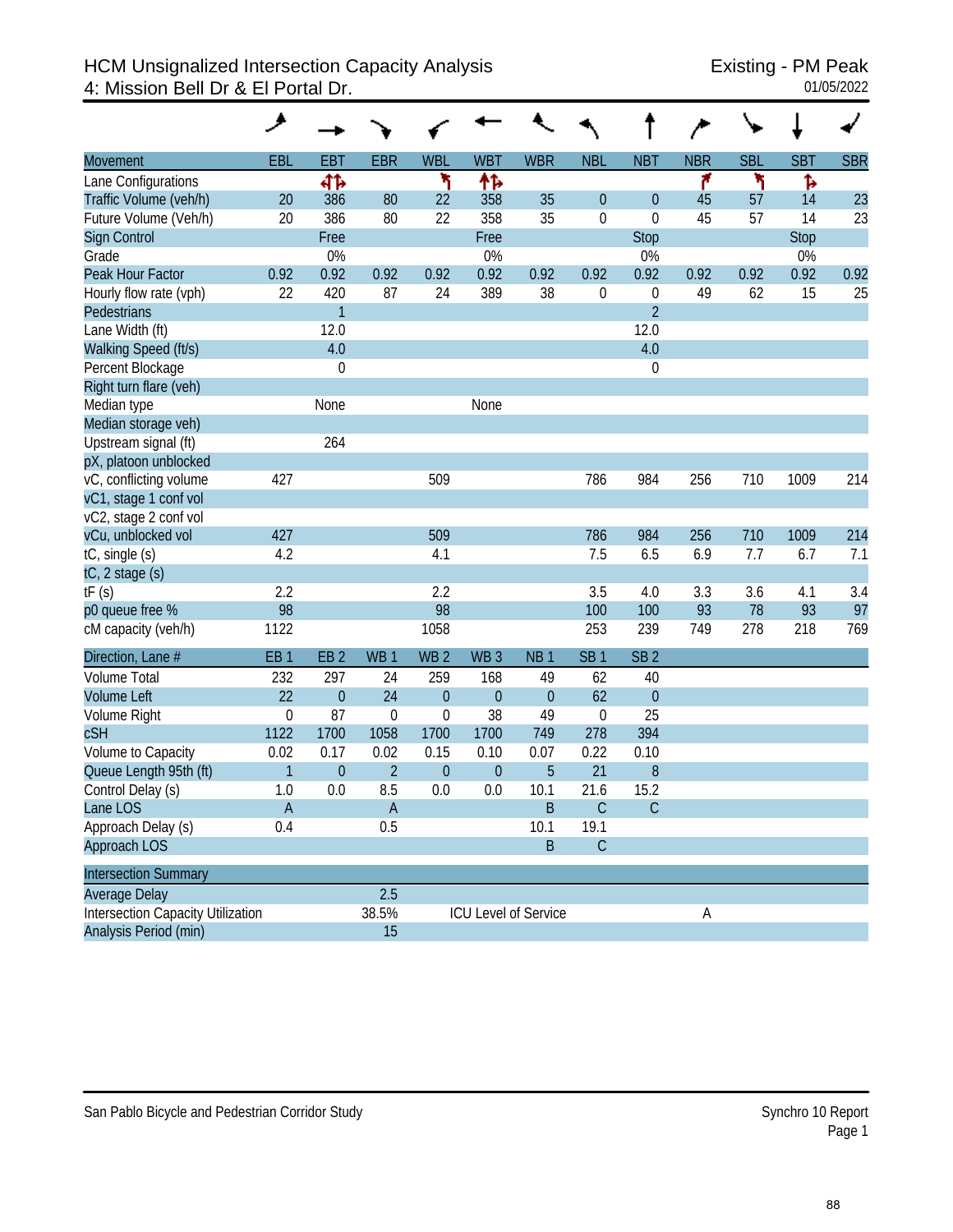# HCM Unsignalized Intersection Capacity Analysis
## 4: Mission Bell Dr & El Portal Dr.

Existing - PM Peak
01/05/2022

| Movement | EBL | EBT | EBR | WBL | WBT | WBR | NBL | NBT | NBR | SBL | SBT | SBR |
|---|---|---|---|---|---|---|---|---|---|---|---|---|
| Lane Configurations | | ⇹ | | ↰ | ⇻ | | | | ↱ | ↰ | ↱ | |
| Traffic Volume (veh/h) | 20 | 386 | 80 | 22 | 358 | 35 | 0 | 0 | 45 | 57 | 14 | 23 |
| Future Volume (Veh/h) | 20 | 386 | 80 | 22 | 358 | 35 | 0 | 0 | 45 | 57 | 14 | 23 |
| Sign Control | | Free | | | Free | | | Stop | | | Stop | |
| Grade | | 0% | | | 0% | | | 0% | | | 0% | |
| Peak Hour Factor | 0.92 | 0.92 | 0.92 | 0.92 | 0.92 | 0.92 | 0.92 | 0.92 | 0.92 | 0.92 | 0.92 | 0.92 |
| Hourly flow rate (vph) | 22 | 420 | 87 | 24 | 389 | 38 | 0 | 0 | 49 | 62 | 15 | 25 |
| Pedestrians | | 1 | | | | | | 2 | | | | |
| Lane Width (ft) | | 12.0 | | | | | | 12.0 | | | | |
| Walking Speed (ft/s) | | 4.0 | | | | | | 4.0 | | | | |
| Percent Blockage | | 0 | | | | | | 0 | | | | |
| Right turn flare (veh) | | | | | | | | | | | | |
| Median type | | None | | | None | | | | | | | |
| Median storage veh) | | | | | | | | | | | | |
| Upstream signal (ft) | | 264 | | | | | | | | | | |
| pX, platoon unblocked | | | | | | | | | | | | |
| vC, conflicting volume | 427 | | | 509 | | | 786 | 984 | 256 | 710 | 1009 | 214 |
| vC1, stage 1 conf vol | | | | | | | | | | | | |
| vC2, stage 2 conf vol | | | | | | | | | | | | |
| vCu, unblocked vol | 427 | | | 509 | | | 786 | 984 | 256 | 710 | 1009 | 214 |
| tC, single (s) | 4.2 | | | 4.1 | | | 7.5 | 6.5 | 6.9 | 7.7 | 6.7 | 7.1 |
| tC, 2 stage (s) | | | | | | | | | | | | |
| tF (s) | 2.2 | | | 2.2 | | | 3.5 | 4.0 | 3.3 | 3.6 | 4.1 | 3.4 |
| p0 queue free % | 98 | | | 98 | | | 100 | 100 | 93 | 78 | 93 | 97 |
| cM capacity (veh/h) | 1122 | | | 1058 | | | 253 | 239 | 749 | 278 | 218 | 769 |

| Direction, Lane # | EB 1 | EB 2 | WB 1 | WB 2 | WB 3 | NB 1 | SB 1 | SB 2 |
|---|---|---|---|---|---|---|---|---|
| Volume Total | 232 | 297 | 24 | 259 | 168 | 49 | 62 | 40 |
| Volume Left | 22 | 0 | 24 | 0 | 0 | 0 | 62 | 0 |
| Volume Right | 0 | 87 | 0 | 0 | 38 | 49 | 0 | 25 |
| cSH | 1122 | 1700 | 1058 | 1700 | 1700 | 749 | 278 | 394 |
| Volume to Capacity | 0.02 | 0.17 | 0.02 | 0.15 | 0.10 | 0.07 | 0.22 | 0.10 |
| Queue Length 95th (ft) | 1 | 0 | 2 | 0 | 0 | 5 | 21 | 8 |
| Control Delay (s) | 1.0 | 0.0 | 8.5 | 0.0 | 0.0 | 10.1 | 21.6 | 15.2 |
| Lane LOS | A | | A | | | B | C | C |
| Approach Delay (s) | 0.4 | | 0.5 | | | 10.1 | 19.1 | |
| Approach LOS | | | | | | B | C | |

| Intersection Summary | | | |
|---|---|---|---|
| Average Delay | 2.5 | | |
| Intersection Capacity Utilization | 38.5% | ICU Level of Service | A |
| Analysis Period (min) | 15 | | |

San Pablo Bicycle and Pedestrian Corridor Study

Synchro 10 Report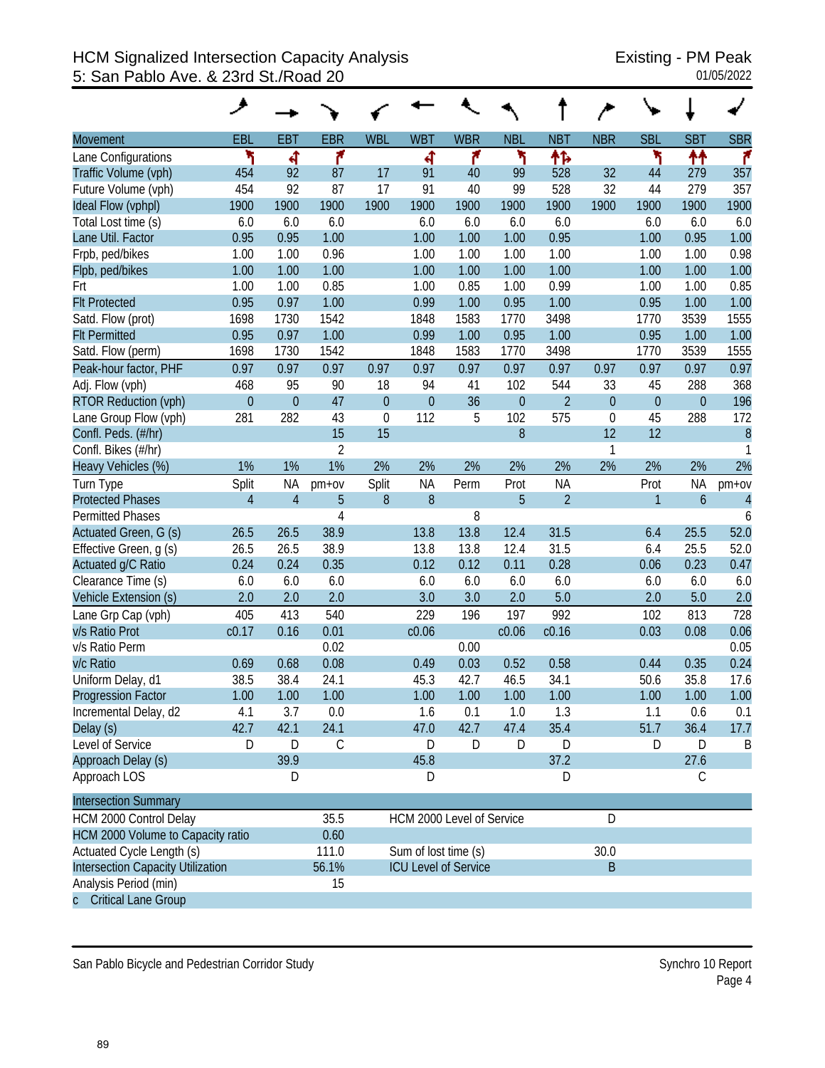# HCM Signalized Intersection Capacity Analysis
## 5: San Pablo Ave. & 23rd St./Road 20

Existing - PM Peak
01/05/2022

| Movement | EBL | EBT | EBR | WBL | WBT | WBR | NBL | NBT | NBR | SBL | SBT | SBR |
|---|---|---|---|---|---|---|---|---|---|---|---|---|
| Lane Configurations | | | | | | | | | | | | |
| Traffic Volume (vph) | 454 | 92 | 87 | 17 | 91 | 40 | 99 | 528 | 32 | 44 | 279 | 357 |
| Future Volume (vph) | 454 | 92 | 87 | 17 | 91 | 40 | 99 | 528 | 32 | 44 | 279 | 357 |
| Ideal Flow (vphpl) | 1900 | 1900 | 1900 | 1900 | 1900 | 1900 | 1900 | 1900 | 1900 | 1900 | 1900 | 1900 |
| Total Lost time (s) | 6.0 | 6.0 | 6.0 | | 6.0 | 6.0 | 6.0 | 6.0 | | 6.0 | 6.0 | 6.0 |
| Lane Util. Factor | 0.95 | 0.95 | 1.00 | | 1.00 | 1.00 | 1.00 | 0.95 | | 1.00 | 0.95 | 1.00 |
| Frpb, ped/bikes | 1.00 | 1.00 | 0.96 | | 1.00 | 1.00 | 1.00 | 1.00 | | 1.00 | 1.00 | 0.98 |
| Flpb, ped/bikes | 1.00 | 1.00 | 1.00 | | 1.00 | 1.00 | 1.00 | 1.00 | | 1.00 | 1.00 | 1.00 |
| Frt | 1.00 | 1.00 | 0.85 | | 1.00 | 0.85 | 1.00 | 0.99 | | 1.00 | 1.00 | 0.85 |
| Flt Protected | 0.95 | 0.97 | 1.00 | | 0.99 | 1.00 | 0.95 | 1.00 | | 0.95 | 1.00 | 1.00 |
| Satd. Flow (prot) | 1698 | 1730 | 1542 | | 1848 | 1583 | 1770 | 3498 | | 1770 | 3539 | 1555 |
| Flt Permitted | 0.95 | 0.97 | 1.00 | | 0.99 | 1.00 | 0.95 | 1.00 | | 0.95 | 1.00 | 1.00 |
| Satd. Flow (perm) | 1698 | 1730 | 1542 | | 1848 | 1583 | 1770 | 3498 | | 1770 | 3539 | 1555 |
| Peak-hour factor, PHF | 0.97 | 0.97 | 0.97 | 0.97 | 0.97 | 0.97 | 0.97 | 0.97 | 0.97 | 0.97 | 0.97 | 0.97 |
| Adj. Flow (vph) | 468 | 95 | 90 | 18 | 94 | 41 | 102 | 544 | 33 | 45 | 288 | 368 |
| RTOR Reduction (vph) | 0 | 0 | 47 | 0 | 0 | 36 | 0 | 2 | 0 | 0 | 0 | 196 |
| Lane Group Flow (vph) | 281 | 282 | 43 | 0 | 112 | 5 | 102 | 575 | 0 | 45 | 288 | 172 |
| Confl. Peds. (#/hr) | | | 15 | 15 | | | 8 | | 12 | 12 | | 8 |
| Confl. Bikes (#/hr) | | | 2 | | | | | | 1 | | | 1 |
| Heavy Vehicles (%) | 1% | 1% | 1% | 2% | 2% | 2% | 2% | 2% | 2% | 2% | 2% | 2% |
| Turn Type | Split | NA | pm+ov | Split | NA | Perm | Prot | NA | | Prot | NA | pm+ov |
| Protected Phases | 4 | 4 | 5 | 8 | 8 | | 5 | 2 | | 1 | 6 | 4 |
| Permitted Phases | | | 4 | | | 8 | | | | | | 6 |
| Actuated Green, G (s) | 26.5 | 26.5 | 38.9 | | 13.8 | 13.8 | 12.4 | 31.5 | | 6.4 | 25.5 | 52.0 |
| Effective Green, g (s) | 26.5 | 26.5 | 38.9 | | 13.8 | 13.8 | 12.4 | 31.5 | | 6.4 | 25.5 | 52.0 |
| Actuated g/C Ratio | 0.24 | 0.24 | 0.35 | | 0.12 | 0.12 | 0.11 | 0.28 | | 0.06 | 0.23 | 0.47 |
| Clearance Time (s) | 6.0 | 6.0 | 6.0 | | 6.0 | 6.0 | 6.0 | 6.0 | | 6.0 | 6.0 | 6.0 |
| Vehicle Extension (s) | 2.0 | 2.0 | 2.0 | | 3.0 | 3.0 | 2.0 | 5.0 | | 2.0 | 5.0 | 2.0 |
| Lane Grp Cap (vph) | 405 | 413 | 540 | | 229 | 196 | 197 | 992 | | 102 | 813 | 728 |
| v/s Ratio Prot | c0.17 | 0.16 | 0.01 | | c0.06 | | c0.06 | c0.16 | | 0.03 | 0.08 | 0.06 |
| v/s Ratio Perm | | | 0.02 | | | 0.00 | | | | | | 0.05 |
| v/c Ratio | 0.69 | 0.68 | 0.08 | | 0.49 | 0.03 | 0.52 | 0.58 | | 0.44 | 0.35 | 0.24 |
| Uniform Delay, d1 | 38.5 | 38.4 | 24.1 | | 45.3 | 42.7 | 46.5 | 34.1 | | 50.6 | 35.8 | 17.6 |
| Progression Factor | 1.00 | 1.00 | 1.00 | | 1.00 | 1.00 | 1.00 | 1.00 | | 1.00 | 1.00 | 1.00 |
| Incremental Delay, d2 | 4.1 | 3.7 | 0.0 | | 1.6 | 0.1 | 1.0 | 1.3 | | 1.1 | 0.6 | 0.1 |
| Delay (s) | 42.7 | 42.1 | 24.1 | | 47.0 | 42.7 | 47.4 | 35.4 | | 51.7 | 36.4 | 17.7 |
| Level of Service | D | D | C | | D | D | D | D | | D | D | B |
| Approach Delay (s) | | 39.9 | | | 45.8 | | | 37.2 | | | 27.6 | |
| Approach LOS | | D | | | D | | | D | | | C | |

| Intersection Summary | | | |
|---|---|---|---|
| HCM 2000 Control Delay | 35.5 | HCM 2000 Level of Service | D |
| HCM 2000 Volume to Capacity ratio | 0.60 | | |
| Actuated Cycle Length (s) | 111.0 | Sum of lost time (s) | 30.0 |
| Intersection Capacity Utilization | 56.1% | ICU Level of Service | B |
| Analysis Period (min) | 15 | | |
| c Critical Lane Group | | | |

San Pablo Bicycle and Pedestrian Corridor Study — Synchro 10 Report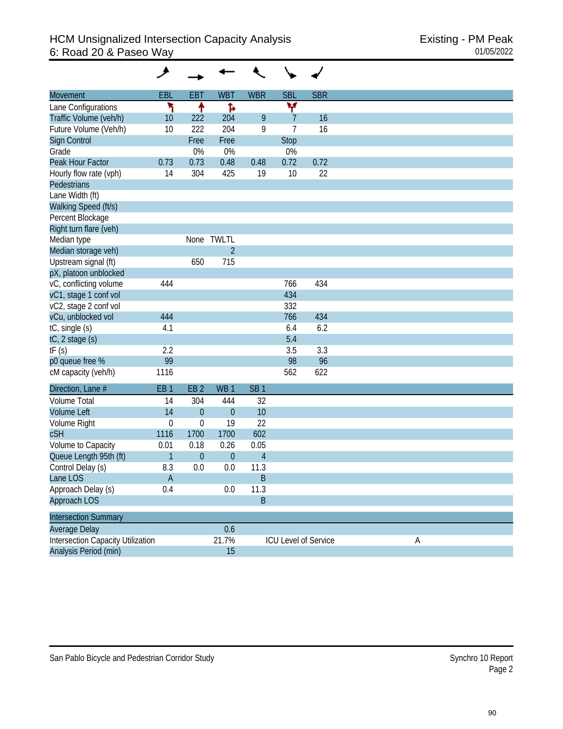# HCM Unsignalized Intersection Capacity Analysis
## 6: Road 20 & Paseo Way

Existing - PM Peak
01/05/2022

| Movement | EBL | EBT | WBT | WBR | SBL | SBR |
|---|---|---|---|---|---|---|
| Lane Configurations | | | | | | |
| Traffic Volume (veh/h) | 10 | 222 | 204 | 9 | 7 | 16 |
| Future Volume (Veh/h) | 10 | 222 | 204 | 9 | 7 | 16 |
| Sign Control | | Free | Free | | Stop | |
| Grade | | 0% | 0% | | 0% | |
| Peak Hour Factor | 0.73 | 0.73 | 0.48 | 0.48 | 0.72 | 0.72 |
| Hourly flow rate (vph) | 14 | 304 | 425 | 19 | 10 | 22 |
| Pedestrians | | | | | | |
| Lane Width (ft) | | | | | | |
| Walking Speed (ft/s) | | | | | | |
| Percent Blockage | | | | | | |
| Right turn flare (veh) | | | | | | |
| Median type | | None | TWLTL | | | |
| Median storage veh) | | | 2 | | | |
| Upstream signal (ft) | | 650 | 715 | | | |
| pX, platoon unblocked | | | | | | |
| vC, conflicting volume | 444 | | | | 766 | 434 |
| vC1, stage 1 conf vol | | | | | 434 | |
| vC2, stage 2 conf vol | | | | | 332 | |
| vCu, unblocked vol | 444 | | | | 766 | 434 |
| tC, single (s) | 4.1 | | | | 6.4 | 6.2 |
| tC, 2 stage (s) | | | | | 5.4 | |
| tF (s) | 2.2 | | | | 3.5 | 3.3 |
| p0 queue free % | 99 | | | | 98 | 96 |
| cM capacity (veh/h) | 1116 | | | | 562 | 622 |

| Direction, Lane # | EB 1 | EB 2 | WB 1 | SB 1 |
|---|---|---|---|---|
| Volume Total | 14 | 304 | 444 | 32 |
| Volume Left | 14 | 0 | 0 | 10 |
| Volume Right | 0 | 0 | 19 | 22 |
| cSH | 1116 | 1700 | 1700 | 602 |
| Volume to Capacity | 0.01 | 0.18 | 0.26 | 0.05 |
| Queue Length 95th (ft) | 1 | 0 | 0 | 4 |
| Control Delay (s) | 8.3 | 0.0 | 0.0 | 11.3 |
| Lane LOS | A | | | B |
| Approach Delay (s) | 0.4 | | 0.0 | 11.3 |
| Approach LOS | | | | B |

| Intersection Summary | | | |
|---|---|---|---|
| Average Delay | 0.6 | | |
| Intersection Capacity Utilization | 21.7% | ICU Level of Service | A |
| Analysis Period (min) | 15 | | |

San Pablo Bicycle and Pedestrian Corridor Study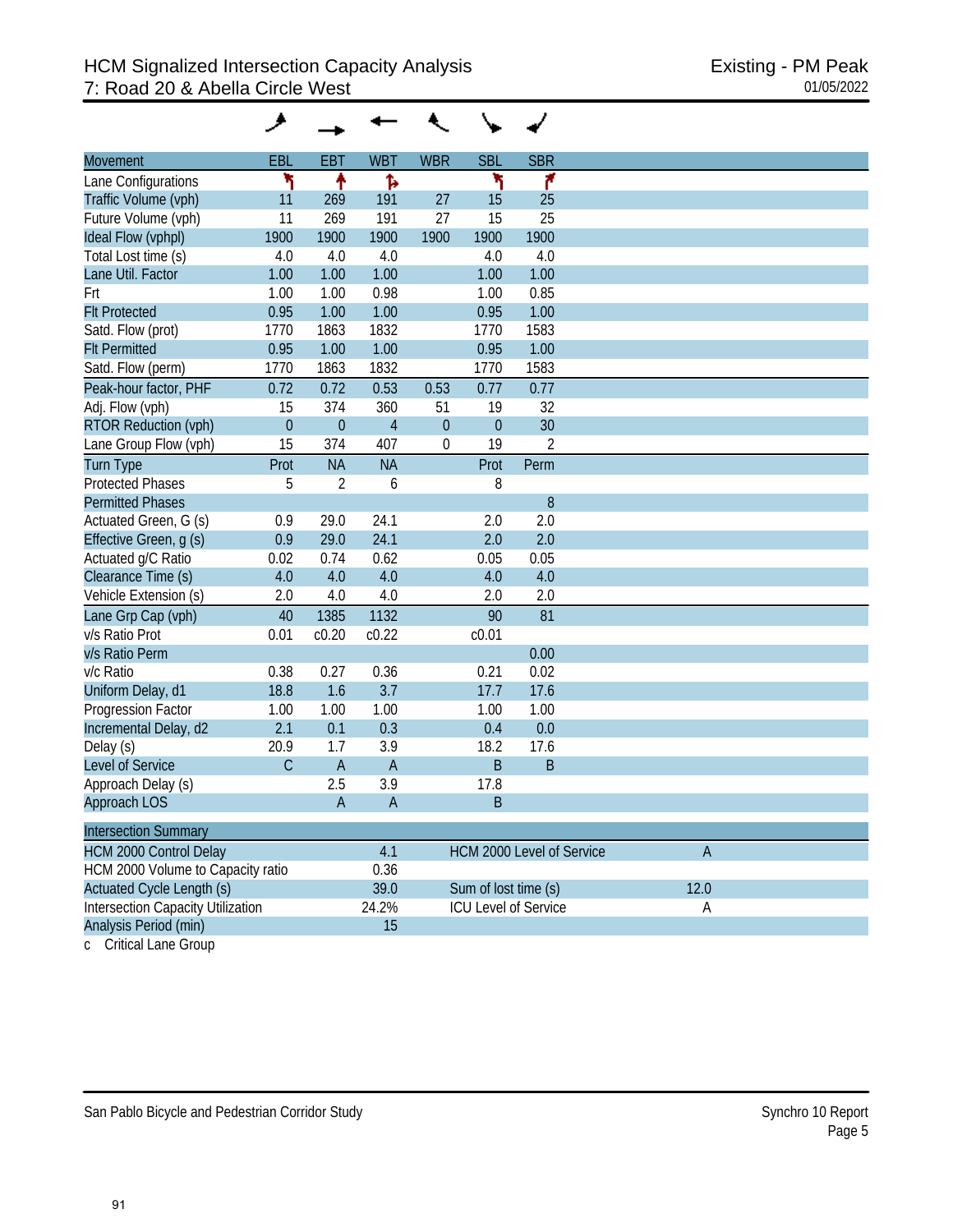# HCM Signalized Intersection Capacity Analysis
## 7: Road 20 & Abella Circle West

Existing - PM Peak
01/05/2022

| Movement | EBL | EBT | WBT | WBR | SBL | SBR |
|---|---|---|---|---|---|---|
| Lane Configurations | ↰ | ↑ | ↱ | | ↰ | ↱ |
| Traffic Volume (vph) | 11 | 269 | 191 | 27 | 15 | 25 |
| Future Volume (vph) | 11 | 269 | 191 | 27 | 15 | 25 |
| Ideal Flow (vphpl) | 1900 | 1900 | 1900 | 1900 | 1900 | 1900 |
| Total Lost time (s) | 4.0 | 4.0 | 4.0 | | 4.0 | 4.0 |
| Lane Util. Factor | 1.00 | 1.00 | 1.00 | | 1.00 | 1.00 |
| Frt | 1.00 | 1.00 | 0.98 | | 1.00 | 0.85 |
| Flt Protected | 0.95 | 1.00 | 1.00 | | 0.95 | 1.00 |
| Satd. Flow (prot) | 1770 | 1863 | 1832 | | 1770 | 1583 |
| Flt Permitted | 0.95 | 1.00 | 1.00 | | 0.95 | 1.00 |
| Satd. Flow (perm) | 1770 | 1863 | 1832 | | 1770 | 1583 |
| Peak-hour factor, PHF | 0.72 | 0.72 | 0.53 | 0.53 | 0.77 | 0.77 |
| Adj. Flow (vph) | 15 | 374 | 360 | 51 | 19 | 32 |
| RTOR Reduction (vph) | 0 | 0 | 4 | 0 | 0 | 30 |
| Lane Group Flow (vph) | 15 | 374 | 407 | 0 | 19 | 2 |
| Turn Type | Prot | NA | NA | | Prot | Perm |
| Protected Phases | 5 | 2 | 6 | | 8 | |
| Permitted Phases | | | | | | 8 |
| Actuated Green, G (s) | 0.9 | 29.0 | 24.1 | | 2.0 | 2.0 |
| Effective Green, g (s) | 0.9 | 29.0 | 24.1 | | 2.0 | 2.0 |
| Actuated g/C Ratio | 0.02 | 0.74 | 0.62 | | 0.05 | 0.05 |
| Clearance Time (s) | 4.0 | 4.0 | 4.0 | | 4.0 | 4.0 |
| Vehicle Extension (s) | 2.0 | 4.0 | 4.0 | | 2.0 | 2.0 |
| Lane Grp Cap (vph) | 40 | 1385 | 1132 | | 90 | 81 |
| v/s Ratio Prot | 0.01 | c0.20 | c0.22 | | c0.01 | |
| v/s Ratio Perm | | | | | | 0.00 |
| v/c Ratio | 0.38 | 0.27 | 0.36 | | 0.21 | 0.02 |
| Uniform Delay, d1 | 18.8 | 1.6 | 3.7 | | 17.7 | 17.6 |
| Progression Factor | 1.00 | 1.00 | 1.00 | | 1.00 | 1.00 |
| Incremental Delay, d2 | 2.1 | 0.1 | 0.3 | | 0.4 | 0.0 |
| Delay (s) | 20.9 | 1.7 | 3.9 | | 18.2 | 17.6 |
| Level of Service | C | A | A | | B | B |
| Approach Delay (s) | | 2.5 | 3.9 | | 17.8 | |
| Approach LOS | | A | A | | B | |

| Intersection Summary | | | |
|---|---|---|---|
| HCM 2000 Control Delay | 4.1 | HCM 2000 Level of Service | A |
| HCM 2000 Volume to Capacity ratio | 0.36 | | |
| Actuated Cycle Length (s) | 39.0 | Sum of lost time (s) | 12.0 |
| Intersection Capacity Utilization | 24.2% | ICU Level of Service | A |
| Analysis Period (min) | 15 | | |

c Critical Lane Group

San Pablo Bicycle and Pedestrian Corridor Study — Synchro 10 Report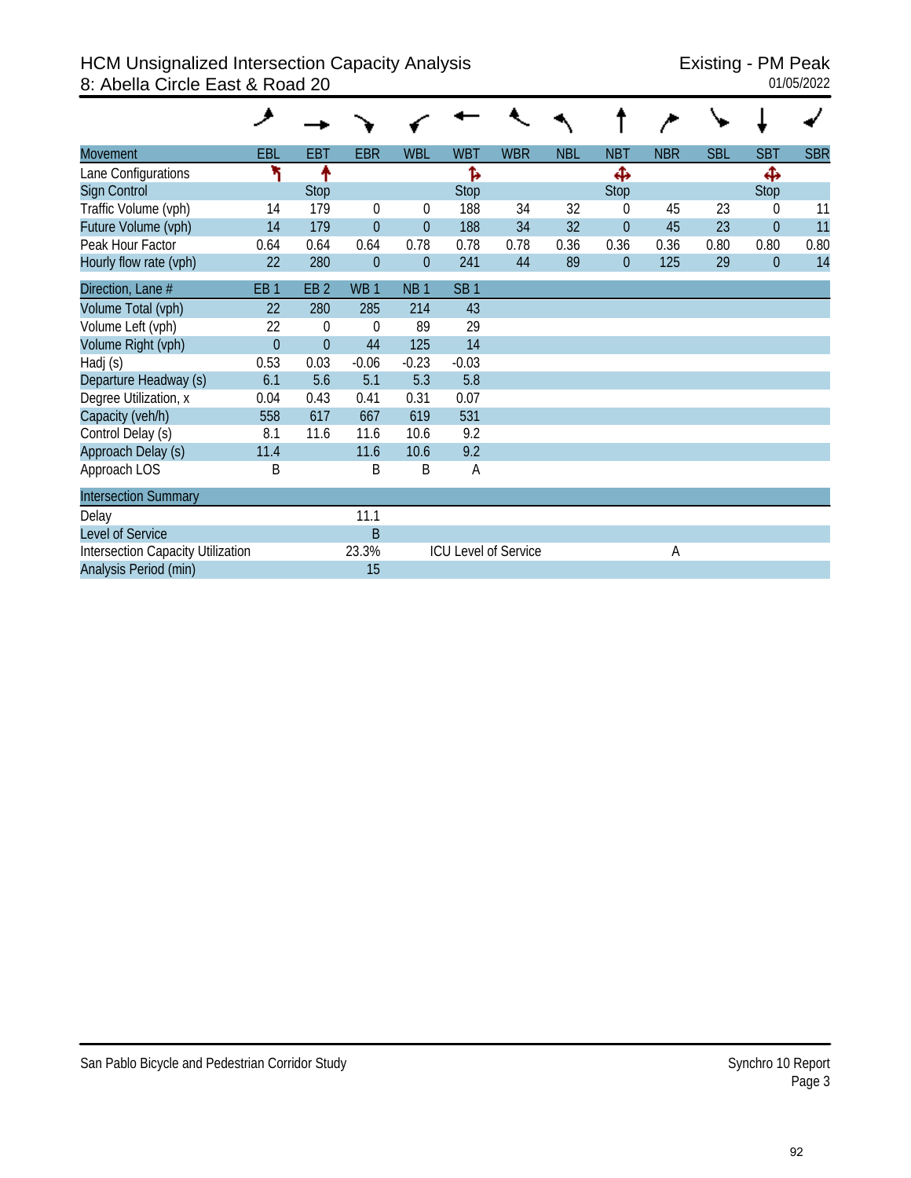# HCM Unsignalized Intersection Capacity Analysis
## 8: Abella Circle East & Road 20

Existing - PM Peak
01/05/2022

| Movement | EBL | EBT | EBR | WBL | WBT | WBR | NBL | NBT | NBR | SBL | SBT | SBR |
|---|---|---|---|---|---|---|---|---|---|---|---|---|
| Lane Configurations | | | | | | | | | | | | |
| Sign Control | | Stop | | | Stop | | | Stop | | | Stop | |
| Traffic Volume (vph) | 14 | 179 | 0 | 0 | 188 | 34 | 32 | 0 | 45 | 23 | 0 | 11 |
| Future Volume (vph) | 14 | 179 | 0 | 0 | 188 | 34 | 32 | 0 | 45 | 23 | 0 | 11 |
| Peak Hour Factor | 0.64 | 0.64 | 0.64 | 0.78 | 0.78 | 0.78 | 0.36 | 0.36 | 0.36 | 0.80 | 0.80 | 0.80 |
| Hourly flow rate (vph) | 22 | 280 | 0 | 0 | 241 | 44 | 89 | 0 | 125 | 29 | 0 | 14 |

| Direction, Lane # | EB 1 | EB 2 | WB 1 | NB 1 | SB 1 |
|---|---|---|---|---|---|
| Volume Total (vph) | 22 | 280 | 285 | 214 | 43 |
| Volume Left (vph) | 22 | 0 | 0 | 89 | 29 |
| Volume Right (vph) | 0 | 0 | 44 | 125 | 14 |
| Hadj (s) | 0.53 | 0.03 | -0.06 | -0.23 | -0.03 |
| Departure Headway (s) | 6.1 | 5.6 | 5.1 | 5.3 | 5.8 |
| Degree Utilization, x | 0.04 | 0.43 | 0.41 | 0.31 | 0.07 |
| Capacity (veh/h) | 558 | 617 | 667 | 619 | 531 |
| Control Delay (s) | 8.1 | 11.6 | 11.6 | 10.6 | 9.2 |
| Approach Delay (s) | 11.4 | | 11.6 | 10.6 | 9.2 |
| Approach LOS | B | | B | B | A |

| Intersection Summary | | | |
|---|---|---|---|
| Delay | 11.1 | | |
| Level of Service | B | | |
| Intersection Capacity Utilization | 23.3% | ICU Level of Service | A |
| Analysis Period (min) | 15 | | |

San Pablo Bicycle and Pedestrian Corridor Study

Synchro 10 Report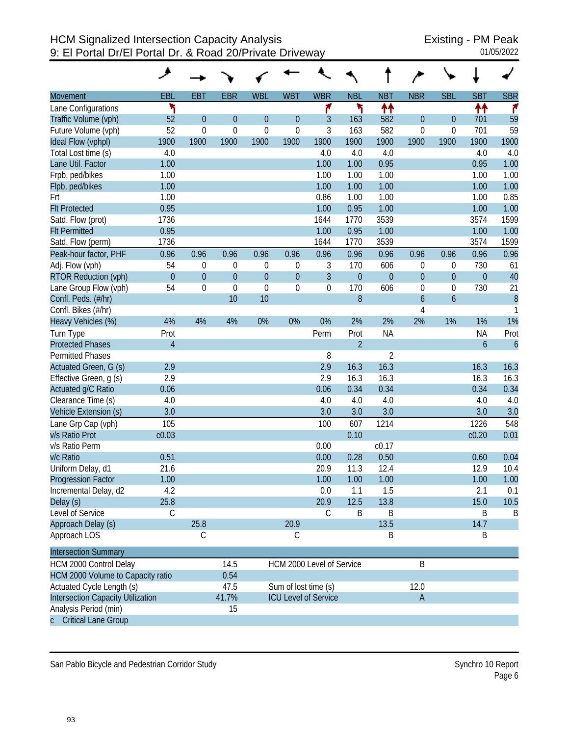# HCM Signalized Intersection Capacity Analysis
## 9: El Portal Dr/El Portal Dr. & Road 20/Private Driveway

Existing - PM Peak
01/05/2022

| Movement | EBL | EBT | EBR | WBL | WBT | WBR | NBL | NBT | NBR | SBL | SBT | SBR |
|---|---|---|---|---|---|---|---|---|---|---|---|---|
| Lane Configurations | ↰ | | | | | ↱ | ↰ | ↑↑ | | | ↑↑ | ↱ |
| Traffic Volume (vph) | 52 | 0 | 0 | 0 | 0 | 3 | 163 | 582 | 0 | 0 | 701 | 59 |
| Future Volume (vph) | 52 | 0 | 0 | 0 | 0 | 3 | 163 | 582 | 0 | 0 | 701 | 59 |
| Ideal Flow (vphpl) | 1900 | 1900 | 1900 | 1900 | 1900 | 1900 | 1900 | 1900 | 1900 | 1900 | 1900 | 1900 |
| Total Lost time (s) | 4.0 | | | | | 4.0 | 4.0 | 4.0 | | | 4.0 | 4.0 |
| Lane Util. Factor | 1.00 | | | | | 1.00 | 1.00 | 0.95 | | | 0.95 | 1.00 |
| Frpb, ped/bikes | 1.00 | | | | | 1.00 | 1.00 | 1.00 | | | 1.00 | 1.00 |
| Flpb, ped/bikes | 1.00 | | | | | 1.00 | 1.00 | 1.00 | | | 1.00 | 1.00 |
| Frt | 1.00 | | | | | 0.86 | 1.00 | 1.00 | | | 1.00 | 0.85 |
| Flt Protected | 0.95 | | | | | 1.00 | 0.95 | 1.00 | | | 1.00 | 1.00 |
| Satd. Flow (prot) | 1736 | | | | | 1644 | 1770 | 3539 | | | 3574 | 1599 |
| Flt Permitted | 0.95 | | | | | 1.00 | 0.95 | 1.00 | | | 1.00 | 1.00 |
| Satd. Flow (perm) | 1736 | | | | | 1644 | 1770 | 3539 | | | 3574 | 1599 |
| Peak-hour factor, PHF | 0.96 | 0.96 | 0.96 | 0.96 | 0.96 | 0.96 | 0.96 | 0.96 | 0.96 | 0.96 | 0.96 | 0.96 |
| Adj. Flow (vph) | 54 | 0 | 0 | 0 | 0 | 3 | 170 | 606 | 0 | 0 | 730 | 61 |
| RTOR Reduction (vph) | 0 | 0 | 0 | 0 | 0 | 3 | 0 | 0 | 0 | 0 | 0 | 40 |
| Lane Group Flow (vph) | 54 | 0 | 0 | 0 | 0 | 0 | 170 | 606 | 0 | 0 | 730 | 21 |
| Confl. Peds. (#/hr) | | | 10 | 10 | | | 8 | | 6 | 6 | | 8 |
| Confl. Bikes (#/hr) | | | | | | | | | 4 | | | 1 |
| Heavy Vehicles (%) | 4% | 4% | 4% | 0% | 0% | 0% | 2% | 2% | 2% | 1% | 1% | 1% |
| Turn Type | Prot | | | | | Perm | Prot | NA | | | NA | Prot |
| Protected Phases | 4 | | | | | | 2 | | | | 6 | 6 |
| Permitted Phases | | | | | | 8 | | 2 | | | | |
| Actuated Green, G (s) | 2.9 | | | | | 2.9 | 16.3 | 16.3 | | | 16.3 | 16.3 |
| Effective Green, g (s) | 2.9 | | | | | 2.9 | 16.3 | 16.3 | | | 16.3 | 16.3 |
| Actuated g/C Ratio | 0.06 | | | | | 0.06 | 0.34 | 0.34 | | | 0.34 | 0.34 |
| Clearance Time (s) | 4.0 | | | | | 4.0 | 4.0 | 4.0 | | | 4.0 | 4.0 |
| Vehicle Extension (s) | 3.0 | | | | | 3.0 | 3.0 | 3.0 | | | 3.0 | 3.0 |
| Lane Grp Cap (vph) | 105 | | | | | 100 | 607 | 1214 | | | 1226 | 548 |
| v/s Ratio Prot | c0.03 | | | | | | 0.10 | | | | c0.20 | 0.01 |
| v/s Ratio Perm | | | | | | 0.00 | | c0.17 | | | | |
| v/c Ratio | 0.51 | | | | | 0.00 | 0.28 | 0.50 | | | 0.60 | 0.04 |
| Uniform Delay, d1 | 21.6 | | | | | 20.9 | 11.3 | 12.4 | | | 12.9 | 10.4 |
| Progression Factor | 1.00 | | | | | 1.00 | 1.00 | 1.00 | | | 1.00 | 1.00 |
| Incremental Delay, d2 | 4.2 | | | | | 0.0 | 1.1 | 1.5 | | | 2.1 | 0.1 |
| Delay (s) | 25.8 | | | | | 20.9 | 12.5 | 13.8 | | | 15.0 | 10.5 |
| Level of Service | C | | | | | C | B | B | | | B | B |
| Approach Delay (s) | | 25.8 | | | 20.9 | | | 13.5 | | | 14.7 | |
| Approach LOS | | C | | | C | | | B | | | B | |

| Intersection Summary | | | |
|---|---|---|---|
| HCM 2000 Control Delay | 14.5 | HCM 2000 Level of Service | B |
| HCM 2000 Volume to Capacity ratio | 0.54 | | |
| Actuated Cycle Length (s) | 47.5 | Sum of lost time (s) | 12.0 |
| Intersection Capacity Utilization | 41.7% | ICU Level of Service | A |
| Analysis Period (min) | 15 | | |
| c Critical Lane Group | | | |

San Pablo Bicycle and Pedestrian Corridor Study

Synchro 10 Report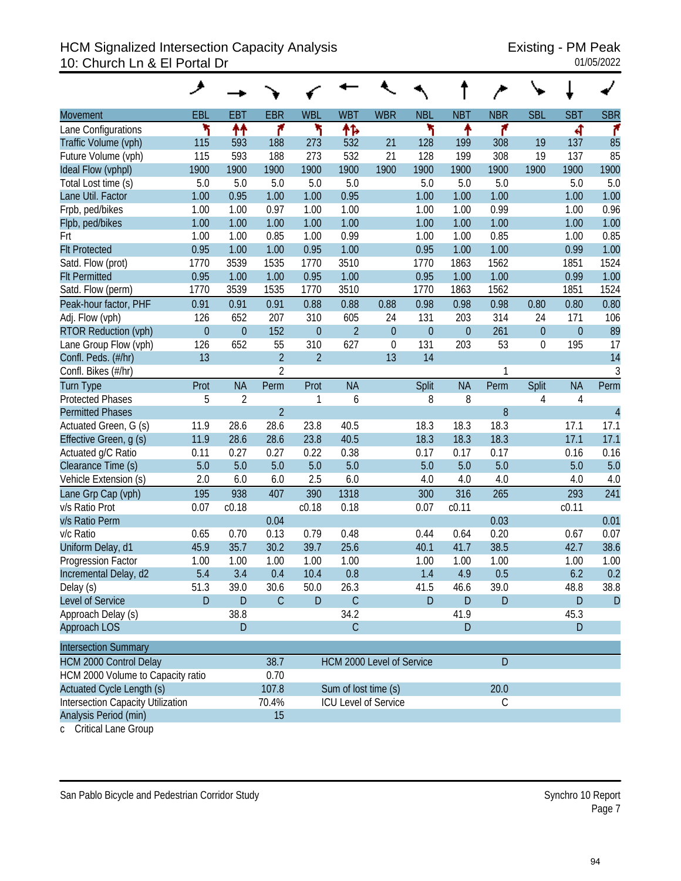# HCM Signalized Intersection Capacity Analysis
## 10: Church Ln & El Portal Dr

Existing - PM Peak
01/05/2022

| Movement | EBL | EBT | EBR | WBL | WBT | WBR | NBL | NBT | NBR | SBL | SBT | SBR |
|---|---|---|---|---|---|---|---|---|---|---|---|---|
| Lane Configurations | | | | | | | | | | | | |
| Traffic Volume (vph) | 115 | 593 | 188 | 273 | 532 | 21 | 128 | 199 | 308 | 19 | 137 | 85 |
| Future Volume (vph) | 115 | 593 | 188 | 273 | 532 | 21 | 128 | 199 | 308 | 19 | 137 | 85 |
| Ideal Flow (vphpl) | 1900 | 1900 | 1900 | 1900 | 1900 | 1900 | 1900 | 1900 | 1900 | 1900 | 1900 | 1900 |
| Total Lost time (s) | 5.0 | 5.0 | 5.0 | 5.0 | 5.0 | | 5.0 | 5.0 | 5.0 | | 5.0 | 5.0 |
| Lane Util. Factor | 1.00 | 0.95 | 1.00 | 1.00 | 0.95 | | 1.00 | 1.00 | 1.00 | | 1.00 | 1.00 |
| Frpb, ped/bikes | 1.00 | 1.00 | 0.97 | 1.00 | 1.00 | | 1.00 | 1.00 | 0.99 | | 1.00 | 0.96 |
| Flpb, ped/bikes | 1.00 | 1.00 | 1.00 | 1.00 | 1.00 | | 1.00 | 1.00 | 1.00 | | 1.00 | 1.00 |
| Frt | 1.00 | 1.00 | 0.85 | 1.00 | 0.99 | | 1.00 | 1.00 | 0.85 | | 1.00 | 0.85 |
| Flt Protected | 0.95 | 1.00 | 1.00 | 0.95 | 1.00 | | 0.95 | 1.00 | 1.00 | | 0.99 | 1.00 |
| Satd. Flow (prot) | 1770 | 3539 | 1535 | 1770 | 3510 | | 1770 | 1863 | 1562 | | 1851 | 1524 |
| Flt Permitted | 0.95 | 1.00 | 1.00 | 0.95 | 1.00 | | 0.95 | 1.00 | 1.00 | | 0.99 | 1.00 |
| Satd. Flow (perm) | 1770 | 3539 | 1535 | 1770 | 3510 | | 1770 | 1863 | 1562 | | 1851 | 1524 |
| Peak-hour factor, PHF | 0.91 | 0.91 | 0.91 | 0.88 | 0.88 | 0.88 | 0.98 | 0.98 | 0.98 | 0.80 | 0.80 | 0.80 |
| Adj. Flow (vph) | 126 | 652 | 207 | 310 | 605 | 24 | 131 | 203 | 314 | 24 | 171 | 106 |
| RTOR Reduction (vph) | 0 | 0 | 152 | 0 | 2 | 0 | 0 | 0 | 261 | 0 | 0 | 89 |
| Lane Group Flow (vph) | 126 | 652 | 55 | 310 | 627 | 0 | 131 | 203 | 53 | 0 | 195 | 17 |
| Confl. Peds. (#/hr) | 13 | | 2 | 2 | | 13 | 14 | | | | | 14 |
| Confl. Bikes (#/hr) | | | 2 | | | | | | 1 | | | 3 |
| Turn Type | Prot | NA | Perm | Prot | NA | | Split | NA | Perm | Split | NA | Perm |
| Protected Phases | 5 | 2 | | 1 | 6 | | 8 | 8 | | 4 | 4 | |
| Permitted Phases | | | 2 | | | | | | 8 | | | 4 |
| Actuated Green, G (s) | 11.9 | 28.6 | 28.6 | 23.8 | 40.5 | | 18.3 | 18.3 | 18.3 | | 17.1 | 17.1 |
| Effective Green, g (s) | 11.9 | 28.6 | 28.6 | 23.8 | 40.5 | | 18.3 | 18.3 | 18.3 | | 17.1 | 17.1 |
| Actuated g/C Ratio | 0.11 | 0.27 | 0.27 | 0.22 | 0.38 | | 0.17 | 0.17 | 0.17 | | 0.16 | 0.16 |
| Clearance Time (s) | 5.0 | 5.0 | 5.0 | 5.0 | 5.0 | | 5.0 | 5.0 | 5.0 | | 5.0 | 5.0 |
| Vehicle Extension (s) | 2.0 | 6.0 | 6.0 | 2.5 | 6.0 | | 4.0 | 4.0 | 4.0 | | 4.0 | 4.0 |
| Lane Grp Cap (vph) | 195 | 938 | 407 | 390 | 1318 | | 300 | 316 | 265 | | 293 | 241 |
| v/s Ratio Prot | 0.07 | c0.18 | | c0.18 | 0.18 | | 0.07 | c0.11 | | | c0.11 | |
| v/s Ratio Perm | | | 0.04 | | | | | | 0.03 | | | 0.01 |
| v/c Ratio | 0.65 | 0.70 | 0.13 | 0.79 | 0.48 | | 0.44 | 0.64 | 0.20 | | 0.67 | 0.07 |
| Uniform Delay, d1 | 45.9 | 35.7 | 30.2 | 39.7 | 25.6 | | 40.1 | 41.7 | 38.5 | | 42.7 | 38.6 |
| Progression Factor | 1.00 | 1.00 | 1.00 | 1.00 | 1.00 | | 1.00 | 1.00 | 1.00 | | 1.00 | 1.00 |
| Incremental Delay, d2 | 5.4 | 3.4 | 0.4 | 10.4 | 0.8 | | 1.4 | 4.9 | 0.5 | | 6.2 | 0.2 |
| Delay (s) | 51.3 | 39.0 | 30.6 | 50.0 | 26.3 | | 41.5 | 46.6 | 39.0 | | 48.8 | 38.8 |
| Level of Service | D | D | C | D | C | | D | D | D | | D | D |
| Approach Delay (s) | | 38.8 | | | 34.2 | | | 41.9 | | | 45.3 | |
| Approach LOS | | D | | | C | | | D | | | D | |

| Intersection Summary | | | |
|---|---|---|---|
| HCM 2000 Control Delay | 38.7 | HCM 2000 Level of Service | D |
| HCM 2000 Volume to Capacity ratio | 0.70 | | |
| Actuated Cycle Length (s) | 107.8 | Sum of lost time (s) | 20.0 |
| Intersection Capacity Utilization | 70.4% | ICU Level of Service | C |
| Analysis Period (min) | 15 | | |

c Critical Lane Group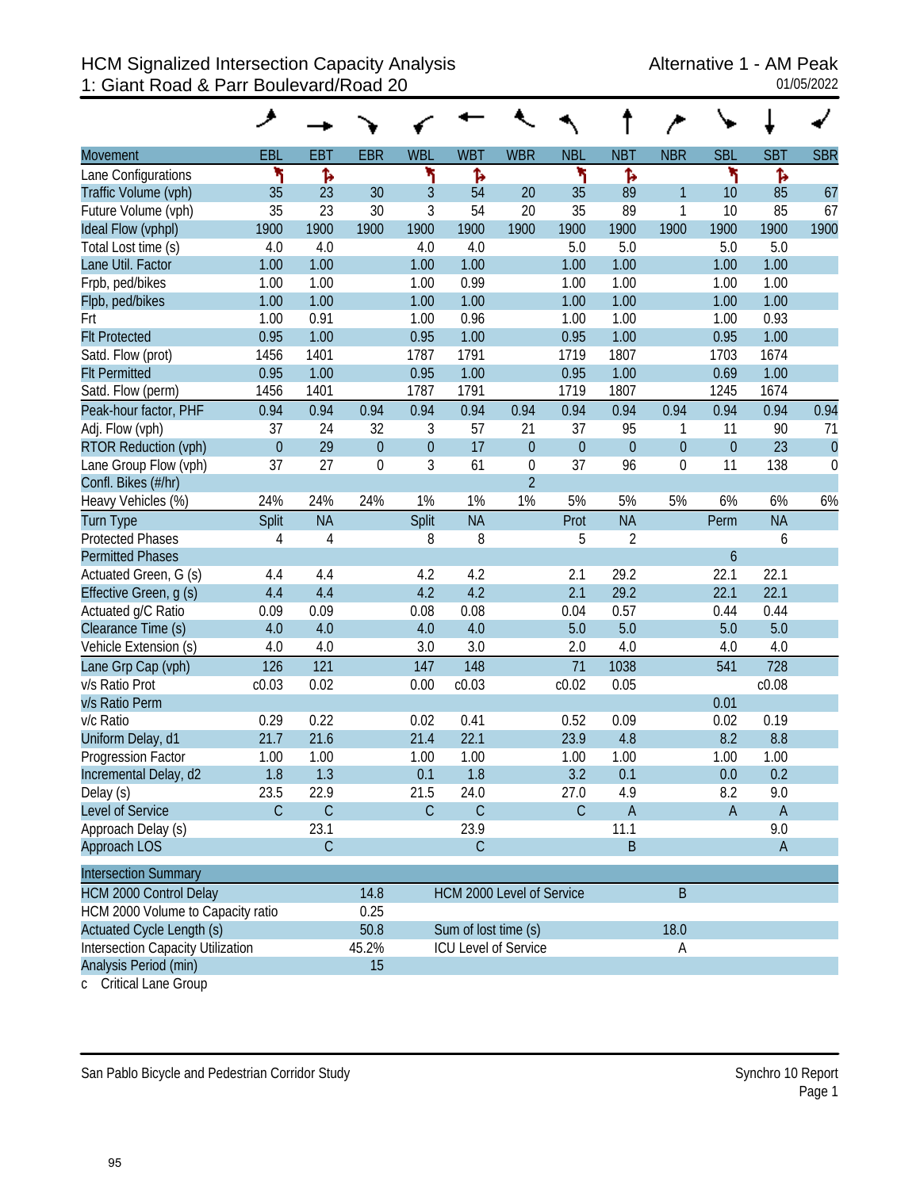# HCM Signalized Intersection Capacity Analysis
## 1: Giant Road & Parr Boulevard/Road 20

Alternative 1 - AM Peak
01/05/2022

| Movement | EBL | EBT | EBR | WBL | WBT | WBR | NBL | NBT | NBR | SBL | SBT | SBR |
|---|---|---|---|---|---|---|---|---|---|---|---|---|
| Lane Configurations | | | | | | | | | | | | |
| Traffic Volume (vph) | 35 | 23 | 30 | 3 | 54 | 20 | 35 | 89 | 1 | 10 | 85 | 67 |
| Future Volume (vph) | 35 | 23 | 30 | 3 | 54 | 20 | 35 | 89 | 1 | 10 | 85 | 67 |
| Ideal Flow (vphpl) | 1900 | 1900 | 1900 | 1900 | 1900 | 1900 | 1900 | 1900 | 1900 | 1900 | 1900 | 1900 |
| Total Lost time (s) | 4.0 | 4.0 | | 4.0 | 4.0 | | 5.0 | 5.0 | | 5.0 | 5.0 | |
| Lane Util. Factor | 1.00 | 1.00 | | 1.00 | 1.00 | | 1.00 | 1.00 | | 1.00 | 1.00 | |
| Frpb, ped/bikes | 1.00 | 1.00 | | 1.00 | 0.99 | | 1.00 | 1.00 | | 1.00 | 1.00 | |
| Flpb, ped/bikes | 1.00 | 1.00 | | 1.00 | 1.00 | | 1.00 | 1.00 | | 1.00 | 1.00 | |
| Frt | 1.00 | 0.91 | | 1.00 | 0.96 | | 1.00 | 1.00 | | 1.00 | 0.93 | |
| Flt Protected | 0.95 | 1.00 | | 0.95 | 1.00 | | 0.95 | 1.00 | | 0.95 | 1.00 | |
| Satd. Flow (prot) | 1456 | 1401 | | 1787 | 1791 | | 1719 | 1807 | | 1703 | 1674 | |
| Flt Permitted | 0.95 | 1.00 | | 0.95 | 1.00 | | 0.95 | 1.00 | | 0.69 | 1.00 | |
| Satd. Flow (perm) | 1456 | 1401 | | 1787 | 1791 | | 1719 | 1807 | | 1245 | 1674 | |
| Peak-hour factor, PHF | 0.94 | 0.94 | 0.94 | 0.94 | 0.94 | 0.94 | 0.94 | 0.94 | 0.94 | 0.94 | 0.94 | 0.94 |
| Adj. Flow (vph) | 37 | 24 | 32 | 3 | 57 | 21 | 37 | 95 | 1 | 11 | 90 | 71 |
| RTOR Reduction (vph) | 0 | 29 | 0 | 0 | 17 | 0 | 0 | 0 | 0 | 0 | 23 | 0 |
| Lane Group Flow (vph) | 37 | 27 | 0 | 3 | 61 | 0 | 37 | 96 | 0 | 11 | 138 | 0 |
| Confl. Bikes (#/hr) | | | | | | 2 | | | | | | |
| Heavy Vehicles (%) | 24% | 24% | 24% | 1% | 1% | 1% | 5% | 5% | 5% | 6% | 6% | 6% |
| Turn Type | Split | NA | | Split | NA | | Prot | NA | | Perm | NA | |
| Protected Phases | 4 | 4 | | 8 | 8 | | 5 | 2 | | | 6 | |
| Permitted Phases | | | | | | | | | | 6 | | |
| Actuated Green, G (s) | 4.4 | 4.4 | | 4.2 | 4.2 | | 2.1 | 29.2 | | 22.1 | 22.1 | |
| Effective Green, g (s) | 4.4 | 4.4 | | 4.2 | 4.2 | | 2.1 | 29.2 | | 22.1 | 22.1 | |
| Actuated g/C Ratio | 0.09 | 0.09 | | 0.08 | 0.08 | | 0.04 | 0.57 | | 0.44 | 0.44 | |
| Clearance Time (s) | 4.0 | 4.0 | | 4.0 | 4.0 | | 5.0 | 5.0 | | 5.0 | 5.0 | |
| Vehicle Extension (s) | 4.0 | 4.0 | | 3.0 | 3.0 | | 2.0 | 4.0 | | 4.0 | 4.0 | |
| Lane Grp Cap (vph) | 126 | 121 | | 147 | 148 | | 71 | 1038 | | 541 | 728 | |
| v/s Ratio Prot | c0.03 | 0.02 | | 0.00 | c0.03 | | c0.02 | 0.05 | | | c0.08 | |
| v/s Ratio Perm | | | | | | | | | | 0.01 | | |
| v/c Ratio | 0.29 | 0.22 | | 0.02 | 0.41 | | 0.52 | 0.09 | | 0.02 | 0.19 | |
| Uniform Delay, d1 | 21.7 | 21.6 | | 21.4 | 22.1 | | 23.9 | 4.8 | | 8.2 | 8.8 | |
| Progression Factor | 1.00 | 1.00 | | 1.00 | 1.00 | | 1.00 | 1.00 | | 1.00 | 1.00 | |
| Incremental Delay, d2 | 1.8 | 1.3 | | 0.1 | 1.8 | | 3.2 | 0.1 | | 0.0 | 0.2 | |
| Delay (s) | 23.5 | 22.9 | | 21.5 | 24.0 | | 27.0 | 4.9 | | 8.2 | 9.0 | |
| Level of Service | C | C | | C | C | | C | A | | A | A | |
| Approach Delay (s) | | 23.1 | | | 23.9 | | | 11.1 | | | 9.0 | |
| Approach LOS | | C | | | C | | | B | | | A | |

| Intersection Summary | | | |
|---|---|---|---|
| HCM 2000 Control Delay | 14.8 | HCM 2000 Level of Service | B |
| HCM 2000 Volume to Capacity ratio | 0.25 | | |
| Actuated Cycle Length (s) | 50.8 | Sum of lost time (s) | 18.0 |
| Intersection Capacity Utilization | 45.2% | ICU Level of Service | A |
| Analysis Period (min) | 15 | | |

c Critical Lane Group

San Pablo Bicycle and Pedestrian Corridor Study — Synchro 10 Report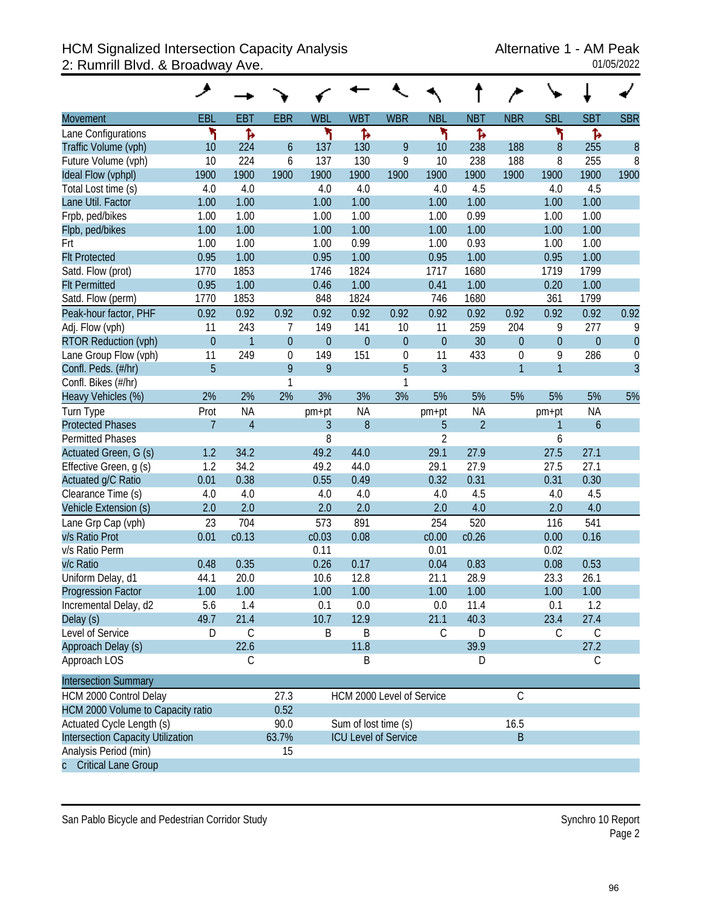# HCM Signalized Intersection Capacity Analysis
## 2: Rumrill Blvd. & Broadway Ave.

Alternative 1 - AM Peak
01/05/2022

| Movement | EBL | EBT | EBR | WBL | WBT | WBR | NBL | NBT | NBR | SBL | SBT | SBR |
|---|---|---|---|---|---|---|---|---|---|---|---|---|
| Lane Configurations | ↰ | ↱ | | ↰ | ↱ | | ↰ | ↱ | | ↰ | ↱ | |
| Traffic Volume (vph) | 10 | 224 | 6 | 137 | 130 | 9 | 10 | 238 | 188 | 8 | 255 | 8 |
| Future Volume (vph) | 10 | 224 | 6 | 137 | 130 | 9 | 10 | 238 | 188 | 8 | 255 | 8 |
| Ideal Flow (vphpl) | 1900 | 1900 | 1900 | 1900 | 1900 | 1900 | 1900 | 1900 | 1900 | 1900 | 1900 | 1900 |
| Total Lost time (s) | 4.0 | 4.0 | | 4.0 | 4.0 | | 4.0 | 4.5 | | 4.0 | 4.5 | |
| Lane Util. Factor | 1.00 | 1.00 | | 1.00 | 1.00 | | 1.00 | 1.00 | | 1.00 | 1.00 | |
| Frpb, ped/bikes | 1.00 | 1.00 | | 1.00 | 1.00 | | 1.00 | 0.99 | | 1.00 | 1.00 | |
| Flpb, ped/bikes | 1.00 | 1.00 | | 1.00 | 1.00 | | 1.00 | 1.00 | | 1.00 | 1.00 | |
| Frt | 1.00 | 1.00 | | 1.00 | 0.99 | | 1.00 | 0.93 | | 1.00 | 1.00 | |
| Flt Protected | 0.95 | 1.00 | | 0.95 | 1.00 | | 0.95 | 1.00 | | 0.95 | 1.00 | |
| Satd. Flow (prot) | 1770 | 1853 | | 1746 | 1824 | | 1717 | 1680 | | 1719 | 1799 | |
| Flt Permitted | 0.95 | 1.00 | | 0.46 | 1.00 | | 0.41 | 1.00 | | 0.20 | 1.00 | |
| Satd. Flow (perm) | 1770 | 1853 | | 848 | 1824 | | 746 | 1680 | | 361 | 1799 | |
| Peak-hour factor, PHF | 0.92 | 0.92 | 0.92 | 0.92 | 0.92 | 0.92 | 0.92 | 0.92 | 0.92 | 0.92 | 0.92 | 0.92 |
| Adj. Flow (vph) | 11 | 243 | 7 | 149 | 141 | 10 | 11 | 259 | 204 | 9 | 277 | 9 |
| RTOR Reduction (vph) | 0 | 1 | 0 | 0 | 0 | 0 | 0 | 30 | 0 | 0 | 0 | 0 |
| Lane Group Flow (vph) | 11 | 249 | 0 | 149 | 151 | 0 | 11 | 433 | 0 | 9 | 286 | 0 |
| Confl. Peds. (#/hr) | 5 | | 9 | 9 | | 5 | 3 | | 1 | 1 | | 3 |
| Confl. Bikes (#/hr) | | | 1 | | | 1 | | | | | | |
| Heavy Vehicles (%) | 2% | 2% | 2% | 3% | 3% | 3% | 5% | 5% | 5% | 5% | 5% | 5% |
| Turn Type | Prot | NA | | pm+pt | NA | | pm+pt | NA | | pm+pt | NA | |
| Protected Phases | 7 | 4 | | 3 | 8 | | 5 | 2 | | 1 | 6 | |
| Permitted Phases | | | | 8 | | | 2 | | | 6 | | |
| Actuated Green, G (s) | 1.2 | 34.2 | | 49.2 | 44.0 | | 29.1 | 27.9 | | 27.5 | 27.1 | |
| Effective Green, g (s) | 1.2 | 34.2 | | 49.2 | 44.0 | | 29.1 | 27.9 | | 27.5 | 27.1 | |
| Actuated g/C Ratio | 0.01 | 0.38 | | 0.55 | 0.49 | | 0.32 | 0.31 | | 0.31 | 0.30 | |
| Clearance Time (s) | 4.0 | 4.0 | | 4.0 | 4.0 | | 4.0 | 4.5 | | 4.0 | 4.5 | |
| Vehicle Extension (s) | 2.0 | 2.0 | | 2.0 | 2.0 | | 2.0 | 4.0 | | 2.0 | 4.0 | |
| Lane Grp Cap (vph) | 23 | 704 | | 573 | 891 | | 254 | 520 | | 116 | 541 | |
| v/s Ratio Prot | 0.01 | c0.13 | | c0.03 | 0.08 | | c0.00 | c0.26 | | 0.00 | 0.16 | |
| v/s Ratio Perm | | | | 0.11 | | | 0.01 | | | 0.02 | | |
| v/c Ratio | 0.48 | 0.35 | | 0.26 | 0.17 | | 0.04 | 0.83 | | 0.08 | 0.53 | |
| Uniform Delay, d1 | 44.1 | 20.0 | | 10.6 | 12.8 | | 21.1 | 28.9 | | 23.3 | 26.1 | |
| Progression Factor | 1.00 | 1.00 | | 1.00 | 1.00 | | 1.00 | 1.00 | | 1.00 | 1.00 | |
| Incremental Delay, d2 | 5.6 | 1.4 | | 0.1 | 0.0 | | 0.0 | 11.4 | | 0.1 | 1.2 | |
| Delay (s) | 49.7 | 21.4 | | 10.7 | 12.9 | | 21.1 | 40.3 | | 23.4 | 27.4 | |
| Level of Service | D | C | | B | B | | C | D | | C | C | |
| Approach Delay (s) | | 22.6 | | | 11.8 | | | 39.9 | | | 27.2 | |
| Approach LOS | | C | | | B | | | D | | | C | |

| Intersection Summary | | | |
|---|---|---|---|
| HCM 2000 Control Delay | 27.3 | HCM 2000 Level of Service | C |
| HCM 2000 Volume to Capacity ratio | 0.52 | | |
| Actuated Cycle Length (s) | 90.0 | Sum of lost time (s) | 16.5 |
| Intersection Capacity Utilization | 63.7% | ICU Level of Service | B |
| Analysis Period (min) | 15 | | |
| c Critical Lane Group | | | |

San Pablo Bicycle and Pedestrian Corridor Study — Synchro 10 Report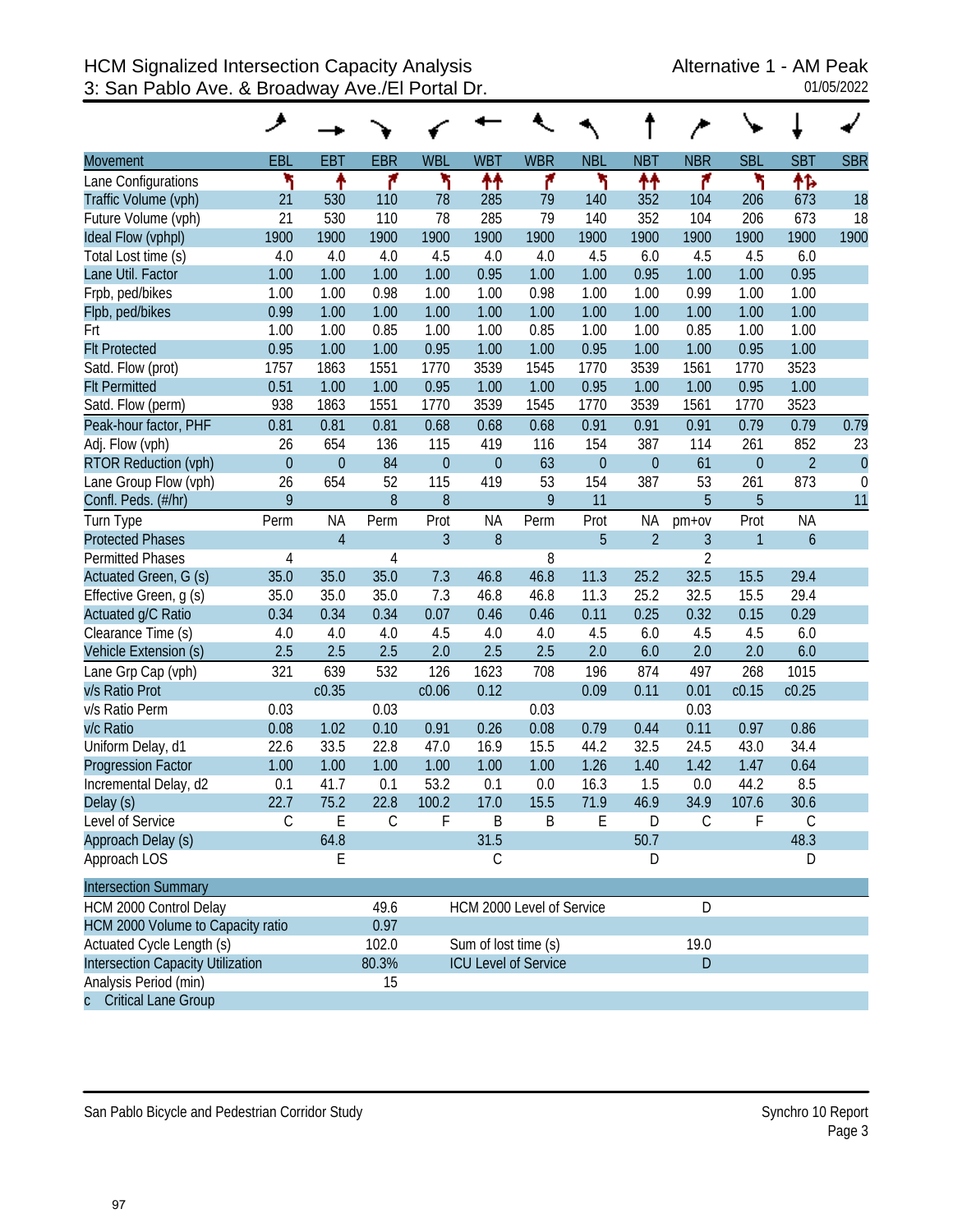# HCM Signalized Intersection Capacity Analysis
## 3: San Pablo Ave. & Broadway Ave./El Portal Dr.

Alternative 1 - AM Peak
01/05/2022

| Movement | EBL | EBT | EBR | WBL | WBT | WBR | NBL | NBT | NBR | SBL | SBT | SBR |
|---|---|---|---|---|---|---|---|---|---|---|---|---|
| Lane Configurations | | | | | | | | | | | | |
| Traffic Volume (vph) | 21 | 530 | 110 | 78 | 285 | 79 | 140 | 352 | 104 | 206 | 673 | 18 |
| Future Volume (vph) | 21 | 530 | 110 | 78 | 285 | 79 | 140 | 352 | 104 | 206 | 673 | 18 |
| Ideal Flow (vphpl) | 1900 | 1900 | 1900 | 1900 | 1900 | 1900 | 1900 | 1900 | 1900 | 1900 | 1900 | 1900 |
| Total Lost time (s) | 4.0 | 4.0 | 4.0 | 4.5 | 4.0 | 4.0 | 4.5 | 6.0 | 4.5 | 4.5 | 6.0 | |
| Lane Util. Factor | 1.00 | 1.00 | 1.00 | 1.00 | 0.95 | 1.00 | 1.00 | 0.95 | 1.00 | 1.00 | 0.95 | |
| Frpb, ped/bikes | 1.00 | 1.00 | 0.98 | 1.00 | 1.00 | 0.98 | 1.00 | 1.00 | 0.99 | 1.00 | 1.00 | |
| Flpb, ped/bikes | 0.99 | 1.00 | 1.00 | 1.00 | 1.00 | 1.00 | 1.00 | 1.00 | 1.00 | 1.00 | 1.00 | |
| Frt | 1.00 | 1.00 | 0.85 | 1.00 | 1.00 | 0.85 | 1.00 | 1.00 | 0.85 | 1.00 | 1.00 | |
| Flt Protected | 0.95 | 1.00 | 1.00 | 0.95 | 1.00 | 1.00 | 0.95 | 1.00 | 1.00 | 0.95 | 1.00 | |
| Satd. Flow (prot) | 1757 | 1863 | 1551 | 1770 | 3539 | 1545 | 1770 | 3539 | 1561 | 1770 | 3523 | |
| Flt Permitted | 0.51 | 1.00 | 1.00 | 0.95 | 1.00 | 1.00 | 0.95 | 1.00 | 1.00 | 0.95 | 1.00 | |
| Satd. Flow (perm) | 938 | 1863 | 1551 | 1770 | 3539 | 1545 | 1770 | 3539 | 1561 | 1770 | 3523 | |
| Peak-hour factor, PHF | 0.81 | 0.81 | 0.81 | 0.68 | 0.68 | 0.68 | 0.91 | 0.91 | 0.91 | 0.79 | 0.79 | 0.79 |
| Adj. Flow (vph) | 26 | 654 | 136 | 115 | 419 | 116 | 154 | 387 | 114 | 261 | 852 | 23 |
| RTOR Reduction (vph) | 0 | 0 | 84 | 0 | 0 | 63 | 0 | 0 | 61 | 0 | 2 | 0 |
| Lane Group Flow (vph) | 26 | 654 | 52 | 115 | 419 | 53 | 154 | 387 | 53 | 261 | 873 | 0 |
| Confl. Peds. (#/hr) | 9 | | 8 | 8 | | 9 | 11 | | 5 | 5 | | 11 |
| Turn Type | Perm | NA | Perm | Prot | NA | Perm | Prot | NA | pm+ov | Prot | NA | |
| Protected Phases | | 4 | | 3 | 8 | | 5 | 2 | 3 | 1 | 6 | |
| Permitted Phases | 4 | | 4 | | | 8 | | | 2 | | | |
| Actuated Green, G (s) | 35.0 | 35.0 | 35.0 | 7.3 | 46.8 | 46.8 | 11.3 | 25.2 | 32.5 | 15.5 | 29.4 | |
| Effective Green, g (s) | 35.0 | 35.0 | 35.0 | 7.3 | 46.8 | 46.8 | 11.3 | 25.2 | 32.5 | 15.5 | 29.4 | |
| Actuated g/C Ratio | 0.34 | 0.34 | 0.34 | 0.07 | 0.46 | 0.46 | 0.11 | 0.25 | 0.32 | 0.15 | 0.29 | |
| Clearance Time (s) | 4.0 | 4.0 | 4.0 | 4.5 | 4.0 | 4.0 | 4.5 | 6.0 | 4.5 | 4.5 | 6.0 | |
| Vehicle Extension (s) | 2.5 | 2.5 | 2.5 | 2.0 | 2.5 | 2.5 | 2.0 | 6.0 | 2.0 | 2.0 | 6.0 | |
| Lane Grp Cap (vph) | 321 | 639 | 532 | 126 | 1623 | 708 | 196 | 874 | 497 | 268 | 1015 | |
| v/s Ratio Prot | | c0.35 | | c0.06 | 0.12 | | 0.09 | 0.11 | 0.01 | c0.15 | c0.25 | |
| v/s Ratio Perm | 0.03 | | 0.03 | | | 0.03 | | | 0.03 | | | |
| v/c Ratio | 0.08 | 1.02 | 0.10 | 0.91 | 0.26 | 0.08 | 0.79 | 0.44 | 0.11 | 0.97 | 0.86 | |
| Uniform Delay, d1 | 22.6 | 33.5 | 22.8 | 47.0 | 16.9 | 15.5 | 44.2 | 32.5 | 24.5 | 43.0 | 34.4 | |
| Progression Factor | 1.00 | 1.00 | 1.00 | 1.00 | 1.00 | 1.00 | 1.26 | 1.40 | 1.42 | 1.47 | 0.64 | |
| Incremental Delay, d2 | 0.1 | 41.7 | 0.1 | 53.2 | 0.1 | 0.0 | 16.3 | 1.5 | 0.0 | 44.2 | 8.5 | |
| Delay (s) | 22.7 | 75.2 | 22.8 | 100.2 | 17.0 | 15.5 | 71.9 | 46.9 | 34.9 | 107.6 | 30.6 | |
| Level of Service | C | E | C | F | B | B | E | D | C | F | C | |
| Approach Delay (s) | | 64.8 | | | 31.5 | | | 50.7 | | | 48.3 | |
| Approach LOS | | E | | | C | | | D | | | D | |

| Intersection Summary | | | |
|---|---|---|---|
| HCM 2000 Control Delay | 49.6 | HCM 2000 Level of Service | D |
| HCM 2000 Volume to Capacity ratio | 0.97 | | |
| Actuated Cycle Length (s) | 102.0 | Sum of lost time (s) | 19.0 |
| Intersection Capacity Utilization | 80.3% | ICU Level of Service | D |
| Analysis Period (min) | 15 | | |

c Critical Lane Group

San Pablo Bicycle and Pedestrian Corridor Study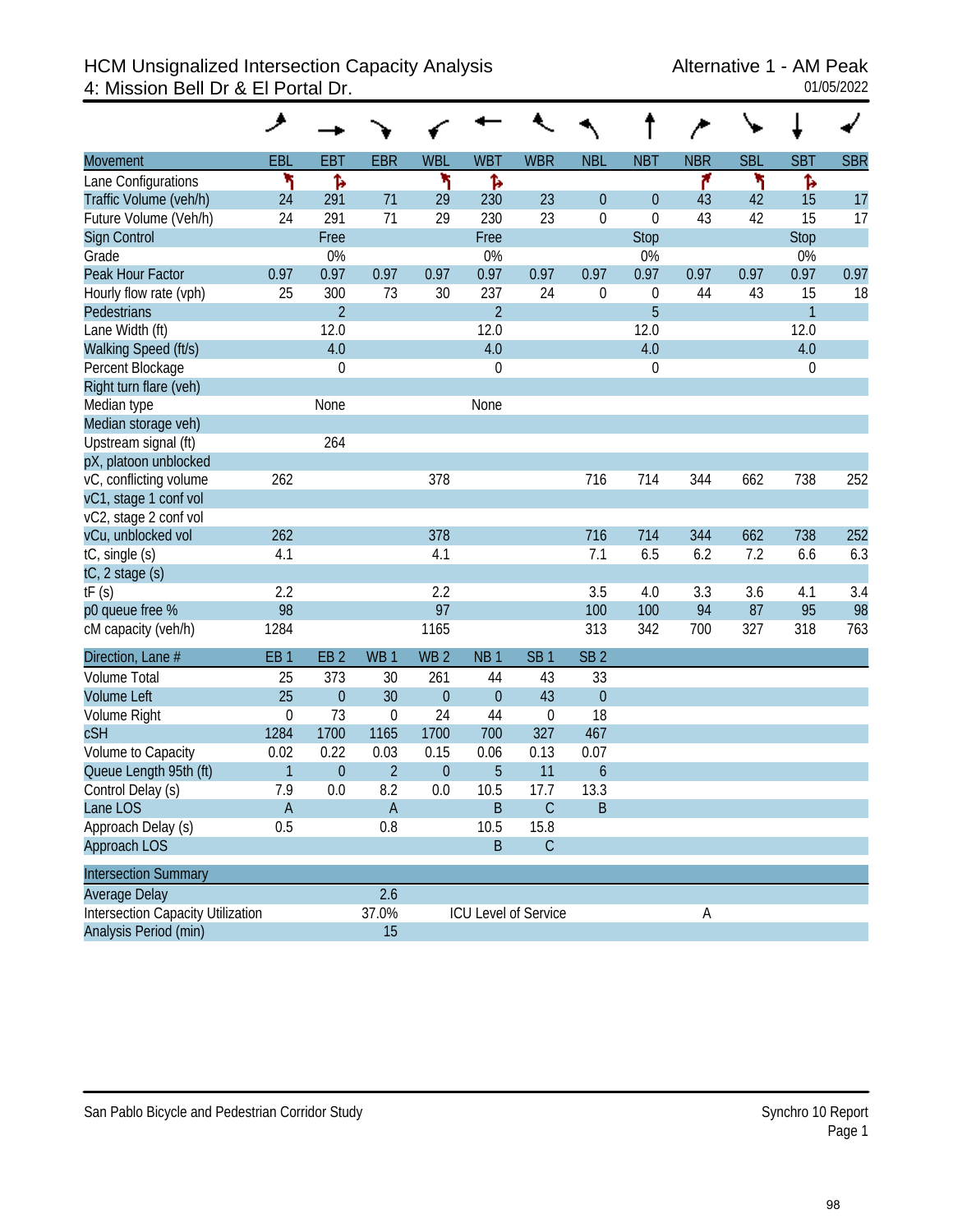# HCM Unsignalized Intersection Capacity Analysis
## 4: Mission Bell Dr & El Portal Dr.

Alternative 1 - AM Peak
01/05/2022

| Movement | EBL | EBT | EBR | WBL | WBT | WBR | NBL | NBT | NBR | SBL | SBT | SBR |
|---|---|---|---|---|---|---|---|---|---|---|---|---|
| Lane Configurations | | | | | | | | | | | | |
| Traffic Volume (veh/h) | 24 | 291 | 71 | 29 | 230 | 23 | 0 | 0 | 43 | 42 | 15 | 17 |
| Future Volume (Veh/h) | 24 | 291 | 71 | 29 | 230 | 23 | 0 | 0 | 43 | 42 | 15 | 17 |
| Sign Control | | Free | | | Free | | | Stop | | | Stop | |
| Grade | | 0% | | | 0% | | | 0% | | | 0% | |
| Peak Hour Factor | 0.97 | 0.97 | 0.97 | 0.97 | 0.97 | 0.97 | 0.97 | 0.97 | 0.97 | 0.97 | 0.97 | 0.97 |
| Hourly flow rate (vph) | 25 | 300 | 73 | 30 | 237 | 24 | 0 | 0 | 44 | 43 | 15 | 18 |
| Pedestrians | | 2 | | | 2 | | | 5 | | | 1 | |
| Lane Width (ft) | | 12.0 | | | 12.0 | | | 12.0 | | | 12.0 | |
| Walking Speed (ft/s) | | 4.0 | | | 4.0 | | | 4.0 | | | 4.0 | |
| Percent Blockage | | 0 | | | 0 | | | 0 | | | 0 | |
| Right turn flare (veh) | | | | | | | | | | | | |
| Median type | | None | | | None | | | | | | | |
| Median storage veh) | | | | | | | | | | | | |
| Upstream signal (ft) | | 264 | | | | | | | | | | |
| pX, platoon unblocked | | | | | | | | | | | | |
| vC, conflicting volume | 262 | | | 378 | | | 716 | 714 | 344 | 662 | 738 | 252 |
| vC1, stage 1 conf vol | | | | | | | | | | | | |
| vC2, stage 2 conf vol | | | | | | | | | | | | |
| vCu, unblocked vol | 262 | | | 378 | | | 716 | 714 | 344 | 662 | 738 | 252 |
| tC, single (s) | 4.1 | | | 4.1 | | | 7.1 | 6.5 | 6.2 | 7.2 | 6.6 | 6.3 |
| tC, 2 stage (s) | | | | | | | | | | | | |
| tF (s) | 2.2 | | | 2.2 | | | 3.5 | 4.0 | 3.3 | 3.6 | 4.1 | 3.4 |
| p0 queue free % | 98 | | | 97 | | | 100 | 100 | 94 | 87 | 95 | 98 |
| cM capacity (veh/h) | 1284 | | | 1165 | | | 313 | 342 | 700 | 327 | 318 | 763 |

| Direction, Lane # | EB 1 | EB 2 | WB 1 | WB 2 | NB 1 | SB 1 | SB 2 |
|---|---|---|---|---|---|---|---|
| Volume Total | 25 | 373 | 30 | 261 | 44 | 43 | 33 |
| Volume Left | 25 | 0 | 30 | 0 | 0 | 43 | 0 |
| Volume Right | 0 | 73 | 0 | 24 | 44 | 0 | 18 |
| cSH | 1284 | 1700 | 1165 | 1700 | 700 | 327 | 467 |
| Volume to Capacity | 0.02 | 0.22 | 0.03 | 0.15 | 0.06 | 0.13 | 0.07 |
| Queue Length 95th (ft) | 1 | 0 | 2 | 0 | 5 | 11 | 6 |
| Control Delay (s) | 7.9 | 0.0 | 8.2 | 0.0 | 10.5 | 17.7 | 13.3 |
| Lane LOS | A | | A | | B | C | B |
| Approach Delay (s) | 0.5 | | 0.8 | | 10.5 | 15.8 | |
| Approach LOS | | | | | B | C | |

| Intersection Summary | | | |
|---|---|---|---|
| Average Delay | 2.6 | | |
| Intersection Capacity Utilization | 37.0% | ICU Level of Service | A |
| Analysis Period (min) | 15 | | |

San Pablo Bicycle and Pedestrian Corridor Study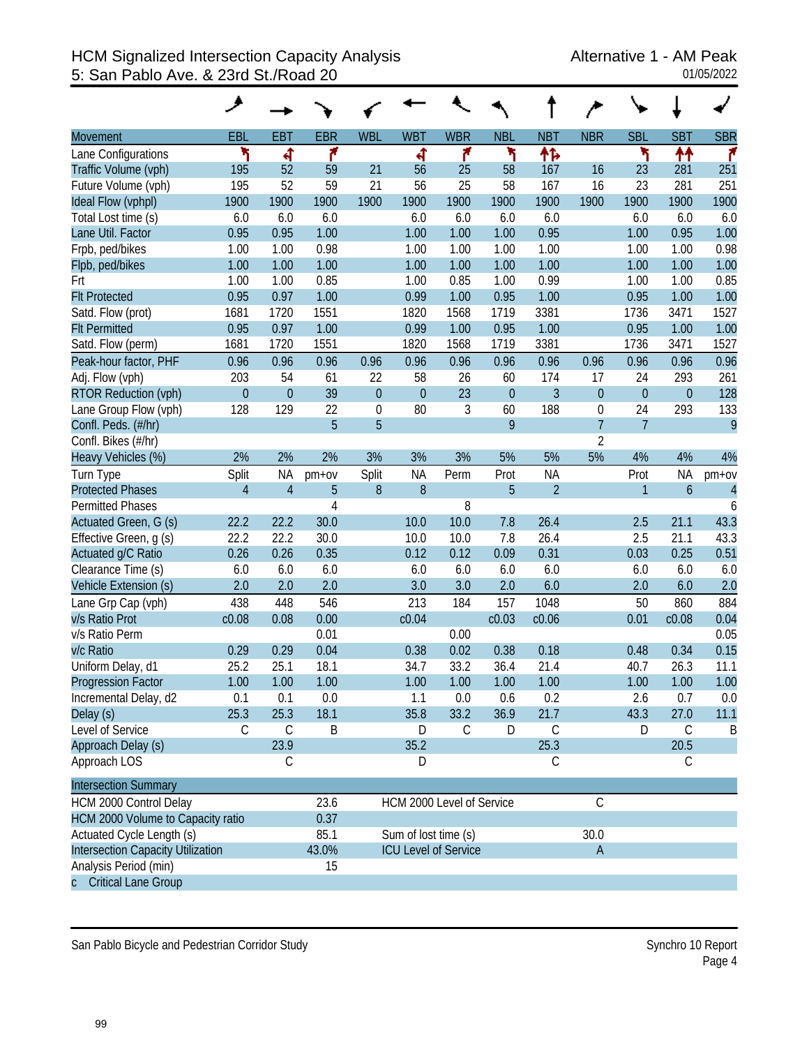# HCM Signalized Intersection Capacity Analysis
## 5: San Pablo Ave. & 23rd St./Road 20

Alternative 1 - AM Peak
01/05/2022

| Movement | EBL | EBT | EBR | WBL | WBT | WBR | NBL | NBT | NBR | SBL | SBT | SBR |
|---|---|---|---|---|---|---|---|---|---|---|---|---|
| Lane Configurations | | | | | | | | | | | | |
| Traffic Volume (vph) | 195 | 52 | 59 | 21 | 56 | 25 | 58 | 167 | 16 | 23 | 281 | 251 |
| Future Volume (vph) | 195 | 52 | 59 | 21 | 56 | 25 | 58 | 167 | 16 | 23 | 281 | 251 |
| Ideal Flow (vphpl) | 1900 | 1900 | 1900 | 1900 | 1900 | 1900 | 1900 | 1900 | 1900 | 1900 | 1900 | 1900 |
| Total Lost time (s) | 6.0 | 6.0 | 6.0 | | 6.0 | 6.0 | 6.0 | 6.0 | | 6.0 | 6.0 | 6.0 |
| Lane Util. Factor | 0.95 | 0.95 | 1.00 | | 1.00 | 1.00 | 1.00 | 0.95 | | 1.00 | 0.95 | 1.00 |
| Frpb, ped/bikes | 1.00 | 1.00 | 0.98 | | 1.00 | 1.00 | 1.00 | 1.00 | | 1.00 | 1.00 | 0.98 |
| Flpb, ped/bikes | 1.00 | 1.00 | 1.00 | | 1.00 | 1.00 | 1.00 | 1.00 | | 1.00 | 1.00 | 1.00 |
| Frt | 1.00 | 1.00 | 0.85 | | 1.00 | 0.85 | 1.00 | 0.99 | | 1.00 | 1.00 | 0.85 |
| Flt Protected | 0.95 | 0.97 | 1.00 | | 0.99 | 1.00 | 0.95 | 1.00 | | 0.95 | 1.00 | 1.00 |
| Satd. Flow (prot) | 1681 | 1720 | 1551 | | 1820 | 1568 | 1719 | 3381 | | 1736 | 3471 | 1527 |
| Flt Permitted | 0.95 | 0.97 | 1.00 | | 0.99 | 1.00 | 0.95 | 1.00 | | 0.95 | 1.00 | 1.00 |
| Satd. Flow (perm) | 1681 | 1720 | 1551 | | 1820 | 1568 | 1719 | 3381 | | 1736 | 3471 | 1527 |
| Peak-hour factor, PHF | 0.96 | 0.96 | 0.96 | 0.96 | 0.96 | 0.96 | 0.96 | 0.96 | 0.96 | 0.96 | 0.96 | 0.96 |
| Adj. Flow (vph) | 203 | 54 | 61 | 22 | 58 | 26 | 60 | 174 | 17 | 24 | 293 | 261 |
| RTOR Reduction (vph) | 0 | 0 | 39 | 0 | 0 | 23 | 0 | 3 | 0 | 0 | 0 | 128 |
| Lane Group Flow (vph) | 128 | 129 | 22 | 0 | 80 | 3 | 60 | 188 | 0 | 24 | 293 | 133 |
| Confl. Peds. (#/hr) | | | 5 | 5 | | | 9 | | 7 | 7 | | 9 |
| Confl. Bikes (#/hr) | | | | | | | | | 2 | | | |
| Heavy Vehicles (%) | 2% | 2% | 2% | 3% | 3% | 3% | 5% | 5% | 5% | 4% | 4% | 4% |
| Turn Type | Split | NA | pm+ov | Split | NA | Perm | Prot | NA | | Prot | NA | pm+ov |
| Protected Phases | 4 | 4 | 5 | 8 | 8 | | 5 | 2 | | 1 | 6 | 4 |
| Permitted Phases | | | 4 | | | 8 | | | | | | 6 |
| Actuated Green, G (s) | 22.2 | 22.2 | 30.0 | | 10.0 | 10.0 | 7.8 | 26.4 | | 2.5 | 21.1 | 43.3 |
| Effective Green, g (s) | 22.2 | 22.2 | 30.0 | | 10.0 | 10.0 | 7.8 | 26.4 | | 2.5 | 21.1 | 43.3 |
| Actuated g/C Ratio | 0.26 | 0.26 | 0.35 | | 0.12 | 0.12 | 0.09 | 0.31 | | 0.03 | 0.25 | 0.51 |
| Clearance Time (s) | 6.0 | 6.0 | 6.0 | | 6.0 | 6.0 | 6.0 | 6.0 | | 6.0 | 6.0 | 6.0 |
| Vehicle Extension (s) | 2.0 | 2.0 | 2.0 | | 3.0 | 3.0 | 2.0 | 6.0 | | 2.0 | 6.0 | 2.0 |
| Lane Grp Cap (vph) | 438 | 448 | 546 | | 213 | 184 | 157 | 1048 | | 50 | 860 | 884 |
| v/s Ratio Prot | c0.08 | 0.08 | 0.00 | | c0.04 | | c0.03 | c0.06 | | 0.01 | c0.08 | 0.04 |
| v/s Ratio Perm | | | 0.01 | | | 0.00 | | | | | | 0.05 |
| v/c Ratio | 0.29 | 0.29 | 0.04 | | 0.38 | 0.02 | 0.38 | 0.18 | | 0.48 | 0.34 | 0.15 |
| Uniform Delay, d1 | 25.2 | 25.1 | 18.1 | | 34.7 | 33.2 | 36.4 | 21.4 | | 40.7 | 26.3 | 11.1 |
| Progression Factor | 1.00 | 1.00 | 1.00 | | 1.00 | 1.00 | 1.00 | 1.00 | | 1.00 | 1.00 | 1.00 |
| Incremental Delay, d2 | 0.1 | 0.1 | 0.0 | | 1.1 | 0.0 | 0.6 | 0.2 | | 2.6 | 0.7 | 0.0 |
| Delay (s) | 25.3 | 25.3 | 18.1 | | 35.8 | 33.2 | 36.9 | 21.7 | | 43.3 | 27.0 | 11.1 |
| Level of Service | C | C | B | | D | C | D | C | | D | C | B |
| Approach Delay (s) | | 23.9 | | | 35.2 | | | 25.3 | | | 20.5 | |
| Approach LOS | | C | | | D | | | C | | | C | |

| Intersection Summary | | | |
|---|---|---|---|
| HCM 2000 Control Delay | 23.6 | HCM 2000 Level of Service | C |
| HCM 2000 Volume to Capacity ratio | 0.37 | | |
| Actuated Cycle Length (s) | 85.1 | Sum of lost time (s) | 30.0 |
| Intersection Capacity Utilization | 43.0% | ICU Level of Service | A |
| Analysis Period (min) | 15 | | |
| c Critical Lane Group | | | |

San Pablo Bicycle and Pedestrian Corridor Study — Synchro 10 Report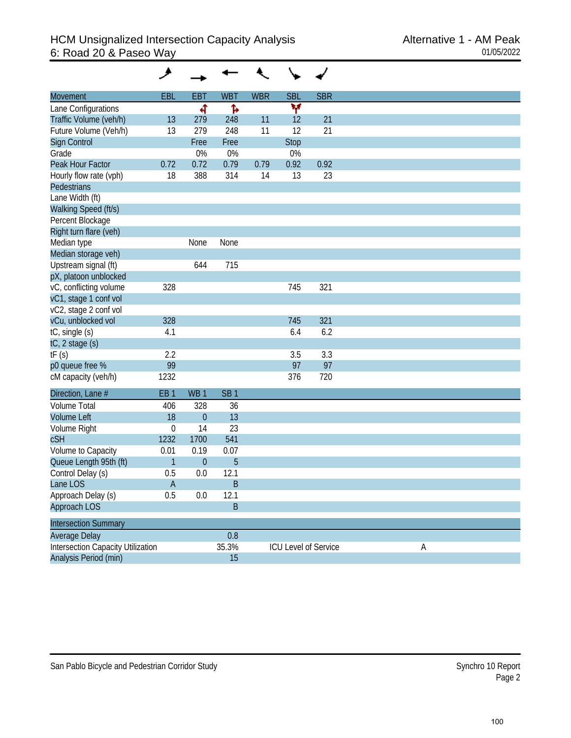# HCM Unsignalized Intersection Capacity Analysis

## 6: Road 20 & Paseo Way

Alternative 1 - AM Peak

01/05/2022

| Movement | EBL | EBT | WBT | WBR | SBL | SBR |
|---|---|---|---|---|---|---|
| Lane Configurations | | ↰ | ↱ | | Y | |
| Traffic Volume (veh/h) | 13 | 279 | 248 | 11 | 12 | 21 |
| Future Volume (Veh/h) | 13 | 279 | 248 | 11 | 12 | 21 |
| Sign Control | | Free | Free | | Stop | |
| Grade | | 0% | 0% | | 0% | |
| Peak Hour Factor | 0.72 | 0.72 | 0.79 | 0.79 | 0.92 | 0.92 |
| Hourly flow rate (vph) | 18 | 388 | 314 | 14 | 13 | 23 |
| Pedestrians | | | | | | |
| Lane Width (ft) | | | | | | |
| Walking Speed (ft/s) | | | | | | |
| Percent Blockage | | | | | | |
| Right turn flare (veh) | | | | | | |
| Median type | | None | None | | | |
| Median storage veh) | | | | | | |
| Upstream signal (ft) | | 644 | 715 | | | |
| pX, platoon unblocked | | | | | | |
| vC, conflicting volume | 328 | | | | 745 | 321 |
| vC1, stage 1 conf vol | | | | | | |
| vC2, stage 2 conf vol | | | | | | |
| vCu, unblocked vol | 328 | | | | 745 | 321 |
| tC, single (s) | 4.1 | | | | 6.4 | 6.2 |
| tC, 2 stage (s) | | | | | | |
| tF (s) | 2.2 | | | | 3.5 | 3.3 |
| p0 queue free % | 99 | | | | 97 | 97 |
| cM capacity (veh/h) | 1232 | | | | 376 | 720 |

| Direction, Lane # | EB 1 | WB 1 | SB 1 |
|---|---|---|---|
| Volume Total | 406 | 328 | 36 |
| Volume Left | 18 | 0 | 13 |
| Volume Right | 0 | 14 | 23 |
| cSH | 1232 | 1700 | 541 |
| Volume to Capacity | 0.01 | 0.19 | 0.07 |
| Queue Length 95th (ft) | 1 | 0 | 5 |
| Control Delay (s) | 0.5 | 0.0 | 12.1 |
| Lane LOS | A | | B |
| Approach Delay (s) | 0.5 | 0.0 | 12.1 |
| Approach LOS | | | B |

| Intersection Summary | | | | |
|---|---|---|---|---|
| Average Delay | | 0.8 | | |
| Intersection Capacity Utilization | | 35.3% | ICU Level of Service | A |
| Analysis Period (min) | | 15 | | |

San Pablo Bicycle and Pedestrian Corridor Study

Synchro 10 Report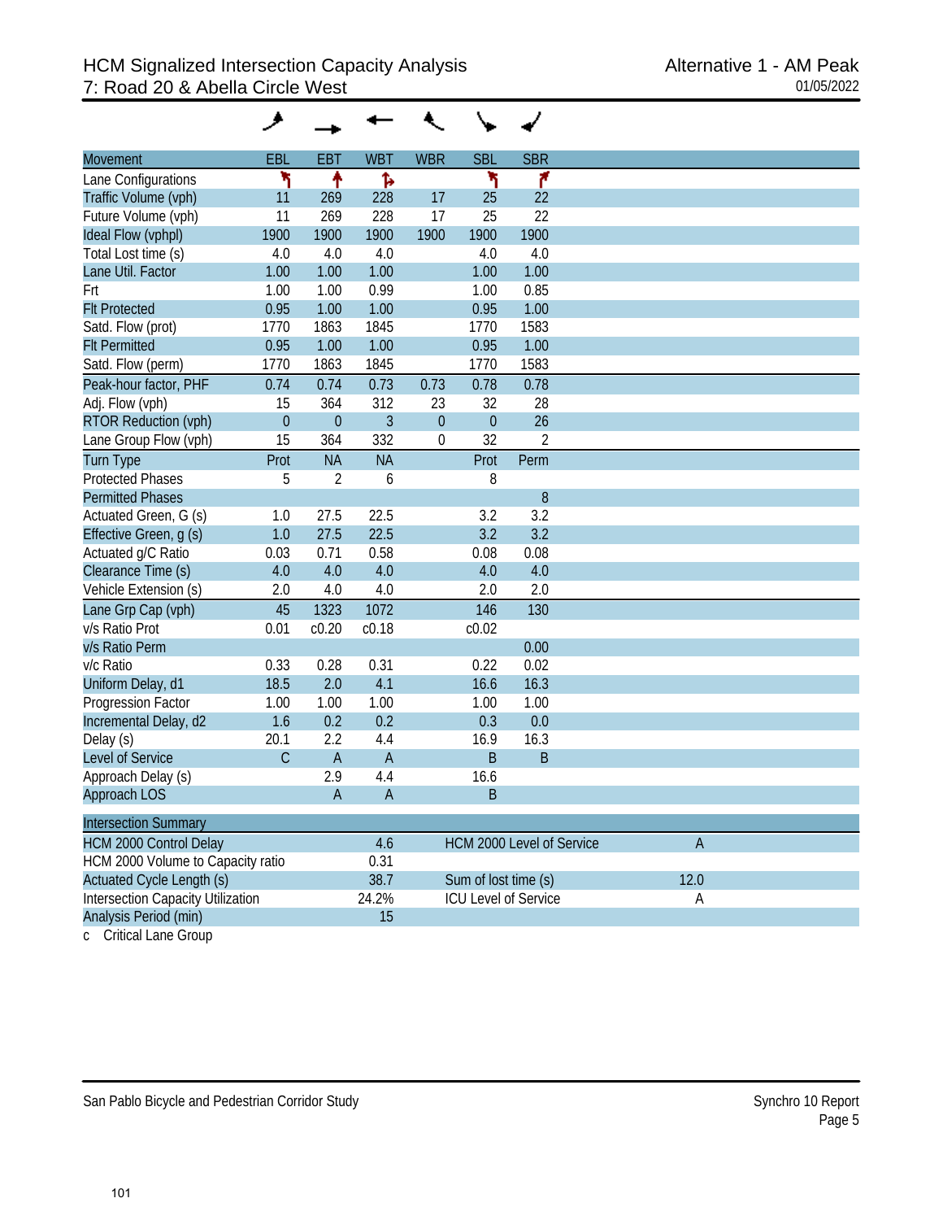# HCM Signalized Intersection Capacity Analysis
## 7: Road 20 & Abella Circle West

Alternative 1 - AM Peak
01/05/2022

| Movement | EBL | EBT | WBT | WBR | SBL | SBR |
|---|---|---|---|---|---|---|
| Lane Configurations | ↰ | ↑ | ↱ | | ↰ | ↱ |
| Traffic Volume (vph) | 11 | 269 | 228 | 17 | 25 | 22 |
| Future Volume (vph) | 11 | 269 | 228 | 17 | 25 | 22 |
| Ideal Flow (vphpl) | 1900 | 1900 | 1900 | 1900 | 1900 | 1900 |
| Total Lost time (s) | 4.0 | 4.0 | 4.0 | | 4.0 | 4.0 |
| Lane Util. Factor | 1.00 | 1.00 | 1.00 | | 1.00 | 1.00 |
| Frt | 1.00 | 1.00 | 0.99 | | 1.00 | 0.85 |
| Flt Protected | 0.95 | 1.00 | 1.00 | | 0.95 | 1.00 |
| Satd. Flow (prot) | 1770 | 1863 | 1845 | | 1770 | 1583 |
| Flt Permitted | 0.95 | 1.00 | 1.00 | | 0.95 | 1.00 |
| Satd. Flow (perm) | 1770 | 1863 | 1845 | | 1770 | 1583 |
| Peak-hour factor, PHF | 0.74 | 0.74 | 0.73 | 0.73 | 0.78 | 0.78 |
| Adj. Flow (vph) | 15 | 364 | 312 | 23 | 32 | 28 |
| RTOR Reduction (vph) | 0 | 0 | 3 | 0 | 0 | 26 |
| Lane Group Flow (vph) | 15 | 364 | 332 | 0 | 32 | 2 |
| Turn Type | Prot | NA | NA | | Prot | Perm |
| Protected Phases | 5 | 2 | 6 | | 8 | |
| Permitted Phases | | | | | | 8 |
| Actuated Green, G (s) | 1.0 | 27.5 | 22.5 | | 3.2 | 3.2 |
| Effective Green, g (s) | 1.0 | 27.5 | 22.5 | | 3.2 | 3.2 |
| Actuated g/C Ratio | 0.03 | 0.71 | 0.58 | | 0.08 | 0.08 |
| Clearance Time (s) | 4.0 | 4.0 | 4.0 | | 4.0 | 4.0 |
| Vehicle Extension (s) | 2.0 | 4.0 | 4.0 | | 2.0 | 2.0 |
| Lane Grp Cap (vph) | 45 | 1323 | 1072 | | 146 | 130 |
| v/s Ratio Prot | 0.01 | c0.20 | c0.18 | | c0.02 | |
| v/s Ratio Perm | | | | | | 0.00 |
| v/c Ratio | 0.33 | 0.28 | 0.31 | | 0.22 | 0.02 |
| Uniform Delay, d1 | 18.5 | 2.0 | 4.1 | | 16.6 | 16.3 |
| Progression Factor | 1.00 | 1.00 | 1.00 | | 1.00 | 1.00 |
| Incremental Delay, d2 | 1.6 | 0.2 | 0.2 | | 0.3 | 0.0 |
| Delay (s) | 20.1 | 2.2 | 4.4 | | 16.9 | 16.3 |
| Level of Service | C | A | A | | B | B |
| Approach Delay (s) | | 2.9 | 4.4 | | 16.6 | |
| Approach LOS | | A | A | | B | |

| Intersection Summary | | | |
|---|---|---|---|
| HCM 2000 Control Delay | 4.6 | HCM 2000 Level of Service | A |
| HCM 2000 Volume to Capacity ratio | 0.31 | | |
| Actuated Cycle Length (s) | 38.7 | Sum of lost time (s) | 12.0 |
| Intersection Capacity Utilization | 24.2% | ICU Level of Service | A |
| Analysis Period (min) | 15 | | |

c Critical Lane Group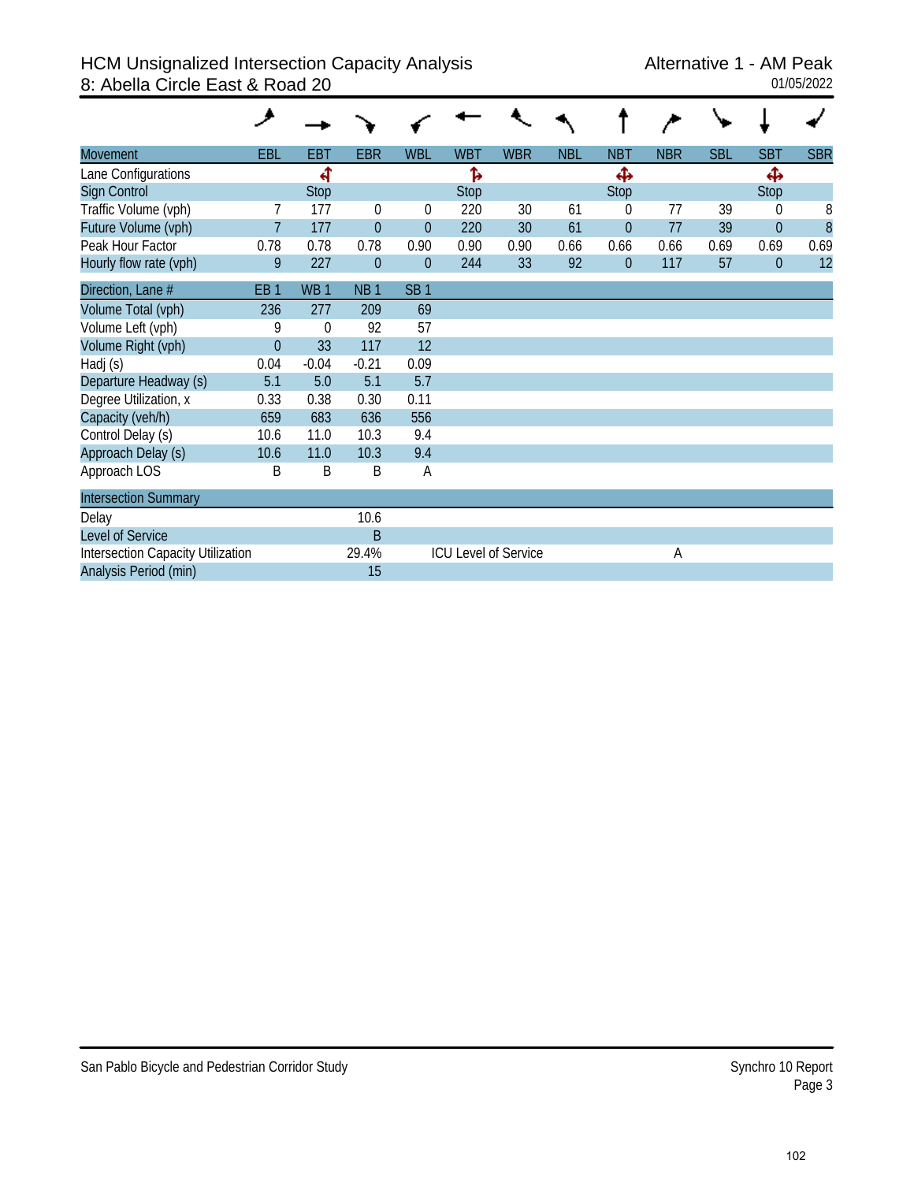# HCM Unsignalized Intersection Capacity Analysis
## 8: Abella Circle East & Road 20

Alternative 1 - AM Peak
01/05/2022

| Movement | EBL | EBT | EBR | WBL | WBT | WBR | NBL | NBT | NBR | SBL | SBT | SBR |
|---|---|---|---|---|---|---|---|---|---|---|---|---|
| Lane Configurations | | ↰ | | | ↱ | | | ✥ | | | ✥ | |
| Sign Control | | Stop | | | Stop | | | Stop | | | Stop | |
| Traffic Volume (vph) | 7 | 177 | 0 | 0 | 220 | 30 | 61 | 0 | 77 | 39 | 0 | 8 |
| Future Volume (vph) | 7 | 177 | 0 | 0 | 220 | 30 | 61 | 0 | 77 | 39 | 0 | 8 |
| Peak Hour Factor | 0.78 | 0.78 | 0.78 | 0.90 | 0.90 | 0.90 | 0.66 | 0.66 | 0.66 | 0.69 | 0.69 | 0.69 |
| Hourly flow rate (vph) | 9 | 227 | 0 | 0 | 244 | 33 | 92 | 0 | 117 | 57 | 0 | 12 |

| Direction, Lane # | EB 1 | WB 1 | NB 1 | SB 1 |
|---|---|---|---|---|
| Volume Total (vph) | 236 | 277 | 209 | 69 |
| Volume Left (vph) | 9 | 0 | 92 | 57 |
| Volume Right (vph) | 0 | 33 | 117 | 12 |
| Hadj (s) | 0.04 | -0.04 | -0.21 | 0.09 |
| Departure Headway (s) | 5.1 | 5.0 | 5.1 | 5.7 |
| Degree Utilization, x | 0.33 | 0.38 | 0.30 | 0.11 |
| Capacity (veh/h) | 659 | 683 | 636 | 556 |
| Control Delay (s) | 10.6 | 11.0 | 10.3 | 9.4 |
| Approach Delay (s) | 10.6 | 11.0 | 10.3 | 9.4 |
| Approach LOS | B | B | B | A |

| Intersection Summary | | | |
|---|---|---|---|
| Delay | 10.6 | | |
| Level of Service | B | | |
| Intersection Capacity Utilization | 29.4% | ICU Level of Service | A |
| Analysis Period (min) | 15 | | |

San Pablo Bicycle and Pedestrian Corridor Study

Synchro 10 Report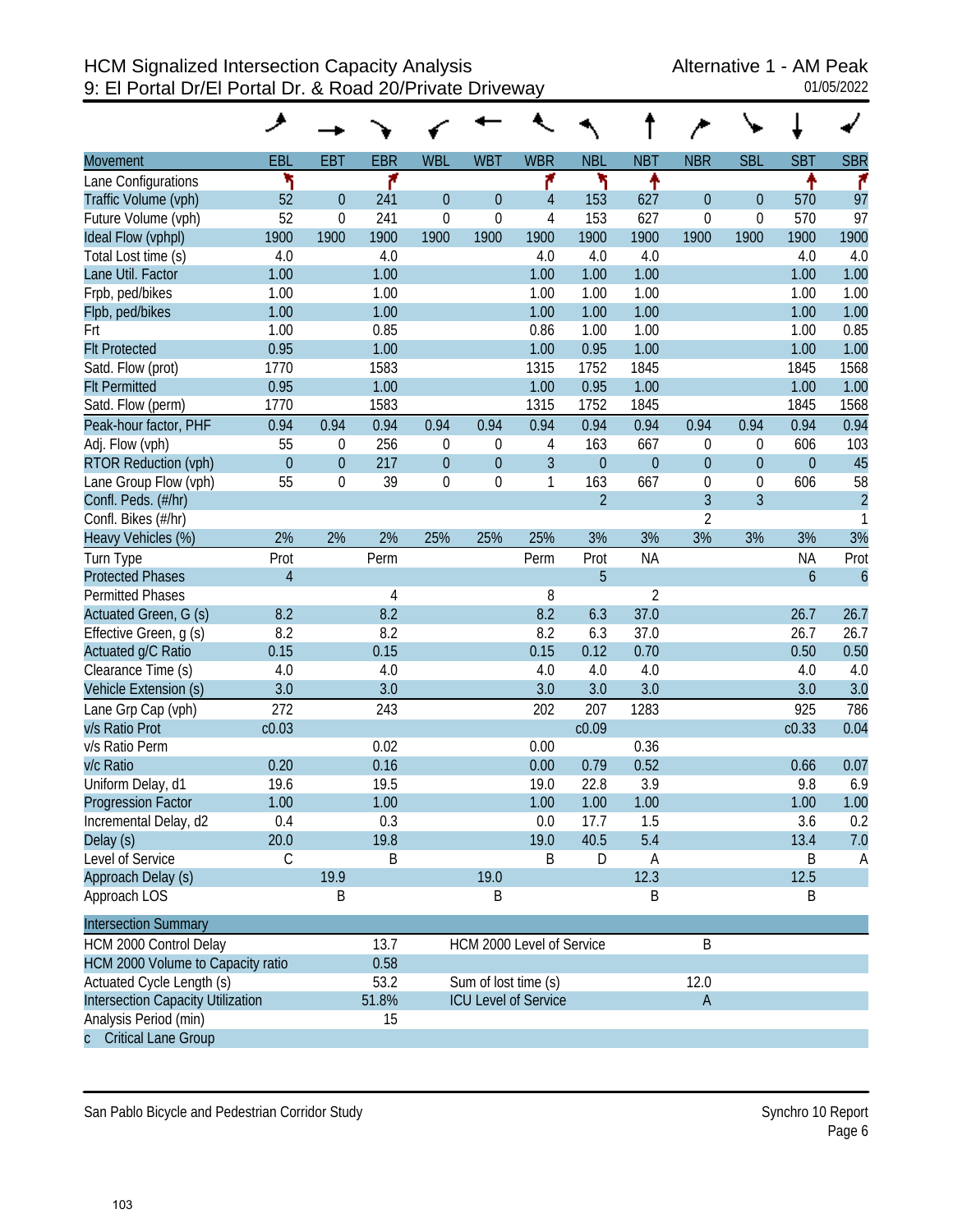# HCM Signalized Intersection Capacity Analysis
## 9: El Portal Dr/El Portal Dr. & Road 20/Private Driveway

Alternative 1 - AM Peak
01/05/2022

| Movement | EBL | EBT | EBR | WBL | WBT | WBR | NBL | NBT | NBR | SBL | SBT | SBR |
|---|---|---|---|---|---|---|---|---|---|---|---|---|
| Lane Configurations | ↰ | | ↱ | | | ↱ | ↰ | ↑ | | | ↑ | ↱ |
| Traffic Volume (vph) | 52 | 0 | 241 | 0 | 0 | 4 | 153 | 627 | 0 | 0 | 570 | 97 |
| Future Volume (vph) | 52 | 0 | 241 | 0 | 0 | 4 | 153 | 627 | 0 | 0 | 570 | 97 |
| Ideal Flow (vphpl) | 1900 | 1900 | 1900 | 1900 | 1900 | 1900 | 1900 | 1900 | 1900 | 1900 | 1900 | 1900 |
| Total Lost time (s) | 4.0 | | 4.0 | | | 4.0 | 4.0 | 4.0 | | | 4.0 | 4.0 |
| Lane Util. Factor | 1.00 | | 1.00 | | | 1.00 | 1.00 | 1.00 | | | 1.00 | 1.00 |
| Frpb, ped/bikes | 1.00 | | 1.00 | | | 1.00 | 1.00 | 1.00 | | | 1.00 | 1.00 |
| Flpb, ped/bikes | 1.00 | | 1.00 | | | 1.00 | 1.00 | 1.00 | | | 1.00 | 1.00 |
| Frt | 1.00 | | 0.85 | | | 0.86 | 1.00 | 1.00 | | | 1.00 | 0.85 |
| Flt Protected | 0.95 | | 1.00 | | | 1.00 | 0.95 | 1.00 | | | 1.00 | 1.00 |
| Satd. Flow (prot) | 1770 | | 1583 | | | 1315 | 1752 | 1845 | | | 1845 | 1568 |
| Flt Permitted | 0.95 | | 1.00 | | | 1.00 | 0.95 | 1.00 | | | 1.00 | 1.00 |
| Satd. Flow (perm) | 1770 | | 1583 | | | 1315 | 1752 | 1845 | | | 1845 | 1568 |
| Peak-hour factor, PHF | 0.94 | 0.94 | 0.94 | 0.94 | 0.94 | 0.94 | 0.94 | 0.94 | 0.94 | 0.94 | 0.94 | 0.94 |
| Adj. Flow (vph) | 55 | 0 | 256 | 0 | 0 | 4 | 163 | 667 | 0 | 0 | 606 | 103 |
| RTOR Reduction (vph) | 0 | 0 | 217 | 0 | 0 | 3 | 0 | 0 | 0 | 0 | 0 | 45 |
| Lane Group Flow (vph) | 55 | 0 | 39 | 0 | 0 | 1 | 163 | 667 | 0 | 0 | 606 | 58 |
| Confl. Peds. (#/hr) | | | | | | | 2 | | 3 | 3 | | 2 |
| Confl. Bikes (#/hr) | | | | | | | | | 2 | | | 1 |
| Heavy Vehicles (%) | 2% | 2% | 2% | 25% | 25% | 25% | 3% | 3% | 3% | 3% | 3% | 3% |
| Turn Type | Prot | | Perm | | | Perm | Prot | NA | | | NA | Prot |
| Protected Phases | 4 | | | | | | 5 | | | | 6 | 6 |
| Permitted Phases | | | 4 | | | 8 | | 2 | | | | |
| Actuated Green, G (s) | 8.2 | | 8.2 | | | 8.2 | 6.3 | 37.0 | | | 26.7 | 26.7 |
| Effective Green, g (s) | 8.2 | | 8.2 | | | 8.2 | 6.3 | 37.0 | | | 26.7 | 26.7 |
| Actuated g/C Ratio | 0.15 | | 0.15 | | | 0.15 | 0.12 | 0.70 | | | 0.50 | 0.50 |
| Clearance Time (s) | 4.0 | | 4.0 | | | 4.0 | 4.0 | 4.0 | | | 4.0 | 4.0 |
| Vehicle Extension (s) | 3.0 | | 3.0 | | | 3.0 | 3.0 | 3.0 | | | 3.0 | 3.0 |
| Lane Grp Cap (vph) | 272 | | 243 | | | 202 | 207 | 1283 | | | 925 | 786 |
| v/s Ratio Prot | c0.03 | | | | | | c0.09 | | | | c0.33 | 0.04 |
| v/s Ratio Perm | | | 0.02 | | | 0.00 | | 0.36 | | | | |
| v/c Ratio | 0.20 | | 0.16 | | | 0.00 | 0.79 | 0.52 | | | 0.66 | 0.07 |
| Uniform Delay, d1 | 19.6 | | 19.5 | | | 19.0 | 22.8 | 3.9 | | | 9.8 | 6.9 |
| Progression Factor | 1.00 | | 1.00 | | | 1.00 | 1.00 | 1.00 | | | 1.00 | 1.00 |
| Incremental Delay, d2 | 0.4 | | 0.3 | | | 0.0 | 17.7 | 1.5 | | | 3.6 | 0.2 |
| Delay (s) | 20.0 | | 19.8 | | | 19.0 | 40.5 | 5.4 | | | 13.4 | 7.0 |
| Level of Service | C | | B | | | B | D | A | | | B | A |
| Approach Delay (s) | | 19.9 | | | 19.0 | | | 12.3 | | | 12.5 | |
| Approach LOS | | B | | | B | | | B | | | B | |

| Intersection Summary | | | |
|---|---|---|---|
| HCM 2000 Control Delay | 13.7 | HCM 2000 Level of Service | B |
| HCM 2000 Volume to Capacity ratio | 0.58 | | |
| Actuated Cycle Length (s) | 53.2 | Sum of lost time (s) | 12.0 |
| Intersection Capacity Utilization | 51.8% | ICU Level of Service | A |
| Analysis Period (min) | 15 | | |

c Critical Lane Group

San Pablo Bicycle and Pedestrian Corridor Study

Synchro 10 Report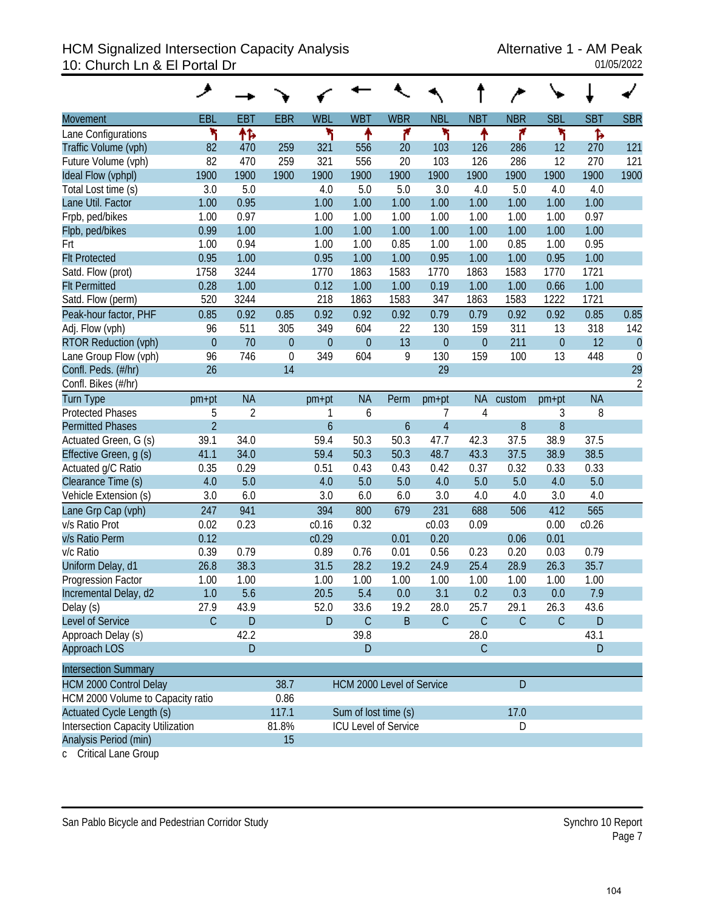# HCM Signalized Intersection Capacity Analysis
## 10: Church Ln & El Portal Dr

Alternative 1 - AM Peak
01/05/2022

| Movement | EBL | EBT | EBR | WBL | WBT | WBR | NBL | NBT | NBR | SBL | SBT | SBR |
|---|---|---|---|---|---|---|---|---|---|---|---|---|
| Lane Configurations | ↰ | ↑↱ | | ↰ | ↑ | ↱ | ↰ | ↑ | ↱ | ↰ | ↱ | |
| Traffic Volume (vph) | 82 | 470 | 259 | 321 | 556 | 20 | 103 | 126 | 286 | 12 | 270 | 121 |
| Future Volume (vph) | 82 | 470 | 259 | 321 | 556 | 20 | 103 | 126 | 286 | 12 | 270 | 121 |
| Ideal Flow (vphpl) | 1900 | 1900 | 1900 | 1900 | 1900 | 1900 | 1900 | 1900 | 1900 | 1900 | 1900 | 1900 |
| Total Lost time (s) | 3.0 | 5.0 | | 4.0 | 5.0 | 5.0 | 3.0 | 4.0 | 5.0 | 4.0 | 4.0 | |
| Lane Util. Factor | 1.00 | 0.95 | | 1.00 | 1.00 | 1.00 | 1.00 | 1.00 | 1.00 | 1.00 | 1.00 | |
| Frpb, ped/bikes | 1.00 | 0.97 | | 1.00 | 1.00 | 1.00 | 1.00 | 1.00 | 1.00 | 1.00 | 0.97 | |
| Flpb, ped/bikes | 0.99 | 1.00 | | 1.00 | 1.00 | 1.00 | 1.00 | 1.00 | 1.00 | 1.00 | 1.00 | |
| Frt | 1.00 | 0.94 | | 1.00 | 1.00 | 0.85 | 1.00 | 1.00 | 0.85 | 1.00 | 0.95 | |
| Flt Protected | 0.95 | 1.00 | | 0.95 | 1.00 | 1.00 | 0.95 | 1.00 | 1.00 | 0.95 | 1.00 | |
| Satd. Flow (prot) | 1758 | 3244 | | 1770 | 1863 | 1583 | 1770 | 1863 | 1583 | 1770 | 1721 | |
| Flt Permitted | 0.28 | 1.00 | | 0.12 | 1.00 | 1.00 | 0.19 | 1.00 | 1.00 | 0.66 | 1.00 | |
| Satd. Flow (perm) | 520 | 3244 | | 218 | 1863 | 1583 | 347 | 1863 | 1583 | 1222 | 1721 | |
| Peak-hour factor, PHF | 0.85 | 0.92 | 0.85 | 0.92 | 0.92 | 0.92 | 0.79 | 0.79 | 0.92 | 0.92 | 0.85 | 0.85 |
| Adj. Flow (vph) | 96 | 511 | 305 | 349 | 604 | 22 | 130 | 159 | 311 | 13 | 318 | 142 |
| RTOR Reduction (vph) | 0 | 70 | 0 | 0 | 0 | 13 | 0 | 0 | 211 | 0 | 12 | 0 |
| Lane Group Flow (vph) | 96 | 746 | 0 | 349 | 604 | 9 | 130 | 159 | 100 | 13 | 448 | 0 |
| Confl. Peds. (#/hr) | 26 | | 14 | | | | 29 | | | | | 29 |
| Confl. Bikes (#/hr) | | | | | | | | | | | | 2 |
| Turn Type | pm+pt | NA | | pm+pt | NA | Perm | pm+pt | NA | custom | pm+pt | NA | |
| Protected Phases | 5 | 2 | | 1 | 6 | | 7 | 4 | | 3 | 8 | |
| Permitted Phases | 2 | | | 6 | | 6 | 4 | | 8 | 8 | | |
| Actuated Green, G (s) | 39.1 | 34.0 | | 59.4 | 50.3 | 50.3 | 47.7 | 42.3 | 37.5 | 38.9 | 37.5 | |
| Effective Green, g (s) | 41.1 | 34.0 | | 59.4 | 50.3 | 50.3 | 48.7 | 43.3 | 37.5 | 38.9 | 38.5 | |
| Actuated g/C Ratio | 0.35 | 0.29 | | 0.51 | 0.43 | 0.43 | 0.42 | 0.37 | 0.32 | 0.33 | 0.33 | |
| Clearance Time (s) | 4.0 | 5.0 | | 4.0 | 5.0 | 5.0 | 4.0 | 5.0 | 5.0 | 4.0 | 5.0 | |
| Vehicle Extension (s) | 3.0 | 6.0 | | 3.0 | 6.0 | 6.0 | 3.0 | 4.0 | 4.0 | 3.0 | 4.0 | |
| Lane Grp Cap (vph) | 247 | 941 | | 394 | 800 | 679 | 231 | 688 | 506 | 412 | 565 | |
| v/s Ratio Prot | 0.02 | 0.23 | | c0.16 | 0.32 | | c0.03 | 0.09 | | 0.00 | c0.26 | |
| v/s Ratio Perm | 0.12 | | | c0.29 | | 0.01 | 0.20 | | 0.06 | 0.01 | | |
| v/c Ratio | 0.39 | 0.79 | | 0.89 | 0.76 | 0.01 | 0.56 | 0.23 | 0.20 | 0.03 | 0.79 | |
| Uniform Delay, d1 | 26.8 | 38.3 | | 31.5 | 28.2 | 19.2 | 24.9 | 25.4 | 28.9 | 26.3 | 35.7 | |
| Progression Factor | 1.00 | 1.00 | | 1.00 | 1.00 | 1.00 | 1.00 | 1.00 | 1.00 | 1.00 | 1.00 | |
| Incremental Delay, d2 | 1.0 | 5.6 | | 20.5 | 5.4 | 0.0 | 3.1 | 0.2 | 0.3 | 0.0 | 7.9 | |
| Delay (s) | 27.9 | 43.9 | | 52.0 | 33.6 | 19.2 | 28.0 | 25.7 | 29.1 | 26.3 | 43.6 | |
| Level of Service | C | D | | D | C | B | C | C | C | C | D | |
| Approach Delay (s) | | 42.2 | | | 39.8 | | | 28.0 | | | 43.1 | |
| Approach LOS | | D | | | D | | | C | | | D | |

| Intersection Summary | | | |
|---|---|---|---|
| HCM 2000 Control Delay | 38.7 | HCM 2000 Level of Service | D |
| HCM 2000 Volume to Capacity ratio | 0.86 | | |
| Actuated Cycle Length (s) | 117.1 | Sum of lost time (s) | 17.0 |
| Intersection Capacity Utilization | 81.8% | ICU Level of Service | D |
| Analysis Period (min) | 15 | | |

c Critical Lane Group

San Pablo Bicycle and Pedestrian Corridor Study

Synchro 10 Report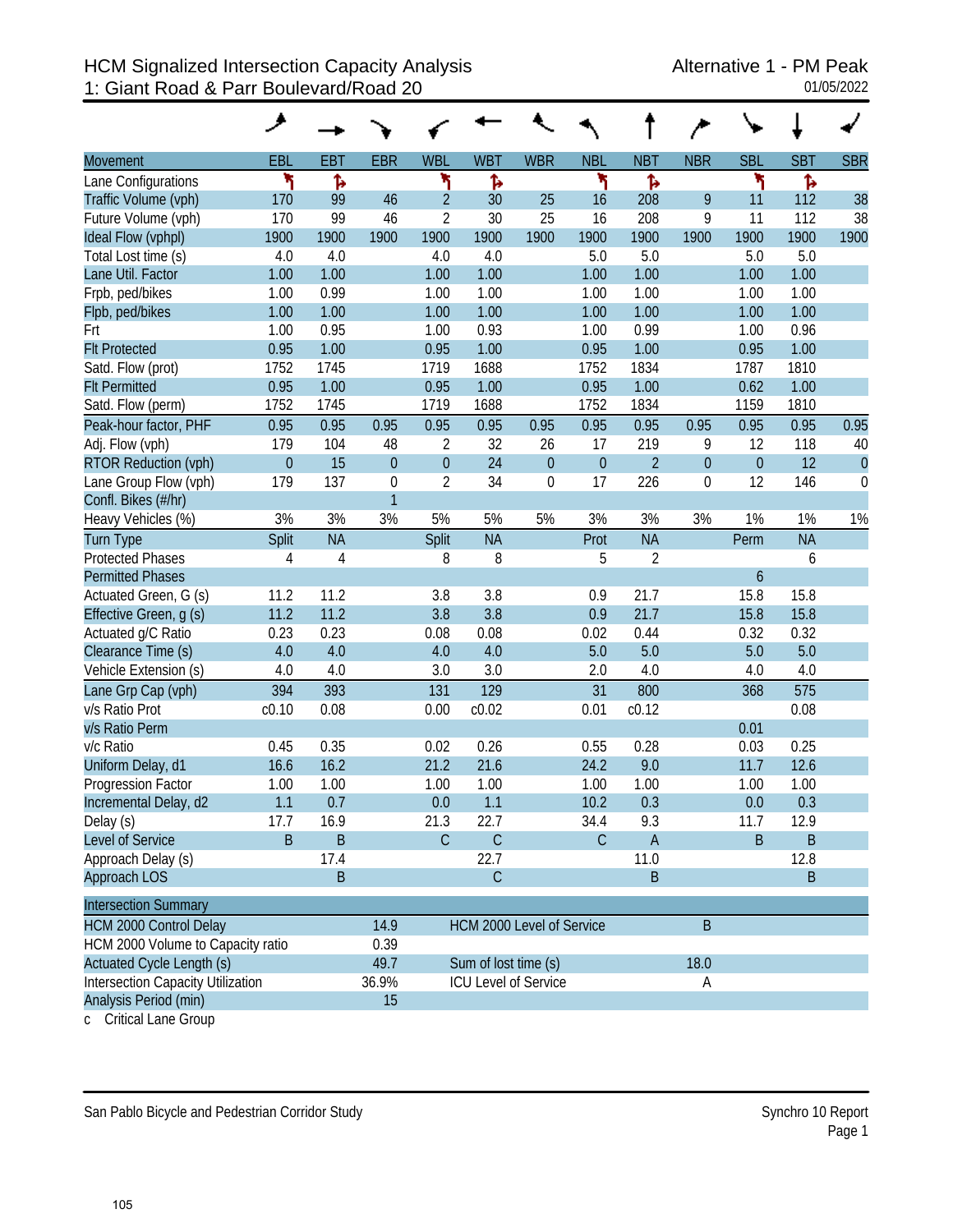# HCM Signalized Intersection Capacity Analysis
## 1: Giant Road & Parr Boulevard/Road 20

Alternative 1 - PM Peak
01/05/2022

| Movement | EBL | EBT | EBR | WBL | WBT | WBR | NBL | NBT | NBR | SBL | SBT | SBR |
|---|---|---|---|---|---|---|---|---|---|---|---|---|
| Lane Configurations | | | | | | | | | | | | |
| Traffic Volume (vph) | 170 | 99 | 46 | 2 | 30 | 25 | 16 | 208 | 9 | 11 | 112 | 38 |
| Future Volume (vph) | 170 | 99 | 46 | 2 | 30 | 25 | 16 | 208 | 9 | 11 | 112 | 38 |
| Ideal Flow (vphpl) | 1900 | 1900 | 1900 | 1900 | 1900 | 1900 | 1900 | 1900 | 1900 | 1900 | 1900 | 1900 |
| Total Lost time (s) | 4.0 | 4.0 | | 4.0 | 4.0 | | 5.0 | 5.0 | | 5.0 | 5.0 | |
| Lane Util. Factor | 1.00 | 1.00 | | 1.00 | 1.00 | | 1.00 | 1.00 | | 1.00 | 1.00 | |
| Frpb, ped/bikes | 1.00 | 0.99 | | 1.00 | 1.00 | | 1.00 | 1.00 | | 1.00 | 1.00 | |
| Flpb, ped/bikes | 1.00 | 1.00 | | 1.00 | 1.00 | | 1.00 | 1.00 | | 1.00 | 1.00 | |
| Frt | 1.00 | 0.95 | | 1.00 | 0.93 | | 1.00 | 0.99 | | 1.00 | 0.96 | |
| Flt Protected | 0.95 | 1.00 | | 0.95 | 1.00 | | 0.95 | 1.00 | | 0.95 | 1.00 | |
| Satd. Flow (prot) | 1752 | 1745 | | 1719 | 1688 | | 1752 | 1834 | | 1787 | 1810 | |
| Flt Permitted | 0.95 | 1.00 | | 0.95 | 1.00 | | 0.95 | 1.00 | | 0.62 | 1.00 | |
| Satd. Flow (perm) | 1752 | 1745 | | 1719 | 1688 | | 1752 | 1834 | | 1159 | 1810 | |
| Peak-hour factor, PHF | 0.95 | 0.95 | 0.95 | 0.95 | 0.95 | 0.95 | 0.95 | 0.95 | 0.95 | 0.95 | 0.95 | 0.95 |
| Adj. Flow (vph) | 179 | 104 | 48 | 2 | 32 | 26 | 17 | 219 | 9 | 12 | 118 | 40 |
| RTOR Reduction (vph) | 0 | 15 | 0 | 0 | 24 | 0 | 0 | 2 | 0 | 0 | 12 | 0 |
| Lane Group Flow (vph) | 179 | 137 | 0 | 2 | 34 | 0 | 17 | 226 | 0 | 12 | 146 | 0 |
| Confl. Bikes (#/hr) | | | 1 | | | | | | | | | |
| Heavy Vehicles (%) | 3% | 3% | 3% | 5% | 5% | 5% | 3% | 3% | 3% | 1% | 1% | 1% |
| Turn Type | Split | NA | | Split | NA | | Prot | NA | | Perm | NA | |
| Protected Phases | 4 | 4 | | 8 | 8 | | 5 | 2 | | | 6 | |
| Permitted Phases | | | | | | | | | | 6 | | |
| Actuated Green, G (s) | 11.2 | 11.2 | | 3.8 | 3.8 | | 0.9 | 21.7 | | 15.8 | 15.8 | |
| Effective Green, g (s) | 11.2 | 11.2 | | 3.8 | 3.8 | | 0.9 | 21.7 | | 15.8 | 15.8 | |
| Actuated g/C Ratio | 0.23 | 0.23 | | 0.08 | 0.08 | | 0.02 | 0.44 | | 0.32 | 0.32 | |
| Clearance Time (s) | 4.0 | 4.0 | | 4.0 | 4.0 | | 5.0 | 5.0 | | 5.0 | 5.0 | |
| Vehicle Extension (s) | 4.0 | 4.0 | | 3.0 | 3.0 | | 2.0 | 4.0 | | 4.0 | 4.0 | |
| Lane Grp Cap (vph) | 394 | 393 | | 131 | 129 | | 31 | 800 | | 368 | 575 | |
| v/s Ratio Prot | c0.10 | 0.08 | | 0.00 | c0.02 | | 0.01 | c0.12 | | | 0.08 | |
| v/s Ratio Perm | | | | | | | | | | 0.01 | | |
| v/c Ratio | 0.45 | 0.35 | | 0.02 | 0.26 | | 0.55 | 0.28 | | 0.03 | 0.25 | |
| Uniform Delay, d1 | 16.6 | 16.2 | | 21.2 | 21.6 | | 24.2 | 9.0 | | 11.7 | 12.6 | |
| Progression Factor | 1.00 | 1.00 | | 1.00 | 1.00 | | 1.00 | 1.00 | | 1.00 | 1.00 | |
| Incremental Delay, d2 | 1.1 | 0.7 | | 0.0 | 1.1 | | 10.2 | 0.3 | | 0.0 | 0.3 | |
| Delay (s) | 17.7 | 16.9 | | 21.3 | 22.7 | | 34.4 | 9.3 | | 11.7 | 12.9 | |
| Level of Service | B | B | | C | C | | C | A | | B | B | |
| Approach Delay (s) | | 17.4 | | | 22.7 | | | 11.0 | | | 12.8 | |
| Approach LOS | | B | | | C | | | B | | | B | |

| Intersection Summary | | | |
|---|---|---|---|
| HCM 2000 Control Delay | 14.9 | HCM 2000 Level of Service | B |
| HCM 2000 Volume to Capacity ratio | 0.39 | | |
| Actuated Cycle Length (s) | 49.7 | Sum of lost time (s) | 18.0 |
| Intersection Capacity Utilization | 36.9% | ICU Level of Service | A |
| Analysis Period (min) | 15 | | |

c Critical Lane Group

San Pablo Bicycle and Pedestrian Corridor Study — Synchro 10 Report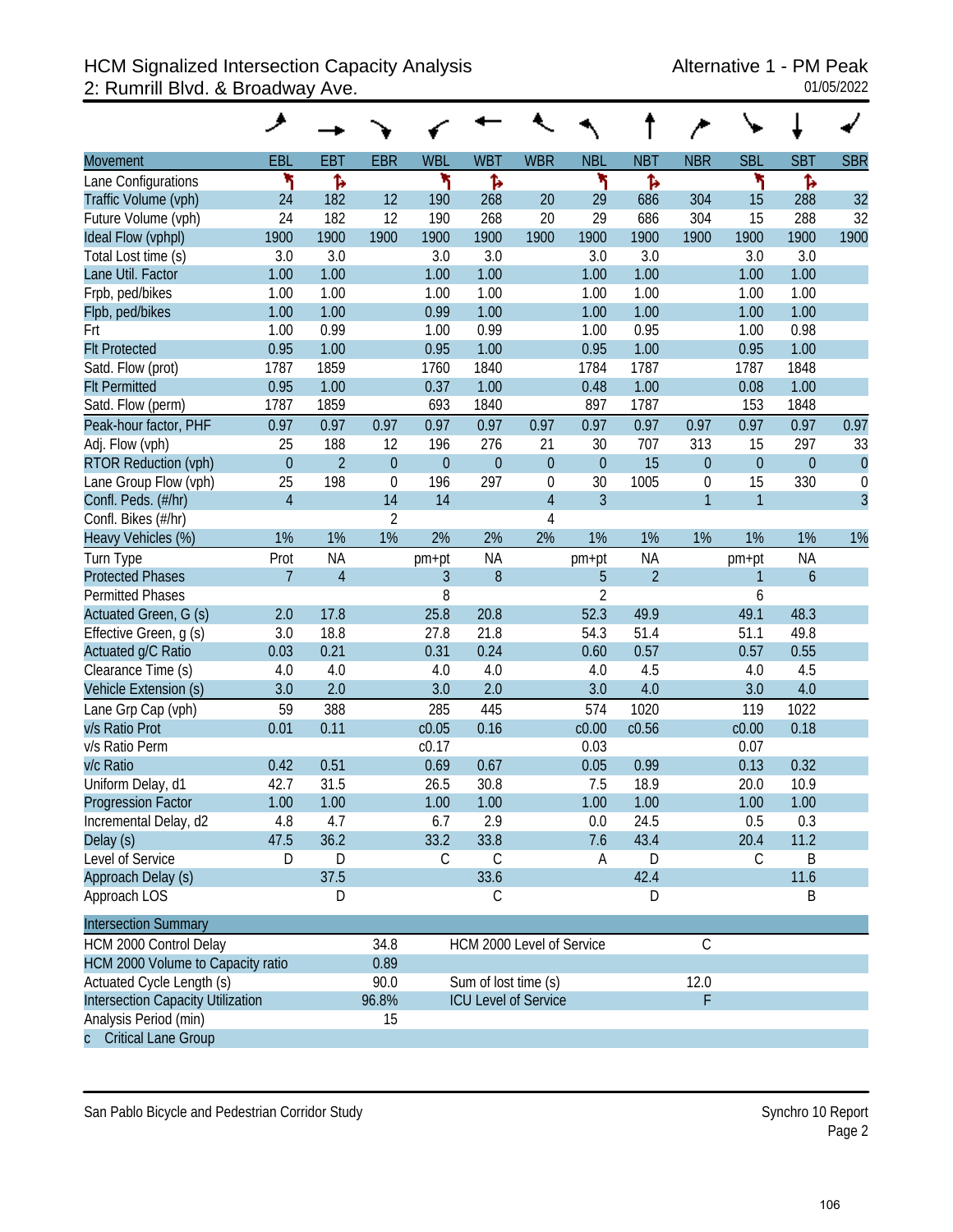# HCM Signalized Intersection Capacity Analysis
## 2: Rumrill Blvd. & Broadway Ave.

Alternative 1 - PM Peak
01/05/2022

| Movement | EBL | EBT | EBR | WBL | WBT | WBR | NBL | NBT | NBR | SBL | SBT | SBR |
|---|---|---|---|---|---|---|---|---|---|---|---|---|
| Lane Configurations | ↰ | ↱ | | ↰ | ↱ | | ↰ | ↱ | | ↰ | ↱ | |
| Traffic Volume (vph) | 24 | 182 | 12 | 190 | 268 | 20 | 29 | 686 | 304 | 15 | 288 | 32 |
| Future Volume (vph) | 24 | 182 | 12 | 190 | 268 | 20 | 29 | 686 | 304 | 15 | 288 | 32 |
| Ideal Flow (vphpl) | 1900 | 1900 | 1900 | 1900 | 1900 | 1900 | 1900 | 1900 | 1900 | 1900 | 1900 | 1900 |
| Total Lost time (s) | 3.0 | 3.0 | | 3.0 | 3.0 | | 3.0 | 3.0 | | 3.0 | 3.0 | |
| Lane Util. Factor | 1.00 | 1.00 | | 1.00 | 1.00 | | 1.00 | 1.00 | | 1.00 | 1.00 | |
| Frpb, ped/bikes | 1.00 | 1.00 | | 1.00 | 1.00 | | 1.00 | 1.00 | | 1.00 | 1.00 | |
| Flpb, ped/bikes | 1.00 | 1.00 | | 0.99 | 1.00 | | 1.00 | 1.00 | | 1.00 | 1.00 | |
| Frt | 1.00 | 0.99 | | 1.00 | 0.99 | | 1.00 | 0.95 | | 1.00 | 0.98 | |
| Flt Protected | 0.95 | 1.00 | | 0.95 | 1.00 | | 0.95 | 1.00 | | 0.95 | 1.00 | |
| Satd. Flow (prot) | 1787 | 1859 | | 1760 | 1840 | | 1784 | 1787 | | 1787 | 1848 | |
| Flt Permitted | 0.95 | 1.00 | | 0.37 | 1.00 | | 0.48 | 1.00 | | 0.08 | 1.00 | |
| Satd. Flow (perm) | 1787 | 1859 | | 693 | 1840 | | 897 | 1787 | | 153 | 1848 | |
| Peak-hour factor, PHF | 0.97 | 0.97 | 0.97 | 0.97 | 0.97 | 0.97 | 0.97 | 0.97 | 0.97 | 0.97 | 0.97 | 0.97 |
| Adj. Flow (vph) | 25 | 188 | 12 | 196 | 276 | 21 | 30 | 707 | 313 | 15 | 297 | 33 |
| RTOR Reduction (vph) | 0 | 2 | 0 | 0 | 0 | 0 | 0 | 15 | 0 | 0 | 0 | 0 |
| Lane Group Flow (vph) | 25 | 198 | 0 | 196 | 297 | 0 | 30 | 1005 | 0 | 15 | 330 | 0 |
| Confl. Peds. (#/hr) | 4 | | 14 | 14 | | 4 | 3 | | 1 | 1 | | 3 |
| Confl. Bikes (#/hr) | | | 2 | | | 4 | | | | | | |
| Heavy Vehicles (%) | 1% | 1% | 1% | 2% | 2% | 2% | 1% | 1% | 1% | 1% | 1% | 1% |
| Turn Type | Prot | NA | | pm+pt | NA | | pm+pt | NA | | pm+pt | NA | |
| Protected Phases | 7 | 4 | | 3 | 8 | | 5 | 2 | | 1 | 6 | |
| Permitted Phases | | | | 8 | | | 2 | | | 6 | | |
| Actuated Green, G (s) | 2.0 | 17.8 | | 25.8 | 20.8 | | 52.3 | 49.9 | | 49.1 | 48.3 | |
| Effective Green, g (s) | 3.0 | 18.8 | | 27.8 | 21.8 | | 54.3 | 51.4 | | 51.1 | 49.8 | |
| Actuated g/C Ratio | 0.03 | 0.21 | | 0.31 | 0.24 | | 0.60 | 0.57 | | 0.57 | 0.55 | |
| Clearance Time (s) | 4.0 | 4.0 | | 4.0 | 4.0 | | 4.0 | 4.5 | | 4.0 | 4.5 | |
| Vehicle Extension (s) | 3.0 | 2.0 | | 3.0 | 2.0 | | 3.0 | 4.0 | | 3.0 | 4.0 | |
| Lane Grp Cap (vph) | 59 | 388 | | 285 | 445 | | 574 | 1020 | | 119 | 1022 | |
| v/s Ratio Prot | 0.01 | 0.11 | | c0.05 | 0.16 | | c0.00 | c0.56 | | c0.00 | 0.18 | |
| v/s Ratio Perm | | | | c0.17 | | | 0.03 | | | 0.07 | | |
| v/c Ratio | 0.42 | 0.51 | | 0.69 | 0.67 | | 0.05 | 0.99 | | 0.13 | 0.32 | |
| Uniform Delay, d1 | 42.7 | 31.5 | | 26.5 | 30.8 | | 7.5 | 18.9 | | 20.0 | 10.9 | |
| Progression Factor | 1.00 | 1.00 | | 1.00 | 1.00 | | 1.00 | 1.00 | | 1.00 | 1.00 | |
| Incremental Delay, d2 | 4.8 | 4.7 | | 6.7 | 2.9 | | 0.0 | 24.5 | | 0.5 | 0.3 | |
| Delay (s) | 47.5 | 36.2 | | 33.2 | 33.8 | | 7.6 | 43.4 | | 20.4 | 11.2 | |
| Level of Service | D | D | | C | C | | A | D | | C | B | |
| Approach Delay (s) | | 37.5 | | | 33.6 | | | 42.4 | | | 11.6 | |
| Approach LOS | | D | | | C | | | D | | | B | |

| Intersection Summary | | | |
|---|---|---|---|
| HCM 2000 Control Delay | 34.8 | HCM 2000 Level of Service | C |
| HCM 2000 Volume to Capacity ratio | 0.89 | | |
| Actuated Cycle Length (s) | 90.0 | Sum of lost time (s) | 12.0 |
| Intersection Capacity Utilization | 96.8% | ICU Level of Service | F |
| Analysis Period (min) | 15 | | |
| c Critical Lane Group | | | |

San Pablo Bicycle and Pedestrian Corridor Study — Synchro 10 Report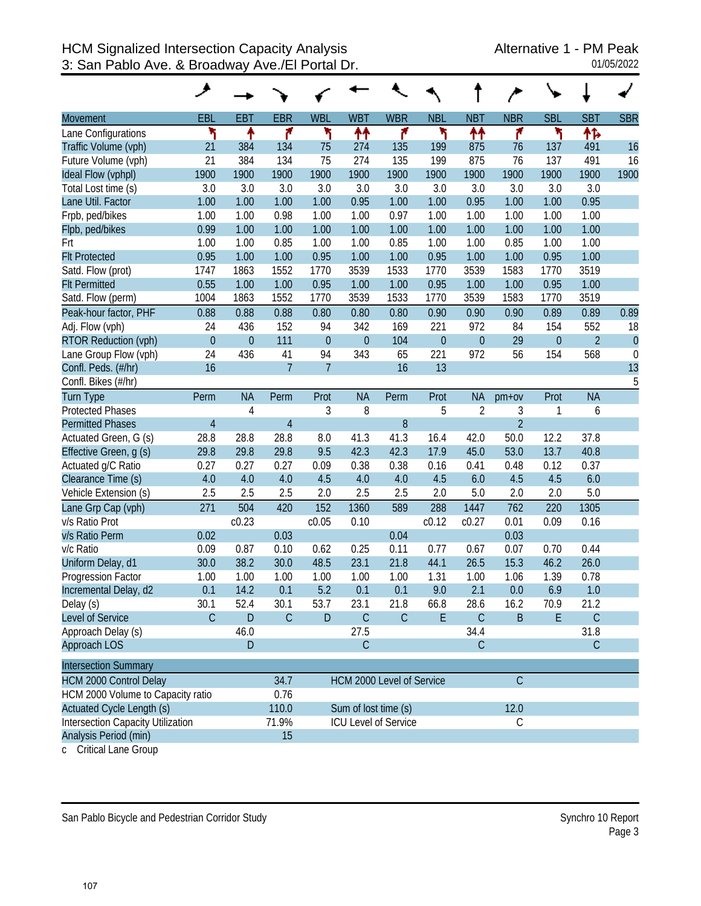# HCM Signalized Intersection Capacity Analysis
## 3: San Pablo Ave. & Broadway Ave./El Portal Dr.

Alternative 1 - PM Peak
01/05/2022

| Movement | EBL | EBT | EBR | WBL | WBT | WBR | NBL | NBT | NBR | SBL | SBT | SBR |
|---|---|---|---|---|---|---|---|---|---|---|---|---|
| Lane Configurations | | | | | | | | | | | | |
| Traffic Volume (vph) | 21 | 384 | 134 | 75 | 274 | 135 | 199 | 875 | 76 | 137 | 491 | 16 |
| Future Volume (vph) | 21 | 384 | 134 | 75 | 274 | 135 | 199 | 875 | 76 | 137 | 491 | 16 |
| Ideal Flow (vphpl) | 1900 | 1900 | 1900 | 1900 | 1900 | 1900 | 1900 | 1900 | 1900 | 1900 | 1900 | 1900 |
| Total Lost time (s) | 3.0 | 3.0 | 3.0 | 3.0 | 3.0 | 3.0 | 3.0 | 3.0 | 3.0 | 3.0 | 3.0 | |
| Lane Util. Factor | 1.00 | 1.00 | 1.00 | 1.00 | 0.95 | 1.00 | 1.00 | 0.95 | 1.00 | 1.00 | 0.95 | |
| Frpb, ped/bikes | 1.00 | 1.00 | 0.98 | 1.00 | 1.00 | 0.97 | 1.00 | 1.00 | 1.00 | 1.00 | 1.00 | |
| Flpb, ped/bikes | 0.99 | 1.00 | 1.00 | 1.00 | 1.00 | 1.00 | 1.00 | 1.00 | 1.00 | 1.00 | 1.00 | |
| Frt | 1.00 | 1.00 | 0.85 | 1.00 | 1.00 | 0.85 | 1.00 | 1.00 | 0.85 | 1.00 | 1.00 | |
| Flt Protected | 0.95 | 1.00 | 1.00 | 0.95 | 1.00 | 1.00 | 0.95 | 1.00 | 1.00 | 0.95 | 1.00 | |
| Satd. Flow (prot) | 1747 | 1863 | 1552 | 1770 | 3539 | 1533 | 1770 | 3539 | 1583 | 1770 | 3519 | |
| Flt Permitted | 0.55 | 1.00 | 1.00 | 0.95 | 1.00 | 1.00 | 0.95 | 1.00 | 1.00 | 0.95 | 1.00 | |
| Satd. Flow (perm) | 1004 | 1863 | 1552 | 1770 | 3539 | 1533 | 1770 | 3539 | 1583 | 1770 | 3519 | |
| Peak-hour factor, PHF | 0.88 | 0.88 | 0.88 | 0.80 | 0.80 | 0.80 | 0.90 | 0.90 | 0.90 | 0.89 | 0.89 | 0.89 |
| Adj. Flow (vph) | 24 | 436 | 152 | 94 | 342 | 169 | 221 | 972 | 84 | 154 | 552 | 18 |
| RTOR Reduction (vph) | 0 | 0 | 111 | 0 | 0 | 104 | 0 | 0 | 29 | 0 | 2 | 0 |
| Lane Group Flow (vph) | 24 | 436 | 41 | 94 | 343 | 65 | 221 | 972 | 56 | 154 | 568 | 0 |
| Confl. Peds. (#/hr) | 16 | | 7 | 7 | | 16 | 13 | | | | | 13 |
| Confl. Bikes (#/hr) | | | | | | | | | | | | 5 |
| Turn Type | Perm | NA | Perm | Prot | NA | Perm | Prot | NA | pm+ov | Prot | NA | |
| Protected Phases | | 4 | | 3 | 8 | | 5 | 2 | 3 | 1 | 6 | |
| Permitted Phases | 4 | | 4 | | | 8 | | | 2 | | | |
| Actuated Green, G (s) | 28.8 | 28.8 | 28.8 | 8.0 | 41.3 | 41.3 | 16.4 | 42.0 | 50.0 | 12.2 | 37.8 | |
| Effective Green, g (s) | 29.8 | 29.8 | 29.8 | 9.5 | 42.3 | 42.3 | 17.9 | 45.0 | 53.0 | 13.7 | 40.8 | |
| Actuated g/C Ratio | 0.27 | 0.27 | 0.27 | 0.09 | 0.38 | 0.38 | 0.16 | 0.41 | 0.48 | 0.12 | 0.37 | |
| Clearance Time (s) | 4.0 | 4.0 | 4.0 | 4.5 | 4.0 | 4.0 | 4.5 | 6.0 | 4.5 | 4.5 | 6.0 | |
| Vehicle Extension (s) | 2.5 | 2.5 | 2.5 | 2.0 | 2.5 | 2.5 | 2.0 | 5.0 | 2.0 | 2.0 | 5.0 | |
| Lane Grp Cap (vph) | 271 | 504 | 420 | 152 | 1360 | 589 | 288 | 1447 | 762 | 220 | 1305 | |
| v/s Ratio Prot | | c0.23 | | c0.05 | 0.10 | | c0.12 | c0.27 | 0.01 | 0.09 | 0.16 | |
| v/s Ratio Perm | 0.02 | | 0.03 | | | 0.04 | | | 0.03 | | | |
| v/c Ratio | 0.09 | 0.87 | 0.10 | 0.62 | 0.25 | 0.11 | 0.77 | 0.67 | 0.07 | 0.70 | 0.44 | |
| Uniform Delay, d1 | 30.0 | 38.2 | 30.0 | 48.5 | 23.1 | 21.8 | 44.1 | 26.5 | 15.3 | 46.2 | 26.0 | |
| Progression Factor | 1.00 | 1.00 | 1.00 | 1.00 | 1.00 | 1.00 | 1.31 | 1.00 | 1.06 | 1.39 | 0.78 | |
| Incremental Delay, d2 | 0.1 | 14.2 | 0.1 | 5.2 | 0.1 | 0.1 | 9.0 | 2.1 | 0.0 | 6.9 | 1.0 | |
| Delay (s) | 30.1 | 52.4 | 30.1 | 53.7 | 23.1 | 21.8 | 66.8 | 28.6 | 16.2 | 70.9 | 21.2 | |
| Level of Service | C | D | C | D | C | C | E | C | B | E | C | |
| Approach Delay (s) | | 46.0 | | | 27.5 | | | 34.4 | | | 31.8 | |
| Approach LOS | | D | | | C | | | C | | | C | |

| Intersection Summary | | | |
|---|---|---|---|
| HCM 2000 Control Delay | 34.7 | HCM 2000 Level of Service | C |
| HCM 2000 Volume to Capacity ratio | 0.76 | | |
| Actuated Cycle Length (s) | 110.0 | Sum of lost time (s) | 12.0 |
| Intersection Capacity Utilization | 71.9% | ICU Level of Service | C |
| Analysis Period (min) | 15 | | |

c Critical Lane Group

San Pablo Bicycle and Pedestrian Corridor Study — Synchro 10 Report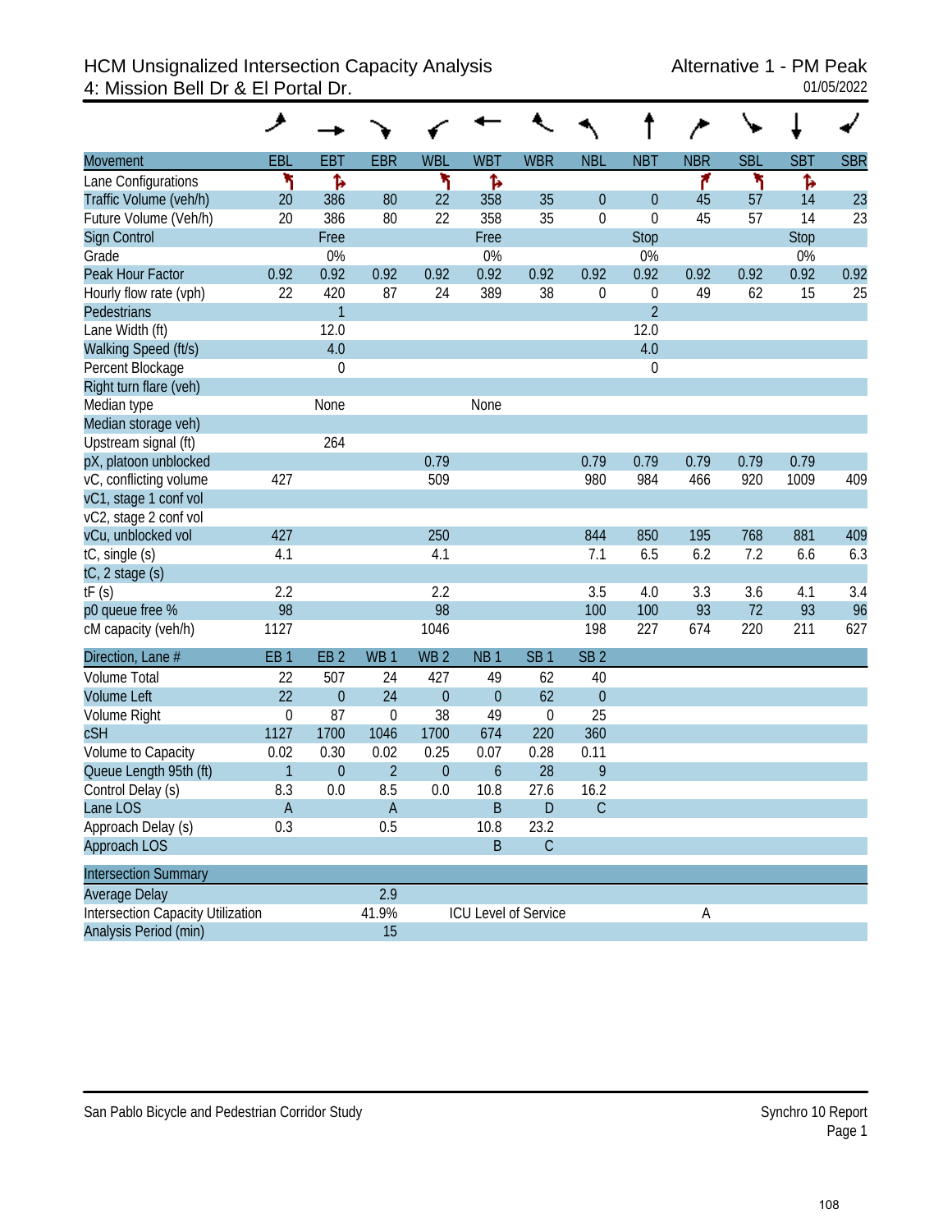# HCM Unsignalized Intersection Capacity Analysis
## 4: Mission Bell Dr & El Portal Dr.

Alternative 1 - PM Peak
01/05/2022

| Movement | EBL | EBT | EBR | WBL | WBT | WBR | NBL | NBT | NBR | SBL | SBT | SBR |
|---|---|---|---|---|---|---|---|---|---|---|---|---|
| Lane Configurations | ↰ | ↱ | | ↰ | ↱ | | | | ↱ | ↰ | ↱ | |
| Traffic Volume (veh/h) | 20 | 386 | 80 | 22 | 358 | 35 | 0 | 0 | 45 | 57 | 14 | 23 |
| Future Volume (Veh/h) | 20 | 386 | 80 | 22 | 358 | 35 | 0 | 0 | 45 | 57 | 14 | 23 |
| Sign Control | | Free | | | Free | | | Stop | | | Stop | |
| Grade | | 0% | | | 0% | | | 0% | | | 0% | |
| Peak Hour Factor | 0.92 | 0.92 | 0.92 | 0.92 | 0.92 | 0.92 | 0.92 | 0.92 | 0.92 | 0.92 | 0.92 | 0.92 |
| Hourly flow rate (vph) | 22 | 420 | 87 | 24 | 389 | 38 | 0 | 0 | 49 | 62 | 15 | 25 |
| Pedestrians | | 1 | | | | | | 2 | | | | |
| Lane Width (ft) | | 12.0 | | | | | | 12.0 | | | | |
| Walking Speed (ft/s) | | 4.0 | | | | | | 4.0 | | | | |
| Percent Blockage | | 0 | | | | | | 0 | | | | |
| Right turn flare (veh) | | | | | | | | | | | | |
| Median type | | None | | | None | | | | | | | |
| Median storage veh) | | | | | | | | | | | | |
| Upstream signal (ft) | | 264 | | | | | | | | | | |
| pX, platoon unblocked | | | | 0.79 | | | 0.79 | 0.79 | 0.79 | 0.79 | 0.79 | |
| vC, conflicting volume | 427 | | | 509 | | | 980 | 984 | 466 | 920 | 1009 | 409 |
| vC1, stage 1 conf vol | | | | | | | | | | | | |
| vC2, stage 2 conf vol | | | | | | | | | | | | |
| vCu, unblocked vol | 427 | | | 250 | | | 844 | 850 | 195 | 768 | 881 | 409 |
| tC, single (s) | 4.1 | | | 4.1 | | | 7.1 | 6.5 | 6.2 | 7.2 | 6.6 | 6.3 |
| tC, 2 stage (s) | | | | | | | | | | | | |
| tF (s) | 2.2 | | | 2.2 | | | 3.5 | 4.0 | 3.3 | 3.6 | 4.1 | 3.4 |
| p0 queue free % | 98 | | | 98 | | | 100 | 100 | 93 | 72 | 93 | 96 |
| cM capacity (veh/h) | 1127 | | | 1046 | | | 198 | 227 | 674 | 220 | 211 | 627 |

| Direction, Lane # | EB 1 | EB 2 | WB 1 | WB 2 | NB 1 | SB 1 | SB 2 |
|---|---|---|---|---|---|---|---|
| Volume Total | 22 | 507 | 24 | 427 | 49 | 62 | 40 |
| Volume Left | 22 | 0 | 24 | 0 | 0 | 62 | 0 |
| Volume Right | 0 | 87 | 0 | 38 | 49 | 0 | 25 |
| cSH | 1127 | 1700 | 1046 | 1700 | 674 | 220 | 360 |
| Volume to Capacity | 0.02 | 0.30 | 0.02 | 0.25 | 0.07 | 0.28 | 0.11 |
| Queue Length 95th (ft) | 1 | 0 | 2 | 0 | 6 | 28 | 9 |
| Control Delay (s) | 8.3 | 0.0 | 8.5 | 0.0 | 10.8 | 27.6 | 16.2 |
| Lane LOS | A | | A | | B | D | C |
| Approach Delay (s) | 0.3 | | 0.5 | | 10.8 | 23.2 | |
| Approach LOS | | | | | B | C | |

| Intersection Summary | | | |
|---|---|---|---|
| Average Delay | 2.9 | | |
| Intersection Capacity Utilization | 41.9% | ICU Level of Service | A |
| Analysis Period (min) | 15 | | |

San Pablo Bicycle and Pedestrian Corridor Study — Synchro 10 Report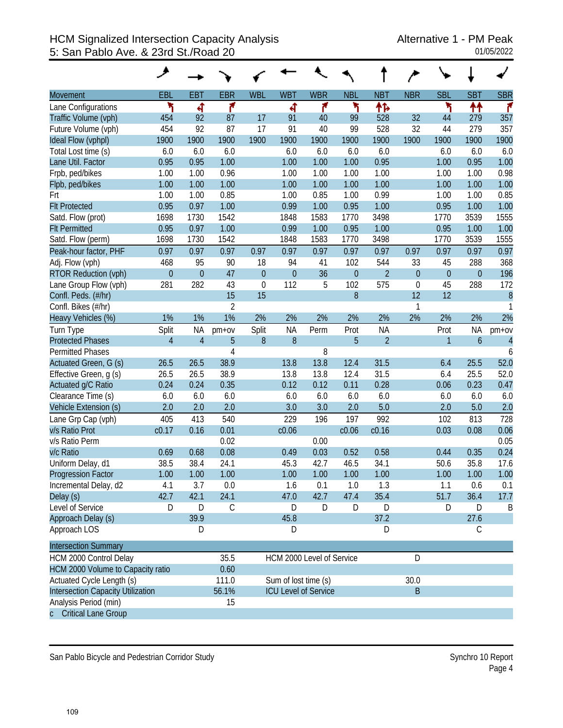# HCM Signalized Intersection Capacity Analysis
## 5: San Pablo Ave. & 23rd St./Road 20

Alternative 1 - PM Peak
01/05/2022

| Movement | EBL | EBT | EBR | WBL | WBT | WBR | NBL | NBT | NBR | SBL | SBT | SBR |
|---|---|---|---|---|---|---|---|---|---|---|---|---|
| Lane Configurations | | | | | | | | | | | | |
| Traffic Volume (vph) | 454 | 92 | 87 | 17 | 91 | 40 | 99 | 528 | 32 | 44 | 279 | 357 |
| Future Volume (vph) | 454 | 92 | 87 | 17 | 91 | 40 | 99 | 528 | 32 | 44 | 279 | 357 |
| Ideal Flow (vphpl) | 1900 | 1900 | 1900 | 1900 | 1900 | 1900 | 1900 | 1900 | 1900 | 1900 | 1900 | 1900 |
| Total Lost time (s) | 6.0 | 6.0 | 6.0 | | 6.0 | 6.0 | 6.0 | 6.0 | | 6.0 | 6.0 | 6.0 |
| Lane Util. Factor | 0.95 | 0.95 | 1.00 | | 1.00 | 1.00 | 1.00 | 0.95 | | 1.00 | 0.95 | 1.00 |
| Frpb, ped/bikes | 1.00 | 1.00 | 0.96 | | 1.00 | 1.00 | 1.00 | 1.00 | | 1.00 | 1.00 | 0.98 |
| Flpb, ped/bikes | 1.00 | 1.00 | 1.00 | | 1.00 | 1.00 | 1.00 | 1.00 | | 1.00 | 1.00 | 1.00 |
| Frt | 1.00 | 1.00 | 0.85 | | 1.00 | 0.85 | 1.00 | 0.99 | | 1.00 | 1.00 | 0.85 |
| Flt Protected | 0.95 | 0.97 | 1.00 | | 0.99 | 1.00 | 0.95 | 1.00 | | 0.95 | 1.00 | 1.00 |
| Satd. Flow (prot) | 1698 | 1730 | 1542 | | 1848 | 1583 | 1770 | 3498 | | 1770 | 3539 | 1555 |
| Flt Permitted | 0.95 | 0.97 | 1.00 | | 0.99 | 1.00 | 0.95 | 1.00 | | 0.95 | 1.00 | 1.00 |
| Satd. Flow (perm) | 1698 | 1730 | 1542 | | 1848 | 1583 | 1770 | 3498 | | 1770 | 3539 | 1555 |
| Peak-hour factor, PHF | 0.97 | 0.97 | 0.97 | 0.97 | 0.97 | 0.97 | 0.97 | 0.97 | 0.97 | 0.97 | 0.97 | 0.97 |
| Adj. Flow (vph) | 468 | 95 | 90 | 18 | 94 | 41 | 102 | 544 | 33 | 45 | 288 | 368 |
| RTOR Reduction (vph) | 0 | 0 | 47 | 0 | 0 | 36 | 0 | 2 | 0 | 0 | 0 | 196 |
| Lane Group Flow (vph) | 281 | 282 | 43 | 0 | 112 | 5 | 102 | 575 | 0 | 45 | 288 | 172 |
| Confl. Peds. (#/hr) | | | 15 | 15 | | | 8 | | 12 | 12 | | 8 |
| Confl. Bikes (#/hr) | | | 2 | | | | | | 1 | | | 1 |
| Heavy Vehicles (%) | 1% | 1% | 1% | 2% | 2% | 2% | 2% | 2% | 2% | 2% | 2% | 2% |
| Turn Type | Split | NA | pm+ov | Split | NA | Perm | Prot | NA | | Prot | NA | pm+ov |
| Protected Phases | 4 | 4 | 5 | 8 | 8 | | 5 | 2 | | 1 | 6 | 4 |
| Permitted Phases | | | 4 | | | 8 | | | | | | 6 |
| Actuated Green, G (s) | 26.5 | 26.5 | 38.9 | | 13.8 | 13.8 | 12.4 | 31.5 | | 6.4 | 25.5 | 52.0 |
| Effective Green, g (s) | 26.5 | 26.5 | 38.9 | | 13.8 | 13.8 | 12.4 | 31.5 | | 6.4 | 25.5 | 52.0 |
| Actuated g/C Ratio | 0.24 | 0.24 | 0.35 | | 0.12 | 0.12 | 0.11 | 0.28 | | 0.06 | 0.23 | 0.47 |
| Clearance Time (s) | 6.0 | 6.0 | 6.0 | | 6.0 | 6.0 | 6.0 | 6.0 | | 6.0 | 6.0 | 6.0 |
| Vehicle Extension (s) | 2.0 | 2.0 | 2.0 | | 3.0 | 3.0 | 2.0 | 5.0 | | 2.0 | 5.0 | 2.0 |
| Lane Grp Cap (vph) | 405 | 413 | 540 | | 229 | 196 | 197 | 992 | | 102 | 813 | 728 |
| v/s Ratio Prot | c0.17 | 0.16 | 0.01 | | c0.06 | | c0.06 | c0.16 | | 0.03 | 0.08 | 0.06 |
| v/s Ratio Perm | | | 0.02 | | | 0.00 | | | | | | 0.05 |
| v/c Ratio | 0.69 | 0.68 | 0.08 | | 0.49 | 0.03 | 0.52 | 0.58 | | 0.44 | 0.35 | 0.24 |
| Uniform Delay, d1 | 38.5 | 38.4 | 24.1 | | 45.3 | 42.7 | 46.5 | 34.1 | | 50.6 | 35.8 | 17.6 |
| Progression Factor | 1.00 | 1.00 | 1.00 | | 1.00 | 1.00 | 1.00 | 1.00 | | 1.00 | 1.00 | 1.00 |
| Incremental Delay, d2 | 4.1 | 3.7 | 0.0 | | 1.6 | 0.1 | 1.0 | 1.3 | | 1.1 | 0.6 | 0.1 |
| Delay (s) | 42.7 | 42.1 | 24.1 | | 47.0 | 42.7 | 47.4 | 35.4 | | 51.7 | 36.4 | 17.7 |
| Level of Service | D | D | C | | D | D | D | D | | D | D | B |
| Approach Delay (s) | | 39.9 | | | 45.8 | | | 37.2 | | | 27.6 | |
| Approach LOS | | D | | | D | | | D | | | C | |

| Intersection Summary | | | |
|---|---|---|---|
| HCM 2000 Control Delay | 35.5 | HCM 2000 Level of Service | D |
| HCM 2000 Volume to Capacity ratio | 0.60 | | |
| Actuated Cycle Length (s) | 111.0 | Sum of lost time (s) | 30.0 |
| Intersection Capacity Utilization | 56.1% | ICU Level of Service | B |
| Analysis Period (min) | 15 | | |
| c Critical Lane Group | | | |

San Pablo Bicycle and Pedestrian Corridor Study

Synchro 10 Report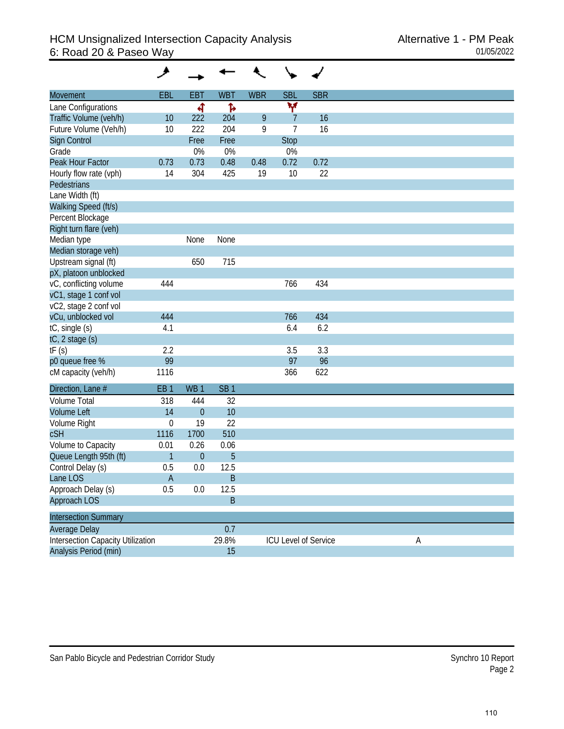# HCM Unsignalized Intersection Capacity Analysis
## 6: Road 20 & Paseo Way

Alternative 1 - PM Peak
01/05/2022

| Movement | EBL | EBT | WBT | WBR | SBL | SBR |
|---|---|---|---|---|---|---|
| Lane Configurations | | | | | | |
| Traffic Volume (veh/h) | 10 | 222 | 204 | 9 | 7 | 16 |
| Future Volume (Veh/h) | 10 | 222 | 204 | 9 | 7 | 16 |
| Sign Control | | Free | Free | | Stop | |
| Grade | | 0% | 0% | | 0% | |
| Peak Hour Factor | 0.73 | 0.73 | 0.48 | 0.48 | 0.72 | 0.72 |
| Hourly flow rate (vph) | 14 | 304 | 425 | 19 | 10 | 22 |
| Pedestrians | | | | | | |
| Lane Width (ft) | | | | | | |
| Walking Speed (ft/s) | | | | | | |
| Percent Blockage | | | | | | |
| Right turn flare (veh) | | | | | | |
| Median type | | None | None | | | |
| Median storage veh) | | | | | | |
| Upstream signal (ft) | | 650 | 715 | | | |
| pX, platoon unblocked | | | | | | |
| vC, conflicting volume | 444 | | | | 766 | 434 |
| vC1, stage 1 conf vol | | | | | | |
| vC2, stage 2 conf vol | | | | | | |
| vCu, unblocked vol | 444 | | | | 766 | 434 |
| tC, single (s) | 4.1 | | | | 6.4 | 6.2 |
| tC, 2 stage (s) | | | | | | |
| tF (s) | 2.2 | | | | 3.5 | 3.3 |
| p0 queue free % | 99 | | | | 97 | 96 |
| cM capacity (veh/h) | 1116 | | | | 366 | 622 |

| Direction, Lane # | EB 1 | WB 1 | SB 1 |
|---|---|---|---|
| Volume Total | 318 | 444 | 32 |
| Volume Left | 14 | 0 | 10 |
| Volume Right | 0 | 19 | 22 |
| cSH | 1116 | 1700 | 510 |
| Volume to Capacity | 0.01 | 0.26 | 0.06 |
| Queue Length 95th (ft) | 1 | 0 | 5 |
| Control Delay (s) | 0.5 | 0.0 | 12.5 |
| Lane LOS | A | | B |
| Approach Delay (s) | 0.5 | 0.0 | 12.5 |
| Approach LOS | | | B |

| Intersection Summary | | | |
|---|---|---|---|
| Average Delay | 0.7 | | |
| Intersection Capacity Utilization | 29.8% | ICU Level of Service | A |
| Analysis Period (min) | 15 | | |

San Pablo Bicycle and Pedestrian Corridor Study

Synchro 10 Report
Page 2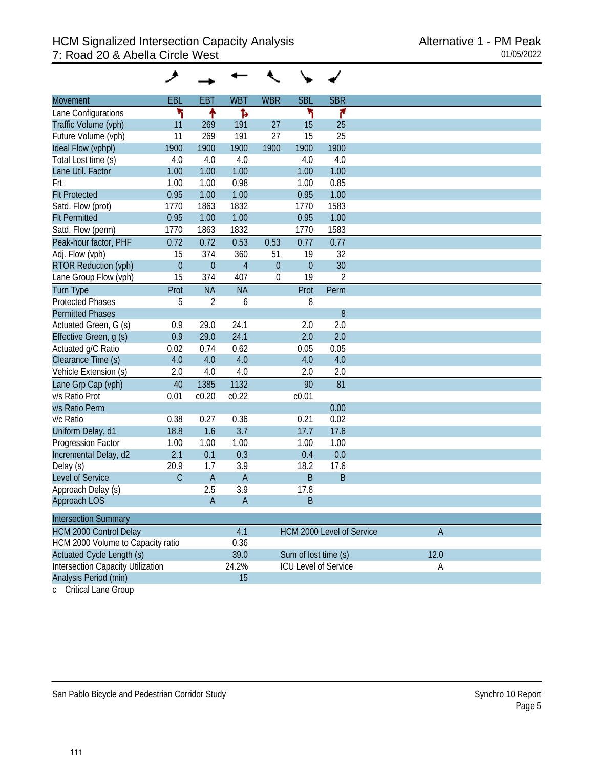# HCM Signalized Intersection Capacity Analysis
## 7: Road 20 & Abella Circle West

Alternative 1 - PM Peak
01/05/2022

| Movement | EBL | EBT | WBT | WBR | SBL | SBR |
|---|---|---|---|---|---|---|
| Lane Configurations | | | | | | |
| Traffic Volume (vph) | 11 | 269 | 191 | 27 | 15 | 25 |
| Future Volume (vph) | 11 | 269 | 191 | 27 | 15 | 25 |
| Ideal Flow (vphpl) | 1900 | 1900 | 1900 | 1900 | 1900 | 1900 |
| Total Lost time (s) | 4.0 | 4.0 | 4.0 | | 4.0 | 4.0 |
| Lane Util. Factor | 1.00 | 1.00 | 1.00 | | 1.00 | 1.00 |
| Frt | 1.00 | 1.00 | 0.98 | | 1.00 | 0.85 |
| Flt Protected | 0.95 | 1.00 | 1.00 | | 0.95 | 1.00 |
| Satd. Flow (prot) | 1770 | 1863 | 1832 | | 1770 | 1583 |
| Flt Permitted | 0.95 | 1.00 | 1.00 | | 0.95 | 1.00 |
| Satd. Flow (perm) | 1770 | 1863 | 1832 | | 1770 | 1583 |
| Peak-hour factor, PHF | 0.72 | 0.72 | 0.53 | 0.53 | 0.77 | 0.77 |
| Adj. Flow (vph) | 15 | 374 | 360 | 51 | 19 | 32 |
| RTOR Reduction (vph) | 0 | 0 | 4 | 0 | 0 | 30 |
| Lane Group Flow (vph) | 15 | 374 | 407 | 0 | 19 | 2 |
| Turn Type | Prot | NA | NA | | Prot | Perm |
| Protected Phases | 5 | 2 | 6 | | 8 | |
| Permitted Phases | | | | | | 8 |
| Actuated Green, G (s) | 0.9 | 29.0 | 24.1 | | 2.0 | 2.0 |
| Effective Green, g (s) | 0.9 | 29.0 | 24.1 | | 2.0 | 2.0 |
| Actuated g/C Ratio | 0.02 | 0.74 | 0.62 | | 0.05 | 0.05 |
| Clearance Time (s) | 4.0 | 4.0 | 4.0 | | 4.0 | 4.0 |
| Vehicle Extension (s) | 2.0 | 4.0 | 4.0 | | 2.0 | 2.0 |
| Lane Grp Cap (vph) | 40 | 1385 | 1132 | | 90 | 81 |
| v/s Ratio Prot | 0.01 | c0.20 | c0.22 | | c0.01 | |
| v/s Ratio Perm | | | | | | 0.00 |
| v/c Ratio | 0.38 | 0.27 | 0.36 | | 0.21 | 0.02 |
| Uniform Delay, d1 | 18.8 | 1.6 | 3.7 | | 17.7 | 17.6 |
| Progression Factor | 1.00 | 1.00 | 1.00 | | 1.00 | 1.00 |
| Incremental Delay, d2 | 2.1 | 0.1 | 0.3 | | 0.4 | 0.0 |
| Delay (s) | 20.9 | 1.7 | 3.9 | | 18.2 | 17.6 |
| Level of Service | C | A | A | | B | B |
| Approach Delay (s) | | 2.5 | 3.9 | | 17.8 | |
| Approach LOS | | A | A | | B | |

| Intersection Summary | | | |
|---|---|---|---|
| HCM 2000 Control Delay | 4.1 | HCM 2000 Level of Service | A |
| HCM 2000 Volume to Capacity ratio | 0.36 | | |
| Actuated Cycle Length (s) | 39.0 | Sum of lost time (s) | 12.0 |
| Intersection Capacity Utilization | 24.2% | ICU Level of Service | A |
| Analysis Period (min) | 15 | | |

c Critical Lane Group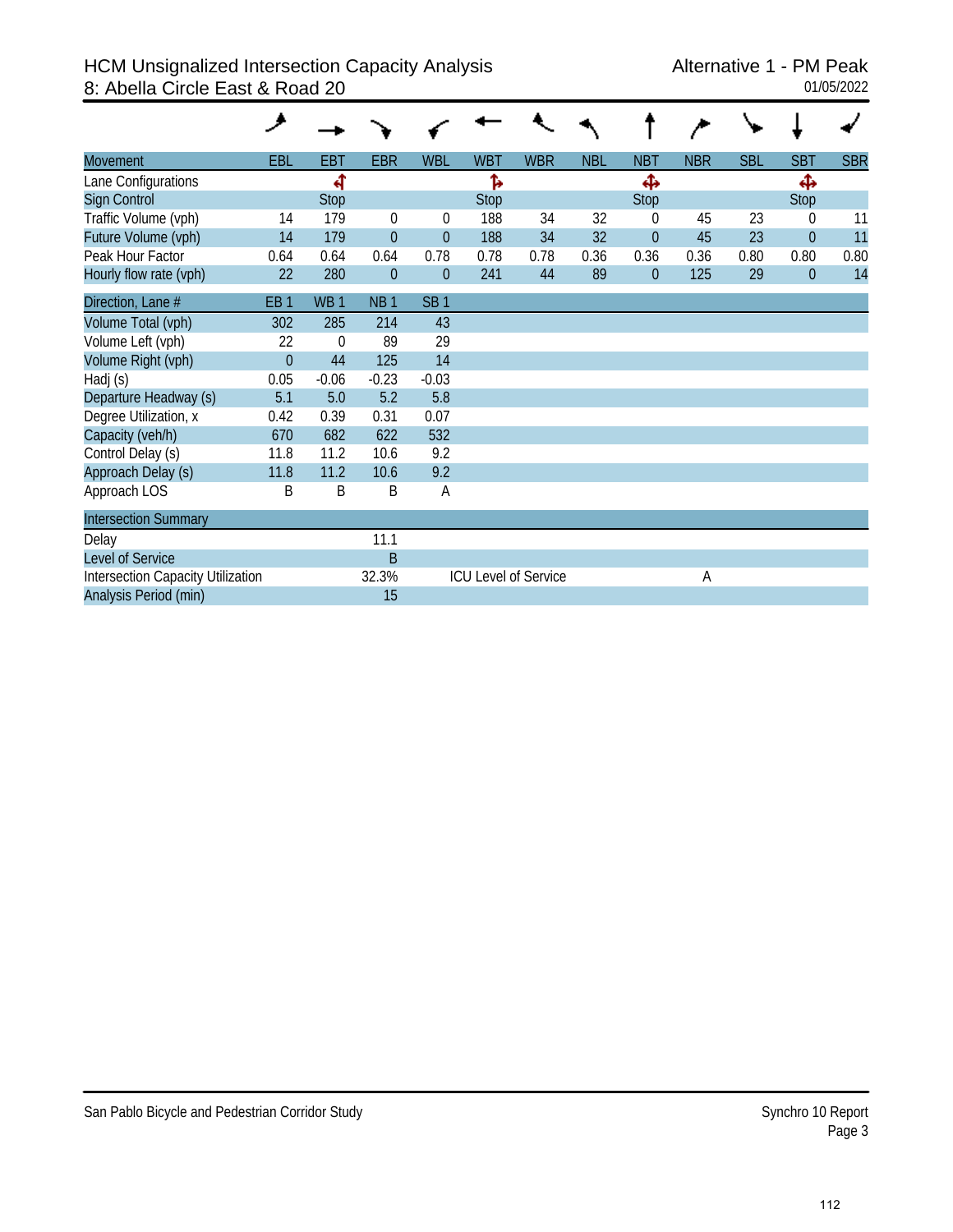# HCM Unsignalized Intersection Capacity Analysis
## 8: Abella Circle East & Road 20

Alternative 1 - PM Peak
01/05/2022

| Movement | EBL | EBT | EBR | WBL | WBT | WBR | NBL | NBT | NBR | SBL | SBT | SBR |
|---|---|---|---|---|---|---|---|---|---|---|---|---|
| Lane Configurations | | ↰↑ | | | ↑↱ | | | ✥ | | | ✥ | |
| Sign Control | | Stop | | | Stop | | | Stop | | | Stop | |
| Traffic Volume (vph) | 14 | 179 | 0 | 0 | 188 | 34 | 32 | 0 | 45 | 23 | 0 | 11 |
| Future Volume (vph) | 14 | 179 | 0 | 0 | 188 | 34 | 32 | 0 | 45 | 23 | 0 | 11 |
| Peak Hour Factor | 0.64 | 0.64 | 0.64 | 0.78 | 0.78 | 0.78 | 0.36 | 0.36 | 0.36 | 0.80 | 0.80 | 0.80 |
| Hourly flow rate (vph) | 22 | 280 | 0 | 0 | 241 | 44 | 89 | 0 | 125 | 29 | 0 | 14 |

| Direction, Lane # | EB 1 | WB 1 | NB 1 | SB 1 |
|---|---|---|---|---|
| Volume Total (vph) | 302 | 285 | 214 | 43 |
| Volume Left (vph) | 22 | 0 | 89 | 29 |
| Volume Right (vph) | 0 | 44 | 125 | 14 |
| Hadj (s) | 0.05 | -0.06 | -0.23 | -0.03 |
| Departure Headway (s) | 5.1 | 5.0 | 5.2 | 5.8 |
| Degree Utilization, x | 0.42 | 0.39 | 0.31 | 0.07 |
| Capacity (veh/h) | 670 | 682 | 622 | 532 |
| Control Delay (s) | 11.8 | 11.2 | 10.6 | 9.2 |
| Approach Delay (s) | 11.8 | 11.2 | 10.6 | 9.2 |
| Approach LOS | B | B | B | A |

| Intersection Summary | | | |
|---|---|---|---|
| Delay | 11.1 | | |
| Level of Service | B | | |
| Intersection Capacity Utilization | 32.3% | ICU Level of Service | A |
| Analysis Period (min) | 15 | | |

San Pablo Bicycle and Pedestrian Corridor Study

Synchro 10 Report
Page 3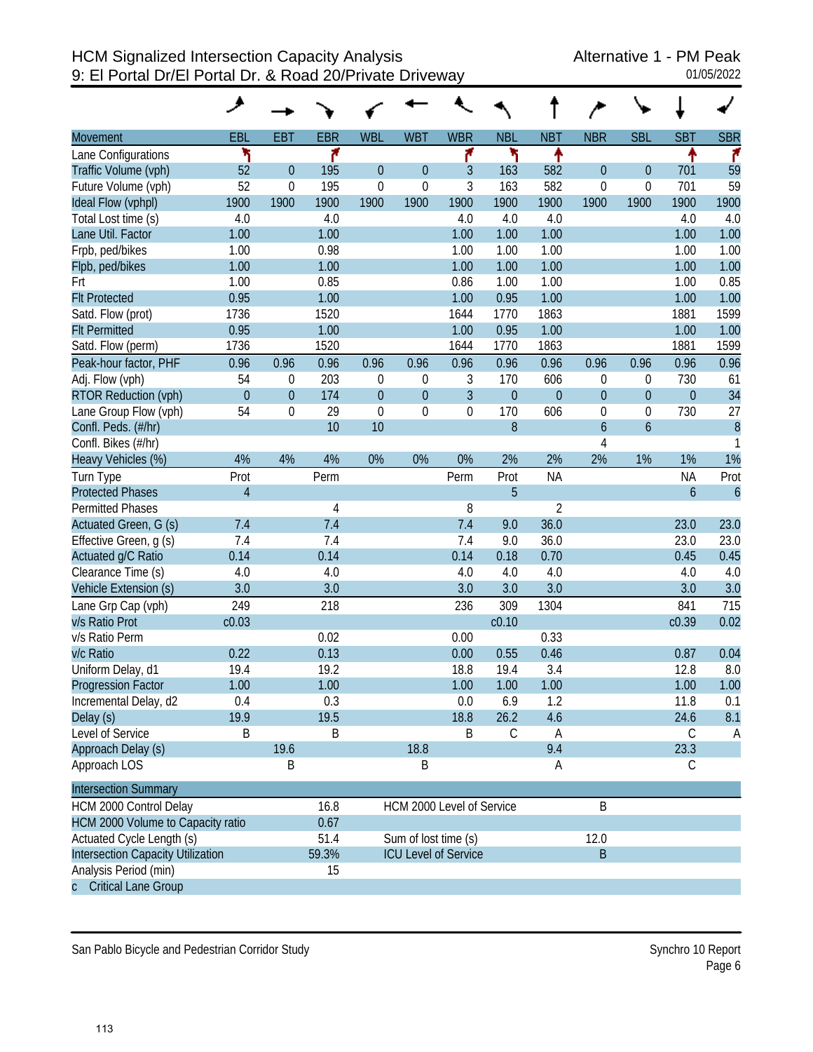# HCM Signalized Intersection Capacity Analysis
## 9: El Portal Dr/El Portal Dr. & Road 20/Private Driveway

Alternative 1 - PM Peak
01/05/2022

| Movement | EBL | EBT | EBR | WBL | WBT | WBR | NBL | NBT | NBR | SBL | SBT | SBR |
|---|---|---|---|---|---|---|---|---|---|---|---|---|
| Lane Configurations | ↰ | | ↱ | | | ↱ | ↰ | ↑ | | | ↑ | ↱ |
| Traffic Volume (vph) | 52 | 0 | 195 | 0 | 0 | 3 | 163 | 582 | 0 | 0 | 701 | 59 |
| Future Volume (vph) | 52 | 0 | 195 | 0 | 0 | 3 | 163 | 582 | 0 | 0 | 701 | 59 |
| Ideal Flow (vphpl) | 1900 | 1900 | 1900 | 1900 | 1900 | 1900 | 1900 | 1900 | 1900 | 1900 | 1900 | 1900 |
| Total Lost time (s) | 4.0 | | 4.0 | | | 4.0 | 4.0 | 4.0 | | | 4.0 | 4.0 |
| Lane Util. Factor | 1.00 | | 1.00 | | | 1.00 | 1.00 | 1.00 | | | 1.00 | 1.00 |
| Frpb, ped/bikes | 1.00 | | 0.98 | | | 1.00 | 1.00 | 1.00 | | | 1.00 | 1.00 |
| Flpb, ped/bikes | 1.00 | | 1.00 | | | 1.00 | 1.00 | 1.00 | | | 1.00 | 1.00 |
| Frt | 1.00 | | 0.85 | | | 0.86 | 1.00 | 1.00 | | | 1.00 | 0.85 |
| Flt Protected | 0.95 | | 1.00 | | | 1.00 | 0.95 | 1.00 | | | 1.00 | 1.00 |
| Satd. Flow (prot) | 1736 | | 1520 | | | 1644 | 1770 | 1863 | | | 1881 | 1599 |
| Flt Permitted | 0.95 | | 1.00 | | | 1.00 | 0.95 | 1.00 | | | 1.00 | 1.00 |
| Satd. Flow (perm) | 1736 | | 1520 | | | 1644 | 1770 | 1863 | | | 1881 | 1599 |
| Peak-hour factor, PHF | 0.96 | 0.96 | 0.96 | 0.96 | 0.96 | 0.96 | 0.96 | 0.96 | 0.96 | 0.96 | 0.96 | 0.96 |
| Adj. Flow (vph) | 54 | 0 | 203 | 0 | 0 | 3 | 170 | 606 | 0 | 0 | 730 | 61 |
| RTOR Reduction (vph) | 0 | 0 | 174 | 0 | 0 | 3 | 0 | 0 | 0 | 0 | 0 | 34 |
| Lane Group Flow (vph) | 54 | 0 | 29 | 0 | 0 | 0 | 170 | 606 | 0 | 0 | 730 | 27 |
| Confl. Peds. (#/hr) | | | 10 | 10 | | | 8 | | 6 | 6 | | 8 |
| Confl. Bikes (#/hr) | | | | | | | | | 4 | | | 1 |
| Heavy Vehicles (%) | 4% | 4% | 4% | 0% | 0% | 0% | 2% | 2% | 2% | 1% | 1% | 1% |
| Turn Type | Prot | | Perm | | | Perm | Prot | NA | | | NA | Prot |
| Protected Phases | 4 | | | | | | 5 | | | | 6 | 6 |
| Permitted Phases | | | 4 | | | 8 | | 2 | | | | |
| Actuated Green, G (s) | 7.4 | | 7.4 | | | 7.4 | 9.0 | 36.0 | | | 23.0 | 23.0 |
| Effective Green, g (s) | 7.4 | | 7.4 | | | 7.4 | 9.0 | 36.0 | | | 23.0 | 23.0 |
| Actuated g/C Ratio | 0.14 | | 0.14 | | | 0.14 | 0.18 | 0.70 | | | 0.45 | 0.45 |
| Clearance Time (s) | 4.0 | | 4.0 | | | 4.0 | 4.0 | 4.0 | | | 4.0 | 4.0 |
| Vehicle Extension (s) | 3.0 | | 3.0 | | | 3.0 | 3.0 | 3.0 | | | 3.0 | 3.0 |
| Lane Grp Cap (vph) | 249 | | 218 | | | 236 | 309 | 1304 | | | 841 | 715 |
| v/s Ratio Prot | c0.03 | | | | | | c0.10 | | | | c0.39 | 0.02 |
| v/s Ratio Perm | | | 0.02 | | | 0.00 | | 0.33 | | | | |
| v/c Ratio | 0.22 | | 0.13 | | | 0.00 | 0.55 | 0.46 | | | 0.87 | 0.04 |
| Uniform Delay, d1 | 19.4 | | 19.2 | | | 18.8 | 19.4 | 3.4 | | | 12.8 | 8.0 |
| Progression Factor | 1.00 | | 1.00 | | | 1.00 | 1.00 | 1.00 | | | 1.00 | 1.00 |
| Incremental Delay, d2 | 0.4 | | 0.3 | | | 0.0 | 6.9 | 1.2 | | | 11.8 | 0.1 |
| Delay (s) | 19.9 | | 19.5 | | | 18.8 | 26.2 | 4.6 | | | 24.6 | 8.1 |
| Level of Service | B | | B | | | B | C | A | | | C | A |
| Approach Delay (s) | | 19.6 | | | 18.8 | | | 9.4 | | | 23.3 | |
| Approach LOS | | B | | | B | | | A | | | C | |

| Intersection Summary | | | |
|---|---|---|---|
| HCM 2000 Control Delay | 16.8 | HCM 2000 Level of Service | B |
| HCM 2000 Volume to Capacity ratio | 0.67 | | |
| Actuated Cycle Length (s) | 51.4 | Sum of lost time (s) | 12.0 |
| Intersection Capacity Utilization | 59.3% | ICU Level of Service | B |
| Analysis Period (min) | 15 | | |
| c Critical Lane Group | | | |

San Pablo Bicycle and Pedestrian Corridor Study

Synchro 10 Report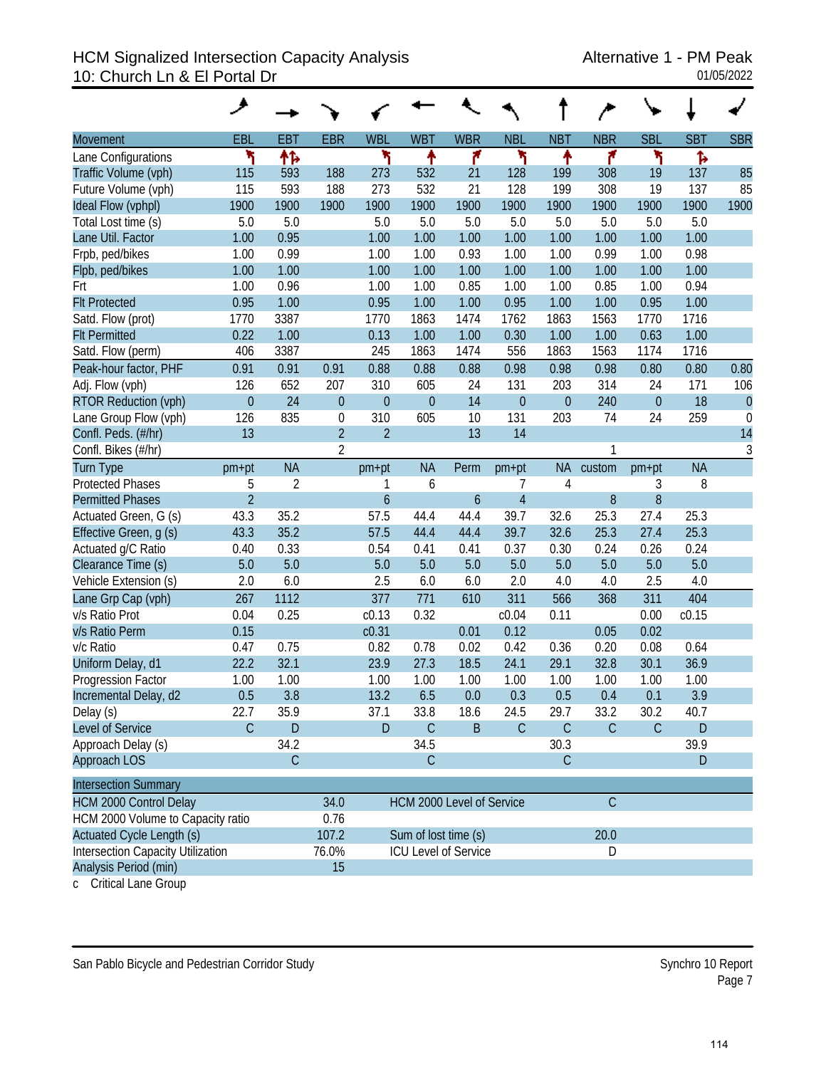# HCM Signalized Intersection Capacity Analysis
## 10: Church Ln & El Portal Dr

Alternative 1 - PM Peak
01/05/2022

| Movement | EBL | EBT | EBR | WBL | WBT | WBR | NBL | NBT | NBR | SBL | SBT | SBR |
|---|---|---|---|---|---|---|---|---|---|---|---|---|
| Lane Configurations | | | | | | | | | | | | |
| Traffic Volume (vph) | 115 | 593 | 188 | 273 | 532 | 21 | 128 | 199 | 308 | 19 | 137 | 85 |
| Future Volume (vph) | 115 | 593 | 188 | 273 | 532 | 21 | 128 | 199 | 308 | 19 | 137 | 85 |
| Ideal Flow (vphpl) | 1900 | 1900 | 1900 | 1900 | 1900 | 1900 | 1900 | 1900 | 1900 | 1900 | 1900 | 1900 |
| Total Lost time (s) | 5.0 | 5.0 | | 5.0 | 5.0 | 5.0 | 5.0 | 5.0 | 5.0 | 5.0 | 5.0 | |
| Lane Util. Factor | 1.00 | 0.95 | | 1.00 | 1.00 | 1.00 | 1.00 | 1.00 | 1.00 | 1.00 | 1.00 | |
| Frpb, ped/bikes | 1.00 | 0.99 | | 1.00 | 1.00 | 0.93 | 1.00 | 1.00 | 0.99 | 1.00 | 0.98 | |
| Flpb, ped/bikes | 1.00 | 1.00 | | 1.00 | 1.00 | 1.00 | 1.00 | 1.00 | 1.00 | 1.00 | 1.00 | |
| Frt | 1.00 | 0.96 | | 1.00 | 1.00 | 0.85 | 1.00 | 1.00 | 0.85 | 1.00 | 0.94 | |
| Flt Protected | 0.95 | 1.00 | | 0.95 | 1.00 | 1.00 | 0.95 | 1.00 | 1.00 | 0.95 | 1.00 | |
| Satd. Flow (prot) | 1770 | 3387 | | 1770 | 1863 | 1474 | 1762 | 1863 | 1563 | 1770 | 1716 | |
| Flt Permitted | 0.22 | 1.00 | | 0.13 | 1.00 | 1.00 | 0.30 | 1.00 | 1.00 | 0.63 | 1.00 | |
| Satd. Flow (perm) | 406 | 3387 | | 245 | 1863 | 1474 | 556 | 1863 | 1563 | 1174 | 1716 | |
| Peak-hour factor, PHF | 0.91 | 0.91 | 0.91 | 0.88 | 0.88 | 0.88 | 0.98 | 0.98 | 0.98 | 0.80 | 0.80 | 0.80 |
| Adj. Flow (vph) | 126 | 652 | 207 | 310 | 605 | 24 | 131 | 203 | 314 | 24 | 171 | 106 |
| RTOR Reduction (vph) | 0 | 24 | 0 | 0 | 0 | 14 | 0 | 0 | 240 | 0 | 18 | 0 |
| Lane Group Flow (vph) | 126 | 835 | 0 | 310 | 605 | 10 | 131 | 203 | 74 | 24 | 259 | 0 |
| Confl. Peds. (#/hr) | 13 | | 2 | 2 | | 13 | 14 | | | | | 14 |
| Confl. Bikes (#/hr) | | | 2 | | | | | | 1 | | | 3 |
| Turn Type | pm+pt | NA | | pm+pt | NA | Perm | pm+pt | NA | custom | pm+pt | NA | |
| Protected Phases | 5 | 2 | | 1 | 6 | | 7 | 4 | | 3 | 8 | |
| Permitted Phases | 2 | | | 6 | | 6 | 4 | | 8 | 8 | | |
| Actuated Green, G (s) | 43.3 | 35.2 | | 57.5 | 44.4 | 44.4 | 39.7 | 32.6 | 25.3 | 27.4 | 25.3 | |
| Effective Green, g (s) | 43.3 | 35.2 | | 57.5 | 44.4 | 44.4 | 39.7 | 32.6 | 25.3 | 27.4 | 25.3 | |
| Actuated g/C Ratio | 0.40 | 0.33 | | 0.54 | 0.41 | 0.41 | 0.37 | 0.30 | 0.24 | 0.26 | 0.24 | |
| Clearance Time (s) | 5.0 | 5.0 | | 5.0 | 5.0 | 5.0 | 5.0 | 5.0 | 5.0 | 5.0 | 5.0 | |
| Vehicle Extension (s) | 2.0 | 6.0 | | 2.5 | 6.0 | 6.0 | 2.0 | 4.0 | 4.0 | 2.5 | 4.0 | |
| Lane Grp Cap (vph) | 267 | 1112 | | 377 | 771 | 610 | 311 | 566 | 368 | 311 | 404 | |
| v/s Ratio Prot | 0.04 | 0.25 | | c0.13 | 0.32 | | c0.04 | 0.11 | | 0.00 | c0.15 | |
| v/s Ratio Perm | 0.15 | | | c0.31 | | 0.01 | 0.12 | | 0.05 | 0.02 | | |
| v/c Ratio | 0.47 | 0.75 | | 0.82 | 0.78 | 0.02 | 0.42 | 0.36 | 0.20 | 0.08 | 0.64 | |
| Uniform Delay, d1 | 22.2 | 32.1 | | 23.9 | 27.3 | 18.5 | 24.1 | 29.1 | 32.8 | 30.1 | 36.9 | |
| Progression Factor | 1.00 | 1.00 | | 1.00 | 1.00 | 1.00 | 1.00 | 1.00 | 1.00 | 1.00 | 1.00 | |
| Incremental Delay, d2 | 0.5 | 3.8 | | 13.2 | 6.5 | 0.0 | 0.3 | 0.5 | 0.4 | 0.1 | 3.9 | |
| Delay (s) | 22.7 | 35.9 | | 37.1 | 33.8 | 18.6 | 24.5 | 29.7 | 33.2 | 30.2 | 40.7 | |
| Level of Service | C | D | | D | C | B | C | C | C | C | D | |
| Approach Delay (s) | | 34.2 | | | 34.5 | | | 30.3 | | | 39.9 | |
| Approach LOS | | C | | | C | | | C | | | D | |

| Intersection Summary | | | |
|---|---|---|---|
| HCM 2000 Control Delay | 34.0 | HCM 2000 Level of Service | C |
| HCM 2000 Volume to Capacity ratio | 0.76 | | |
| Actuated Cycle Length (s) | 107.2 | Sum of lost time (s) | 20.0 |
| Intersection Capacity Utilization | 76.0% | ICU Level of Service | D |
| Analysis Period (min) | 15 | | |

c Critical Lane Group

San Pablo Bicycle and Pedestrian Corridor Study

Synchro 10 Report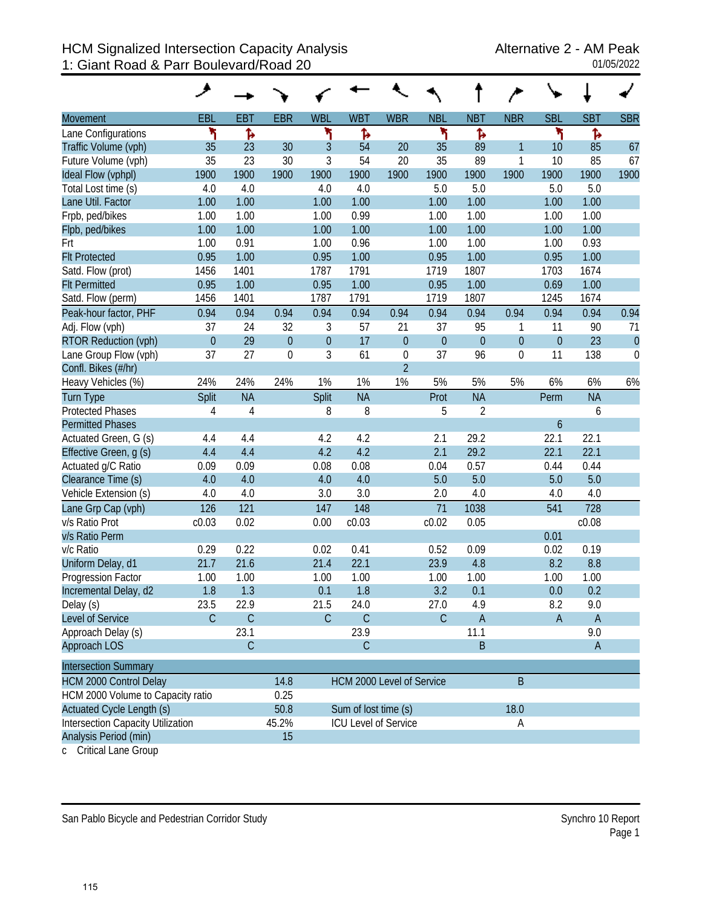# HCM Signalized Intersection Capacity Analysis
## 1: Giant Road & Parr Boulevard/Road 20

Alternative 2 - AM Peak
01/05/2022

| Movement | EBL | EBT | EBR | WBL | WBT | WBR | NBL | NBT | NBR | SBL | SBT | SBR |
|---|---|---|---|---|---|---|---|---|---|---|---|---|
| Lane Configurations | | | | | | | | | | | | |
| Traffic Volume (vph) | 35 | 23 | 30 | 3 | 54 | 20 | 35 | 89 | 1 | 10 | 85 | 67 |
| Future Volume (vph) | 35 | 23 | 30 | 3 | 54 | 20 | 35 | 89 | 1 | 10 | 85 | 67 |
| Ideal Flow (vphpl) | 1900 | 1900 | 1900 | 1900 | 1900 | 1900 | 1900 | 1900 | 1900 | 1900 | 1900 | 1900 |
| Total Lost time (s) | 4.0 | 4.0 | | 4.0 | 4.0 | | 5.0 | 5.0 | | 5.0 | 5.0 | |
| Lane Util. Factor | 1.00 | 1.00 | | 1.00 | 1.00 | | 1.00 | 1.00 | | 1.00 | 1.00 | |
| Frpb, ped/bikes | 1.00 | 1.00 | | 1.00 | 0.99 | | 1.00 | 1.00 | | 1.00 | 1.00 | |
| Flpb, ped/bikes | 1.00 | 1.00 | | 1.00 | 1.00 | | 1.00 | 1.00 | | 1.00 | 1.00 | |
| Frt | 1.00 | 0.91 | | 1.00 | 0.96 | | 1.00 | 1.00 | | 1.00 | 0.93 | |
| Flt Protected | 0.95 | 1.00 | | 0.95 | 1.00 | | 0.95 | 1.00 | | 0.95 | 1.00 | |
| Satd. Flow (prot) | 1456 | 1401 | | 1787 | 1791 | | 1719 | 1807 | | 1703 | 1674 | |
| Flt Permitted | 0.95 | 1.00 | | 0.95 | 1.00 | | 0.95 | 1.00 | | 0.69 | 1.00 | |
| Satd. Flow (perm) | 1456 | 1401 | | 1787 | 1791 | | 1719 | 1807 | | 1245 | 1674 | |
| Peak-hour factor, PHF | 0.94 | 0.94 | 0.94 | 0.94 | 0.94 | 0.94 | 0.94 | 0.94 | 0.94 | 0.94 | 0.94 | 0.94 |
| Adj. Flow (vph) | 37 | 24 | 32 | 3 | 57 | 21 | 37 | 95 | 1 | 11 | 90 | 71 |
| RTOR Reduction (vph) | 0 | 29 | 0 | 0 | 17 | 0 | 0 | 0 | 0 | 0 | 23 | 0 |
| Lane Group Flow (vph) | 37 | 27 | 0 | 3 | 61 | 0 | 37 | 96 | 0 | 11 | 138 | 0 |
| Confl. Bikes (#/hr) | | | | | | 2 | | | | | | |
| Heavy Vehicles (%) | 24% | 24% | 24% | 1% | 1% | 1% | 5% | 5% | 5% | 6% | 6% | 6% |
| Turn Type | Split | NA | | Split | NA | | Prot | NA | | Perm | NA | |
| Protected Phases | 4 | 4 | | 8 | 8 | | 5 | 2 | | | 6 | |
| Permitted Phases | | | | | | | | | | 6 | | |
| Actuated Green, G (s) | 4.4 | 4.4 | | 4.2 | 4.2 | | 2.1 | 29.2 | | 22.1 | 22.1 | |
| Effective Green, g (s) | 4.4 | 4.4 | | 4.2 | 4.2 | | 2.1 | 29.2 | | 22.1 | 22.1 | |
| Actuated g/C Ratio | 0.09 | 0.09 | | 0.08 | 0.08 | | 0.04 | 0.57 | | 0.44 | 0.44 | |
| Clearance Time (s) | 4.0 | 4.0 | | 4.0 | 4.0 | | 5.0 | 5.0 | | 5.0 | 5.0 | |
| Vehicle Extension (s) | 4.0 | 4.0 | | 3.0 | 3.0 | | 2.0 | 4.0 | | 4.0 | 4.0 | |
| Lane Grp Cap (vph) | 126 | 121 | | 147 | 148 | | 71 | 1038 | | 541 | 728 | |
| v/s Ratio Prot | c0.03 | 0.02 | | 0.00 | c0.03 | | c0.02 | 0.05 | | | c0.08 | |
| v/s Ratio Perm | | | | | | | | | | 0.01 | | |
| v/c Ratio | 0.29 | 0.22 | | 0.02 | 0.41 | | 0.52 | 0.09 | | 0.02 | 0.19 | |
| Uniform Delay, d1 | 21.7 | 21.6 | | 21.4 | 22.1 | | 23.9 | 4.8 | | 8.2 | 8.8 | |
| Progression Factor | 1.00 | 1.00 | | 1.00 | 1.00 | | 1.00 | 1.00 | | 1.00 | 1.00 | |
| Incremental Delay, d2 | 1.8 | 1.3 | | 0.1 | 1.8 | | 3.2 | 0.1 | | 0.0 | 0.2 | |
| Delay (s) | 23.5 | 22.9 | | 21.5 | 24.0 | | 27.0 | 4.9 | | 8.2 | 9.0 | |
| Level of Service | C | C | | C | C | | C | A | | A | A | |
| Approach Delay (s) | | 23.1 | | | 23.9 | | | 11.1 | | | 9.0 | |
| Approach LOS | | C | | | C | | | B | | | A | |

| Intersection Summary | | | |
|---|---|---|---|
| HCM 2000 Control Delay | 14.8 | HCM 2000 Level of Service | B |
| HCM 2000 Volume to Capacity ratio | 0.25 | | |
| Actuated Cycle Length (s) | 50.8 | Sum of lost time (s) | 18.0 |
| Intersection Capacity Utilization | 45.2% | ICU Level of Service | A |
| Analysis Period (min) | 15 | | |

c Critical Lane Group

San Pablo Bicycle and Pedestrian Corridor Study — Synchro 10 Report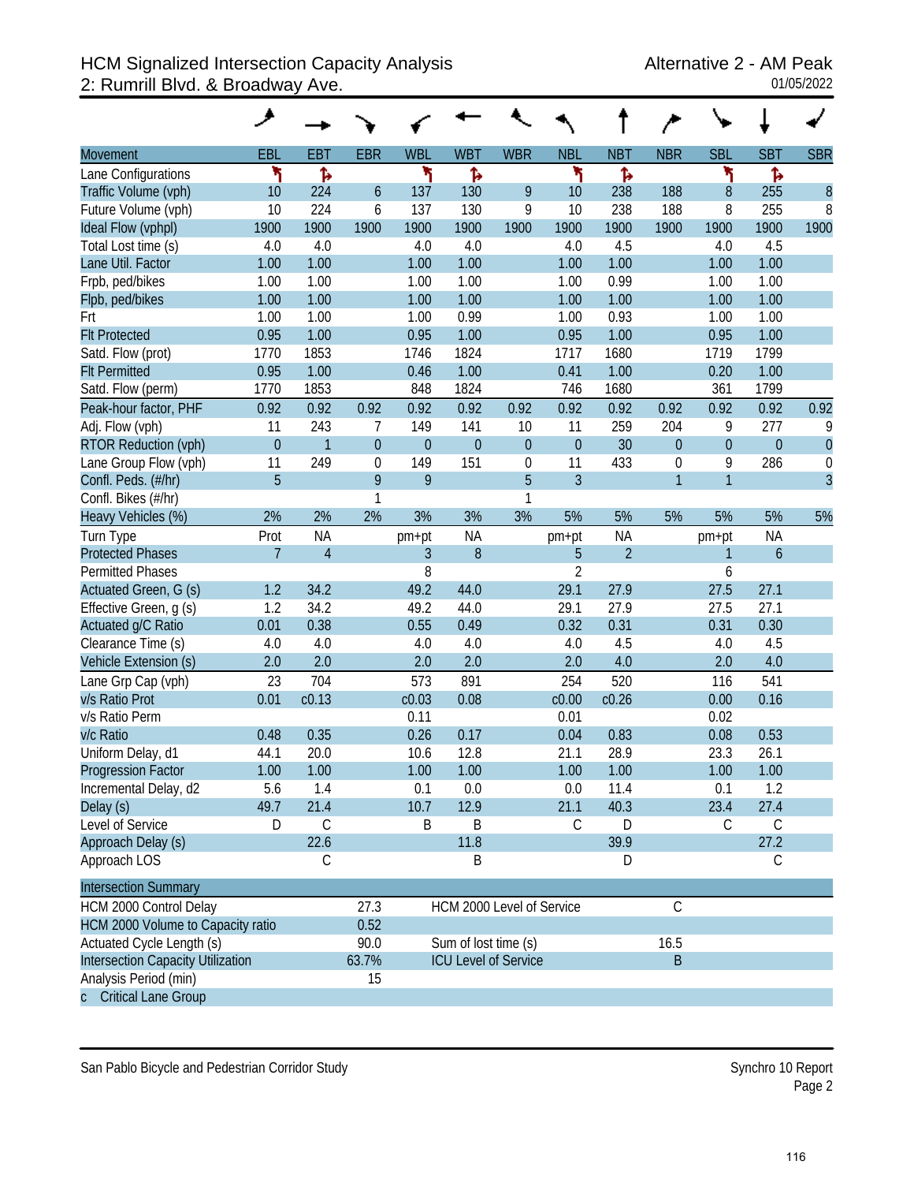# HCM Signalized Intersection Capacity Analysis
## 2: Rumrill Blvd. & Broadway Ave.

Alternative 2 - AM Peak
01/05/2022

| Movement | EBL | EBT | EBR | WBL | WBT | WBR | NBL | NBT | NBR | SBL | SBT | SBR |
|---|---|---|---|---|---|---|---|---|---|---|---|---|
| Lane Configurations | | | | | | | | | | | | |
| Traffic Volume (vph) | 10 | 224 | 6 | 137 | 130 | 9 | 10 | 238 | 188 | 8 | 255 | 8 |
| Future Volume (vph) | 10 | 224 | 6 | 137 | 130 | 9 | 10 | 238 | 188 | 8 | 255 | 8 |
| Ideal Flow (vphpl) | 1900 | 1900 | 1900 | 1900 | 1900 | 1900 | 1900 | 1900 | 1900 | 1900 | 1900 | 1900 |
| Total Lost time (s) | 4.0 | 4.0 | | 4.0 | 4.0 | | 4.0 | 4.5 | | 4.0 | 4.5 | |
| Lane Util. Factor | 1.00 | 1.00 | | 1.00 | 1.00 | | 1.00 | 1.00 | | 1.00 | 1.00 | |
| Frpb, ped/bikes | 1.00 | 1.00 | | 1.00 | 1.00 | | 1.00 | 0.99 | | 1.00 | 1.00 | |
| Flpb, ped/bikes | 1.00 | 1.00 | | 1.00 | 1.00 | | 1.00 | 1.00 | | 1.00 | 1.00 | |
| Frt | 1.00 | 1.00 | | 1.00 | 0.99 | | 1.00 | 0.93 | | 1.00 | 1.00 | |
| Flt Protected | 0.95 | 1.00 | | 0.95 | 1.00 | | 0.95 | 1.00 | | 0.95 | 1.00 | |
| Satd. Flow (prot) | 1770 | 1853 | | 1746 | 1824 | | 1717 | 1680 | | 1719 | 1799 | |
| Flt Permitted | 0.95 | 1.00 | | 0.46 | 1.00 | | 0.41 | 1.00 | | 0.20 | 1.00 | |
| Satd. Flow (perm) | 1770 | 1853 | | 848 | 1824 | | 746 | 1680 | | 361 | 1799 | |
| Peak-hour factor, PHF | 0.92 | 0.92 | 0.92 | 0.92 | 0.92 | 0.92 | 0.92 | 0.92 | 0.92 | 0.92 | 0.92 | 0.92 |
| Adj. Flow (vph) | 11 | 243 | 7 | 149 | 141 | 10 | 11 | 259 | 204 | 9 | 277 | 9 |
| RTOR Reduction (vph) | 0 | 1 | 0 | 0 | 0 | 0 | 0 | 30 | 0 | 0 | 0 | 0 |
| Lane Group Flow (vph) | 11 | 249 | 0 | 149 | 151 | 0 | 11 | 433 | 0 | 9 | 286 | 0 |
| Confl. Peds. (#/hr) | 5 | | 9 | 9 | | 5 | 3 | | 1 | 1 | | 3 |
| Confl. Bikes (#/hr) | | | 1 | | | 1 | | | | | | |
| Heavy Vehicles (%) | 2% | 2% | 2% | 3% | 3% | 3% | 5% | 5% | 5% | 5% | 5% | 5% |
| Turn Type | Prot | NA | | pm+pt | NA | | pm+pt | NA | | pm+pt | NA | |
| Protected Phases | 7 | 4 | | 3 | 8 | | 5 | 2 | | 1 | 6 | |
| Permitted Phases | | | | 8 | | | 2 | | | 6 | | |
| Actuated Green, G (s) | 1.2 | 34.2 | | 49.2 | 44.0 | | 29.1 | 27.9 | | 27.5 | 27.1 | |
| Effective Green, g (s) | 1.2 | 34.2 | | 49.2 | 44.0 | | 29.1 | 27.9 | | 27.5 | 27.1 | |
| Actuated g/C Ratio | 0.01 | 0.38 | | 0.55 | 0.49 | | 0.32 | 0.31 | | 0.31 | 0.30 | |
| Clearance Time (s) | 4.0 | 4.0 | | 4.0 | 4.0 | | 4.0 | 4.5 | | 4.0 | 4.5 | |
| Vehicle Extension (s) | 2.0 | 2.0 | | 2.0 | 2.0 | | 2.0 | 4.0 | | 2.0 | 4.0 | |
| Lane Grp Cap (vph) | 23 | 704 | | 573 | 891 | | 254 | 520 | | 116 | 541 | |
| v/s Ratio Prot | 0.01 | c0.13 | | c0.03 | 0.08 | | c0.00 | c0.26 | | 0.00 | 0.16 | |
| v/s Ratio Perm | | | | 0.11 | | | 0.01 | | | 0.02 | | |
| v/c Ratio | 0.48 | 0.35 | | 0.26 | 0.17 | | 0.04 | 0.83 | | 0.08 | 0.53 | |
| Uniform Delay, d1 | 44.1 | 20.0 | | 10.6 | 12.8 | | 21.1 | 28.9 | | 23.3 | 26.1 | |
| Progression Factor | 1.00 | 1.00 | | 1.00 | 1.00 | | 1.00 | 1.00 | | 1.00 | 1.00 | |
| Incremental Delay, d2 | 5.6 | 1.4 | | 0.1 | 0.0 | | 0.0 | 11.4 | | 0.1 | 1.2 | |
| Delay (s) | 49.7 | 21.4 | | 10.7 | 12.9 | | 21.1 | 40.3 | | 23.4 | 27.4 | |
| Level of Service | D | C | | B | B | | C | D | | C | C | |
| Approach Delay (s) | | 22.6 | | | 11.8 | | | 39.9 | | | 27.2 | |
| Approach LOS | | C | | | B | | | D | | | C | |

| Intersection Summary | | | |
|---|---|---|---|
| HCM 2000 Control Delay | 27.3 | HCM 2000 Level of Service | C |
| HCM 2000 Volume to Capacity ratio | 0.52 | | |
| Actuated Cycle Length (s) | 90.0 | Sum of lost time (s) | 16.5 |
| Intersection Capacity Utilization | 63.7% | ICU Level of Service | B |
| Analysis Period (min) | 15 | | |
| c Critical Lane Group | | | |

San Pablo Bicycle and Pedestrian Corridor Study — Synchro 10 Report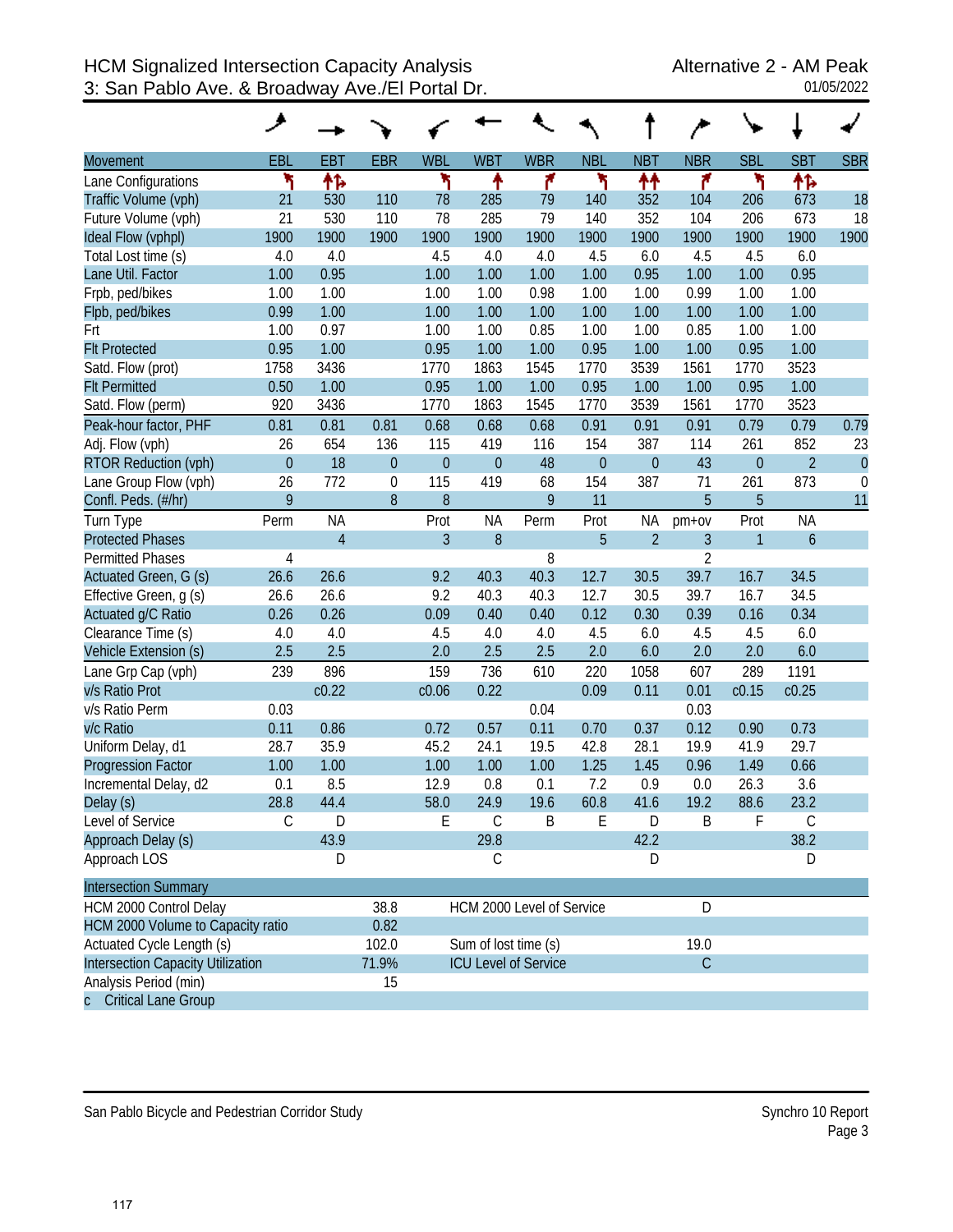# HCM Signalized Intersection Capacity Analysis
## 3: San Pablo Ave. & Broadway Ave./El Portal Dr.

Alternative 2 - AM Peak
01/05/2022

| Movement | EBL | EBT | EBR | WBL | WBT | WBR | NBL | NBT | NBR | SBL | SBT | SBR |
|---|---|---|---|---|---|---|---|---|---|---|---|---|
| Lane Configurations | ↰ | ↑↱ | | ↰ | ↑ | ↱ | ↰ | ↑↑ | ↱ | ↰ | ↑↱ | |
| Traffic Volume (vph) | 21 | 530 | 110 | 78 | 285 | 79 | 140 | 352 | 104 | 206 | 673 | 18 |
| Future Volume (vph) | 21 | 530 | 110 | 78 | 285 | 79 | 140 | 352 | 104 | 206 | 673 | 18 |
| Ideal Flow (vphpl) | 1900 | 1900 | 1900 | 1900 | 1900 | 1900 | 1900 | 1900 | 1900 | 1900 | 1900 | 1900 |
| Total Lost time (s) | 4.0 | 4.0 | | 4.5 | 4.0 | 4.0 | 4.5 | 6.0 | 4.5 | 4.5 | 6.0 | |
| Lane Util. Factor | 1.00 | 0.95 | | 1.00 | 1.00 | 1.00 | 1.00 | 0.95 | 1.00 | 1.00 | 0.95 | |
| Frpb, ped/bikes | 1.00 | 1.00 | | 1.00 | 1.00 | 0.98 | 1.00 | 1.00 | 0.99 | 1.00 | 1.00 | |
| Flpb, ped/bikes | 0.99 | 1.00 | | 1.00 | 1.00 | 1.00 | 1.00 | 1.00 | 1.00 | 1.00 | 1.00 | |
| Frt | 1.00 | 0.97 | | 1.00 | 1.00 | 0.85 | 1.00 | 1.00 | 0.85 | 1.00 | 1.00 | |
| Flt Protected | 0.95 | 1.00 | | 0.95 | 1.00 | 1.00 | 0.95 | 1.00 | 1.00 | 0.95 | 1.00 | |
| Satd. Flow (prot) | 1758 | 3436 | | 1770 | 1863 | 1545 | 1770 | 3539 | 1561 | 1770 | 3523 | |
| Flt Permitted | 0.50 | 1.00 | | 0.95 | 1.00 | 1.00 | 0.95 | 1.00 | 1.00 | 0.95 | 1.00 | |
| Satd. Flow (perm) | 920 | 3436 | | 1770 | 1863 | 1545 | 1770 | 3539 | 1561 | 1770 | 3523 | |
| Peak-hour factor, PHF | 0.81 | 0.81 | 0.81 | 0.68 | 0.68 | 0.68 | 0.91 | 0.91 | 0.91 | 0.79 | 0.79 | 0.79 |
| Adj. Flow (vph) | 26 | 654 | 136 | 115 | 419 | 116 | 154 | 387 | 114 | 261 | 852 | 23 |
| RTOR Reduction (vph) | 0 | 18 | 0 | 0 | 0 | 48 | 0 | 0 | 43 | 0 | 2 | 0 |
| Lane Group Flow (vph) | 26 | 772 | 0 | 115 | 419 | 68 | 154 | 387 | 71 | 261 | 873 | 0 |
| Confl. Peds. (#/hr) | 9 | | 8 | 8 | | 9 | 11 | | 5 | 5 | | 11 |
| Turn Type | Perm | NA | | Prot | NA | Perm | Prot | NA | pm+ov | Prot | NA | |
| Protected Phases | | 4 | | 3 | 8 | | 5 | 2 | 3 | 1 | 6 | |
| Permitted Phases | 4 | | | | | 8 | | | 2 | | | |
| Actuated Green, G (s) | 26.6 | 26.6 | | 9.2 | 40.3 | 40.3 | 12.7 | 30.5 | 39.7 | 16.7 | 34.5 | |
| Effective Green, g (s) | 26.6 | 26.6 | | 9.2 | 40.3 | 40.3 | 12.7 | 30.5 | 39.7 | 16.7 | 34.5 | |
| Actuated g/C Ratio | 0.26 | 0.26 | | 0.09 | 0.40 | 0.40 | 0.12 | 0.30 | 0.39 | 0.16 | 0.34 | |
| Clearance Time (s) | 4.0 | 4.0 | | 4.5 | 4.0 | 4.0 | 4.5 | 6.0 | 4.5 | 4.5 | 6.0 | |
| Vehicle Extension (s) | 2.5 | 2.5 | | 2.0 | 2.5 | 2.5 | 2.0 | 6.0 | 2.0 | 2.0 | 6.0 | |
| Lane Grp Cap (vph) | 239 | 896 | | 159 | 736 | 610 | 220 | 1058 | 607 | 289 | 1191 | |
| v/s Ratio Prot | | c0.22 | | c0.06 | 0.22 | | 0.09 | 0.11 | 0.01 | c0.15 | c0.25 | |
| v/s Ratio Perm | 0.03 | | | | | 0.04 | | | 0.03 | | | |
| v/c Ratio | 0.11 | 0.86 | | 0.72 | 0.57 | 0.11 | 0.70 | 0.37 | 0.12 | 0.90 | 0.73 | |
| Uniform Delay, d1 | 28.7 | 35.9 | | 45.2 | 24.1 | 19.5 | 42.8 | 28.1 | 19.9 | 41.9 | 29.7 | |
| Progression Factor | 1.00 | 1.00 | | 1.00 | 1.00 | 1.00 | 1.25 | 1.45 | 0.96 | 1.49 | 0.66 | |
| Incremental Delay, d2 | 0.1 | 8.5 | | 12.9 | 0.8 | 0.1 | 7.2 | 0.9 | 0.0 | 26.3 | 3.6 | |
| Delay (s) | 28.8 | 44.4 | | 58.0 | 24.9 | 19.6 | 60.8 | 41.6 | 19.2 | 88.6 | 23.2 | |
| Level of Service | C | D | | E | C | B | E | D | B | F | C | |
| Approach Delay (s) | | 43.9 | | | 29.8 | | | 42.2 | | | 38.2 | |
| Approach LOS | | D | | | C | | | D | | | D | |

| Intersection Summary | | | |
|---|---|---|---|
| HCM 2000 Control Delay | 38.8 | HCM 2000 Level of Service | D |
| HCM 2000 Volume to Capacity ratio | 0.82 | | |
| Actuated Cycle Length (s) | 102.0 | Sum of lost time (s) | 19.0 |
| Intersection Capacity Utilization | 71.9% | ICU Level of Service | C |
| Analysis Period (min) | 15 | | |

c Critical Lane Group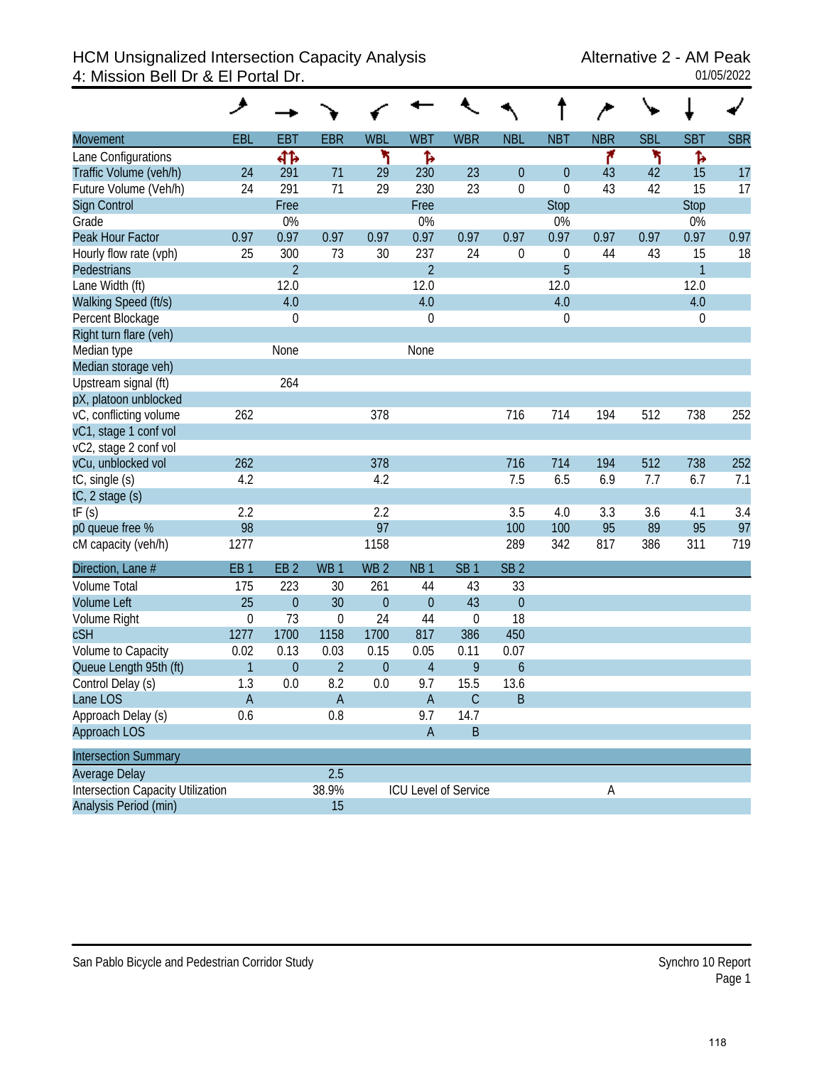# HCM Unsignalized Intersection Capacity Analysis
## 4: Mission Bell Dr & El Portal Dr.

Alternative 2 - AM Peak
01/05/2022

| Movement | EBL | EBT | EBR | WBL | WBT | WBR | NBL | NBT | NBR | SBL | SBT | SBR |
|---|---|---|---|---|---|---|---|---|---|---|---|---|
| Lane Configurations | | ↰↱ | | ↰ | ↱ | | | | ↱ | ↰ | ↱ | |
| Traffic Volume (veh/h) | 24 | 291 | 71 | 29 | 230 | 23 | 0 | 0 | 43 | 42 | 15 | 17 |
| Future Volume (Veh/h) | 24 | 291 | 71 | 29 | 230 | 23 | 0 | 0 | 43 | 42 | 15 | 17 |
| Sign Control | | Free | | | Free | | | Stop | | | Stop | |
| Grade | | 0% | | | 0% | | | 0% | | | 0% | |
| Peak Hour Factor | 0.97 | 0.97 | 0.97 | 0.97 | 0.97 | 0.97 | 0.97 | 0.97 | 0.97 | 0.97 | 0.97 | 0.97 |
| Hourly flow rate (vph) | 25 | 300 | 73 | 30 | 237 | 24 | 0 | 0 | 44 | 43 | 15 | 18 |
| Pedestrians | | 2 | | | 2 | | | 5 | | | 1 | |
| Lane Width (ft) | | 12.0 | | | 12.0 | | | 12.0 | | | 12.0 | |
| Walking Speed (ft/s) | | 4.0 | | | 4.0 | | | 4.0 | | | 4.0 | |
| Percent Blockage | | 0 | | | 0 | | | 0 | | | 0 | |
| Right turn flare (veh) | | | | | | | | | | | | |
| Median type | | None | | | None | | | | | | | |
| Median storage veh) | | | | | | | | | | | | |
| Upstream signal (ft) | | 264 | | | | | | | | | | |
| pX, platoon unblocked | | | | | | | | | | | | |
| vC, conflicting volume | 262 | | | 378 | | | 716 | 714 | 194 | 512 | 738 | 252 |
| vC1, stage 1 conf vol | | | | | | | | | | | | |
| vC2, stage 2 conf vol | | | | | | | | | | | | |
| vCu, unblocked vol | 262 | | | 378 | | | 716 | 714 | 194 | 512 | 738 | 252 |
| tC, single (s) | 4.2 | | | 4.2 | | | 7.5 | 6.5 | 6.9 | 7.7 | 6.7 | 7.1 |
| tC, 2 stage (s) | | | | | | | | | | | | |
| tF (s) | 2.2 | | | 2.2 | | | 3.5 | 4.0 | 3.3 | 3.6 | 4.1 | 3.4 |
| p0 queue free % | 98 | | | 97 | | | 100 | 100 | 95 | 89 | 95 | 97 |
| cM capacity (veh/h) | 1277 | | | 1158 | | | 289 | 342 | 817 | 386 | 311 | 719 |

| Direction, Lane # | EB 1 | EB 2 | WB 1 | WB 2 | NB 1 | SB 1 | SB 2 |
|---|---|---|---|---|---|---|---|
| Volume Total | 175 | 223 | 30 | 261 | 44 | 43 | 33 |
| Volume Left | 25 | 0 | 30 | 0 | 0 | 43 | 0 |
| Volume Right | 0 | 73 | 0 | 24 | 44 | 0 | 18 |
| cSH | 1277 | 1700 | 1158 | 1700 | 817 | 386 | 450 |
| Volume to Capacity | 0.02 | 0.13 | 0.03 | 0.15 | 0.05 | 0.11 | 0.07 |
| Queue Length 95th (ft) | 1 | 0 | 2 | 0 | 4 | 9 | 6 |
| Control Delay (s) | 1.3 | 0.0 | 8.2 | 0.0 | 9.7 | 15.5 | 13.6 |
| Lane LOS | A | | A | | A | C | B |
| Approach Delay (s) | 0.6 | | 0.8 | | 9.7 | 14.7 | |
| Approach LOS | | | | | A | B | |

| Intersection Summary | | | | |
|---|---|---|---|---|
| Average Delay | 2.5 | | | |
| Intersection Capacity Utilization | 38.9% | ICU Level of Service | | A |
| Analysis Period (min) | 15 | | | |

San Pablo Bicycle and Pedestrian Corridor Study

Synchro 10 Report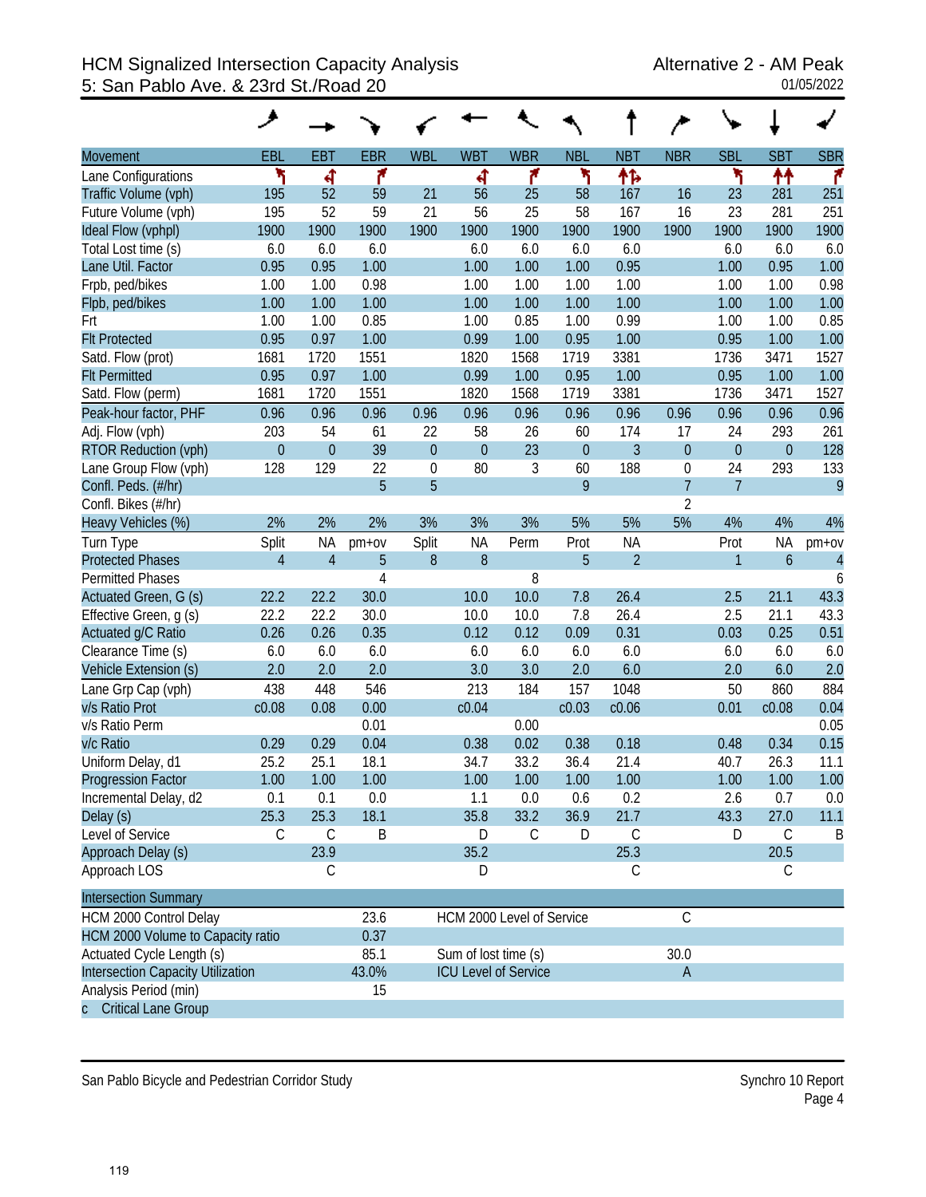# HCM Signalized Intersection Capacity Analysis
## 5: San Pablo Ave. & 23rd St./Road 20

Alternative 2 - AM Peak
01/05/2022

| Movement | EBL | EBT | EBR | WBL | WBT | WBR | NBL | NBT | NBR | SBL | SBT | SBR |
|---|---|---|---|---|---|---|---|---|---|---|---|---|
| Lane Configurations | | | | | | | | | | | | |
| Traffic Volume (vph) | 195 | 52 | 59 | 21 | 56 | 25 | 58 | 167 | 16 | 23 | 281 | 251 |
| Future Volume (vph) | 195 | 52 | 59 | 21 | 56 | 25 | 58 | 167 | 16 | 23 | 281 | 251 |
| Ideal Flow (vphpl) | 1900 | 1900 | 1900 | 1900 | 1900 | 1900 | 1900 | 1900 | 1900 | 1900 | 1900 | 1900 |
| Total Lost time (s) | 6.0 | 6.0 | 6.0 | | 6.0 | 6.0 | 6.0 | 6.0 | | 6.0 | 6.0 | 6.0 |
| Lane Util. Factor | 0.95 | 0.95 | 1.00 | | 1.00 | 1.00 | 1.00 | 0.95 | | 1.00 | 0.95 | 1.00 |
| Frpb, ped/bikes | 1.00 | 1.00 | 0.98 | | 1.00 | 1.00 | 1.00 | 1.00 | | 1.00 | 1.00 | 0.98 |
| Flpb, ped/bikes | 1.00 | 1.00 | 1.00 | | 1.00 | 1.00 | 1.00 | 1.00 | | 1.00 | 1.00 | 1.00 |
| Frt | 1.00 | 1.00 | 0.85 | | 1.00 | 0.85 | 1.00 | 0.99 | | 1.00 | 1.00 | 0.85 |
| Flt Protected | 0.95 | 0.97 | 1.00 | | 0.99 | 1.00 | 0.95 | 1.00 | | 0.95 | 1.00 | 1.00 |
| Satd. Flow (prot) | 1681 | 1720 | 1551 | | 1820 | 1568 | 1719 | 3381 | | 1736 | 3471 | 1527 |
| Flt Permitted | 0.95 | 0.97 | 1.00 | | 0.99 | 1.00 | 0.95 | 1.00 | | 0.95 | 1.00 | 1.00 |
| Satd. Flow (perm) | 1681 | 1720 | 1551 | | 1820 | 1568 | 1719 | 3381 | | 1736 | 3471 | 1527 |
| Peak-hour factor, PHF | 0.96 | 0.96 | 0.96 | 0.96 | 0.96 | 0.96 | 0.96 | 0.96 | 0.96 | 0.96 | 0.96 | 0.96 |
| Adj. Flow (vph) | 203 | 54 | 61 | 22 | 58 | 26 | 60 | 174 | 17 | 24 | 293 | 261 |
| RTOR Reduction (vph) | 0 | 0 | 39 | 0 | 0 | 23 | 0 | 3 | 0 | 0 | 0 | 128 |
| Lane Group Flow (vph) | 128 | 129 | 22 | 0 | 80 | 3 | 60 | 188 | 0 | 24 | 293 | 133 |
| Confl. Peds. (#/hr) | | | 5 | 5 | | | 9 | | 7 | 7 | | 9 |
| Confl. Bikes (#/hr) | | | | | | | | | 2 | | | |
| Heavy Vehicles (%) | 2% | 2% | 2% | 3% | 3% | 3% | 5% | 5% | 5% | 4% | 4% | 4% |
| Turn Type | Split | NA | pm+ov | Split | NA | Perm | Prot | NA | | Prot | NA | pm+ov |
| Protected Phases | 4 | 4 | 5 | 8 | 8 | | 5 | 2 | | 1 | 6 | 4 |
| Permitted Phases | | | 4 | | | 8 | | | | | | 6 |
| Actuated Green, G (s) | 22.2 | 22.2 | 30.0 | | 10.0 | 10.0 | 7.8 | 26.4 | | 2.5 | 21.1 | 43.3 |
| Effective Green, g (s) | 22.2 | 22.2 | 30.0 | | 10.0 | 10.0 | 7.8 | 26.4 | | 2.5 | 21.1 | 43.3 |
| Actuated g/C Ratio | 0.26 | 0.26 | 0.35 | | 0.12 | 0.12 | 0.09 | 0.31 | | 0.03 | 0.25 | 0.51 |
| Clearance Time (s) | 6.0 | 6.0 | 6.0 | | 6.0 | 6.0 | 6.0 | 6.0 | | 6.0 | 6.0 | 6.0 |
| Vehicle Extension (s) | 2.0 | 2.0 | 2.0 | | 3.0 | 3.0 | 2.0 | 6.0 | | 2.0 | 6.0 | 2.0 |
| Lane Grp Cap (vph) | 438 | 448 | 546 | | 213 | 184 | 157 | 1048 | | 50 | 860 | 884 |
| v/s Ratio Prot | c0.08 | 0.08 | 0.00 | | c0.04 | | c0.03 | c0.06 | | 0.01 | c0.08 | 0.04 |
| v/s Ratio Perm | | | 0.01 | | | 0.00 | | | | | | 0.05 |
| v/c Ratio | 0.29 | 0.29 | 0.04 | | 0.38 | 0.02 | 0.38 | 0.18 | | 0.48 | 0.34 | 0.15 |
| Uniform Delay, d1 | 25.2 | 25.1 | 18.1 | | 34.7 | 33.2 | 36.4 | 21.4 | | 40.7 | 26.3 | 11.1 |
| Progression Factor | 1.00 | 1.00 | 1.00 | | 1.00 | 1.00 | 1.00 | 1.00 | | 1.00 | 1.00 | 1.00 |
| Incremental Delay, d2 | 0.1 | 0.1 | 0.0 | | 1.1 | 0.0 | 0.6 | 0.2 | | 2.6 | 0.7 | 0.0 |
| Delay (s) | 25.3 | 25.3 | 18.1 | | 35.8 | 33.2 | 36.9 | 21.7 | | 43.3 | 27.0 | 11.1 |
| Level of Service | C | C | B | | D | C | D | C | | D | C | B |
| Approach Delay (s) | | 23.9 | | | 35.2 | | | 25.3 | | | 20.5 | |
| Approach LOS | | C | | | D | | | C | | | C | |

| Intersection Summary | | | |
|---|---|---|---|
| HCM 2000 Control Delay | 23.6 | HCM 2000 Level of Service | C |
| HCM 2000 Volume to Capacity ratio | 0.37 | | |
| Actuated Cycle Length (s) | 85.1 | Sum of lost time (s) | 30.0 |
| Intersection Capacity Utilization | 43.0% | ICU Level of Service | A |
| Analysis Period (min) | 15 | | |
| c Critical Lane Group | | | |

San Pablo Bicycle and Pedestrian Corridor Study — Synchro 10 Report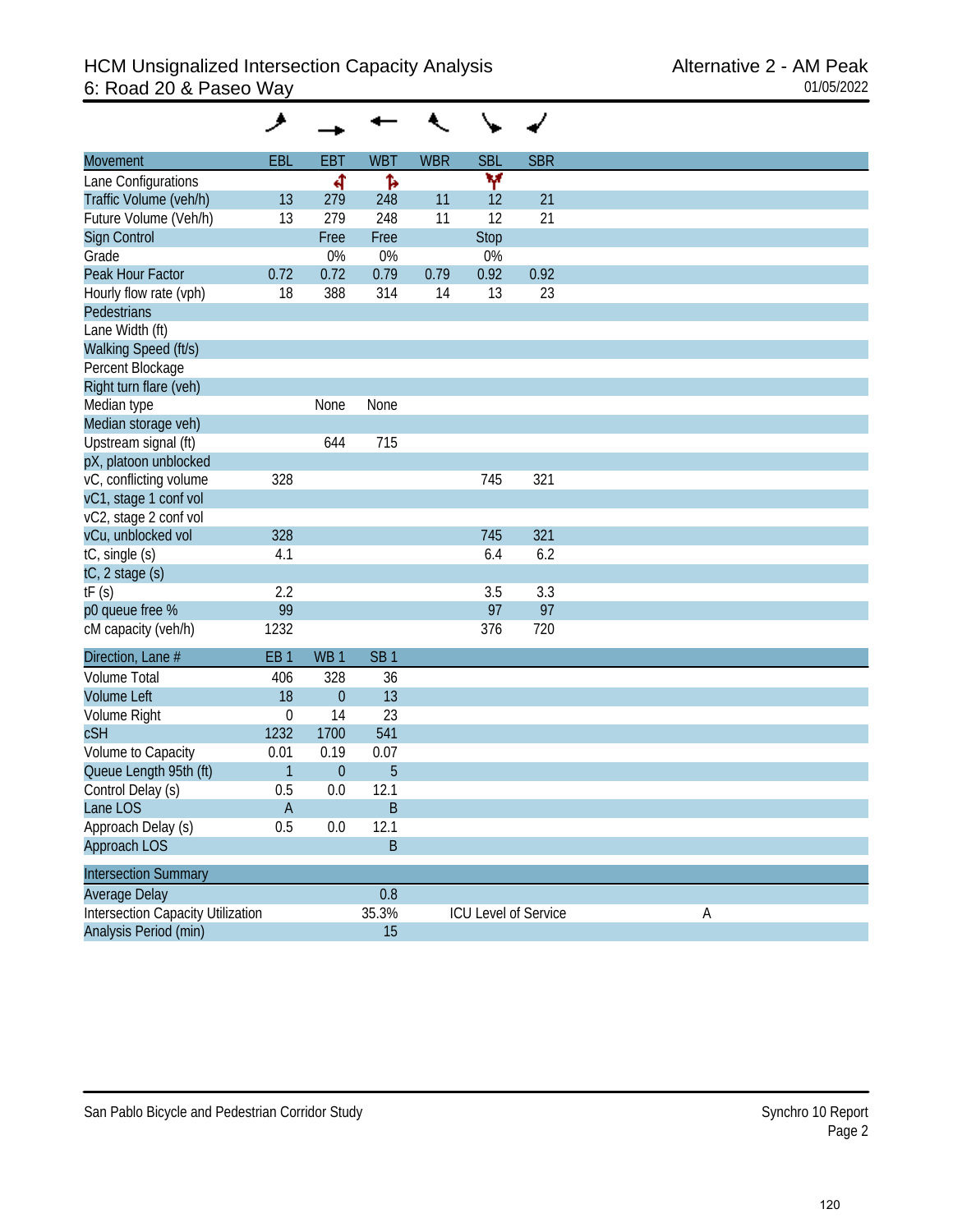# HCM Unsignalized Intersection Capacity Analysis
## 6: Road 20 & Paseo Way

Alternative 2 - AM Peak
01/05/2022

| Movement | EBL | EBT | WBT | WBR | SBL | SBR |
|---|---|---|---|---|---|---|
| Lane Configurations | | | | | | |
| Traffic Volume (veh/h) | 13 | 279 | 248 | 11 | 12 | 21 |
| Future Volume (Veh/h) | 13 | 279 | 248 | 11 | 12 | 21 |
| Sign Control | | Free | Free | | Stop | |
| Grade | | 0% | 0% | | 0% | |
| Peak Hour Factor | 0.72 | 0.72 | 0.79 | 0.79 | 0.92 | 0.92 |
| Hourly flow rate (vph) | 18 | 388 | 314 | 14 | 13 | 23 |
| Pedestrians | | | | | | |
| Lane Width (ft) | | | | | | |
| Walking Speed (ft/s) | | | | | | |
| Percent Blockage | | | | | | |
| Right turn flare (veh) | | | | | | |
| Median type | | None | None | | | |
| Median storage veh) | | | | | | |
| Upstream signal (ft) | | 644 | 715 | | | |
| pX, platoon unblocked | | | | | | |
| vC, conflicting volume | 328 | | | | 745 | 321 |
| vC1, stage 1 conf vol | | | | | | |
| vC2, stage 2 conf vol | | | | | | |
| vCu, unblocked vol | 328 | | | | 745 | 321 |
| tC, single (s) | 4.1 | | | | 6.4 | 6.2 |
| tC, 2 stage (s) | | | | | | |
| tF (s) | 2.2 | | | | 3.5 | 3.3 |
| p0 queue free % | 99 | | | | 97 | 97 |
| cM capacity (veh/h) | 1232 | | | | 376 | 720 |

| Direction, Lane # | EB 1 | WB 1 | SB 1 |
|---|---|---|---|
| Volume Total | 406 | 328 | 36 |
| Volume Left | 18 | 0 | 13 |
| Volume Right | 0 | 14 | 23 |
| cSH | 1232 | 1700 | 541 |
| Volume to Capacity | 0.01 | 0.19 | 0.07 |
| Queue Length 95th (ft) | 1 | 0 | 5 |
| Control Delay (s) | 0.5 | 0.0 | 12.1 |
| Lane LOS | A | | B |
| Approach Delay (s) | 0.5 | 0.0 | 12.1 |
| Approach LOS | | | B |

| Intersection Summary | | | | |
|---|---|---|---|---|
| Average Delay | 0.8 | | | |
| Intersection Capacity Utilization | 35.3% | ICU Level of Service | | A |
| Analysis Period (min) | 15 | | | |

San Pablo Bicycle and Pedestrian Corridor Study

Synchro 10 Report
Page 2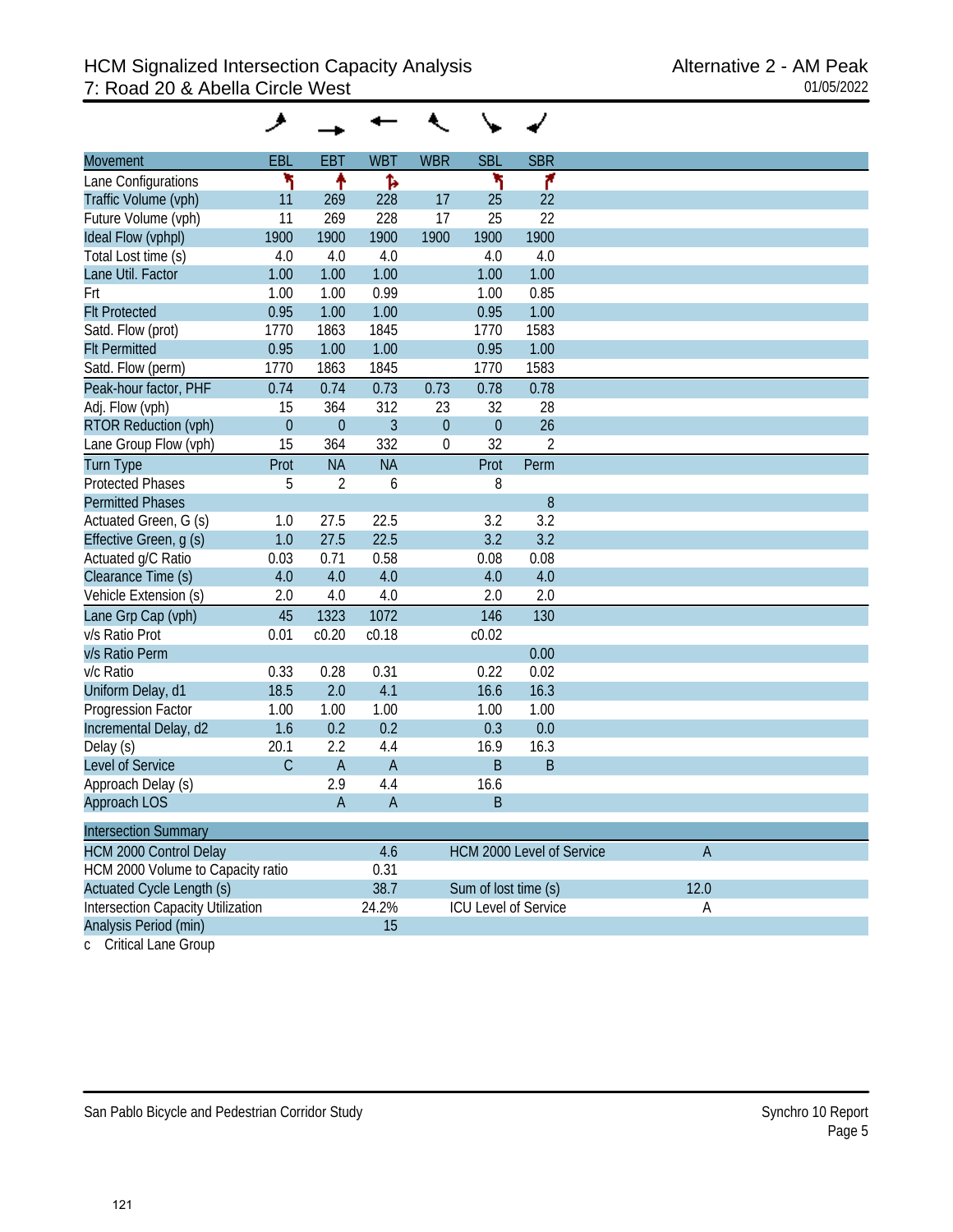# HCM Signalized Intersection Capacity Analysis
## 7: Road 20 & Abella Circle West

Alternative 2 - AM Peak
01/05/2022

| Movement | EBL | EBT | WBT | WBR | SBL | SBR |
|---|---|---|---|---|---|---|
| Lane Configurations | | | | | | |
| Traffic Volume (vph) | 11 | 269 | 228 | 17 | 25 | 22 |
| Future Volume (vph) | 11 | 269 | 228 | 17 | 25 | 22 |
| Ideal Flow (vphpl) | 1900 | 1900 | 1900 | 1900 | 1900 | 1900 |
| Total Lost time (s) | 4.0 | 4.0 | 4.0 | | 4.0 | 4.0 |
| Lane Util. Factor | 1.00 | 1.00 | 1.00 | | 1.00 | 1.00 |
| Frt | 1.00 | 1.00 | 0.99 | | 1.00 | 0.85 |
| Flt Protected | 0.95 | 1.00 | 1.00 | | 0.95 | 1.00 |
| Satd. Flow (prot) | 1770 | 1863 | 1845 | | 1770 | 1583 |
| Flt Permitted | 0.95 | 1.00 | 1.00 | | 0.95 | 1.00 |
| Satd. Flow (perm) | 1770 | 1863 | 1845 | | 1770 | 1583 |
| Peak-hour factor, PHF | 0.74 | 0.74 | 0.73 | 0.73 | 0.78 | 0.78 |
| Adj. Flow (vph) | 15 | 364 | 312 | 23 | 32 | 28 |
| RTOR Reduction (vph) | 0 | 0 | 3 | 0 | 0 | 26 |
| Lane Group Flow (vph) | 15 | 364 | 332 | 0 | 32 | 2 |
| Turn Type | Prot | NA | NA | | Prot | Perm |
| Protected Phases | 5 | 2 | 6 | | 8 | |
| Permitted Phases | | | | | | 8 |
| Actuated Green, G (s) | 1.0 | 27.5 | 22.5 | | 3.2 | 3.2 |
| Effective Green, g (s) | 1.0 | 27.5 | 22.5 | | 3.2 | 3.2 |
| Actuated g/C Ratio | 0.03 | 0.71 | 0.58 | | 0.08 | 0.08 |
| Clearance Time (s) | 4.0 | 4.0 | 4.0 | | 4.0 | 4.0 |
| Vehicle Extension (s) | 2.0 | 4.0 | 4.0 | | 2.0 | 2.0 |
| Lane Grp Cap (vph) | 45 | 1323 | 1072 | | 146 | 130 |
| v/s Ratio Prot | 0.01 | c0.20 | c0.18 | | c0.02 | |
| v/s Ratio Perm | | | | | | 0.00 |
| v/c Ratio | 0.33 | 0.28 | 0.31 | | 0.22 | 0.02 |
| Uniform Delay, d1 | 18.5 | 2.0 | 4.1 | | 16.6 | 16.3 |
| Progression Factor | 1.00 | 1.00 | 1.00 | | 1.00 | 1.00 |
| Incremental Delay, d2 | 1.6 | 0.2 | 0.2 | | 0.3 | 0.0 |
| Delay (s) | 20.1 | 2.2 | 4.4 | | 16.9 | 16.3 |
| Level of Service | C | A | A | | B | B |
| Approach Delay (s) | | 2.9 | 4.4 | | 16.6 | |
| Approach LOS | | A | A | | B | |

| Intersection Summary | | | |
|---|---|---|---|
| HCM 2000 Control Delay | 4.6 | HCM 2000 Level of Service | A |
| HCM 2000 Volume to Capacity ratio | 0.31 | | |
| Actuated Cycle Length (s) | 38.7 | Sum of lost time (s) | 12.0 |
| Intersection Capacity Utilization | 24.2% | ICU Level of Service | A |
| Analysis Period (min) | 15 | | |

c Critical Lane Group

San Pablo Bicycle and Pedestrian Corridor Study — Synchro 10 Report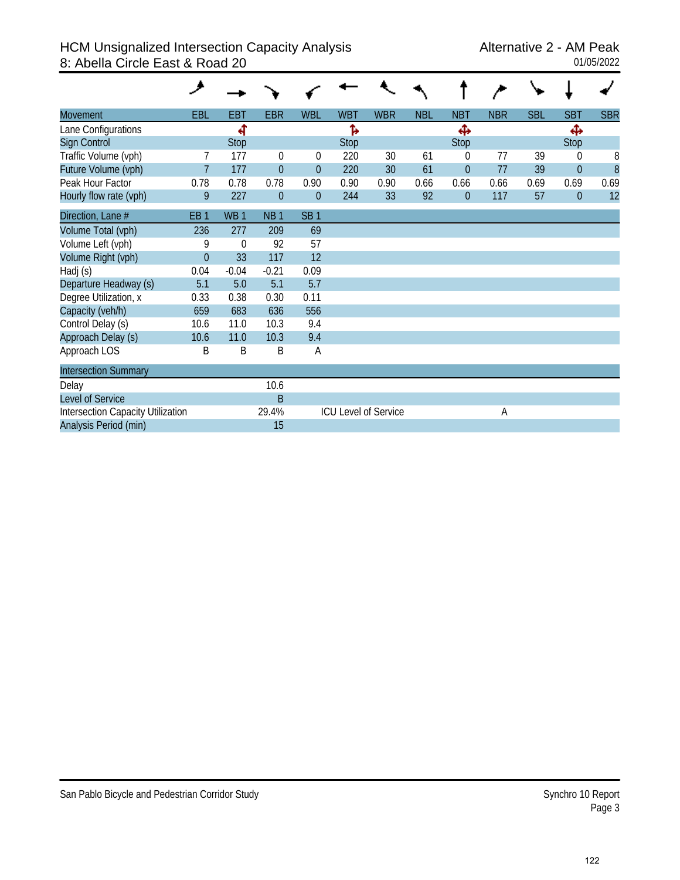# HCM Unsignalized Intersection Capacity Analysis
## 8: Abella Circle East & Road 20

Alternative 2 - AM Peak
01/05/2022

| Movement | EBL | EBT | EBR | WBL | WBT | WBR | NBL | NBT | NBR | SBL | SBT | SBR |
|---|---|---|---|---|---|---|---|---|---|---|---|---|
| Lane Configurations | | ↰ | | | ↱ | | | ✥ | | | ✥ | |
| Sign Control | | Stop | | | Stop | | | Stop | | | Stop | |
| Traffic Volume (vph) | 7 | 177 | 0 | 0 | 220 | 30 | 61 | 0 | 77 | 39 | 0 | 8 |
| Future Volume (vph) | 7 | 177 | 0 | 0 | 220 | 30 | 61 | 0 | 77 | 39 | 0 | 8 |
| Peak Hour Factor | 0.78 | 0.78 | 0.78 | 0.90 | 0.90 | 0.90 | 0.66 | 0.66 | 0.66 | 0.69 | 0.69 | 0.69 |
| Hourly flow rate (vph) | 9 | 227 | 0 | 0 | 244 | 33 | 92 | 0 | 117 | 57 | 0 | 12 |

| Direction, Lane # | EB 1 | WB 1 | NB 1 | SB 1 |
|---|---|---|---|---|
| Volume Total (vph) | 236 | 277 | 209 | 69 |
| Volume Left (vph) | 9 | 0 | 92 | 57 |
| Volume Right (vph) | 0 | 33 | 117 | 12 |
| Hadj (s) | 0.04 | -0.04 | -0.21 | 0.09 |
| Departure Headway (s) | 5.1 | 5.0 | 5.1 | 5.7 |
| Degree Utilization, x | 0.33 | 0.38 | 0.30 | 0.11 |
| Capacity (veh/h) | 659 | 683 | 636 | 556 |
| Control Delay (s) | 10.6 | 11.0 | 10.3 | 9.4 |
| Approach Delay (s) | 10.6 | 11.0 | 10.3 | 9.4 |
| Approach LOS | B | B | B | A |

| Intersection Summary | | | |
|---|---|---|---|
| Delay | 10.6 | | |
| Level of Service | B | | |
| Intersection Capacity Utilization | 29.4% | ICU Level of Service | A |
| Analysis Period (min) | 15 | | |

San Pablo Bicycle and Pedestrian Corridor Study

Synchro 10 Report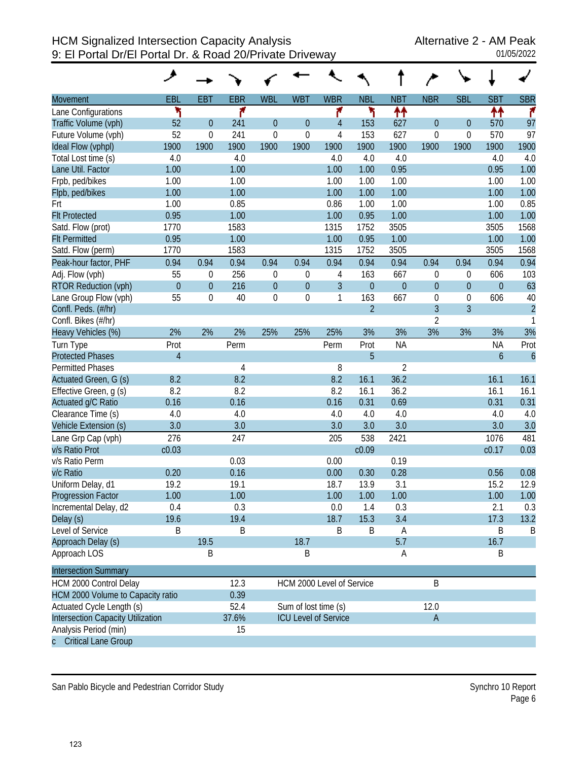# HCM Signalized Intersection Capacity Analysis
## 9: El Portal Dr/El Portal Dr. & Road 20/Private Driveway

Alternative 2 - AM Peak
01/05/2022

| Movement | EBL | EBT | EBR | WBL | WBT | WBR | NBL | NBT | NBR | SBL | SBT | SBR |
|---|---|---|---|---|---|---|---|---|---|---|---|---|
| Lane Configurations | ↰ | | ↱ | | | ↱ | ↰ | ↑↑ | | | ↑↑ | ↱ |
| Traffic Volume (vph) | 52 | 0 | 241 | 0 | 0 | 4 | 153 | 627 | 0 | 0 | 570 | 97 |
| Future Volume (vph) | 52 | 0 | 241 | 0 | 0 | 4 | 153 | 627 | 0 | 0 | 570 | 97 |
| Ideal Flow (vphpl) | 1900 | 1900 | 1900 | 1900 | 1900 | 1900 | 1900 | 1900 | 1900 | 1900 | 1900 | 1900 |
| Total Lost time (s) | 4.0 | | 4.0 | | | 4.0 | 4.0 | 4.0 | | | 4.0 | 4.0 |
| Lane Util. Factor | 1.00 | | 1.00 | | | 1.00 | 1.00 | 0.95 | | | 0.95 | 1.00 |
| Frpb, ped/bikes | 1.00 | | 1.00 | | | 1.00 | 1.00 | 1.00 | | | 1.00 | 1.00 |
| Flpb, ped/bikes | 1.00 | | 1.00 | | | 1.00 | 1.00 | 1.00 | | | 1.00 | 1.00 |
| Frt | 1.00 | | 0.85 | | | 0.86 | 1.00 | 1.00 | | | 1.00 | 0.85 |
| Flt Protected | 0.95 | | 1.00 | | | 1.00 | 0.95 | 1.00 | | | 1.00 | 1.00 |
| Satd. Flow (prot) | 1770 | | 1583 | | | 1315 | 1752 | 3505 | | | 3505 | 1568 |
| Flt Permitted | 0.95 | | 1.00 | | | 1.00 | 0.95 | 1.00 | | | 1.00 | 1.00 |
| Satd. Flow (perm) | 1770 | | 1583 | | | 1315 | 1752 | 3505 | | | 3505 | 1568 |
| Peak-hour factor, PHF | 0.94 | 0.94 | 0.94 | 0.94 | 0.94 | 0.94 | 0.94 | 0.94 | 0.94 | 0.94 | 0.94 | 0.94 |
| Adj. Flow (vph) | 55 | 0 | 256 | 0 | 0 | 4 | 163 | 667 | 0 | 0 | 606 | 103 |
| RTOR Reduction (vph) | 0 | 0 | 216 | 0 | 0 | 3 | 0 | 0 | 0 | 0 | 0 | 63 |
| Lane Group Flow (vph) | 55 | 0 | 40 | 0 | 0 | 1 | 163 | 667 | 0 | 0 | 606 | 40 |
| Confl. Peds. (#/hr) | | | | | | | 2 | | 3 | 3 | | 2 |
| Confl. Bikes (#/hr) | | | | | | | | | 2 | | | 1 |
| Heavy Vehicles (%) | 2% | 2% | 2% | 25% | 25% | 25% | 3% | 3% | 3% | 3% | 3% | 3% |
| Turn Type | Prot | | Perm | | | Perm | Prot | NA | | | NA | Prot |
| Protected Phases | 4 | | | | | | 5 | | | | 6 | 6 |
| Permitted Phases | | | 4 | | | 8 | | 2 | | | | |
| Actuated Green, G (s) | 8.2 | | 8.2 | | | 8.2 | 16.1 | 36.2 | | | 16.1 | 16.1 |
| Effective Green, g (s) | 8.2 | | 8.2 | | | 8.2 | 16.1 | 36.2 | | | 16.1 | 16.1 |
| Actuated g/C Ratio | 0.16 | | 0.16 | | | 0.16 | 0.31 | 0.69 | | | 0.31 | 0.31 |
| Clearance Time (s) | 4.0 | | 4.0 | | | 4.0 | 4.0 | 4.0 | | | 4.0 | 4.0 |
| Vehicle Extension (s) | 3.0 | | 3.0 | | | 3.0 | 3.0 | 3.0 | | | 3.0 | 3.0 |
| Lane Grp Cap (vph) | 276 | | 247 | | | 205 | 538 | 2421 | | | 1076 | 481 |
| v/s Ratio Prot | c0.03 | | | | | | c0.09 | | | | c0.17 | 0.03 |
| v/s Ratio Perm | | | 0.03 | | | 0.00 | | 0.19 | | | | |
| v/c Ratio | 0.20 | | 0.16 | | | 0.00 | 0.30 | 0.28 | | | 0.56 | 0.08 |
| Uniform Delay, d1 | 19.2 | | 19.1 | | | 18.7 | 13.9 | 3.1 | | | 15.2 | 12.9 |
| Progression Factor | 1.00 | | 1.00 | | | 1.00 | 1.00 | 1.00 | | | 1.00 | 1.00 |
| Incremental Delay, d2 | 0.4 | | 0.3 | | | 0.0 | 1.4 | 0.3 | | | 2.1 | 0.3 |
| Delay (s) | 19.6 | | 19.4 | | | 18.7 | 15.3 | 3.4 | | | 17.3 | 13.2 |
| Level of Service | B | | B | | | B | B | A | | | B | B |
| Approach Delay (s) | | 19.5 | | | 18.7 | | | 5.7 | | | 16.7 | |
| Approach LOS | | B | | | B | | | A | | | B | |

| Intersection Summary | | | |
|---|---|---|---|
| HCM 2000 Control Delay | 12.3 | HCM 2000 Level of Service | B |
| HCM 2000 Volume to Capacity ratio | 0.39 | | |
| Actuated Cycle Length (s) | 52.4 | Sum of lost time (s) | 12.0 |
| Intersection Capacity Utilization | 37.6% | ICU Level of Service | A |
| Analysis Period (min) | 15 | | |
| c Critical Lane Group | | | |

San Pablo Bicycle and Pedestrian Corridor Study

Synchro 10 Report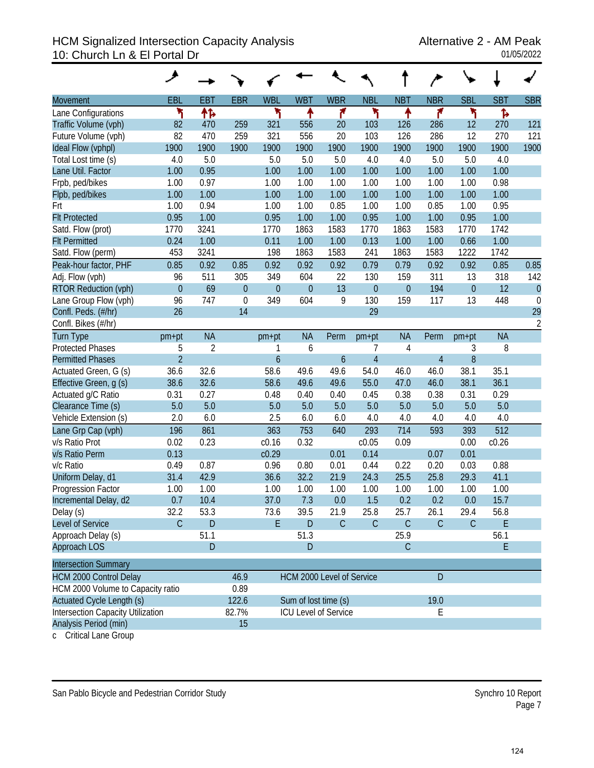# HCM Signalized Intersection Capacity Analysis
## 10: Church Ln & El Portal Dr

Alternative 2 - AM Peak
01/05/2022

| Movement | EBL | EBT | EBR | WBL | WBT | WBR | NBL | NBT | NBR | SBL | SBT | SBR |
|---|---|---|---|---|---|---|---|---|---|---|---|---|
| Lane Configurations | ↰ | ↑↱ | | ↰ | ↑ | ↱ | ↰ | ↑ | ↱ | ↰ | ↱ | |
| Traffic Volume (vph) | 82 | 470 | 259 | 321 | 556 | 20 | 103 | 126 | 286 | 12 | 270 | 121 |
| Future Volume (vph) | 82 | 470 | 259 | 321 | 556 | 20 | 103 | 126 | 286 | 12 | 270 | 121 |
| Ideal Flow (vphpl) | 1900 | 1900 | 1900 | 1900 | 1900 | 1900 | 1900 | 1900 | 1900 | 1900 | 1900 | 1900 |
| Total Lost time (s) | 4.0 | 5.0 | | 5.0 | 5.0 | 5.0 | 4.0 | 4.0 | 5.0 | 5.0 | 4.0 | |
| Lane Util. Factor | 1.00 | 0.95 | | 1.00 | 1.00 | 1.00 | 1.00 | 1.00 | 1.00 | 1.00 | 1.00 | |
| Frpb, ped/bikes | 1.00 | 0.97 | | 1.00 | 1.00 | 1.00 | 1.00 | 1.00 | 1.00 | 1.00 | 0.98 | |
| Flpb, ped/bikes | 1.00 | 1.00 | | 1.00 | 1.00 | 1.00 | 1.00 | 1.00 | 1.00 | 1.00 | 1.00 | |
| Frt | 1.00 | 0.94 | | 1.00 | 1.00 | 0.85 | 1.00 | 1.00 | 0.85 | 1.00 | 0.95 | |
| Flt Protected | 0.95 | 1.00 | | 0.95 | 1.00 | 1.00 | 0.95 | 1.00 | 1.00 | 0.95 | 1.00 | |
| Satd. Flow (prot) | 1770 | 3241 | | 1770 | 1863 | 1583 | 1770 | 1863 | 1583 | 1770 | 1742 | |
| Flt Permitted | 0.24 | 1.00 | | 0.11 | 1.00 | 1.00 | 0.13 | 1.00 | 1.00 | 0.66 | 1.00 | |
| Satd. Flow (perm) | 453 | 3241 | | 198 | 1863 | 1583 | 241 | 1863 | 1583 | 1222 | 1742 | |
| Peak-hour factor, PHF | 0.85 | 0.92 | 0.85 | 0.92 | 0.92 | 0.92 | 0.79 | 0.79 | 0.92 | 0.92 | 0.85 | 0.85 |
| Adj. Flow (vph) | 96 | 511 | 305 | 349 | 604 | 22 | 130 | 159 | 311 | 13 | 318 | 142 |
| RTOR Reduction (vph) | 0 | 69 | 0 | 0 | 0 | 13 | 0 | 0 | 194 | 0 | 12 | 0 |
| Lane Group Flow (vph) | 96 | 747 | 0 | 349 | 604 | 9 | 130 | 159 | 117 | 13 | 448 | 0 |
| Confl. Peds. (#/hr) | 26 | | 14 | | | | 29 | | | | | 29 |
| Confl. Bikes (#/hr) | | | | | | | | | | | | 2 |
| Turn Type | pm+pt | NA | | pm+pt | NA | Perm | pm+pt | NA | Perm | pm+pt | NA | |
| Protected Phases | 5 | 2 | | 1 | 6 | | 7 | 4 | | 3 | 8 | |
| Permitted Phases | 2 | | | 6 | | 6 | 4 | | 4 | 8 | | |
| Actuated Green, G (s) | 36.6 | 32.6 | | 58.6 | 49.6 | 49.6 | 54.0 | 46.0 | 46.0 | 38.1 | 35.1 | |
| Effective Green, g (s) | 38.6 | 32.6 | | 58.6 | 49.6 | 49.6 | 55.0 | 47.0 | 46.0 | 38.1 | 36.1 | |
| Actuated g/C Ratio | 0.31 | 0.27 | | 0.48 | 0.40 | 0.40 | 0.45 | 0.38 | 0.38 | 0.31 | 0.29 | |
| Clearance Time (s) | 5.0 | 5.0 | | 5.0 | 5.0 | 5.0 | 5.0 | 5.0 | 5.0 | 5.0 | 5.0 | |
| Vehicle Extension (s) | 2.0 | 6.0 | | 2.5 | 6.0 | 6.0 | 4.0 | 4.0 | 4.0 | 4.0 | 4.0 | |
| Lane Grp Cap (vph) | 196 | 861 | | 363 | 753 | 640 | 293 | 714 | 593 | 393 | 512 | |
| v/s Ratio Prot | 0.02 | 0.23 | | c0.16 | 0.32 | | c0.05 | 0.09 | | 0.00 | c0.26 | |
| v/s Ratio Perm | 0.13 | | | c0.29 | | 0.01 | 0.14 | | 0.07 | 0.01 | | |
| v/c Ratio | 0.49 | 0.87 | | 0.96 | 0.80 | 0.01 | 0.44 | 0.22 | 0.20 | 0.03 | 0.88 | |
| Uniform Delay, d1 | 31.4 | 42.9 | | 36.6 | 32.2 | 21.9 | 24.3 | 25.5 | 25.8 | 29.3 | 41.1 | |
| Progression Factor | 1.00 | 1.00 | | 1.00 | 1.00 | 1.00 | 1.00 | 1.00 | 1.00 | 1.00 | 1.00 | |
| Incremental Delay, d2 | 0.7 | 10.4 | | 37.0 | 7.3 | 0.0 | 1.5 | 0.2 | 0.2 | 0.0 | 15.7 | |
| Delay (s) | 32.2 | 53.3 | | 73.6 | 39.5 | 21.9 | 25.8 | 25.7 | 26.1 | 29.4 | 56.8 | |
| Level of Service | C | D | | E | D | C | C | C | C | C | E | |
| Approach Delay (s) | | 51.1 | | | 51.3 | | | 25.9 | | | 56.1 | |
| Approach LOS | | D | | | D | | | C | | | E | |

| Intersection Summary | | | |
|---|---|---|---|
| HCM 2000 Control Delay | 46.9 | HCM 2000 Level of Service | D |
| HCM 2000 Volume to Capacity ratio | 0.89 | | |
| Actuated Cycle Length (s) | 122.6 | Sum of lost time (s) | 19.0 |
| Intersection Capacity Utilization | 82.7% | ICU Level of Service | E |
| Analysis Period (min) | 15 | | |

c Critical Lane Group

San Pablo Bicycle and Pedestrian Corridor Study — Synchro 10 Report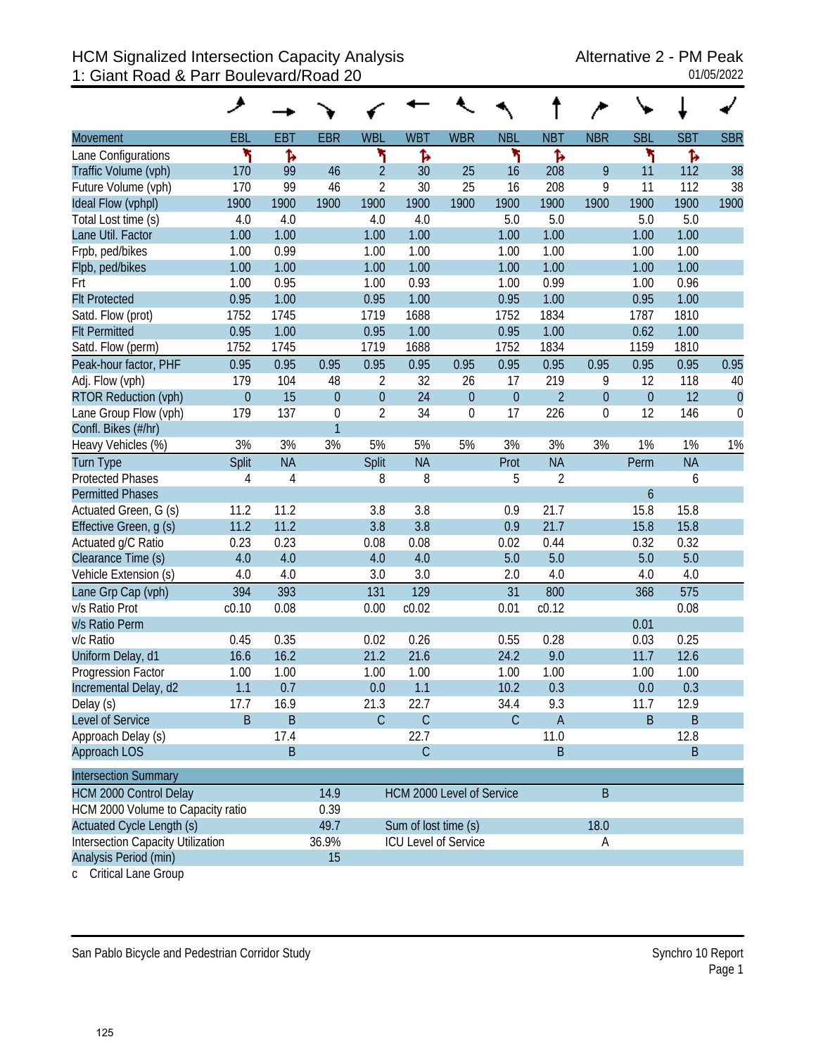# HCM Signalized Intersection Capacity Analysis
## 1: Giant Road & Parr Boulevard/Road 20

Alternative 2 - PM Peak
01/05/2022

| Movement | EBL | EBT | EBR | WBL | WBT | WBR | NBL | NBT | NBR | SBL | SBT | SBR |
|---|---|---|---|---|---|---|---|---|---|---|---|---|
| Lane Configurations | | | | | | | | | | | | |
| Traffic Volume (vph) | 170 | 99 | 46 | 2 | 30 | 25 | 16 | 208 | 9 | 11 | 112 | 38 |
| Future Volume (vph) | 170 | 99 | 46 | 2 | 30 | 25 | 16 | 208 | 9 | 11 | 112 | 38 |
| Ideal Flow (vphpl) | 1900 | 1900 | 1900 | 1900 | 1900 | 1900 | 1900 | 1900 | 1900 | 1900 | 1900 | 1900 |
| Total Lost time (s) | 4.0 | 4.0 | | 4.0 | 4.0 | | 5.0 | 5.0 | | 5.0 | 5.0 | |
| Lane Util. Factor | 1.00 | 1.00 | | 1.00 | 1.00 | | 1.00 | 1.00 | | 1.00 | 1.00 | |
| Frpb, ped/bikes | 1.00 | 0.99 | | 1.00 | 1.00 | | 1.00 | 1.00 | | 1.00 | 1.00 | |
| Flpb, ped/bikes | 1.00 | 1.00 | | 1.00 | 1.00 | | 1.00 | 1.00 | | 1.00 | 1.00 | |
| Frt | 1.00 | 0.95 | | 1.00 | 0.93 | | 1.00 | 0.99 | | 1.00 | 0.96 | |
| Flt Protected | 0.95 | 1.00 | | 0.95 | 1.00 | | 0.95 | 1.00 | | 0.95 | 1.00 | |
| Satd. Flow (prot) | 1752 | 1745 | | 1719 | 1688 | | 1752 | 1834 | | 1787 | 1810 | |
| Flt Permitted | 0.95 | 1.00 | | 0.95 | 1.00 | | 0.95 | 1.00 | | 0.62 | 1.00 | |
| Satd. Flow (perm) | 1752 | 1745 | | 1719 | 1688 | | 1752 | 1834 | | 1159 | 1810 | |
| Peak-hour factor, PHF | 0.95 | 0.95 | 0.95 | 0.95 | 0.95 | 0.95 | 0.95 | 0.95 | 0.95 | 0.95 | 0.95 | 0.95 |
| Adj. Flow (vph) | 179 | 104 | 48 | 2 | 32 | 26 | 17 | 219 | 9 | 12 | 118 | 40 |
| RTOR Reduction (vph) | 0 | 15 | 0 | 0 | 24 | 0 | 0 | 2 | 0 | 0 | 12 | 0 |
| Lane Group Flow (vph) | 179 | 137 | 0 | 2 | 34 | 0 | 17 | 226 | 0 | 12 | 146 | 0 |
| Confl. Bikes (#/hr) | | | 1 | | | | | | | | | |
| Heavy Vehicles (%) | 3% | 3% | 3% | 5% | 5% | 5% | 3% | 3% | 3% | 1% | 1% | 1% |
| Turn Type | Split | NA | | Split | NA | | Prot | NA | | Perm | NA | |
| Protected Phases | 4 | 4 | | 8 | 8 | | 5 | 2 | | | 6 | |
| Permitted Phases | | | | | | | | | | 6 | | |
| Actuated Green, G (s) | 11.2 | 11.2 | | 3.8 | 3.8 | | 0.9 | 21.7 | | 15.8 | 15.8 | |
| Effective Green, g (s) | 11.2 | 11.2 | | 3.8 | 3.8 | | 0.9 | 21.7 | | 15.8 | 15.8 | |
| Actuated g/C Ratio | 0.23 | 0.23 | | 0.08 | 0.08 | | 0.02 | 0.44 | | 0.32 | 0.32 | |
| Clearance Time (s) | 4.0 | 4.0 | | 4.0 | 4.0 | | 5.0 | 5.0 | | 5.0 | 5.0 | |
| Vehicle Extension (s) | 4.0 | 4.0 | | 3.0 | 3.0 | | 2.0 | 4.0 | | 4.0 | 4.0 | |
| Lane Grp Cap (vph) | 394 | 393 | | 131 | 129 | | 31 | 800 | | 368 | 575 | |
| v/s Ratio Prot | c0.10 | 0.08 | | 0.00 | c0.02 | | 0.01 | c0.12 | | | 0.08 | |
| v/s Ratio Perm | | | | | | | | | | 0.01 | | |
| v/c Ratio | 0.45 | 0.35 | | 0.02 | 0.26 | | 0.55 | 0.28 | | 0.03 | 0.25 | |
| Uniform Delay, d1 | 16.6 | 16.2 | | 21.2 | 21.6 | | 24.2 | 9.0 | | 11.7 | 12.6 | |
| Progression Factor | 1.00 | 1.00 | | 1.00 | 1.00 | | 1.00 | 1.00 | | 1.00 | 1.00 | |
| Incremental Delay, d2 | 1.1 | 0.7 | | 0.0 | 1.1 | | 10.2 | 0.3 | | 0.0 | 0.3 | |
| Delay (s) | 17.7 | 16.9 | | 21.3 | 22.7 | | 34.4 | 9.3 | | 11.7 | 12.9 | |
| Level of Service | B | B | | C | C | | C | A | | B | B | |
| Approach Delay (s) | | 17.4 | | | 22.7 | | | 11.0 | | | 12.8 | |
| Approach LOS | | B | | | C | | | B | | | B | |

| Intersection Summary | | | |
|---|---|---|---|
| HCM 2000 Control Delay | 14.9 | HCM 2000 Level of Service | B |
| HCM 2000 Volume to Capacity ratio | 0.39 | | |
| Actuated Cycle Length (s) | 49.7 | Sum of lost time (s) | 18.0 |
| Intersection Capacity Utilization | 36.9% | ICU Level of Service | A |
| Analysis Period (min) | 15 | | |

c Critical Lane Group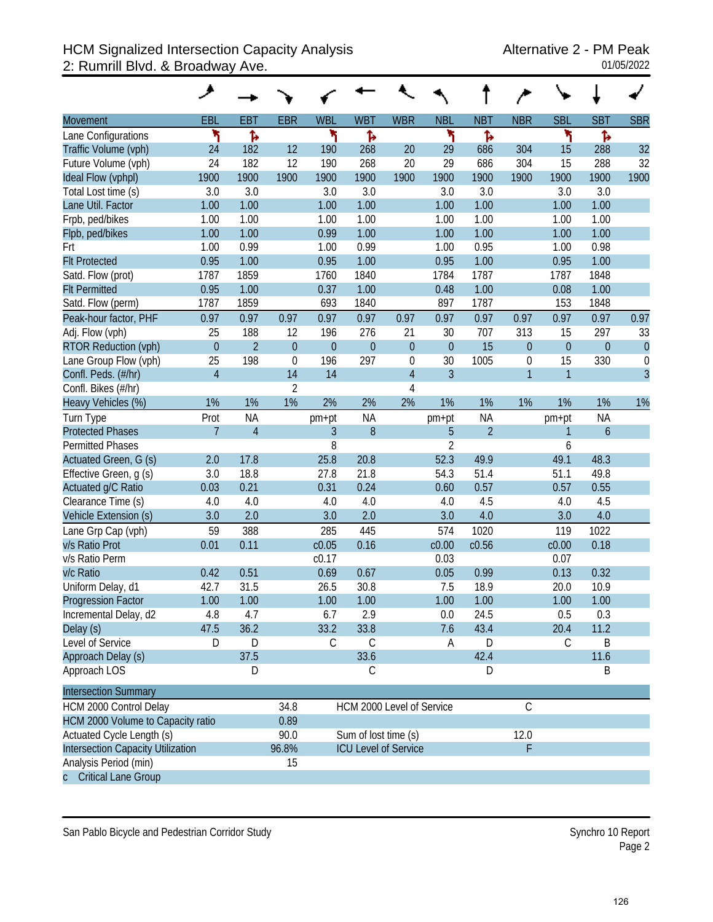# HCM Signalized Intersection Capacity Analysis
## 2: Rumrill Blvd. & Broadway Ave.

Alternative 2 - PM Peak
01/05/2022

| Movement | EBL | EBT | EBR | WBL | WBT | WBR | NBL | NBT | NBR | SBL | SBT | SBR |
|---|---|---|---|---|---|---|---|---|---|---|---|---|
| Lane Configurations | | | | | | | | | | | | |
| Traffic Volume (vph) | 24 | 182 | 12 | 190 | 268 | 20 | 29 | 686 | 304 | 15 | 288 | 32 |
| Future Volume (vph) | 24 | 182 | 12 | 190 | 268 | 20 | 29 | 686 | 304 | 15 | 288 | 32 |
| Ideal Flow (vphpl) | 1900 | 1900 | 1900 | 1900 | 1900 | 1900 | 1900 | 1900 | 1900 | 1900 | 1900 | 1900 |
| Total Lost time (s) | 3.0 | 3.0 | | 3.0 | 3.0 | | 3.0 | 3.0 | | 3.0 | 3.0 | |
| Lane Util. Factor | 1.00 | 1.00 | | 1.00 | 1.00 | | 1.00 | 1.00 | | 1.00 | 1.00 | |
| Frpb, ped/bikes | 1.00 | 1.00 | | 1.00 | 1.00 | | 1.00 | 1.00 | | 1.00 | 1.00 | |
| Flpb, ped/bikes | 1.00 | 1.00 | | 0.99 | 1.00 | | 1.00 | 1.00 | | 1.00 | 1.00 | |
| Frt | 1.00 | 0.99 | | 1.00 | 0.99 | | 1.00 | 0.95 | | 1.00 | 0.98 | |
| Flt Protected | 0.95 | 1.00 | | 0.95 | 1.00 | | 0.95 | 1.00 | | 0.95 | 1.00 | |
| Satd. Flow (prot) | 1787 | 1859 | | 1760 | 1840 | | 1784 | 1787 | | 1787 | 1848 | |
| Flt Permitted | 0.95 | 1.00 | | 0.37 | 1.00 | | 0.48 | 1.00 | | 0.08 | 1.00 | |
| Satd. Flow (perm) | 1787 | 1859 | | 693 | 1840 | | 897 | 1787 | | 153 | 1848 | |
| Peak-hour factor, PHF | 0.97 | 0.97 | 0.97 | 0.97 | 0.97 | 0.97 | 0.97 | 0.97 | 0.97 | 0.97 | 0.97 | 0.97 |
| Adj. Flow (vph) | 25 | 188 | 12 | 196 | 276 | 21 | 30 | 707 | 313 | 15 | 297 | 33 |
| RTOR Reduction (vph) | 0 | 2 | 0 | 0 | 0 | 0 | 0 | 15 | 0 | 0 | 0 | 0 |
| Lane Group Flow (vph) | 25 | 198 | 0 | 196 | 297 | 0 | 30 | 1005 | 0 | 15 | 330 | 0 |
| Confl. Peds. (#/hr) | 4 | | 14 | 14 | | 4 | 3 | | 1 | 1 | | 3 |
| Confl. Bikes (#/hr) | | | 2 | | | 4 | | | | | | |
| Heavy Vehicles (%) | 1% | 1% | 1% | 2% | 2% | 2% | 1% | 1% | 1% | 1% | 1% | 1% |
| Turn Type | Prot | NA | | pm+pt | NA | | pm+pt | NA | | pm+pt | NA | |
| Protected Phases | 7 | 4 | | 3 | 8 | | 5 | 2 | | 1 | 6 | |
| Permitted Phases | | | | 8 | | | 2 | | | 6 | | |
| Actuated Green, G (s) | 2.0 | 17.8 | | 25.8 | 20.8 | | 52.3 | 49.9 | | 49.1 | 48.3 | |
| Effective Green, g (s) | 3.0 | 18.8 | | 27.8 | 21.8 | | 54.3 | 51.4 | | 51.1 | 49.8 | |
| Actuated g/C Ratio | 0.03 | 0.21 | | 0.31 | 0.24 | | 0.60 | 0.57 | | 0.57 | 0.55 | |
| Clearance Time (s) | 4.0 | 4.0 | | 4.0 | 4.0 | | 4.0 | 4.5 | | 4.0 | 4.5 | |
| Vehicle Extension (s) | 3.0 | 2.0 | | 3.0 | 2.0 | | 3.0 | 4.0 | | 3.0 | 4.0 | |
| Lane Grp Cap (vph) | 59 | 388 | | 285 | 445 | | 574 | 1020 | | 119 | 1022 | |
| v/s Ratio Prot | 0.01 | 0.11 | | c0.05 | 0.16 | | c0.00 | c0.56 | | c0.00 | 0.18 | |
| v/s Ratio Perm | | | | c0.17 | | | 0.03 | | | 0.07 | | |
| v/c Ratio | 0.42 | 0.51 | | 0.69 | 0.67 | | 0.05 | 0.99 | | 0.13 | 0.32 | |
| Uniform Delay, d1 | 42.7 | 31.5 | | 26.5 | 30.8 | | 7.5 | 18.9 | | 20.0 | 10.9 | |
| Progression Factor | 1.00 | 1.00 | | 1.00 | 1.00 | | 1.00 | 1.00 | | 1.00 | 1.00 | |
| Incremental Delay, d2 | 4.8 | 4.7 | | 6.7 | 2.9 | | 0.0 | 24.5 | | 0.5 | 0.3 | |
| Delay (s) | 47.5 | 36.2 | | 33.2 | 33.8 | | 7.6 | 43.4 | | 20.4 | 11.2 | |
| Level of Service | D | D | | C | C | | A | D | | C | B | |
| Approach Delay (s) | | 37.5 | | | 33.6 | | | 42.4 | | | 11.6 | |
| Approach LOS | | D | | | C | | | D | | | B | |

| Intersection Summary | | | |
|---|---|---|---|
| HCM 2000 Control Delay | 34.8 | HCM 2000 Level of Service | C |
| HCM 2000 Volume to Capacity ratio | 0.89 | | |
| Actuated Cycle Length (s) | 90.0 | Sum of lost time (s) | 12.0 |
| Intersection Capacity Utilization | 96.8% | ICU Level of Service | F |
| Analysis Period (min) | 15 | | |

c Critical Lane Group

San Pablo Bicycle and Pedestrian Corridor Study — Synchro 10 Report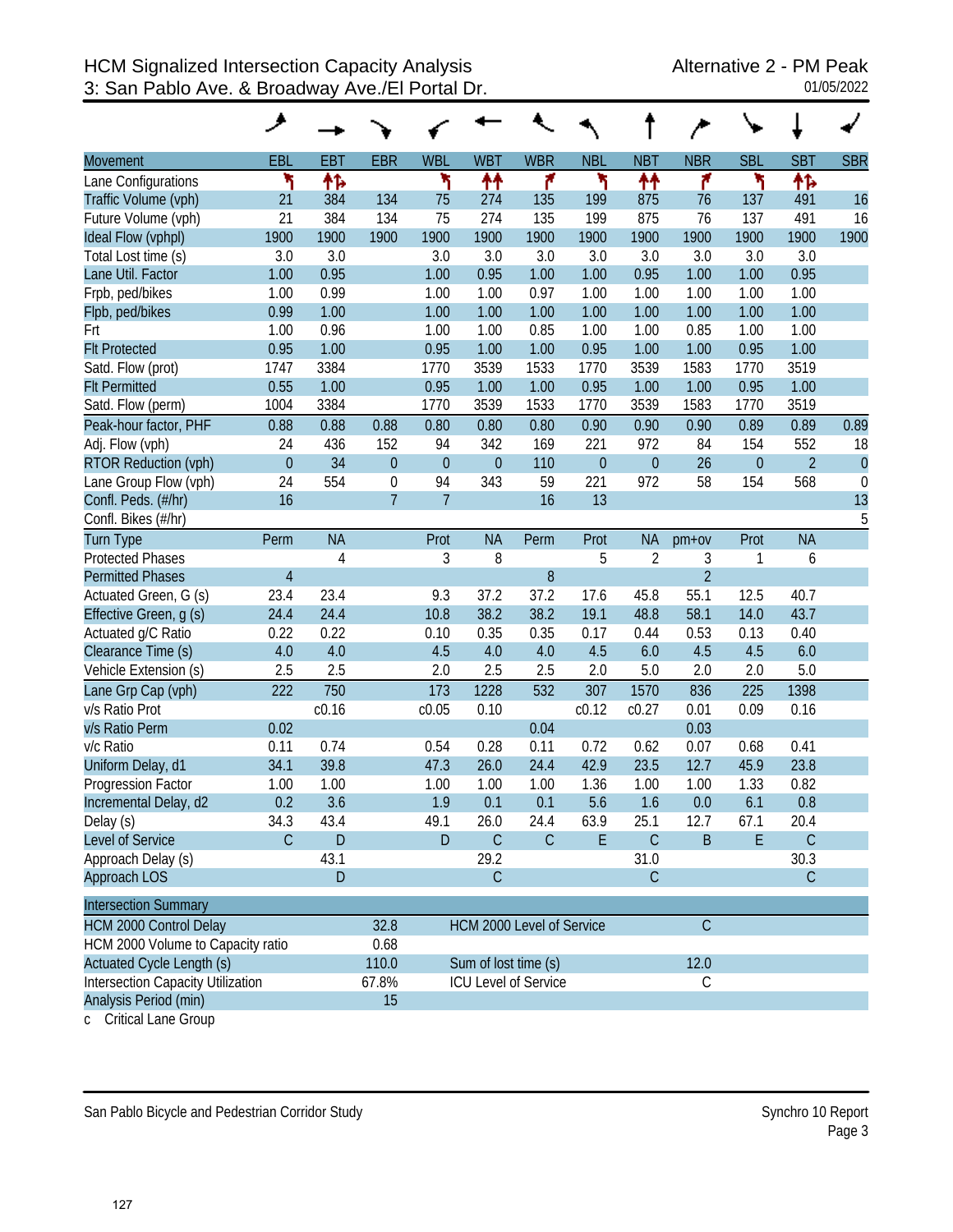# HCM Signalized Intersection Capacity Analysis
## 3: San Pablo Ave. & Broadway Ave./El Portal Dr.

Alternative 2 - PM Peak
01/05/2022

| Movement | EBL | EBT | EBR | WBL | WBT | WBR | NBL | NBT | NBR | SBL | SBT | SBR |
|---|---|---|---|---|---|---|---|---|---|---|---|---|
| Lane Configurations | ↰ | ↑↱ | | ↰ | ↑↑ | ↱ | ↰ | ↑↑ | ↱ | ↰ | ↑↱ | |
| Traffic Volume (vph) | 21 | 384 | 134 | 75 | 274 | 135 | 199 | 875 | 76 | 137 | 491 | 16 |
| Future Volume (vph) | 21 | 384 | 134 | 75 | 274 | 135 | 199 | 875 | 76 | 137 | 491 | 16 |
| Ideal Flow (vphpl) | 1900 | 1900 | 1900 | 1900 | 1900 | 1900 | 1900 | 1900 | 1900 | 1900 | 1900 | 1900 |
| Total Lost time (s) | 3.0 | 3.0 | | 3.0 | 3.0 | 3.0 | 3.0 | 3.0 | 3.0 | 3.0 | 3.0 | |
| Lane Util. Factor | 1.00 | 0.95 | | 1.00 | 0.95 | 1.00 | 1.00 | 0.95 | 1.00 | 1.00 | 0.95 | |
| Frpb, ped/bikes | 1.00 | 0.99 | | 1.00 | 1.00 | 0.97 | 1.00 | 1.00 | 1.00 | 1.00 | 1.00 | |
| Flpb, ped/bikes | 0.99 | 1.00 | | 1.00 | 1.00 | 1.00 | 1.00 | 1.00 | 1.00 | 1.00 | 1.00 | |
| Frt | 1.00 | 0.96 | | 1.00 | 1.00 | 0.85 | 1.00 | 1.00 | 0.85 | 1.00 | 1.00 | |
| Flt Protected | 0.95 | 1.00 | | 0.95 | 1.00 | 1.00 | 0.95 | 1.00 | 1.00 | 0.95 | 1.00 | |
| Satd. Flow (prot) | 1747 | 3384 | | 1770 | 3539 | 1533 | 1770 | 3539 | 1583 | 1770 | 3519 | |
| Flt Permitted | 0.55 | 1.00 | | 0.95 | 1.00 | 1.00 | 0.95 | 1.00 | 1.00 | 0.95 | 1.00 | |
| Satd. Flow (perm) | 1004 | 3384 | | 1770 | 3539 | 1533 | 1770 | 3539 | 1583 | 1770 | 3519 | |
| Peak-hour factor, PHF | 0.88 | 0.88 | 0.88 | 0.80 | 0.80 | 0.80 | 0.90 | 0.90 | 0.90 | 0.89 | 0.89 | 0.89 |
| Adj. Flow (vph) | 24 | 436 | 152 | 94 | 342 | 169 | 221 | 972 | 84 | 154 | 552 | 18 |
| RTOR Reduction (vph) | 0 | 34 | 0 | 0 | 0 | 110 | 0 | 0 | 26 | 0 | 2 | 0 |
| Lane Group Flow (vph) | 24 | 554 | 0 | 94 | 343 | 59 | 221 | 972 | 58 | 154 | 568 | 0 |
| Confl. Peds. (#/hr) | 16 | | 7 | 7 | | 16 | 13 | | | | | 13 |
| Confl. Bikes (#/hr) | | | | | | | | | | | | 5 |
| Turn Type | Perm | NA | | Prot | NA | Perm | Prot | NA | pm+ov | Prot | NA | |
| Protected Phases | | 4 | | 3 | 8 | | 5 | 2 | 3 | 1 | 6 | |
| Permitted Phases | 4 | | | | | 8 | | | 2 | | | |
| Actuated Green, G (s) | 23.4 | 23.4 | | 9.3 | 37.2 | 37.2 | 17.6 | 45.8 | 55.1 | 12.5 | 40.7 | |
| Effective Green, g (s) | 24.4 | 24.4 | | 10.8 | 38.2 | 38.2 | 19.1 | 48.8 | 58.1 | 14.0 | 43.7 | |
| Actuated g/C Ratio | 0.22 | 0.22 | | 0.10 | 0.35 | 0.35 | 0.17 | 0.44 | 0.53 | 0.13 | 0.40 | |
| Clearance Time (s) | 4.0 | 4.0 | | 4.5 | 4.0 | 4.0 | 4.5 | 6.0 | 4.5 | 4.5 | 6.0 | |
| Vehicle Extension (s) | 2.5 | 2.5 | | 2.0 | 2.5 | 2.5 | 2.0 | 5.0 | 2.0 | 2.0 | 5.0 | |
| Lane Grp Cap (vph) | 222 | 750 | | 173 | 1228 | 532 | 307 | 1570 | 836 | 225 | 1398 | |
| v/s Ratio Prot | | c0.16 | | c0.05 | 0.10 | | c0.12 | c0.27 | 0.01 | 0.09 | 0.16 | |
| v/s Ratio Perm | 0.02 | | | | | 0.04 | | | 0.03 | | | |
| v/c Ratio | 0.11 | 0.74 | | 0.54 | 0.28 | 0.11 | 0.72 | 0.62 | 0.07 | 0.68 | 0.41 | |
| Uniform Delay, d1 | 34.1 | 39.8 | | 47.3 | 26.0 | 24.4 | 42.9 | 23.5 | 12.7 | 45.9 | 23.8 | |
| Progression Factor | 1.00 | 1.00 | | 1.00 | 1.00 | 1.00 | 1.36 | 1.00 | 1.00 | 1.33 | 0.82 | |
| Incremental Delay, d2 | 0.2 | 3.6 | | 1.9 | 0.1 | 0.1 | 5.6 | 1.6 | 0.0 | 6.1 | 0.8 | |
| Delay (s) | 34.3 | 43.4 | | 49.1 | 26.0 | 24.4 | 63.9 | 25.1 | 12.7 | 67.1 | 20.4 | |
| Level of Service | C | D | | D | C | C | E | C | B | E | C | |
| Approach Delay (s) | | 43.1 | | | 29.2 | | | 31.0 | | | 30.3 | |
| Approach LOS | | D | | | C | | | C | | | C | |

| Intersection Summary | | | |
|---|---|---|---|
| HCM 2000 Control Delay | 32.8 | HCM 2000 Level of Service | C |
| HCM 2000 Volume to Capacity ratio | 0.68 | | |
| Actuated Cycle Length (s) | 110.0 | Sum of lost time (s) | 12.0 |
| Intersection Capacity Utilization | 67.8% | ICU Level of Service | C |
| Analysis Period (min) | 15 | | |

c Critical Lane Group

San Pablo Bicycle and Pedestrian Corridor Study — Synchro 10 Report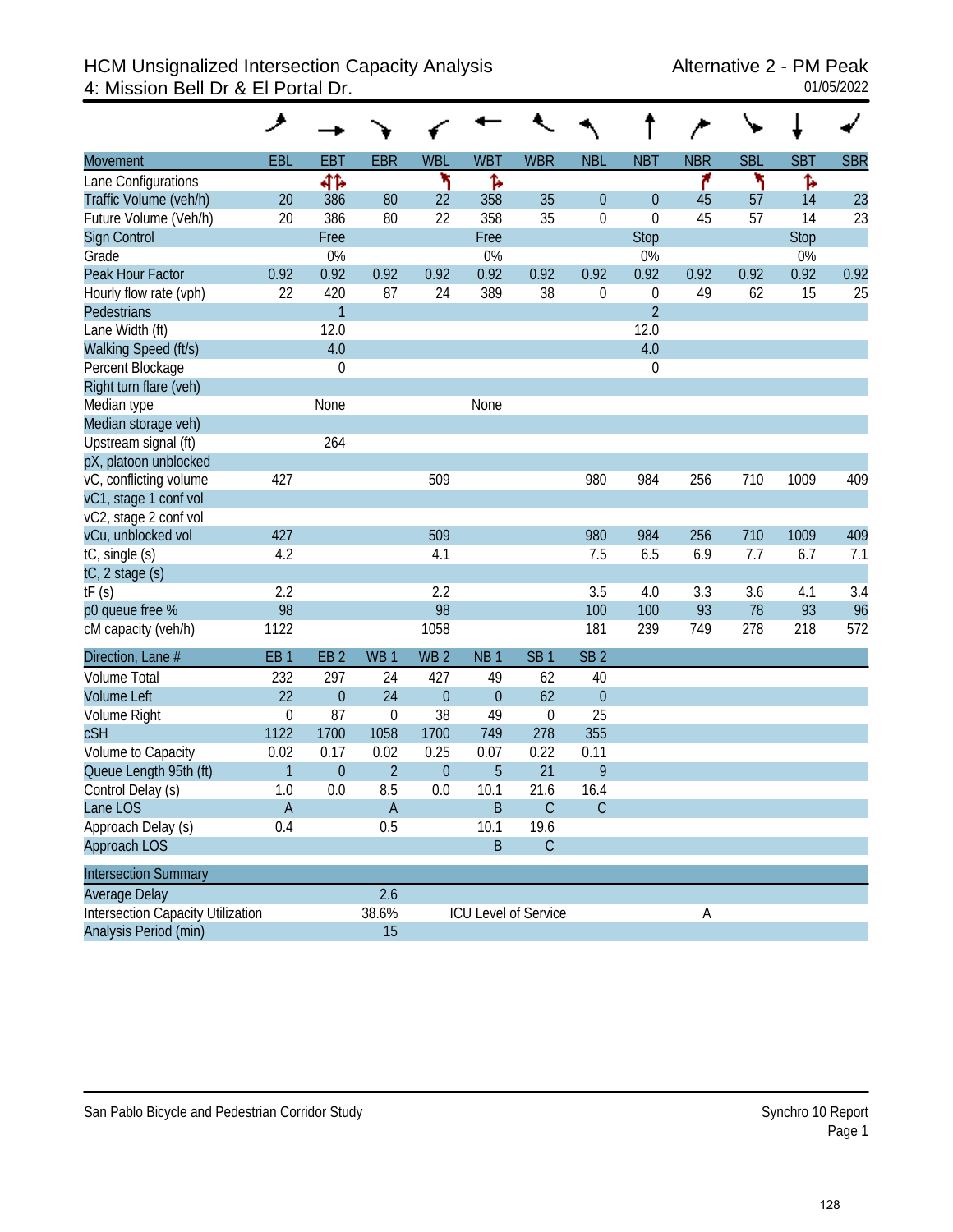# HCM Unsignalized Intersection Capacity Analysis
## 4: Mission Bell Dr & El Portal Dr.

Alternative 2 - PM Peak
01/05/2022

| Movement | EBL | EBT | EBR | WBL | WBT | WBR | NBL | NBT | NBR | SBL | SBT | SBR |
|---|---|---|---|---|---|---|---|---|---|---|---|---|
| Lane Configurations | | ᛭ | | ᛭ | ᛭ | | | | ᛭ | ᛭ | ᛭ | |
| Traffic Volume (veh/h) | 20 | 386 | 80 | 22 | 358 | 35 | 0 | 0 | 45 | 57 | 14 | 23 |
| Future Volume (Veh/h) | 20 | 386 | 80 | 22 | 358 | 35 | 0 | 0 | 45 | 57 | 14 | 23 |
| Sign Control | | Free | | | Free | | | Stop | | | Stop | |
| Grade | | 0% | | | 0% | | | 0% | | | 0% | |
| Peak Hour Factor | 0.92 | 0.92 | 0.92 | 0.92 | 0.92 | 0.92 | 0.92 | 0.92 | 0.92 | 0.92 | 0.92 | 0.92 |
| Hourly flow rate (vph) | 22 | 420 | 87 | 24 | 389 | 38 | 0 | 0 | 49 | 62 | 15 | 25 |
| Pedestrians | | 1 | | | | | | 2 | | | | |
| Lane Width (ft) | | 12.0 | | | | | | 12.0 | | | | |
| Walking Speed (ft/s) | | 4.0 | | | | | | 4.0 | | | | |
| Percent Blockage | | 0 | | | | | | 0 | | | | |
| Right turn flare (veh) | | | | | | | | | | | | |
| Median type | | None | | | None | | | | | | | |
| Median storage veh) | | | | | | | | | | | | |
| Upstream signal (ft) | | 264 | | | | | | | | | | |
| pX, platoon unblocked | | | | | | | | | | | | |
| vC, conflicting volume | 427 | | | 509 | | | 980 | 984 | 256 | 710 | 1009 | 409 |
| vC1, stage 1 conf vol | | | | | | | | | | | | |
| vC2, stage 2 conf vol | | | | | | | | | | | | |
| vCu, unblocked vol | 427 | | | 509 | | | 980 | 984 | 256 | 710 | 1009 | 409 |
| tC, single (s) | 4.2 | | | 4.1 | | | 7.5 | 6.5 | 6.9 | 7.7 | 6.7 | 7.1 |
| tC, 2 stage (s) | | | | | | | | | | | | |
| tF (s) | 2.2 | | | 2.2 | | | 3.5 | 4.0 | 3.3 | 3.6 | 4.1 | 3.4 |
| p0 queue free % | 98 | | | 98 | | | 100 | 100 | 93 | 78 | 93 | 96 |
| cM capacity (veh/h) | 1122 | | | 1058 | | | 181 | 239 | 749 | 278 | 218 | 572 |

| Direction, Lane # | EB 1 | EB 2 | WB 1 | WB 2 | NB 1 | SB 1 | SB 2 |
|---|---|---|---|---|---|---|---|
| Volume Total | 232 | 297 | 24 | 427 | 49 | 62 | 40 |
| Volume Left | 22 | 0 | 24 | 0 | 0 | 62 | 0 |
| Volume Right | 0 | 87 | 0 | 38 | 49 | 0 | 25 |
| cSH | 1122 | 1700 | 1058 | 1700 | 749 | 278 | 355 |
| Volume to Capacity | 0.02 | 0.17 | 0.02 | 0.25 | 0.07 | 0.22 | 0.11 |
| Queue Length 95th (ft) | 1 | 0 | 2 | 0 | 5 | 21 | 9 |
| Control Delay (s) | 1.0 | 0.0 | 8.5 | 0.0 | 10.1 | 21.6 | 16.4 |
| Lane LOS | A | | A | | B | C | C |
| Approach Delay (s) | 0.4 | | 0.5 | | 10.1 | 19.6 | |
| Approach LOS | | | | | B | C | |

| Intersection Summary | | | |
|---|---|---|---|
| Average Delay | 2.6 | | |
| Intersection Capacity Utilization | 38.6% | ICU Level of Service | A |
| Analysis Period (min) | 15 | | |

San Pablo Bicycle and Pedestrian Corridor Study — Synchro 10 Report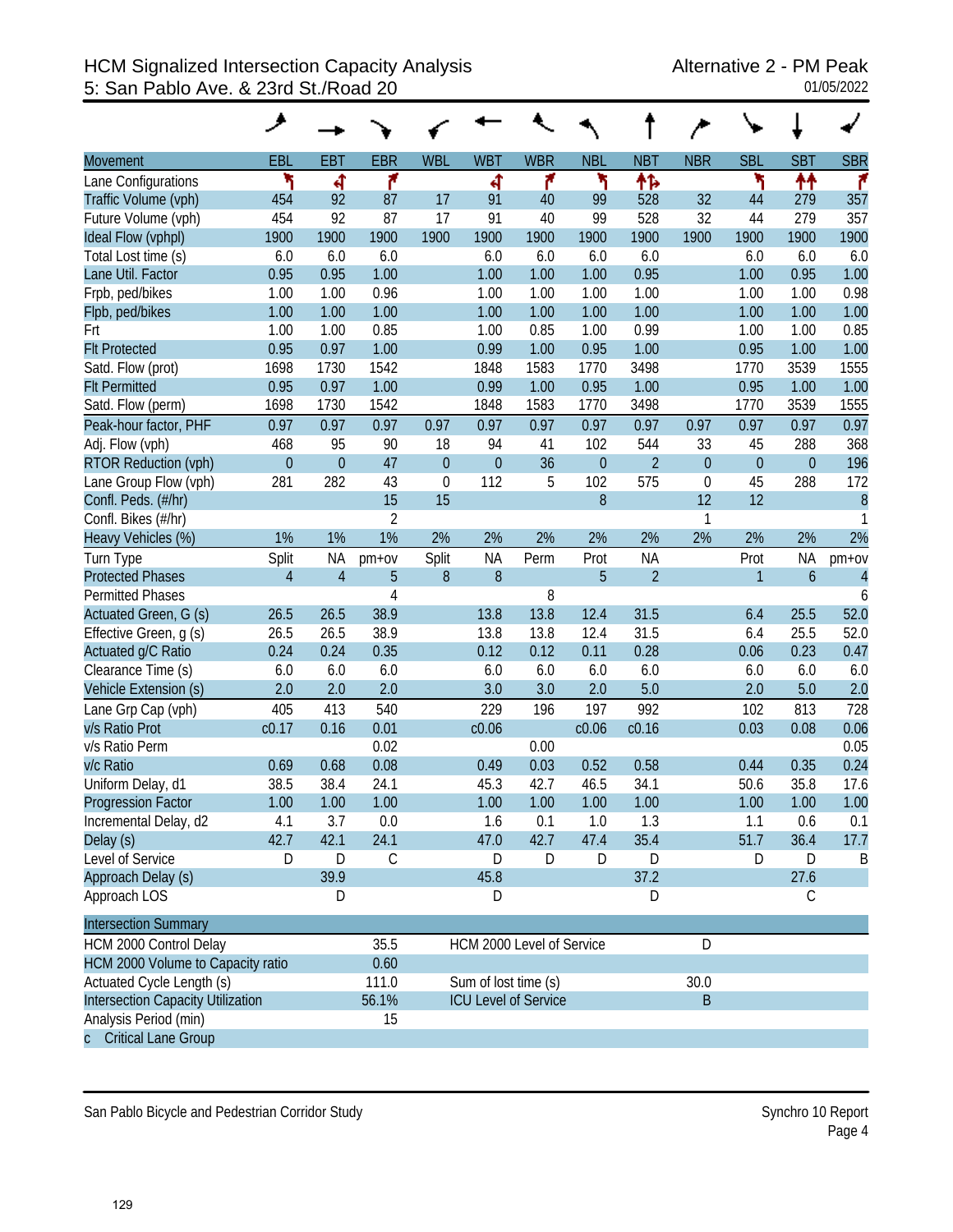# HCM Signalized Intersection Capacity Analysis
## 5: San Pablo Ave. & 23rd St./Road 20

Alternative 2 - PM Peak
01/05/2022

| Movement | EBL | EBT | EBR | WBL | WBT | WBR | NBL | NBT | NBR | SBL | SBT | SBR |
|---|---|---|---|---|---|---|---|---|---|---|---|---|
| Lane Configurations | | | | | | | | | | | | |
| Traffic Volume (vph) | 454 | 92 | 87 | 17 | 91 | 40 | 99 | 528 | 32 | 44 | 279 | 357 |
| Future Volume (vph) | 454 | 92 | 87 | 17 | 91 | 40 | 99 | 528 | 32 | 44 | 279 | 357 |
| Ideal Flow (vphpl) | 1900 | 1900 | 1900 | 1900 | 1900 | 1900 | 1900 | 1900 | 1900 | 1900 | 1900 | 1900 |
| Total Lost time (s) | 6.0 | 6.0 | 6.0 | | 6.0 | 6.0 | 6.0 | 6.0 | | 6.0 | 6.0 | 6.0 |
| Lane Util. Factor | 0.95 | 0.95 | 1.00 | | 1.00 | 1.00 | 1.00 | 0.95 | | 1.00 | 0.95 | 1.00 |
| Frpb, ped/bikes | 1.00 | 1.00 | 0.96 | | 1.00 | 1.00 | 1.00 | 1.00 | | 1.00 | 1.00 | 0.98 |
| Flpb, ped/bikes | 1.00 | 1.00 | 1.00 | | 1.00 | 1.00 | 1.00 | 1.00 | | 1.00 | 1.00 | 1.00 |
| Frt | 1.00 | 1.00 | 0.85 | | 1.00 | 0.85 | 1.00 | 0.99 | | 1.00 | 1.00 | 0.85 |
| Flt Protected | 0.95 | 0.97 | 1.00 | | 0.99 | 1.00 | 0.95 | 1.00 | | 0.95 | 1.00 | 1.00 |
| Satd. Flow (prot) | 1698 | 1730 | 1542 | | 1848 | 1583 | 1770 | 3498 | | 1770 | 3539 | 1555 |
| Flt Permitted | 0.95 | 0.97 | 1.00 | | 0.99 | 1.00 | 0.95 | 1.00 | | 0.95 | 1.00 | 1.00 |
| Satd. Flow (perm) | 1698 | 1730 | 1542 | | 1848 | 1583 | 1770 | 3498 | | 1770 | 3539 | 1555 |
| Peak-hour factor, PHF | 0.97 | 0.97 | 0.97 | 0.97 | 0.97 | 0.97 | 0.97 | 0.97 | 0.97 | 0.97 | 0.97 | 0.97 |
| Adj. Flow (vph) | 468 | 95 | 90 | 18 | 94 | 41 | 102 | 544 | 33 | 45 | 288 | 368 |
| RTOR Reduction (vph) | 0 | 0 | 47 | 0 | 0 | 36 | 0 | 2 | 0 | 0 | 0 | 196 |
| Lane Group Flow (vph) | 281 | 282 | 43 | 0 | 112 | 5 | 102 | 575 | 0 | 45 | 288 | 172 |
| Confl. Peds. (#/hr) | | | 15 | 15 | | | 8 | | 12 | 12 | | 8 |
| Confl. Bikes (#/hr) | | | 2 | | | | | | 1 | | | 1 |
| Heavy Vehicles (%) | 1% | 1% | 1% | 2% | 2% | 2% | 2% | 2% | 2% | 2% | 2% | 2% |
| Turn Type | Split | NA | pm+ov | Split | NA | Perm | Prot | NA | | Prot | NA | pm+ov |
| Protected Phases | 4 | 4 | 5 | 8 | 8 | | 5 | 2 | | 1 | 6 | 4 |
| Permitted Phases | | | 4 | | | 8 | | | | | | 6 |
| Actuated Green, G (s) | 26.5 | 26.5 | 38.9 | | 13.8 | 13.8 | 12.4 | 31.5 | | 6.4 | 25.5 | 52.0 |
| Effective Green, g (s) | 26.5 | 26.5 | 38.9 | | 13.8 | 13.8 | 12.4 | 31.5 | | 6.4 | 25.5 | 52.0 |
| Actuated g/C Ratio | 0.24 | 0.24 | 0.35 | | 0.12 | 0.12 | 0.11 | 0.28 | | 0.06 | 0.23 | 0.47 |
| Clearance Time (s) | 6.0 | 6.0 | 6.0 | | 6.0 | 6.0 | 6.0 | 6.0 | | 6.0 | 6.0 | 6.0 |
| Vehicle Extension (s) | 2.0 | 2.0 | 2.0 | | 3.0 | 3.0 | 2.0 | 5.0 | | 2.0 | 5.0 | 2.0 |
| Lane Grp Cap (vph) | 405 | 413 | 540 | | 229 | 196 | 197 | 992 | | 102 | 813 | 728 |
| v/s Ratio Prot | c0.17 | 0.16 | 0.01 | | c0.06 | | c0.06 | c0.16 | | 0.03 | 0.08 | 0.06 |
| v/s Ratio Perm | | | 0.02 | | | 0.00 | | | | | | 0.05 |
| v/c Ratio | 0.69 | 0.68 | 0.08 | | 0.49 | 0.03 | 0.52 | 0.58 | | 0.44 | 0.35 | 0.24 |
| Uniform Delay, d1 | 38.5 | 38.4 | 24.1 | | 45.3 | 42.7 | 46.5 | 34.1 | | 50.6 | 35.8 | 17.6 |
| Progression Factor | 1.00 | 1.00 | 1.00 | | 1.00 | 1.00 | 1.00 | 1.00 | | 1.00 | 1.00 | 1.00 |
| Incremental Delay, d2 | 4.1 | 3.7 | 0.0 | | 1.6 | 0.1 | 1.0 | 1.3 | | 1.1 | 0.6 | 0.1 |
| Delay (s) | 42.7 | 42.1 | 24.1 | | 47.0 | 42.7 | 47.4 | 35.4 | | 51.7 | 36.4 | 17.7 |
| Level of Service | D | D | C | | D | D | D | D | | D | D | B |
| Approach Delay (s) | | 39.9 | | | 45.8 | | | 37.2 | | | 27.6 | |
| Approach LOS | | D | | | D | | | D | | | C | |

| Intersection Summary | | | |
|---|---|---|---|
| HCM 2000 Control Delay | 35.5 | HCM 2000 Level of Service | D |
| HCM 2000 Volume to Capacity ratio | 0.60 | | |
| Actuated Cycle Length (s) | 111.0 | Sum of lost time (s) | 30.0 |
| Intersection Capacity Utilization | 56.1% | ICU Level of Service | B |
| Analysis Period (min) | 15 | | |
| c Critical Lane Group | | | |

San Pablo Bicycle and Pedestrian Corridor Study

Synchro 10 Report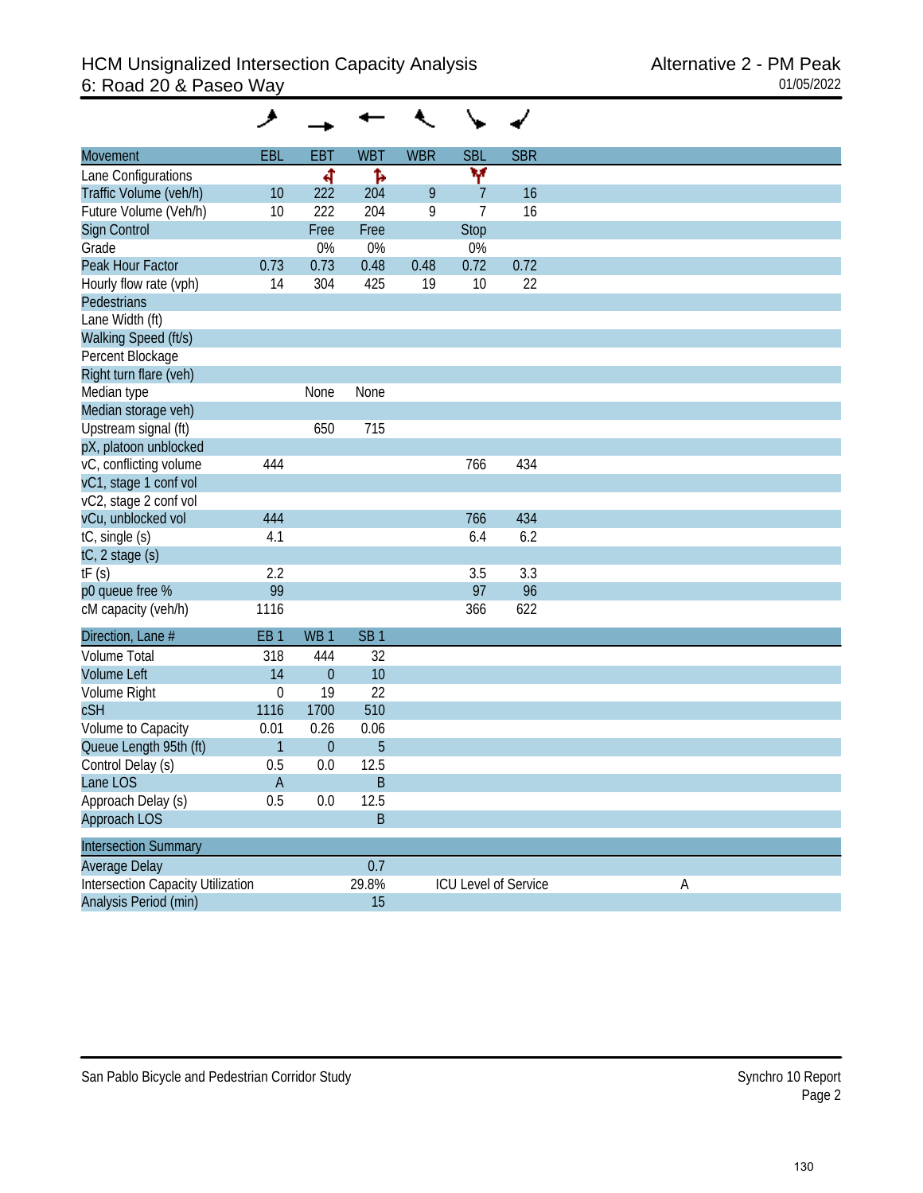# HCM Unsignalized Intersection Capacity Analysis
## 6: Road 20 & Paseo Way

Alternative 2 - PM Peak
01/05/2022

| Movement | EBL | EBT | WBT | WBR | SBL | SBR |
|---|---|---|---|---|---|---|
| Lane Configurations | | | | | | |
| Traffic Volume (veh/h) | 10 | 222 | 204 | 9 | 7 | 16 |
| Future Volume (Veh/h) | 10 | 222 | 204 | 9 | 7 | 16 |
| Sign Control | | Free | Free | | Stop | |
| Grade | | 0% | 0% | | 0% | |
| Peak Hour Factor | 0.73 | 0.73 | 0.48 | 0.48 | 0.72 | 0.72 |
| Hourly flow rate (vph) | 14 | 304 | 425 | 19 | 10 | 22 |
| Pedestrians | | | | | | |
| Lane Width (ft) | | | | | | |
| Walking Speed (ft/s) | | | | | | |
| Percent Blockage | | | | | | |
| Right turn flare (veh) | | | | | | |
| Median type | | None | None | | | |
| Median storage veh) | | | | | | |
| Upstream signal (ft) | | 650 | 715 | | | |
| pX, platoon unblocked | | | | | | |
| vC, conflicting volume | 444 | | | | 766 | 434 |
| vC1, stage 1 conf vol | | | | | | |
| vC2, stage 2 conf vol | | | | | | |
| vCu, unblocked vol | 444 | | | | 766 | 434 |
| tC, single (s) | 4.1 | | | | 6.4 | 6.2 |
| tC, 2 stage (s) | | | | | | |
| tF (s) | 2.2 | | | | 3.5 | 3.3 |
| p0 queue free % | 99 | | | | 97 | 96 |
| cM capacity (veh/h) | 1116 | | | | 366 | 622 |

| Direction, Lane # | EB 1 | WB 1 | SB 1 |
|---|---|---|---|
| Volume Total | 318 | 444 | 32 |
| Volume Left | 14 | 0 | 10 |
| Volume Right | 0 | 19 | 22 |
| cSH | 1116 | 1700 | 510 |
| Volume to Capacity | 0.01 | 0.26 | 0.06 |
| Queue Length 95th (ft) | 1 | 0 | 5 |
| Control Delay (s) | 0.5 | 0.0 | 12.5 |
| Lane LOS | A | | B |
| Approach Delay (s) | 0.5 | 0.0 | 12.5 |
| Approach LOS | | | B |

| Intersection Summary | | | |
|---|---|---|---|
| Average Delay | 0.7 | | |
| Intersection Capacity Utilization | 29.8% | ICU Level of Service | A |
| Analysis Period (min) | 15 | | |

San Pablo Bicycle and Pedestrian Corridor Study

Synchro 10 Report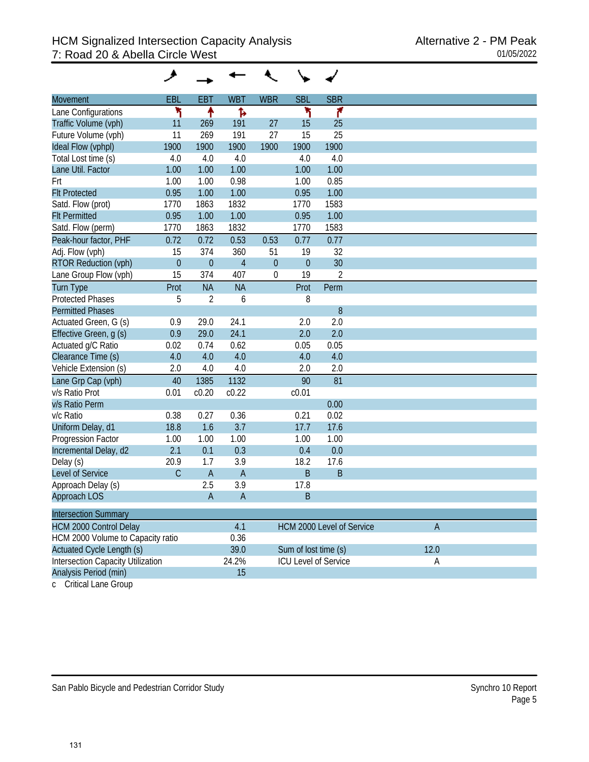# HCM Signalized Intersection Capacity Analysis
## 7: Road 20 & Abella Circle West

Alternative 2 - PM Peak
01/05/2022

| Movement | EBL | EBT | WBT | WBR | SBL | SBR |
|---|---|---|---|---|---|---|
| Lane Configurations | ↰ | ↑ | ↱ | | ↰ | ↱ |
| Traffic Volume (vph) | 11 | 269 | 191 | 27 | 15 | 25 |
| Future Volume (vph) | 11 | 269 | 191 | 27 | 15 | 25 |
| Ideal Flow (vphpl) | 1900 | 1900 | 1900 | 1900 | 1900 | 1900 |
| Total Lost time (s) | 4.0 | 4.0 | 4.0 | | 4.0 | 4.0 |
| Lane Util. Factor | 1.00 | 1.00 | 1.00 | | 1.00 | 1.00 |
| Frt | 1.00 | 1.00 | 0.98 | | 1.00 | 0.85 |
| Flt Protected | 0.95 | 1.00 | 1.00 | | 0.95 | 1.00 |
| Satd. Flow (prot) | 1770 | 1863 | 1832 | | 1770 | 1583 |
| Flt Permitted | 0.95 | 1.00 | 1.00 | | 0.95 | 1.00 |
| Satd. Flow (perm) | 1770 | 1863 | 1832 | | 1770 | 1583 |
| Peak-hour factor, PHF | 0.72 | 0.72 | 0.53 | 0.53 | 0.77 | 0.77 |
| Adj. Flow (vph) | 15 | 374 | 360 | 51 | 19 | 32 |
| RTOR Reduction (vph) | 0 | 0 | 4 | 0 | 0 | 30 |
| Lane Group Flow (vph) | 15 | 374 | 407 | 0 | 19 | 2 |
| Turn Type | Prot | NA | NA | | Prot | Perm |
| Protected Phases | 5 | 2 | 6 | | 8 | |
| Permitted Phases | | | | | | 8 |
| Actuated Green, G (s) | 0.9 | 29.0 | 24.1 | | 2.0 | 2.0 |
| Effective Green, g (s) | 0.9 | 29.0 | 24.1 | | 2.0 | 2.0 |
| Actuated g/C Ratio | 0.02 | 0.74 | 0.62 | | 0.05 | 0.05 |
| Clearance Time (s) | 4.0 | 4.0 | 4.0 | | 4.0 | 4.0 |
| Vehicle Extension (s) | 2.0 | 4.0 | 4.0 | | 2.0 | 2.0 |
| Lane Grp Cap (vph) | 40 | 1385 | 1132 | | 90 | 81 |
| v/s Ratio Prot | 0.01 | c0.20 | c0.22 | | c0.01 | |
| v/s Ratio Perm | | | | | | 0.00 |
| v/c Ratio | 0.38 | 0.27 | 0.36 | | 0.21 | 0.02 |
| Uniform Delay, d1 | 18.8 | 1.6 | 3.7 | | 17.7 | 17.6 |
| Progression Factor | 1.00 | 1.00 | 1.00 | | 1.00 | 1.00 |
| Incremental Delay, d2 | 2.1 | 0.1 | 0.3 | | 0.4 | 0.0 |
| Delay (s) | 20.9 | 1.7 | 3.9 | | 18.2 | 17.6 |
| Level of Service | C | A | A | | B | B |
| Approach Delay (s) | | 2.5 | 3.9 | | 17.8 | |
| Approach LOS | | A | A | | B | |

| Intersection Summary | | | |
|---|---|---|---|
| HCM 2000 Control Delay | 4.1 | HCM 2000 Level of Service | A |
| HCM 2000 Volume to Capacity ratio | 0.36 | | |
| Actuated Cycle Length (s) | 39.0 | Sum of lost time (s) | 12.0 |
| Intersection Capacity Utilization | 24.2% | ICU Level of Service | A |
| Analysis Period (min) | 15 | | |

c Critical Lane Group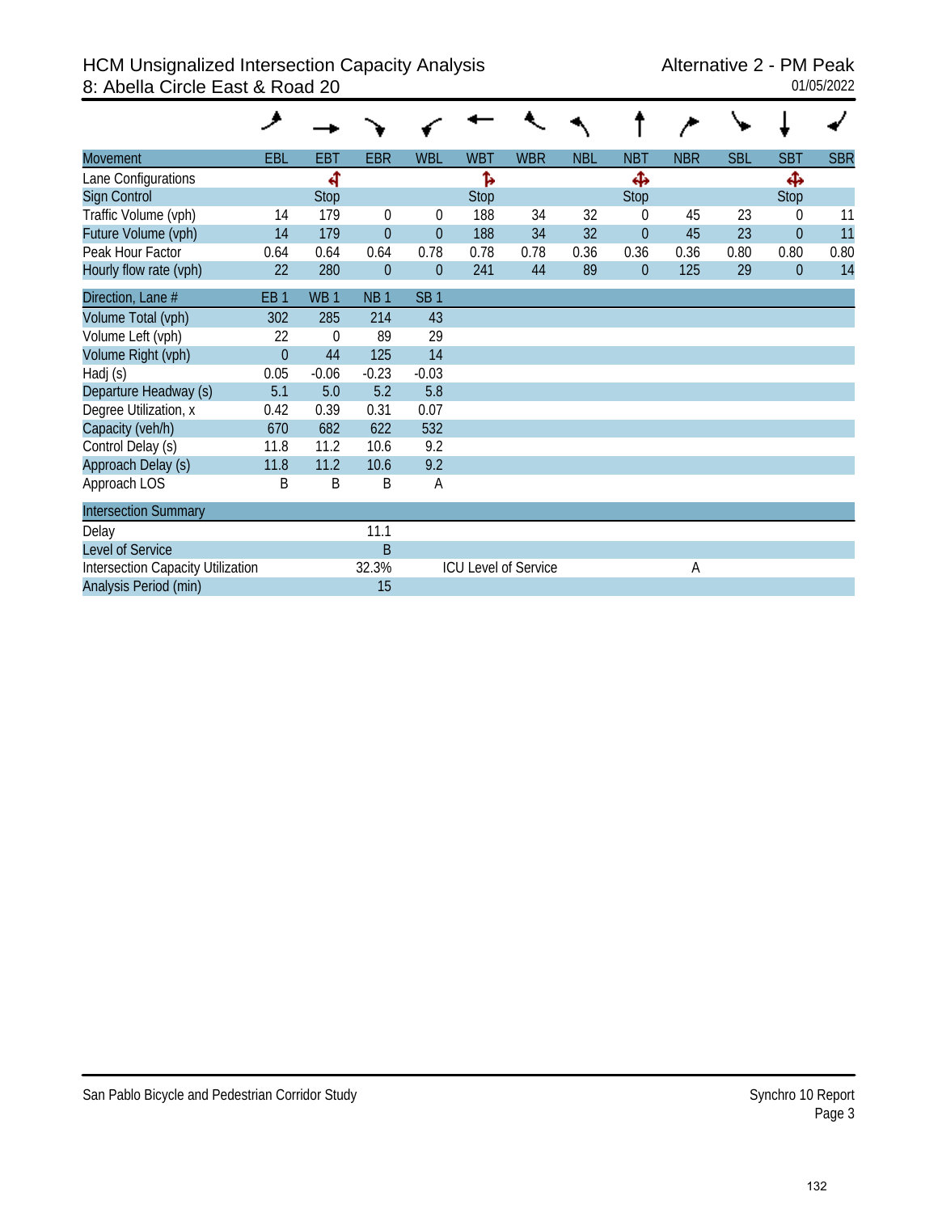# HCM Unsignalized Intersection Capacity Analysis
## 8: Abella Circle East & Road 20

Alternative 2 - PM Peak
01/05/2022

| Movement | EBL | EBT | EBR | WBL | WBT | WBR | NBL | NBT | NBR | SBL | SBT | SBR |
|---|---|---|---|---|---|---|---|---|---|---|---|---|
| Lane Configurations | | ↰ | | | ↱ | | | ✣ | | | ✣ | |
| Sign Control | | Stop | | | Stop | | | Stop | | | Stop | |
| Traffic Volume (vph) | 14 | 179 | 0 | 0 | 188 | 34 | 32 | 0 | 45 | 23 | 0 | 11 |
| Future Volume (vph) | 14 | 179 | 0 | 0 | 188 | 34 | 32 | 0 | 45 | 23 | 0 | 11 |
| Peak Hour Factor | 0.64 | 0.64 | 0.64 | 0.78 | 0.78 | 0.78 | 0.36 | 0.36 | 0.36 | 0.80 | 0.80 | 0.80 |
| Hourly flow rate (vph) | 22 | 280 | 0 | 0 | 241 | 44 | 89 | 0 | 125 | 29 | 0 | 14 |

| Direction, Lane # | EB 1 | WB 1 | NB 1 | SB 1 |
|---|---|---|---|---|
| Volume Total (vph) | 302 | 285 | 214 | 43 |
| Volume Left (vph) | 22 | 0 | 89 | 29 |
| Volume Right (vph) | 0 | 44 | 125 | 14 |
| Hadj (s) | 0.05 | -0.06 | -0.23 | -0.03 |
| Departure Headway (s) | 5.1 | 5.0 | 5.2 | 5.8 |
| Degree Utilization, x | 0.42 | 0.39 | 0.31 | 0.07 |
| Capacity (veh/h) | 670 | 682 | 622 | 532 |
| Control Delay (s) | 11.8 | 11.2 | 10.6 | 9.2 |
| Approach Delay (s) | 11.8 | 11.2 | 10.6 | 9.2 |
| Approach LOS | B | B | B | A |

| Intersection Summary | | | |
|---|---|---|---|
| Delay | 11.1 | | |
| Level of Service | B | | |
| Intersection Capacity Utilization | 32.3% | ICU Level of Service | A |
| Analysis Period (min) | 15 | | |

San Pablo Bicycle and Pedestrian Corridor Study

Synchro 10 Report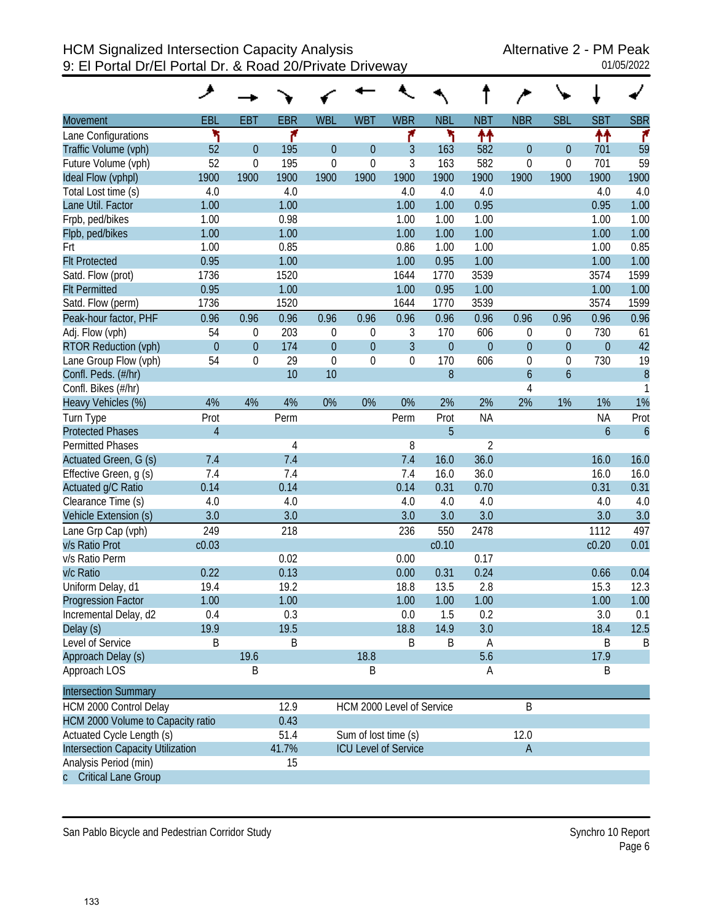# HCM Signalized Intersection Capacity Analysis
## 9: El Portal Dr/El Portal Dr. & Road 20/Private Driveway

Alternative 2 - PM Peak
01/05/2022

| Movement | EBL | EBT | EBR | WBL | WBT | WBR | NBL | NBT | NBR | SBL | SBT | SBR |
|---|---|---|---|---|---|---|---|---|---|---|---|---|
| Lane Configurations | ↰ | | ↱ | | | ↱ | ↰ | ↑↑ | | | ↑↑ | ↱ |
| Traffic Volume (vph) | 52 | 0 | 195 | 0 | 0 | 3 | 163 | 582 | 0 | 0 | 701 | 59 |
| Future Volume (vph) | 52 | 0 | 195 | 0 | 0 | 3 | 163 | 582 | 0 | 0 | 701 | 59 |
| Ideal Flow (vphpl) | 1900 | 1900 | 1900 | 1900 | 1900 | 1900 | 1900 | 1900 | 1900 | 1900 | 1900 | 1900 |
| Total Lost time (s) | 4.0 | | 4.0 | | | 4.0 | 4.0 | 4.0 | | | 4.0 | 4.0 |
| Lane Util. Factor | 1.00 | | 1.00 | | | 1.00 | 1.00 | 0.95 | | | 0.95 | 1.00 |
| Frpb, ped/bikes | 1.00 | | 0.98 | | | 1.00 | 1.00 | 1.00 | | | 1.00 | 1.00 |
| Flpb, ped/bikes | 1.00 | | 1.00 | | | 1.00 | 1.00 | 1.00 | | | 1.00 | 1.00 |
| Frt | 1.00 | | 0.85 | | | 0.86 | 1.00 | 1.00 | | | 1.00 | 0.85 |
| Flt Protected | 0.95 | | 1.00 | | | 1.00 | 0.95 | 1.00 | | | 1.00 | 1.00 |
| Satd. Flow (prot) | 1736 | | 1520 | | | 1644 | 1770 | 3539 | | | 3574 | 1599 |
| Flt Permitted | 0.95 | | 1.00 | | | 1.00 | 0.95 | 1.00 | | | 1.00 | 1.00 |
| Satd. Flow (perm) | 1736 | | 1520 | | | 1644 | 1770 | 3539 | | | 3574 | 1599 |
| Peak-hour factor, PHF | 0.96 | 0.96 | 0.96 | 0.96 | 0.96 | 0.96 | 0.96 | 0.96 | 0.96 | 0.96 | 0.96 | 0.96 |
| Adj. Flow (vph) | 54 | 0 | 203 | 0 | 0 | 3 | 170 | 606 | 0 | 0 | 730 | 61 |
| RTOR Reduction (vph) | 0 | 0 | 174 | 0 | 0 | 3 | 0 | 0 | 0 | 0 | 0 | 42 |
| Lane Group Flow (vph) | 54 | 0 | 29 | 0 | 0 | 0 | 170 | 606 | 0 | 0 | 730 | 19 |
| Confl. Peds. (#/hr) | | | 10 | 10 | | | 8 | | 6 | 6 | | 8 |
| Confl. Bikes (#/hr) | | | | | | | | | 4 | | | 1 |
| Heavy Vehicles (%) | 4% | 4% | 4% | 0% | 0% | 0% | 2% | 2% | 2% | 1% | 1% | 1% |
| Turn Type | Prot | | Perm | | | Perm | Prot | NA | | | NA | Prot |
| Protected Phases | 4 | | | | | | 5 | | | | 6 | 6 |
| Permitted Phases | | | 4 | | | 8 | | 2 | | | | |
| Actuated Green, G (s) | 7.4 | | 7.4 | | | 7.4 | 16.0 | 36.0 | | | 16.0 | 16.0 |
| Effective Green, g (s) | 7.4 | | 7.4 | | | 7.4 | 16.0 | 36.0 | | | 16.0 | 16.0 |
| Actuated g/C Ratio | 0.14 | | 0.14 | | | 0.14 | 0.31 | 0.70 | | | 0.31 | 0.31 |
| Clearance Time (s) | 4.0 | | 4.0 | | | 4.0 | 4.0 | 4.0 | | | 4.0 | 4.0 |
| Vehicle Extension (s) | 3.0 | | 3.0 | | | 3.0 | 3.0 | 3.0 | | | 3.0 | 3.0 |
| Lane Grp Cap (vph) | 249 | | 218 | | | 236 | 550 | 2478 | | | 1112 | 497 |
| v/s Ratio Prot | c0.03 | | | | | | c0.10 | | | | c0.20 | 0.01 |
| v/s Ratio Perm | | | 0.02 | | | 0.00 | | 0.17 | | | | |
| v/c Ratio | 0.22 | | 0.13 | | | 0.00 | 0.31 | 0.24 | | | 0.66 | 0.04 |
| Uniform Delay, d1 | 19.4 | | 19.2 | | | 18.8 | 13.5 | 2.8 | | | 15.3 | 12.3 |
| Progression Factor | 1.00 | | 1.00 | | | 1.00 | 1.00 | 1.00 | | | 1.00 | 1.00 |
| Incremental Delay, d2 | 0.4 | | 0.3 | | | 0.0 | 1.5 | 0.2 | | | 3.0 | 0.1 |
| Delay (s) | 19.9 | | 19.5 | | | 18.8 | 14.9 | 3.0 | | | 18.4 | 12.5 |
| Level of Service | B | | B | | | B | B | A | | | B | B |
| Approach Delay (s) | | 19.6 | | | 18.8 | | | 5.6 | | | 17.9 | |
| Approach LOS | | B | | | B | | | A | | | B | |

| Intersection Summary | | | |
|---|---|---|---|
| HCM 2000 Control Delay | 12.9 | HCM 2000 Level of Service | B |
| HCM 2000 Volume to Capacity ratio | 0.43 | | |
| Actuated Cycle Length (s) | 51.4 | Sum of lost time (s) | 12.0 |
| Intersection Capacity Utilization | 41.7% | ICU Level of Service | A |
| Analysis Period (min) | 15 | | |

c Critical Lane Group

San Pablo Bicycle and Pedestrian Corridor Study — Synchro 10 Report

133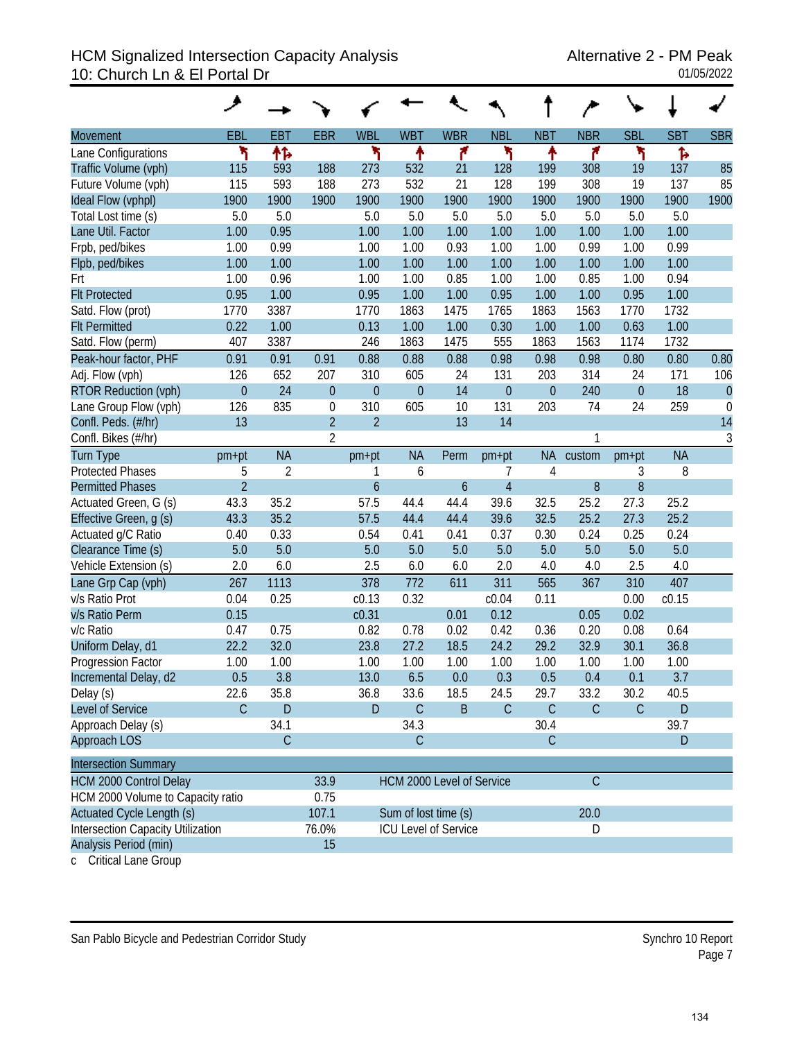# HCM Signalized Intersection Capacity Analysis
## 10: Church Ln & El Portal Dr

Alternative 2 - PM Peak
01/05/2022

| Movement | EBL | EBT | EBR | WBL | WBT | WBR | NBL | NBT | NBR | SBL | SBT | SBR |
|---|---|---|---|---|---|---|---|---|---|---|---|---|
| Lane Configurations | ↰ | ↑↱ | | ↰ | ↑ | ↱ | ↰ | ↑ | ↱ | ↰ | ↱ | |
| Traffic Volume (vph) | 115 | 593 | 188 | 273 | 532 | 21 | 128 | 199 | 308 | 19 | 137 | 85 |
| Future Volume (vph) | 115 | 593 | 188 | 273 | 532 | 21 | 128 | 199 | 308 | 19 | 137 | 85 |
| Ideal Flow (vphpl) | 1900 | 1900 | 1900 | 1900 | 1900 | 1900 | 1900 | 1900 | 1900 | 1900 | 1900 | 1900 |
| Total Lost time (s) | 5.0 | 5.0 | | 5.0 | 5.0 | 5.0 | 5.0 | 5.0 | 5.0 | 5.0 | 5.0 | |
| Lane Util. Factor | 1.00 | 0.95 | | 1.00 | 1.00 | 1.00 | 1.00 | 1.00 | 1.00 | 1.00 | 1.00 | |
| Frpb, ped/bikes | 1.00 | 0.99 | | 1.00 | 1.00 | 0.93 | 1.00 | 1.00 | 0.99 | 1.00 | 0.99 | |
| Flpb, ped/bikes | 1.00 | 1.00 | | 1.00 | 1.00 | 1.00 | 1.00 | 1.00 | 1.00 | 1.00 | 1.00 | |
| Frt | 1.00 | 0.96 | | 1.00 | 1.00 | 0.85 | 1.00 | 1.00 | 0.85 | 1.00 | 0.94 | |
| Flt Protected | 0.95 | 1.00 | | 0.95 | 1.00 | 1.00 | 0.95 | 1.00 | 1.00 | 0.95 | 1.00 | |
| Satd. Flow (prot) | 1770 | 3387 | | 1770 | 1863 | 1475 | 1765 | 1863 | 1563 | 1770 | 1732 | |
| Flt Permitted | 0.22 | 1.00 | | 0.13 | 1.00 | 1.00 | 0.30 | 1.00 | 1.00 | 0.63 | 1.00 | |
| Satd. Flow (perm) | 407 | 3387 | | 246 | 1863 | 1475 | 555 | 1863 | 1563 | 1174 | 1732 | |
| Peak-hour factor, PHF | 0.91 | 0.91 | 0.91 | 0.88 | 0.88 | 0.88 | 0.98 | 0.98 | 0.98 | 0.80 | 0.80 | 0.80 |
| Adj. Flow (vph) | 126 | 652 | 207 | 310 | 605 | 24 | 131 | 203 | 314 | 24 | 171 | 106 |
| RTOR Reduction (vph) | 0 | 24 | 0 | 0 | 0 | 14 | 0 | 0 | 240 | 0 | 18 | 0 |
| Lane Group Flow (vph) | 126 | 835 | 0 | 310 | 605 | 10 | 131 | 203 | 74 | 24 | 259 | 0 |
| Confl. Peds. (#/hr) | 13 | | 2 | 2 | | 13 | 14 | | | | | 14 |
| Confl. Bikes (#/hr) | | | 2 | | | | | | 1 | | | 3 |
| Turn Type | pm+pt | NA | | pm+pt | NA | Perm | pm+pt | NA | custom | pm+pt | NA | |
| Protected Phases | 5 | 2 | | 1 | 6 | | 7 | 4 | | 3 | 8 | |
| Permitted Phases | 2 | | | 6 | | 6 | 4 | | 8 | 8 | | |
| Actuated Green, G (s) | 43.3 | 35.2 | | 57.5 | 44.4 | 44.4 | 39.6 | 32.5 | 25.2 | 27.3 | 25.2 | |
| Effective Green, g (s) | 43.3 | 35.2 | | 57.5 | 44.4 | 44.4 | 39.6 | 32.5 | 25.2 | 27.3 | 25.2 | |
| Actuated g/C Ratio | 0.40 | 0.33 | | 0.54 | 0.41 | 0.41 | 0.37 | 0.30 | 0.24 | 0.25 | 0.24 | |
| Clearance Time (s) | 5.0 | 5.0 | | 5.0 | 5.0 | 5.0 | 5.0 | 5.0 | 5.0 | 5.0 | 5.0 | |
| Vehicle Extension (s) | 2.0 | 6.0 | | 2.5 | 6.0 | 6.0 | 2.0 | 4.0 | 4.0 | 2.5 | 4.0 | |
| Lane Grp Cap (vph) | 267 | 1113 | | 378 | 772 | 611 | 311 | 565 | 367 | 310 | 407 | |
| v/s Ratio Prot | 0.04 | 0.25 | | c0.13 | 0.32 | | c0.04 | 0.11 | | 0.00 | c0.15 | |
| v/s Ratio Perm | 0.15 | | | c0.31 | | 0.01 | 0.12 | | 0.05 | 0.02 | | |
| v/c Ratio | 0.47 | 0.75 | | 0.82 | 0.78 | 0.02 | 0.42 | 0.36 | 0.20 | 0.08 | 0.64 | |
| Uniform Delay, d1 | 22.2 | 32.0 | | 23.8 | 27.2 | 18.5 | 24.2 | 29.2 | 32.9 | 30.1 | 36.8 | |
| Progression Factor | 1.00 | 1.00 | | 1.00 | 1.00 | 1.00 | 1.00 | 1.00 | 1.00 | 1.00 | 1.00 | |
| Incremental Delay, d2 | 0.5 | 3.8 | | 13.0 | 6.5 | 0.0 | 0.3 | 0.5 | 0.4 | 0.1 | 3.7 | |
| Delay (s) | 22.6 | 35.8 | | 36.8 | 33.6 | 18.5 | 24.5 | 29.7 | 33.2 | 30.2 | 40.5 | |
| Level of Service | C | D | | D | C | B | C | C | C | C | D | |
| Approach Delay (s) | | 34.1 | | | 34.3 | | | 30.4 | | | 39.7 | |
| Approach LOS | | C | | | C | | | C | | | D | |

| Intersection Summary | | | | |
|---|---|---|---|---|
| HCM 2000 Control Delay | 33.9 | HCM 2000 Level of Service | C | |
| HCM 2000 Volume to Capacity ratio | 0.75 | | | |
| Actuated Cycle Length (s) | 107.1 | Sum of lost time (s) | 20.0 | |
| Intersection Capacity Utilization | 76.0% | ICU Level of Service | D | |
| Analysis Period (min) | 15 | | | |

c Critical Lane Group

San Pablo Bicycle and Pedestrian Corridor Study